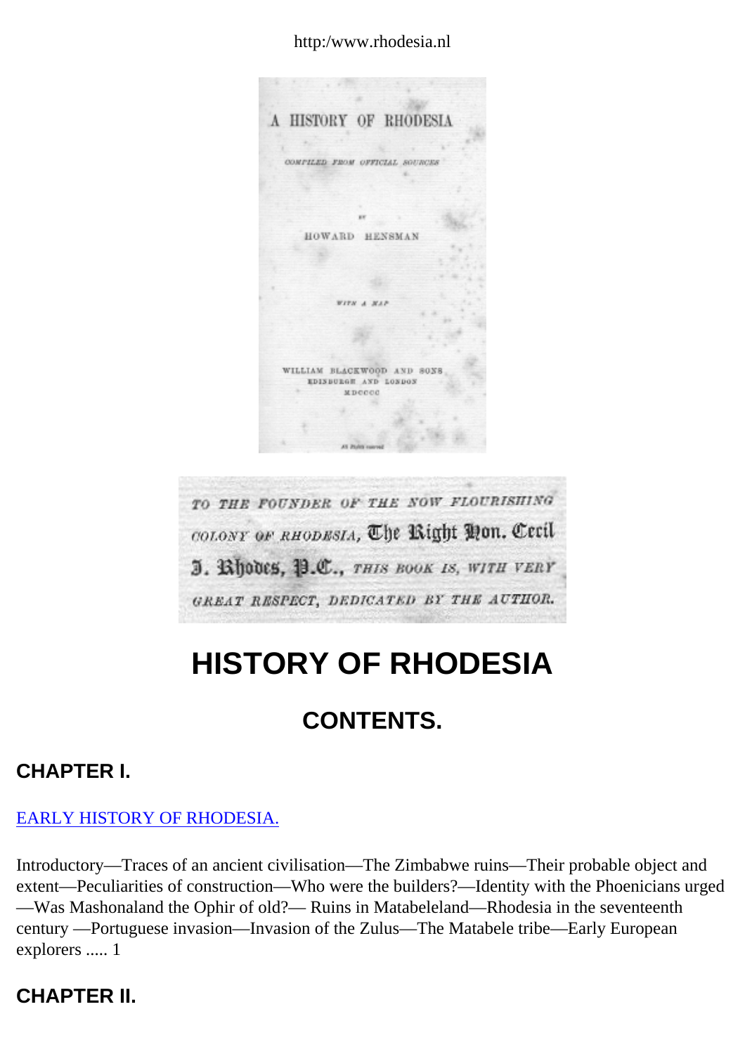http:/www.rhodesia.nl

A HISTORY OF RHODESIA

COMPILED FROM OFFICIAL SOURCES

BY

HOWARD HENSMAN

WITH A MAP

WILLIAM BLACKWOOD AND SONS
EDINBURGH AND LONDON
MDCCCC

All Rights reserved

*TO THE FOUNDER OF THE NOW FLOURISHING COLONY OF RHODESIA,* The Right Hon. Cecil J. Rhodes, P.C., *THIS BOOK IS, WITH VERY GREAT RESPECT, DEDICATED BY THE AUTHOR.*

# HISTORY OF RHODESIA

## CONTENTS.

### CHAPTER I.

EARLY HISTORY OF RHODESIA.

Introductory—Traces of an ancient civilisation—The Zimbabwe ruins—Their probable object and extent—Peculiarities of construction—Who were the builders?—Identity with the Phoenicians urged—Was Mashonaland the Ophir of old?— Ruins in Matabeleland—Rhodesia in the seventeenth century —Portuguese invasion—Invasion of the Zulus—The Matabele tribe—Early European explorers ..... 1

### CHAPTER II.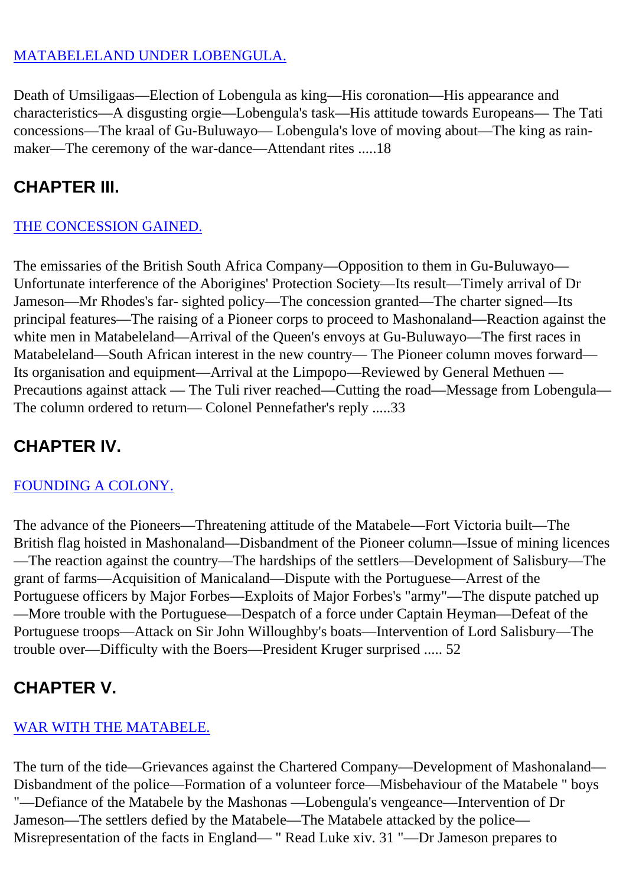MATABELELAND UNDER LOBENGULA.

Death of Umsiligaas—Election of Lobengula as king—His coronation—His appearance and characteristics—A disgusting orgie—Lobengula's task—His attitude towards Europeans— The Tati concessions—The kraal of Gu-Buluwayo— Lobengula's love of moving about—The king as rain-maker—The ceremony of the war-dance—Attendant rites .....18

## CHAPTER III.

THE CONCESSION GAINED.

The emissaries of the British South Africa Company—Opposition to them in Gu-Buluwayo—Unfortunate interference of the Aborigines' Protection Society—Its result—Timely arrival of Dr Jameson—Mr Rhodes's far- sighted policy—The concession granted—The charter signed—Its principal features—The raising of a Pioneer corps to proceed to Mashonaland—Reaction against the white men in Matabeleland—Arrival of the Queen's envoys at Gu-Buluwayo—The first races in Matabeleland—South African interest in the new country— The Pioneer column moves forward—Its organisation and equipment—Arrival at the Limpopo—Reviewed by General Methuen — Precautions against attack — The Tuli river reached—Cutting the road—Message from Lobengula—The column ordered to return— Colonel Pennefather's reply .....33

## CHAPTER IV.

FOUNDING A COLONY.

The advance of the Pioneers—Threatening attitude of the Matabele—Fort Victoria built—The British flag hoisted in Mashonaland—Disbandment of the Pioneer column—Issue of mining licences—The reaction against the country—The hardships of the settlers—Development of Salisbury—The grant of farms—Acquisition of Manicaland—Dispute with the Portuguese—Arrest of the Portuguese officers by Major Forbes—Exploits of Major Forbes's "army"—The dispute patched up—More trouble with the Portuguese—Despatch of a force under Captain Heyman—Defeat of the Portuguese troops—Attack on Sir John Willoughby's boats—Intervention of Lord Salisbury—The trouble over—Difficulty with the Boers—President Kruger surprised ..... 52

## CHAPTER V.

WAR WITH THE MATABELE.

The turn of the tide—Grievances against the Chartered Company—Development of Mashonaland—Disbandment of the police—Formation of a volunteer force—Misbehaviour of the Matabele " boys "—Defiance of the Matabele by the Mashonas —Lobengula's vengeance—Intervention of Dr Jameson—The settlers defied by the Matabele—The Matabele attacked by the police—Misrepresentation of the facts in England— " Read Luke xiv. 31 "—Dr Jameson prepares to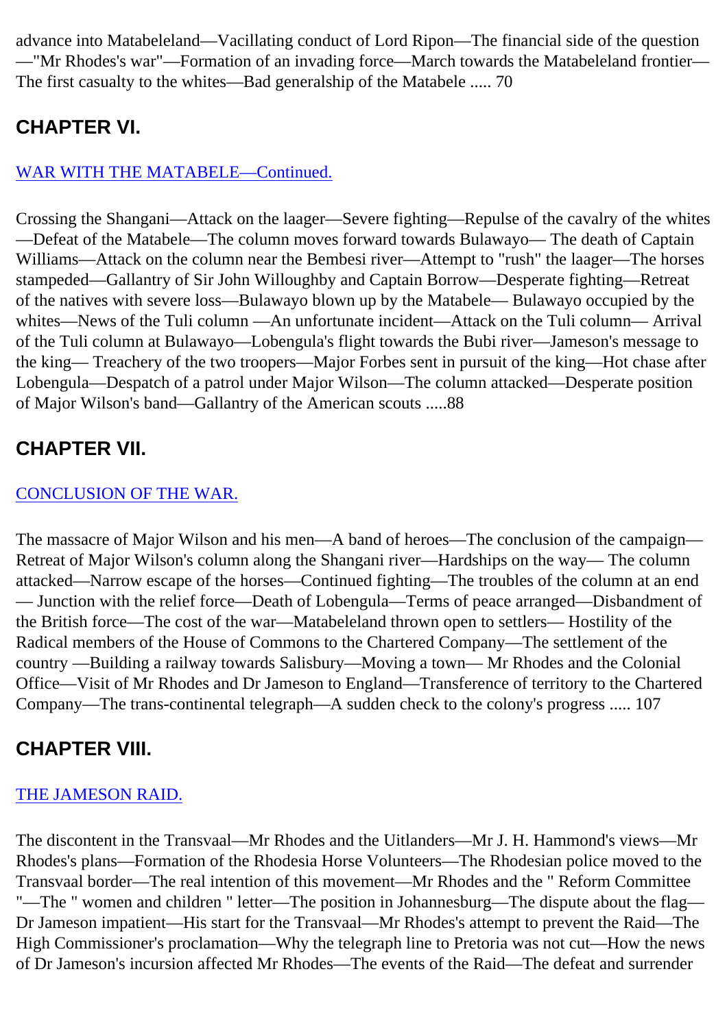advance into Matabeleland—Vacillating conduct of Lord Ripon—The financial side of the question—"Mr Rhodes's war"—Formation of an invading force—March towards the Matabeleland frontier—The first casualty to the whites—Bad generalship of the Matabele ..... 70

## CHAPTER VI.

WAR WITH THE MATABELE—Continued.

Crossing the Shangani—Attack on the laager—Severe fighting—Repulse of the cavalry of the whites—Defeat of the Matabele—The column moves forward towards Bulawayo— The death of Captain Williams—Attack on the column near the Bembesi river—Attempt to "rush" the laager—The horses stampeded—Gallantry of Sir John Willoughby and Captain Borrow—Desperate fighting—Retreat of the natives with severe loss—Bulawayo blown up by the Matabele— Bulawayo occupied by the whites—News of the Tuli column —An unfortunate incident—Attack on the Tuli column— Arrival of the Tuli column at Bulawayo—Lobengula's flight towards the Bubi river—Jameson's message to the king— Treachery of the two troopers—Major Forbes sent in pursuit of the king—Hot chase after Lobengula—Despatch of a patrol under Major Wilson—The column attacked—Desperate position of Major Wilson's band—Gallantry of the American scouts .....88

## CHAPTER VII.

CONCLUSION OF THE WAR.

The massacre of Major Wilson and his men—A band of heroes—The conclusion of the campaign—Retreat of Major Wilson's column along the Shangani river—Hardships on the way— The column attacked—Narrow escape of the horses—Continued fighting—The troubles of the column at an end — Junction with the relief force—Death of Lobengula—Terms of peace arranged—Disbandment of the British force—The cost of the war—Matabeleland thrown open to settlers— Hostility of the Radical members of the House of Commons to the Chartered Company—The settlement of the country —Building a railway towards Salisbury—Moving a town— Mr Rhodes and the Colonial Office—Visit of Mr Rhodes and Dr Jameson to England—Transference of territory to the Chartered Company—The trans-continental telegraph—A sudden check to the colony's progress ..... 107

## CHAPTER VIII.

THE JAMESON RAID.

The discontent in the Transvaal—Mr Rhodes and the Uitlanders—Mr J. H. Hammond's views—Mr Rhodes's plans—Formation of the Rhodesia Horse Volunteers—The Rhodesian police moved to the Transvaal border—The real intention of this movement—Mr Rhodes and the " Reform Committee "—The " women and children " letter—The position in Johannesburg—The dispute about the flag—Dr Jameson impatient—His start for the Transvaal—Mr Rhodes's attempt to prevent the Raid—The High Commissioner's proclamation—Why the telegraph line to Pretoria was not cut—How the news of Dr Jameson's incursion affected Mr Rhodes—The events of the Raid—The defeat and surrender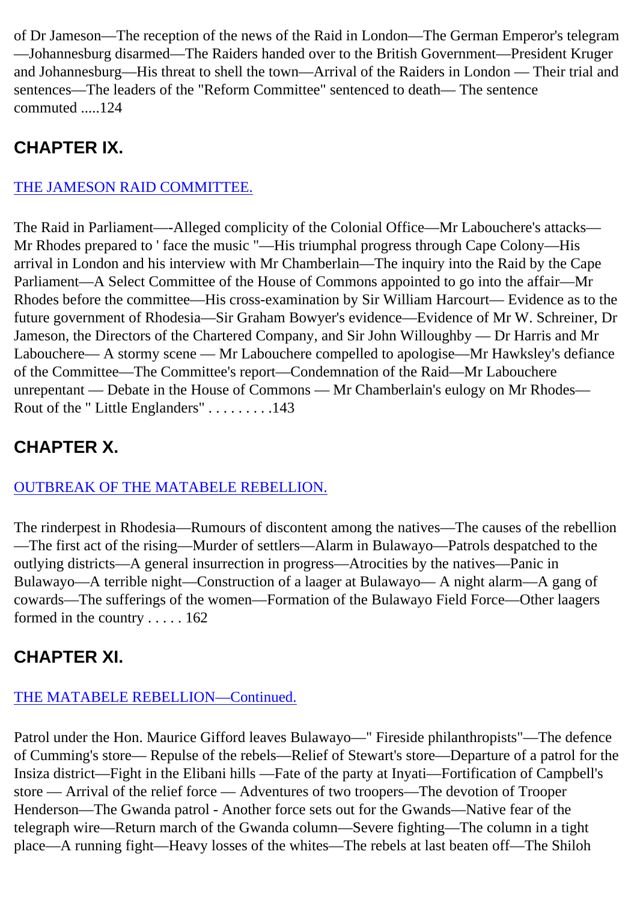of Dr Jameson—The reception of the news of the Raid in London—The German Emperor's telegram—Johannesburg disarmed—The Raiders handed over to the British Government—President Kruger and Johannesburg—His threat to shell the town—Arrival of the Raiders in London — Their trial and sentences—The leaders of the "Reform Committee" sentenced to death— The sentence commuted .....124

## CHAPTER IX.

### THE JAMESON RAID COMMITTEE.

The Raid in Parliament—-Alleged complicity of the Colonial Office—Mr Labouchere's attacks—Mr Rhodes prepared to ' face the music "—His triumphal progress through Cape Colony—His arrival in London and his interview with Mr Chamberlain—The inquiry into the Raid by the Cape Parliament—A Select Committee of the House of Commons appointed to go into the affair—Mr Rhodes before the committee—His cross-examination by Sir William Harcourt— Evidence as to the future government of Rhodesia—Sir Graham Bowyer's evidence—Evidence of Mr W. Schreiner, Dr Jameson, the Directors of the Chartered Company, and Sir John Willoughby — Dr Harris and Mr Labouchere— A stormy scene — Mr Labouchere compelled to apologise—Mr Hawksley's defiance of the Committee—The Committee's report—Condemnation of the Raid—Mr Labouchere unrepentant — Debate in the House of Commons — Mr Chamberlain's eulogy on Mr Rhodes—Rout of the " Little Englanders" . . . . . . . . .143

## CHAPTER X.

### OUTBREAK OF THE MATABELE REBELLION.

The rinderpest in Rhodesia—Rumours of discontent among the natives—The causes of the rebellion—The first act of the rising—Murder of settlers—Alarm in Bulawayo—Patrols despatched to the outlying districts—A general insurrection in progress—Atrocities by the natives—Panic in Bulawayo—A terrible night—Construction of a laager at Bulawayo— A night alarm—A gang of cowards—The sufferings of the women—Formation of the Bulawayo Field Force—Other laagers formed in the country . . . . . 162

## CHAPTER XI.

### THE MATABELE REBELLION—Continued.

Patrol under the Hon. Maurice Gifford leaves Bulawayo—" Fireside philanthropists"—The defence of Cumming's store— Repulse of the rebels—Relief of Stewart's store—Departure of a patrol for the Insiza district—Fight in the Elibani hills —Fate of the party at Inyati—Fortification of Campbell's store — Arrival of the relief force — Adventures of two troopers—The devotion of Trooper Henderson—The Gwanda patrol - Another force sets out for the Gwands—Native fear of the telegraph wire—Return march of the Gwanda column—Severe fighting—The column in a tight place—A running fight—Heavy losses of the whites—The rebels at last beaten off—The Shiloh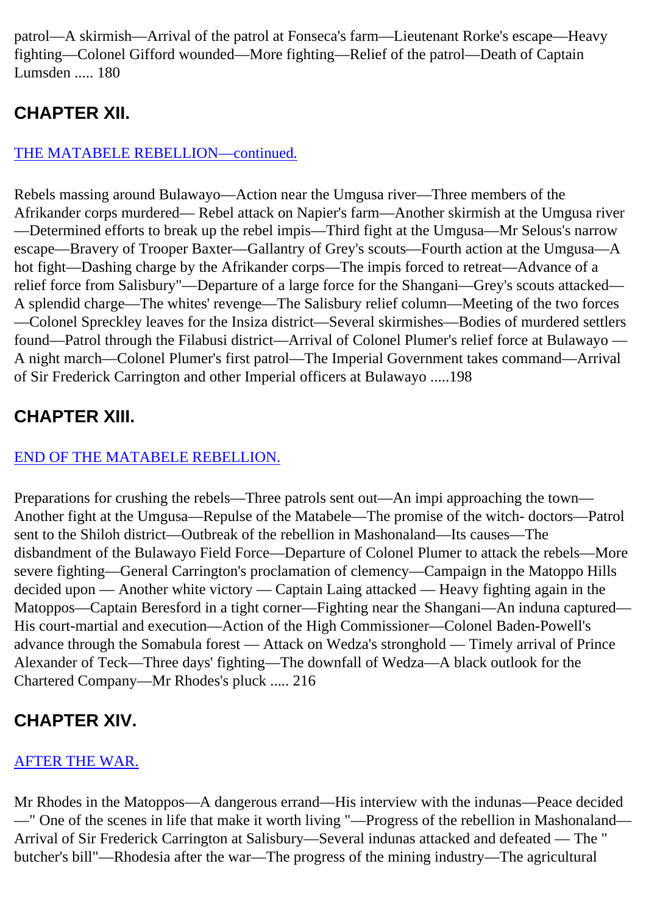patrol—A skirmish—Arrival of the patrol at Fonseca's farm—Lieutenant Rorke's escape—Heavy fighting—Colonel Gifford wounded—More fighting—Relief of the patrol—Death of Captain Lumsden ..... 180

## CHAPTER XII.

THE MATABELE REBELLION—continued.

Rebels massing around Bulawayo—Action near the Umgusa river—Three members of the Afrikander corps murdered— Rebel attack on Napier's farm—Another skirmish at the Umgusa river—Determined efforts to break up the rebel impis—Third fight at the Umgusa—Mr Selous's narrow escape—Bravery of Trooper Baxter—Gallantry of Grey's scouts—Fourth action at the Umgusa—A hot fight—Dashing charge by the Afrikander corps—The impis forced to retreat—Advance of a relief force from Salisbury"—Departure of a large force for the Shangani—Grey's scouts attacked—A splendid charge—The whites' revenge—The Salisbury relief column—Meeting of the two forces—Colonel Spreckley leaves for the Insiza district—Several skirmishes—Bodies of murdered settlers found—Patrol through the Filabusi district—Arrival of Colonel Plumer's relief force at Bulawayo — A night march—Colonel Plumer's first patrol—The Imperial Government takes command—Arrival of Sir Frederick Carrington and other Imperial officers at Bulawayo .....198

## CHAPTER XIII.

END OF THE MATABELE REBELLION.

Preparations for crushing the rebels—Three patrols sent out—An impi approaching the town—Another fight at the Umgusa—Repulse of the Matabele—The promise of the witch- doctors—Patrol sent to the Shiloh district—Outbreak of the rebellion in Mashonaland—Its causes—The disbandment of the Bulawayo Field Force—Departure of Colonel Plumer to attack the rebels—More severe fighting—General Carrington's proclamation of clemency—Campaign in the Matoppo Hills decided upon — Another white victory — Captain Laing attacked — Heavy fighting again in the Matoppos—Captain Beresford in a tight corner—Fighting near the Shangani—An induna captured—His court-martial and execution—Action of the High Commissioner—Colonel Baden-Powell's advance through the Somabula forest — Attack on Wedza's stronghold — Timely arrival of Prince Alexander of Teck—Three days' fighting—The downfall of Wedza—A black outlook for the Chartered Company—Mr Rhodes's pluck ..... 216

## CHAPTER XIV.

AFTER THE WAR.

Mr Rhodes in the Matoppos—A dangerous errand—His interview with the indunas—Peace decided —" One of the scenes in life that make it worth living "—Progress of the rebellion in Mashonaland—Arrival of Sir Frederick Carrington at Salisbury—Several indunas attacked and defeated — The " butcher's bill"—Rhodesia after the war—The progress of the mining industry—The agricultural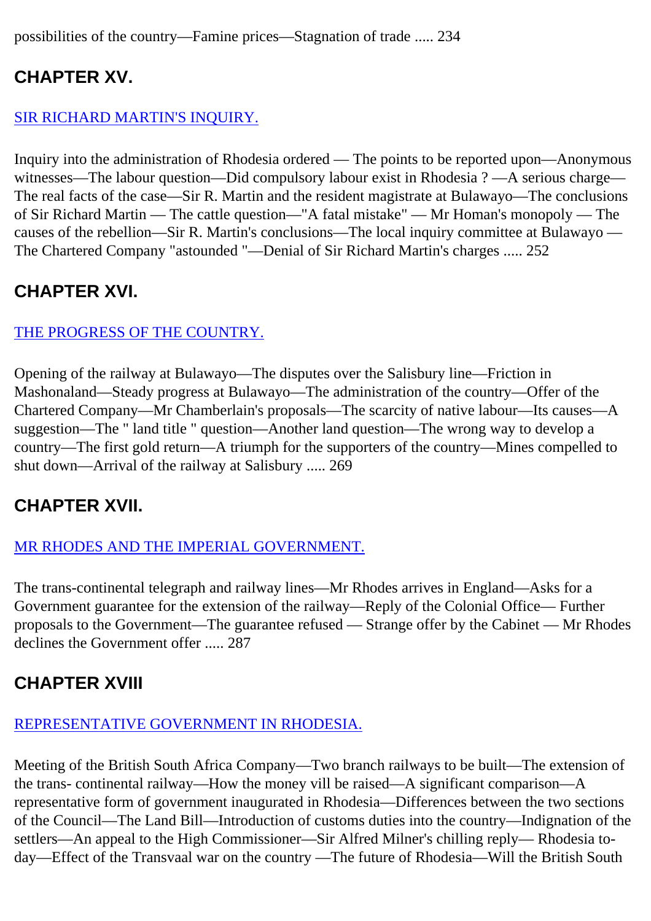possibilities of the country—Famine prices—Stagnation of trade ..... 234

## CHAPTER XV.

SIR RICHARD MARTIN'S INQUIRY.

Inquiry into the administration of Rhodesia ordered — The points to be reported upon—Anonymous witnesses—The labour question—Did compulsory labour exist in Rhodesia ? —A serious charge—The real facts of the case—Sir R. Martin and the resident magistrate at Bulawayo—The conclusions of Sir Richard Martin — The cattle question—"A fatal mistake" — Mr Homan's monopoly — The causes of the rebellion—Sir R. Martin's conclusions—The local inquiry committee at Bulawayo —The Chartered Company "astounded "—Denial of Sir Richard Martin's charges ..... 252

## CHAPTER XVI.

THE PROGRESS OF THE COUNTRY.

Opening of the railway at Bulawayo—The disputes over the Salisbury line—Friction in Mashonaland—Steady progress at Bulawayo—The administration of the country—Offer of the Chartered Company—Mr Chamberlain's proposals—The scarcity of native labour—Its causes—A suggestion—The " land title " question—Another land question—The wrong way to develop a country—The first gold return—A triumph for the supporters of the country—Mines compelled to shut down—Arrival of the railway at Salisbury ..... 269

## CHAPTER XVII.

MR RHODES AND THE IMPERIAL GOVERNMENT.

The trans-continental telegraph and railway lines—Mr Rhodes arrives in England—Asks for a Government guarantee for the extension of the railway—Reply of the Colonial Office— Further proposals to the Government—The guarantee refused — Strange offer by the Cabinet — Mr Rhodes declines the Government offer ..... 287

## CHAPTER XVIII

REPRESENTATIVE GOVERNMENT IN RHODESIA.

Meeting of the British South Africa Company—Two branch railways to be built—The extension of the trans- continental railway—How the money vill be raised—A significant comparison—A representative form of government inaugurated in Rhodesia—Differences between the two sections of the Council—The Land Bill—Introduction of customs duties into the country—Indignation of the settlers—An appeal to the High Commissioner—Sir Alfred Milner's chilling reply— Rhodesia to-day—Effect of the Transvaal war on the country —The future of Rhodesia—Will the British South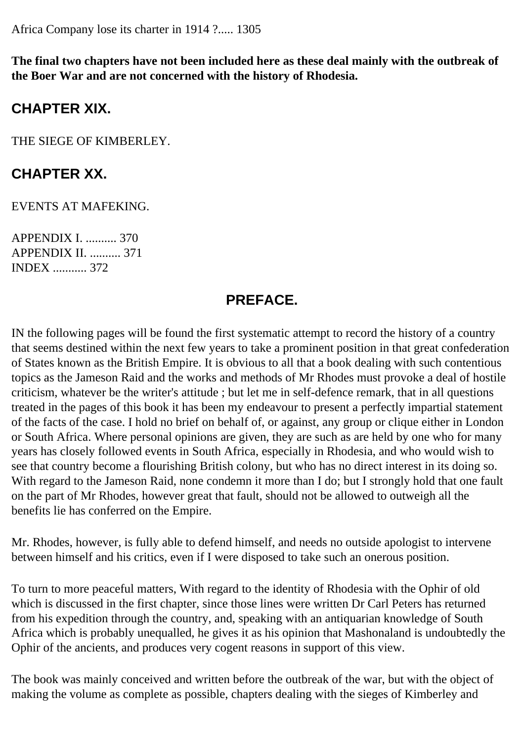Africa Company lose its charter in 1914 ?..... 1305

**The final two chapters have not been included here as these deal mainly with the outbreak of the Boer War and are not concerned with the history of Rhodesia.**

## CHAPTER XIX.

THE SIEGE OF KIMBERLEY.

## CHAPTER XX.

EVENTS AT MAFEKING.

APPENDIX I. .......... 370
APPENDIX II. .......... 371
INDEX ........... 372

## PREFACE.

IN the following pages will be found the first systematic attempt to record the history of a country that seems destined within the next few years to take a prominent position in that great confederation of States known as the British Empire. It is obvious to all that a book dealing with such contentious topics as the Jameson Raid and the works and methods of Mr Rhodes must provoke a deal of hostile criticism, whatever be the writer's attitude ; but let me in self-defence remark, that in all questions treated in the pages of this book it has been my endeavour to present a perfectly impartial statement of the facts of the case. I hold no brief on behalf of, or against, any group or clique either in London or South Africa. Where personal opinions are given, they are such as are held by one who for many years has closely followed events in South Africa, especially in Rhodesia, and who would wish to see that country become a flourishing British colony, but who has no direct interest in its doing so. With regard to the Jameson Raid, none condemn it more than I do; but I strongly hold that one fault on the part of Mr Rhodes, however great that fault, should not be allowed to outweigh all the benefits lie has conferred on the Empire.

Mr. Rhodes, however, is fully able to defend himself, and needs no outside apologist to intervene between himself and his critics, even if I were disposed to take such an onerous position.

To turn to more peaceful matters, With regard to the identity of Rhodesia with the Ophir of old which is discussed in the first chapter, since those lines were written Dr Carl Peters has returned from his expedition through the country, and, speaking with an antiquarian knowledge of South Africa which is probably unequalled, he gives it as his opinion that Mashonaland is undoubtedly the Ophir of the ancients, and produces very cogent reasons in support of this view.

The book was mainly conceived and written before the outbreak of the war, but with the object of making the volume as complete as possible, chapters dealing with the sieges of Kimberley and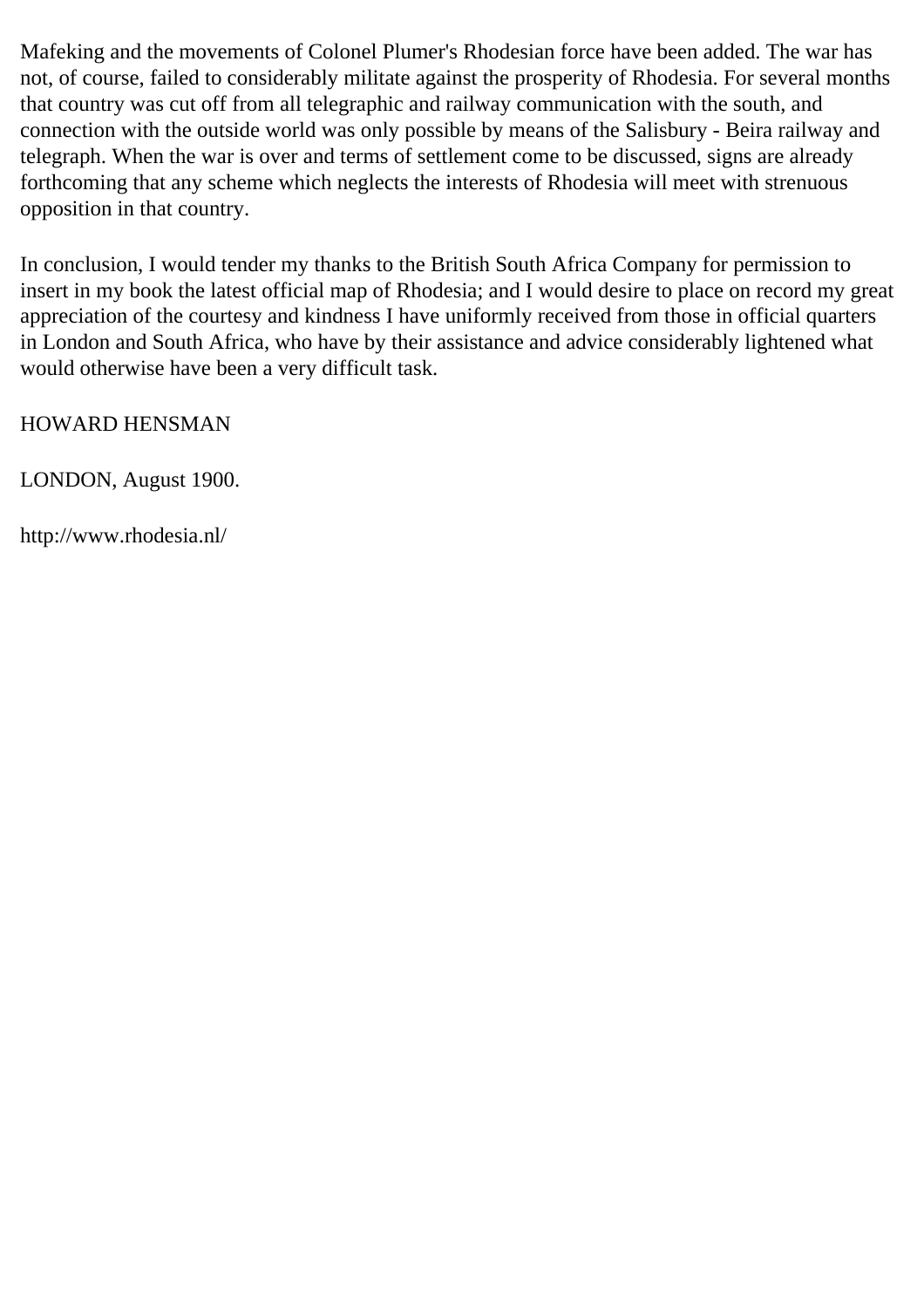Mafeking and the movements of Colonel Plumer's Rhodesian force have been added. The war has not, of course, failed to considerably militate against the prosperity of Rhodesia. For several months that country was cut off from all telegraphic and railway communication with the south, and connection with the outside world was only possible by means of the Salisbury - Beira railway and telegraph. When the war is over and terms of settlement come to be discussed, signs are already forthcoming that any scheme which neglects the interests of Rhodesia will meet with strenuous opposition in that country.

In conclusion, I would tender my thanks to the British South Africa Company for permission to insert in my book the latest official map of Rhodesia; and I would desire to place on record my great appreciation of the courtesy and kindness I have uniformly received from those in official quarters in London and South Africa, who have by their assistance and advice considerably lightened what would otherwise have been a very difficult task.

HOWARD HENSMAN

LONDON, August 1900.

http://www.rhodesia.nl/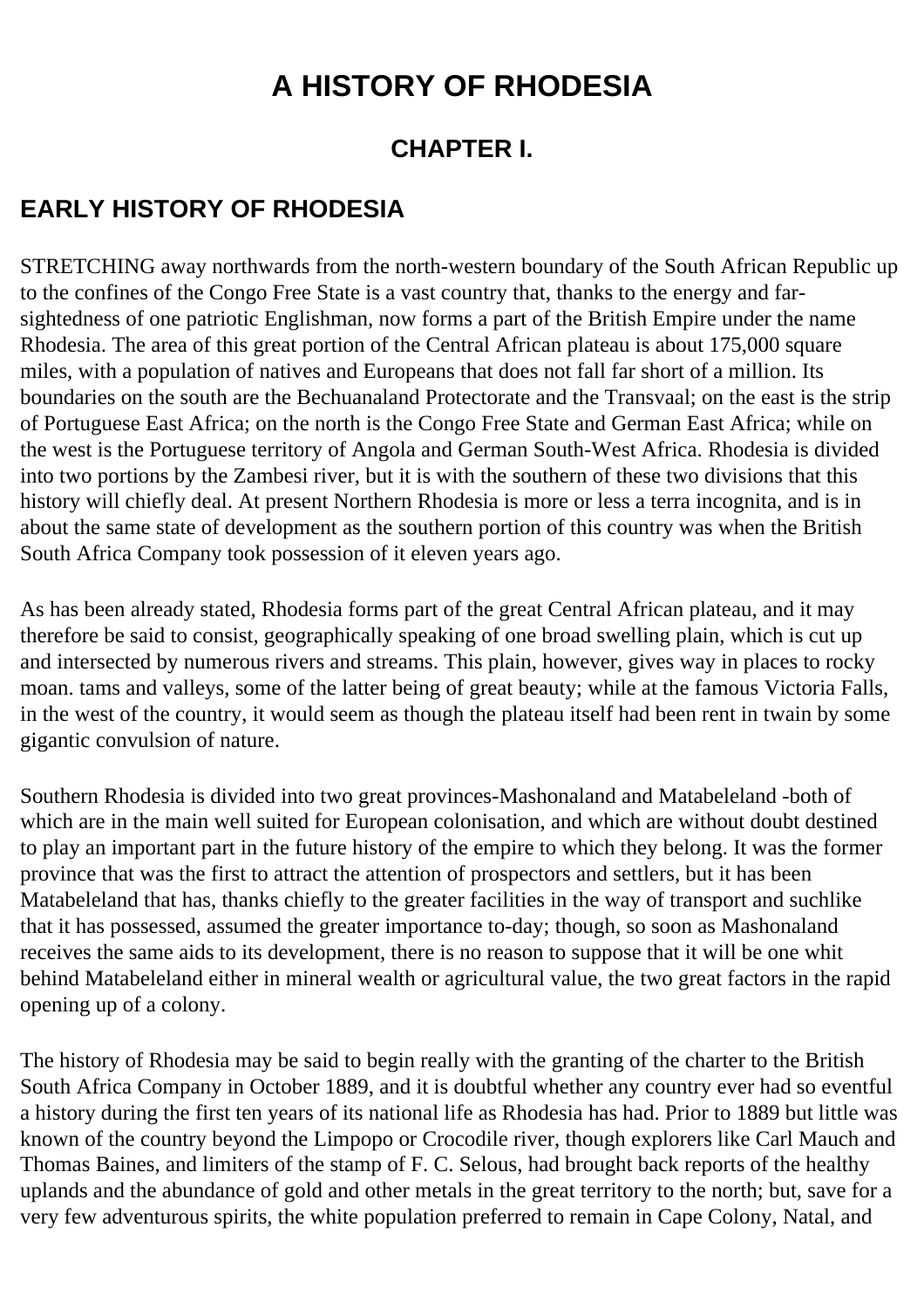# A HISTORY OF RHODESIA

## CHAPTER I.

## EARLY HISTORY OF RHODESIA

STRETCHING away northwards from the north-western boundary of the South African Republic up to the confines of the Congo Free State is a vast country that, thanks to the energy and far-sightedness of one patriotic Englishman, now forms a part of the British Empire under the name Rhodesia. The area of this great portion of the Central African plateau is about 175,000 square miles, with a population of natives and Europeans that does not fall far short of a million. Its boundaries on the south are the Bechuanaland Protectorate and the Transvaal; on the east is the strip of Portuguese East Africa; on the north is the Congo Free State and German East Africa; while on the west is the Portuguese territory of Angola and German South-West Africa. Rhodesia is divided into two portions by the Zambesi river, but it is with the southern of these two divisions that this history will chiefly deal. At present Northern Rhodesia is more or less a terra incognita, and is in about the same state of development as the southern portion of this country was when the British South Africa Company took possession of it eleven years ago.

As has been already stated, Rhodesia forms part of the great Central African plateau, and it may therefore be said to consist, geographically speaking of one broad swelling plain, which is cut up and intersected by numerous rivers and streams. This plain, however, gives way in places to rocky moan. tams and valleys, some of the latter being of great beauty; while at the famous Victoria Falls, in the west of the country, it would seem as though the plateau itself had been rent in twain by some gigantic convulsion of nature.

Southern Rhodesia is divided into two great provinces-Mashonaland and Matabeleland -both of which are in the main well suited for European colonisation, and which are without doubt destined to play an important part in the future history of the empire to which they belong. It was the former province that was the first to attract the attention of prospectors and settlers, but it has been Matabeleland that has, thanks chiefly to the greater facilities in the way of transport and suchlike that it has possessed, assumed the greater importance to-day; though, so soon as Mashonaland receives the same aids to its development, there is no reason to suppose that it will be one whit behind Matabeleland either in mineral wealth or agricultural value, the two great factors in the rapid opening up of a colony.

The history of Rhodesia may be said to begin really with the granting of the charter to the British South Africa Company in October 1889, and it is doubtful whether any country ever had so eventful a history during the first ten years of its national life as Rhodesia has had. Prior to 1889 but little was known of the country beyond the Limpopo or Crocodile river, though explorers like Carl Mauch and Thomas Baines, and limiters of the stamp of F. C. Selous, had brought back reports of the healthy uplands and the abundance of gold and other metals in the great territory to the north; but, save for a very few adventurous spirits, the white population preferred to remain in Cape Colony, Natal, and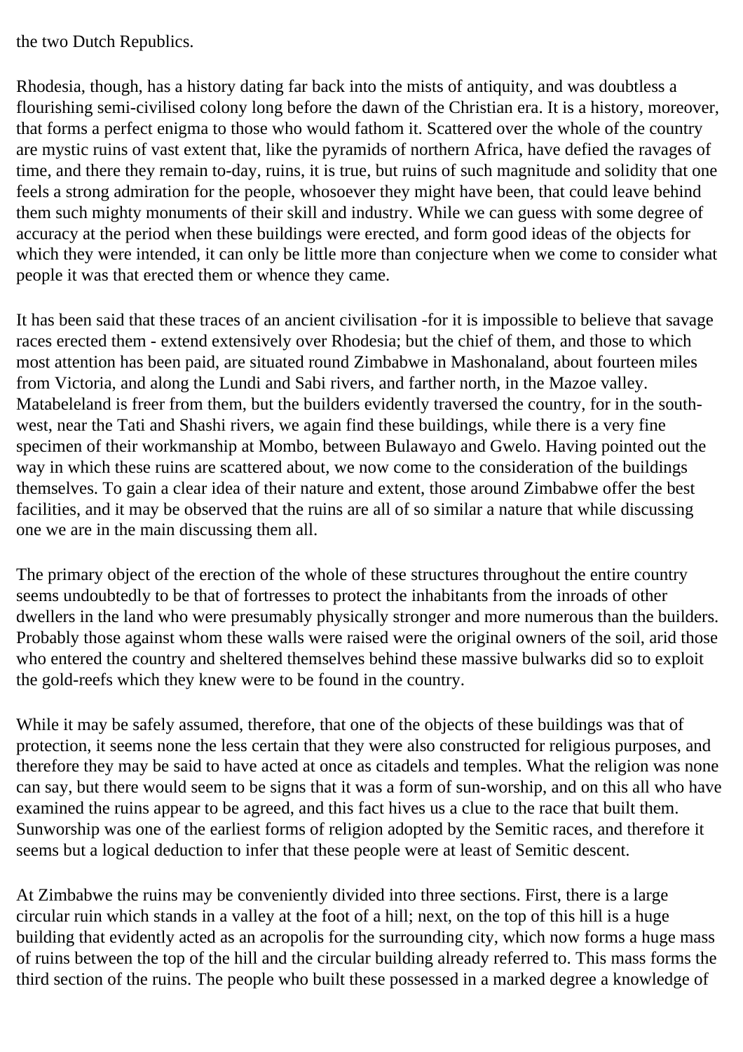the two Dutch Republics.

Rhodesia, though, has a history dating far back into the mists of antiquity, and was doubtless a flourishing semi-civilised colony long before the dawn of the Christian era. It is a history, moreover, that forms a perfect enigma to those who would fathom it. Scattered over the whole of the country are mystic ruins of vast extent that, like the pyramids of northern Africa, have defied the ravages of time, and there they remain to-day, ruins, it is true, but ruins of such magnitude and solidity that one feels a strong admiration for the people, whosoever they might have been, that could leave behind them such mighty monuments of their skill and industry. While we can guess with some degree of accuracy at the period when these buildings were erected, and form good ideas of the objects for which they were intended, it can only be little more than conjecture when we come to consider what people it was that erected them or whence they came.

It has been said that these traces of an ancient civilisation -for it is impossible to believe that savage races erected them - extend extensively over Rhodesia; but the chief of them, and those to which most attention has been paid, are situated round Zimbabwe in Mashonaland, about fourteen miles from Victoria, and along the Lundi and Sabi rivers, and farther north, in the Mazoe valley. Matabeleland is freer from them, but the builders evidently traversed the country, for in the south-west, near the Tati and Shashi rivers, we again find these buildings, while there is a very fine specimen of their workmanship at Mombo, between Bulawayo and Gwelo. Having pointed out the way in which these ruins are scattered about, we now come to the consideration of the buildings themselves. To gain a clear idea of their nature and extent, those around Zimbabwe offer the best facilities, and it may be observed that the ruins are all of so similar a nature that while discussing one we are in the main discussing them all.

The primary object of the erection of the whole of these structures throughout the entire country seems undoubtedly to be that of fortresses to protect the inhabitants from the inroads of other dwellers in the land who were presumably physically stronger and more numerous than the builders. Probably those against whom these walls were raised were the original owners of the soil, arid those who entered the country and sheltered themselves behind these massive bulwarks did so to exploit the gold-reefs which they knew were to be found in the country.

While it may be safely assumed, therefore, that one of the objects of these buildings was that of protection, it seems none the less certain that they were also constructed for religious purposes, and therefore they may be said to have acted at once as citadels and temples. What the religion was none can say, but there would seem to be signs that it was a form of sun-worship, and on this all who have examined the ruins appear to be agreed, and this fact hives us a clue to the race that built them. Sunworship was one of the earliest forms of religion adopted by the Semitic races, and therefore it seems but a logical deduction to infer that these people were at least of Semitic descent.

At Zimbabwe the ruins may be conveniently divided into three sections. First, there is a large circular ruin which stands in a valley at the foot of a hill; next, on the top of this hill is a huge building that evidently acted as an acropolis for the surrounding city, which now forms a huge mass of ruins between the top of the hill and the circular building already referred to. This mass forms the third section of the ruins. The people who built these possessed in a marked degree a knowledge of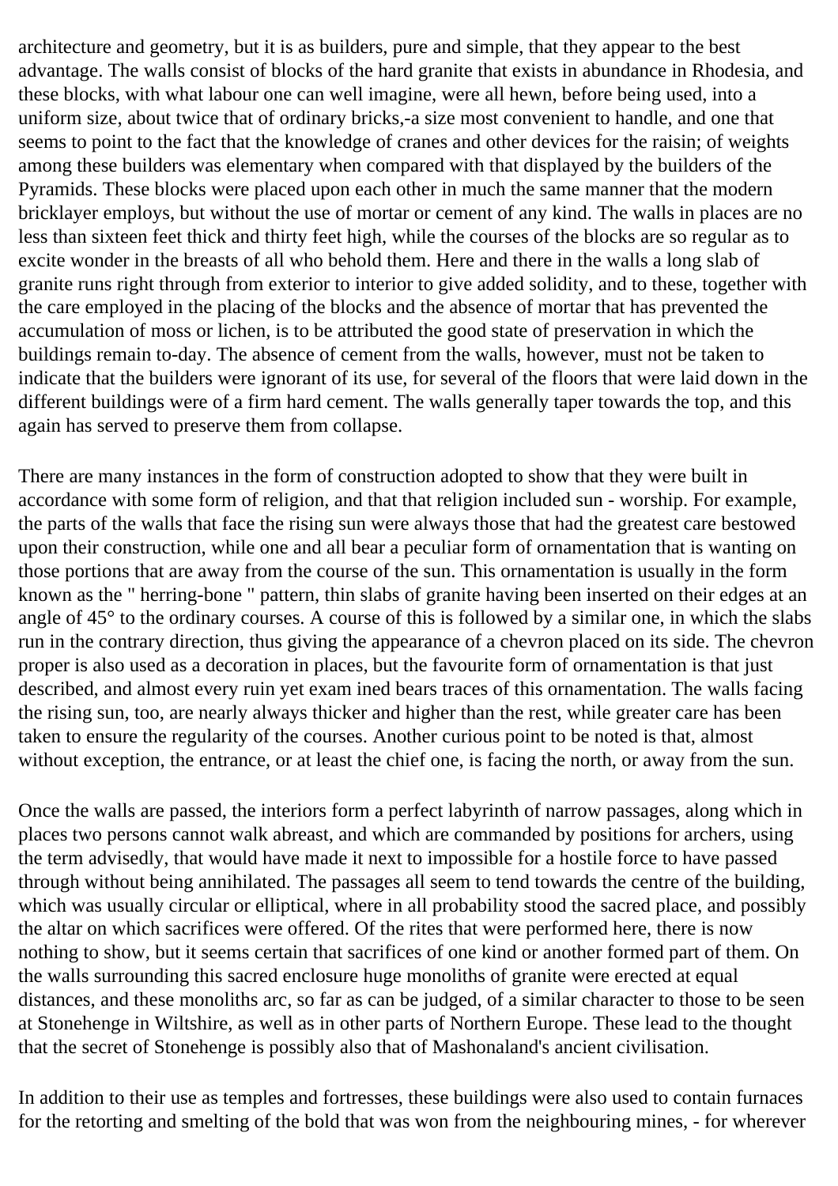architecture and geometry, but it is as builders, pure and simple, that they appear to the best advantage. The walls consist of blocks of the hard granite that exists in abundance in Rhodesia, and these blocks, with what labour one can well imagine, were all hewn, before being used, into a uniform size, about twice that of ordinary bricks,-a size most convenient to handle, and one that seems to point to the fact that the knowledge of cranes and other devices for the raisin; of weights among these builders was elementary when compared with that displayed by the builders of the Pyramids. These blocks were placed upon each other in much the same manner that the modern bricklayer employs, but without the use of mortar or cement of any kind. The walls in places are no less than sixteen feet thick and thirty feet high, while the courses of the blocks are so regular as to excite wonder in the breasts of all who behold them. Here and there in the walls a long slab of granite runs right through from exterior to interior to give added solidity, and to these, together with the care employed in the placing of the blocks and the absence of mortar that has prevented the accumulation of moss or lichen, is to be attributed the good state of preservation in which the buildings remain to-day. The absence of cement from the walls, however, must not be taken to indicate that the builders were ignorant of its use, for several of the floors that were laid down in the different buildings were of a firm hard cement. The walls generally taper towards the top, and this again has served to preserve them from collapse.

There are many instances in the form of construction adopted to show that they were built in accordance with some form of religion, and that that religion included sun - worship. For example, the parts of the walls that face the rising sun were always those that had the greatest care bestowed upon their construction, while one and all bear a peculiar form of ornamentation that is wanting on those portions that are away from the course of the sun. This ornamentation is usually in the form known as the " herring-bone " pattern, thin slabs of granite having been inserted on their edges at an angle of 45° to the ordinary courses. A course of this is followed by a similar one, in which the slabs run in the contrary direction, thus giving the appearance of a chevron placed on its side. The chevron proper is also used as a decoration in places, but the favourite form of ornamentation is that just described, and almost every ruin yet exam ined bears traces of this ornamentation. The walls facing the rising sun, too, are nearly always thicker and higher than the rest, while greater care has been taken to ensure the regularity of the courses. Another curious point to be noted is that, almost without exception, the entrance, or at least the chief one, is facing the north, or away from the sun.

Once the walls are passed, the interiors form a perfect labyrinth of narrow passages, along which in places two persons cannot walk abreast, and which are commanded by positions for archers, using the term advisedly, that would have made it next to impossible for a hostile force to have passed through without being annihilated. The passages all seem to tend towards the centre of the building, which was usually circular or elliptical, where in all probability stood the sacred place, and possibly the altar on which sacrifices were offered. Of the rites that were performed here, there is now nothing to show, but it seems certain that sacrifices of one kind or another formed part of them. On the walls surrounding this sacred enclosure huge monoliths of granite were erected at equal distances, and these monoliths arc, so far as can be judged, of a similar character to those to be seen at Stonehenge in Wiltshire, as well as in other parts of Northern Europe. These lead to the thought that the secret of Stonehenge is possibly also that of Mashonaland's ancient civilisation.

In addition to their use as temples and fortresses, these buildings were also used to contain furnaces for the retorting and smelting of the bold that was won from the neighbouring mines, - for wherever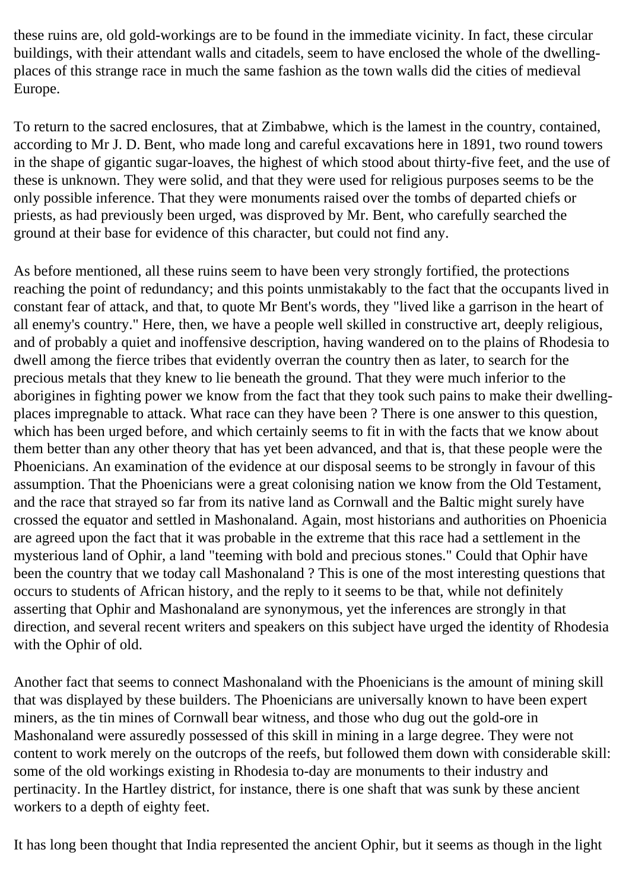these ruins are, old gold-workings are to be found in the immediate vicinity. In fact, these circular buildings, with their attendant walls and citadels, seem to have enclosed the whole of the dwelling-places of this strange race in much the same fashion as the town walls did the cities of medieval Europe.

To return to the sacred enclosures, that at Zimbabwe, which is the lamest in the country, contained, according to Mr J. D. Bent, who made long and careful excavations here in 1891, two round towers in the shape of gigantic sugar-loaves, the highest of which stood about thirty-five feet, and the use of these is unknown. They were solid, and that they were used for religious purposes seems to be the only possible inference. That they were monuments raised over the tombs of departed chiefs or priests, as had previously been urged, was disproved by Mr. Bent, who carefully searched the ground at their base for evidence of this character, but could not find any.

As before mentioned, all these ruins seem to have been very strongly fortified, the protections reaching the point of redundancy; and this points unmistakably to the fact that the occupants lived in constant fear of attack, and that, to quote Mr Bent's words, they "lived like a garrison in the heart of all enemy's country." Here, then, we have a people well skilled in constructive art, deeply religious, and of probably a quiet and inoffensive description, having wandered on to the plains of Rhodesia to dwell among the fierce tribes that evidently overran the country then as later, to search for the precious metals that they knew to lie beneath the ground. That they were much inferior to the aborigines in fighting power we know from the fact that they took such pains to make their dwelling-places impregnable to attack. What race can they have been ? There is one answer to this question, which has been urged before, and which certainly seems to fit in with the facts that we know about them better than any other theory that has yet been advanced, and that is, that these people were the Phoenicians. An examination of the evidence at our disposal seems to be strongly in favour of this assumption. That the Phoenicians were a great colonising nation we know from the Old Testament, and the race that strayed so far from its native land as Cornwall and the Baltic might surely have crossed the equator and settled in Mashonaland. Again, most historians and authorities on Phoenicia are agreed upon the fact that it was probable in the extreme that this race had a settlement in the mysterious land of Ophir, a land "teeming with bold and precious stones." Could that Ophir have been the country that we today call Mashonaland ? This is one of the most interesting questions that occurs to students of African history, and the reply to it seems to be that, while not definitely asserting that Ophir and Mashonaland are synonymous, yet the inferences are strongly in that direction, and several recent writers and speakers on this subject have urged the identity of Rhodesia with the Ophir of old.

Another fact that seems to connect Mashonaland with the Phoenicians is the amount of mining skill that was displayed by these builders. The Phoenicians are universally known to have been expert miners, as the tin mines of Cornwall bear witness, and those who dug out the gold-ore in Mashonaland were assuredly possessed of this skill in mining in a large degree. They were not content to work merely on the outcrops of the reefs, but followed them down with considerable skill: some of the old workings existing in Rhodesia to-day are monuments to their industry and pertinacity. In the Hartley district, for instance, there is one shaft that was sunk by these ancient workers to a depth of eighty feet.

It has long been thought that India represented the ancient Ophir, but it seems as though in the light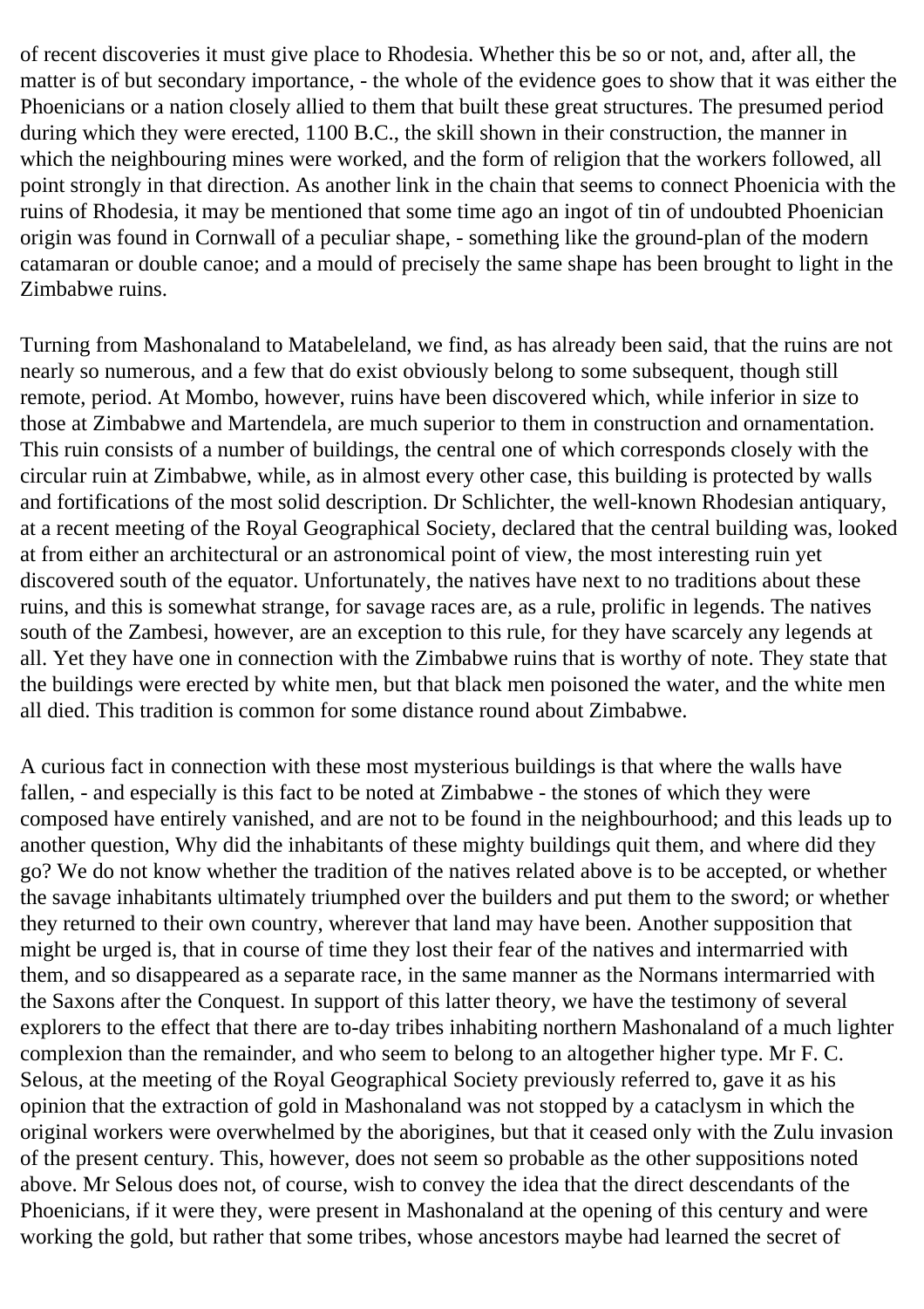of recent discoveries it must give place to Rhodesia. Whether this be so or not, and, after all, the matter is of but secondary importance, - the whole of the evidence goes to show that it was either the Phoenicians or a nation closely allied to them that built these great structures. The presumed period during which they were erected, 1100 B.C., the skill shown in their construction, the manner in which the neighbouring mines were worked, and the form of religion that the workers followed, all point strongly in that direction. As another link in the chain that seems to connect Phoenicia with the ruins of Rhodesia, it may be mentioned that some time ago an ingot of tin of undoubted Phoenician origin was found in Cornwall of a peculiar shape, - something like the ground-plan of the modern catamaran or double canoe; and a mould of precisely the same shape has been brought to light in the Zimbabwe ruins.

Turning from Mashonaland to Matabeleland, we find, as has already been said, that the ruins are not nearly so numerous, and a few that do exist obviously belong to some subsequent, though still remote, period. At Mombo, however, ruins have been discovered which, while inferior in size to those at Zimbabwe and Martendela, are much superior to them in construction and ornamentation. This ruin consists of a number of buildings, the central one of which corresponds closely with the circular ruin at Zimbabwe, while, as in almost every other case, this building is protected by walls and fortifications of the most solid description. Dr Schlichter, the well-known Rhodesian antiquary, at a recent meeting of the Royal Geographical Society, declared that the central building was, looked at from either an architectural or an astronomical point of view, the most interesting ruin yet discovered south of the equator. Unfortunately, the natives have next to no traditions about these ruins, and this is somewhat strange, for savage races are, as a rule, prolific in legends. The natives south of the Zambesi, however, are an exception to this rule, for they have scarcely any legends at all. Yet they have one in connection with the Zimbabwe ruins that is worthy of note. They state that the buildings were erected by white men, but that black men poisoned the water, and the white men all died. This tradition is common for some distance round about Zimbabwe.

A curious fact in connection with these most mysterious buildings is that where the walls have fallen, - and especially is this fact to be noted at Zimbabwe - the stones of which they were composed have entirely vanished, and are not to be found in the neighbourhood; and this leads up to another question, Why did the inhabitants of these mighty buildings quit them, and where did they go? We do not know whether the tradition of the natives related above is to be accepted, or whether the savage inhabitants ultimately triumphed over the builders and put them to the sword; or whether they returned to their own country, wherever that land may have been. Another supposition that might be urged is, that in course of time they lost their fear of the natives and intermarried with them, and so disappeared as a separate race, in the same manner as the Normans intermarried with the Saxons after the Conquest. In support of this latter theory, we have the testimony of several explorers to the effect that there are to-day tribes inhabiting northern Mashonaland of a much lighter complexion than the remainder, and who seem to belong to an altogether higher type. Mr F. C. Selous, at the meeting of the Royal Geographical Society previously referred to, gave it as his opinion that the extraction of gold in Mashonaland was not stopped by a cataclysm in which the original workers were overwhelmed by the aborigines, but that it ceased only with the Zulu invasion of the present century. This, however, does not seem so probable as the other suppositions noted above. Mr Selous does not, of course, wish to convey the idea that the direct descendants of the Phoenicians, if it were they, were present in Mashonaland at the opening of this century and were working the gold, but rather that some tribes, whose ancestors maybe had learned the secret of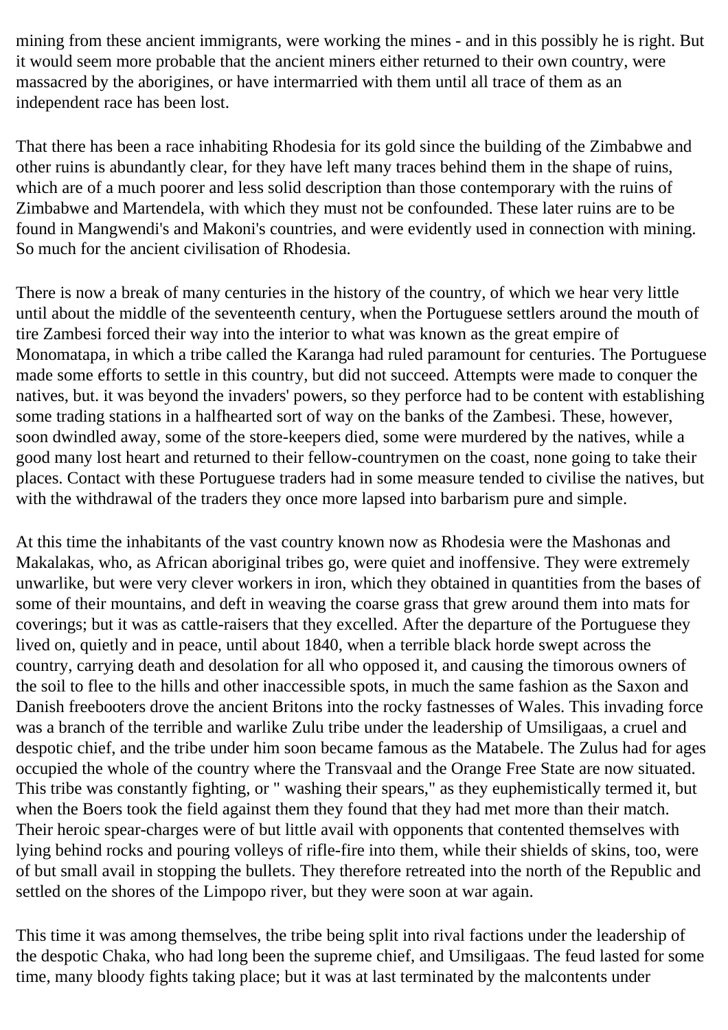mining from these ancient immigrants, were working the mines - and in this possibly he is right. But it would seem more probable that the ancient miners either returned to their own country, were massacred by the aborigines, or have intermarried with them until all trace of them as an independent race has been lost.

That there has been a race inhabiting Rhodesia for its gold since the building of the Zimbabwe and other ruins is abundantly clear, for they have left many traces behind them in the shape of ruins, which are of a much poorer and less solid description than those contemporary with the ruins of Zimbabwe and Martendela, with which they must not be confounded. These later ruins are to be found in Mangwendi's and Makoni's countries, and were evidently used in connection with mining. So much for the ancient civilisation of Rhodesia.

There is now a break of many centuries in the history of the country, of which we hear very little until about the middle of the seventeenth century, when the Portuguese settlers around the mouth of tire Zambesi forced their way into the interior to what was known as the great empire of Monomatapa, in which a tribe called the Karanga had ruled paramount for centuries. The Portuguese made some efforts to settle in this country, but did not succeed. Attempts were made to conquer the natives, but. it was beyond the invaders' powers, so they perforce had to be content with establishing some trading stations in a halfhearted sort of way on the banks of the Zambesi. These, however, soon dwindled away, some of the store-keepers died, some were murdered by the natives, while a good many lost heart and returned to their fellow-countrymen on the coast, none going to take their places. Contact with these Portuguese traders had in some measure tended to civilise the natives, but with the withdrawal of the traders they once more lapsed into barbarism pure and simple.

At this time the inhabitants of the vast country known now as Rhodesia were the Mashonas and Makalakas, who, as African aboriginal tribes go, were quiet and inoffensive. They were extremely unwarlike, but were very clever workers in iron, which they obtained in quantities from the bases of some of their mountains, and deft in weaving the coarse grass that grew around them into mats for coverings; but it was as cattle-raisers that they excelled. After the departure of the Portuguese they lived on, quietly and in peace, until about 1840, when a terrible black horde swept across the country, carrying death and desolation for all who opposed it, and causing the timorous owners of the soil to flee to the hills and other inaccessible spots, in much the same fashion as the Saxon and Danish freebooters drove the ancient Britons into the rocky fastnesses of Wales. This invading force was a branch of the terrible and warlike Zulu tribe under the leadership of Umsiligaas, a cruel and despotic chief, and the tribe under him soon became famous as the Matabele. The Zulus had for ages occupied the whole of the country where the Transvaal and the Orange Free State are now situated. This tribe was constantly fighting, or " washing their spears," as they euphemistically termed it, but when the Boers took the field against them they found that they had met more than their match. Their heroic spear-charges were of but little avail with opponents that contented themselves with lying behind rocks and pouring volleys of rifle-fire into them, while their shields of skins, too, were of but small avail in stopping the bullets. They therefore retreated into the north of the Republic and settled on the shores of the Limpopo river, but they were soon at war again.

This time it was among themselves, the tribe being split into rival factions under the leadership of the despotic Chaka, who had long been the supreme chief, and Umsiligaas. The feud lasted for some time, many bloody fights taking place; but it was at last terminated by the malcontents under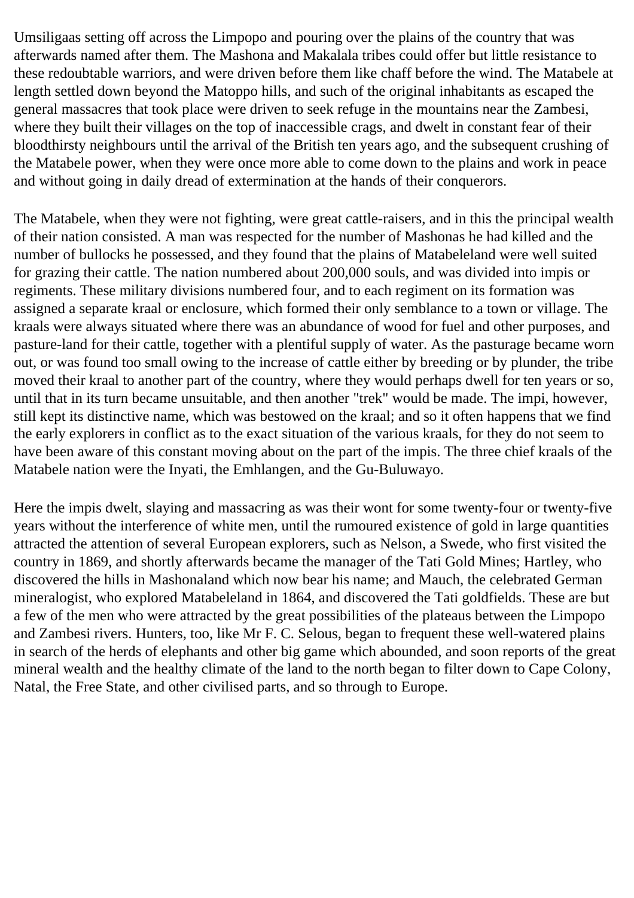Umsiligaas setting off across the Limpopo and pouring over the plains of the country that was afterwards named after them. The Mashona and Makalala tribes could offer but little resistance to these redoubtable warriors, and were driven before them like chaff before the wind. The Matabele at length settled down beyond the Matoppo hills, and such of the original inhabitants as escaped the general massacres that took place were driven to seek refuge in the mountains near the Zambesi, where they built their villages on the top of inaccessible crags, and dwelt in constant fear of their bloodthirsty neighbours until the arrival of the British ten years ago, and the subsequent crushing of the Matabele power, when they were once more able to come down to the plains and work in peace and without going in daily dread of extermination at the hands of their conquerors.

The Matabele, when they were not fighting, were great cattle-raisers, and in this the principal wealth of their nation consisted. A man was respected for the number of Mashonas he had killed and the number of bullocks he possessed, and they found that the plains of Matabeleland were well suited for grazing their cattle. The nation numbered about 200,000 souls, and was divided into impis or regiments. These military divisions numbered four, and to each regiment on its formation was assigned a separate kraal or enclosure, which formed their only semblance to a town or village. The kraals were always situated where there was an abundance of wood for fuel and other purposes, and pasture-land for their cattle, together with a plentiful supply of water. As the pasturage became worn out, or was found too small owing to the increase of cattle either by breeding or by plunder, the tribe moved their kraal to another part of the country, where they would perhaps dwell for ten years or so, until that in its turn became unsuitable, and then another "trek" would be made. The impi, however, still kept its distinctive name, which was bestowed on the kraal; and so it often happens that we find the early explorers in conflict as to the exact situation of the various kraals, for they do not seem to have been aware of this constant moving about on the part of the impis. The three chief kraals of the Matabele nation were the Inyati, the Emhlangen, and the Gu-Buluwayo.

Here the impis dwelt, slaying and massacring as was their wont for some twenty-four or twenty-five years without the interference of white men, until the rumoured existence of gold in large quantities attracted the attention of several European explorers, such as Nelson, a Swede, who first visited the country in 1869, and shortly afterwards became the manager of the Tati Gold Mines; Hartley, who discovered the hills in Mashonaland which now bear his name; and Mauch, the celebrated German mineralogist, who explored Matabeleland in 1864, and discovered the Tati goldfields. These are but a few of the men who were attracted by the great possibilities of the plateaus between the Limpopo and Zambesi rivers. Hunters, too, like Mr F. C. Selous, began to frequent these well-watered plains in search of the herds of elephants and other big game which abounded, and soon reports of the great mineral wealth and the healthy climate of the land to the north began to filter down to Cape Colony, Natal, the Free State, and other civilised parts, and so through to Europe.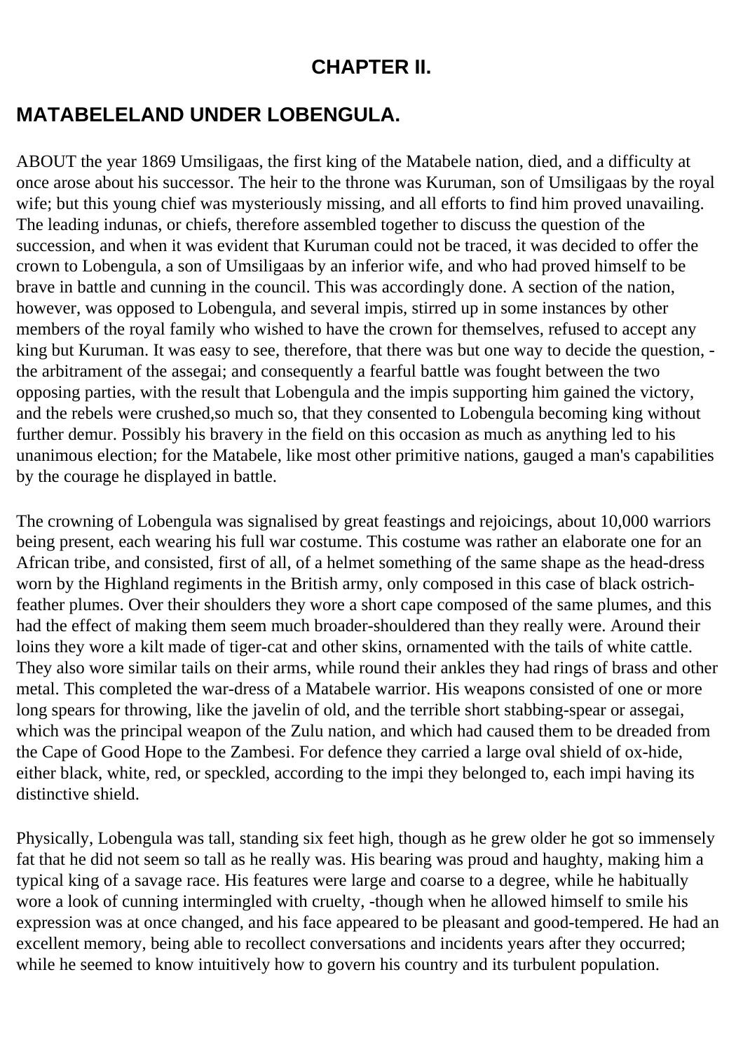## CHAPTER II.

## MATABELELAND UNDER LOBENGULA.

ABOUT the year 1869 Umsiligaas, the first king of the Matabele nation, died, and a difficulty at once arose about his successor. The heir to the throne was Kuruman, son of Umsiligaas by the royal wife; but this young chief was mysteriously missing, and all efforts to find him proved unavailing. The leading indunas, or chiefs, therefore assembled together to discuss the question of the succession, and when it was evident that Kuruman could not be traced, it was decided to offer the crown to Lobengula, a son of Umsiligaas by an inferior wife, and who had proved himself to be brave in battle and cunning in the council. This was accordingly done. A section of the nation, however, was opposed to Lobengula, and several impis, stirred up in some instances by other members of the royal family who wished to have the crown for themselves, refused to accept any king but Kuruman. It was easy to see, therefore, that there was but one way to decide the question, -the arbitrament of the assegai; and consequently a fearful battle was fought between the two opposing parties, with the result that Lobengula and the impis supporting him gained the victory, and the rebels were crushed,so much so, that they consented to Lobengula becoming king without further demur. Possibly his bravery in the field on this occasion as much as anything led to his unanimous election; for the Matabele, like most other primitive nations, gauged a man's capabilities by the courage he displayed in battle.

The crowning of Lobengula was signalised by great feastings and rejoicings, about 10,000 warriors being present, each wearing his full war costume. This costume was rather an elaborate one for an African tribe, and consisted, first of all, of a helmet something of the same shape as the head-dress worn by the Highland regiments in the British army, only composed in this case of black ostrich-feather plumes. Over their shoulders they wore a short cape composed of the same plumes, and this had the effect of making them seem much broader-shouldered than they really were. Around their loins they wore a kilt made of tiger-cat and other skins, ornamented with the tails of white cattle. They also wore similar tails on their arms, while round their ankles they had rings of brass and other metal. This completed the war-dress of a Matabele warrior. His weapons consisted of one or more long spears for throwing, like the javelin of old, and the terrible short stabbing-spear or assegai, which was the principal weapon of the Zulu nation, and which had caused them to be dreaded from the Cape of Good Hope to the Zambesi. For defence they carried a large oval shield of ox-hide, either black, white, red, or speckled, according to the impi they belonged to, each impi having its distinctive shield.

Physically, Lobengula was tall, standing six feet high, though as he grew older he got so immensely fat that he did not seem so tall as he really was. His bearing was proud and haughty, making him a typical king of a savage race. His features were large and coarse to a degree, while he habitually wore a look of cunning intermingled with cruelty, -though when he allowed himself to smile his expression was at once changed, and his face appeared to be pleasant and good-tempered. He had an excellent memory, being able to recollect conversations and incidents years after they occurred; while he seemed to know intuitively how to govern his country and its turbulent population.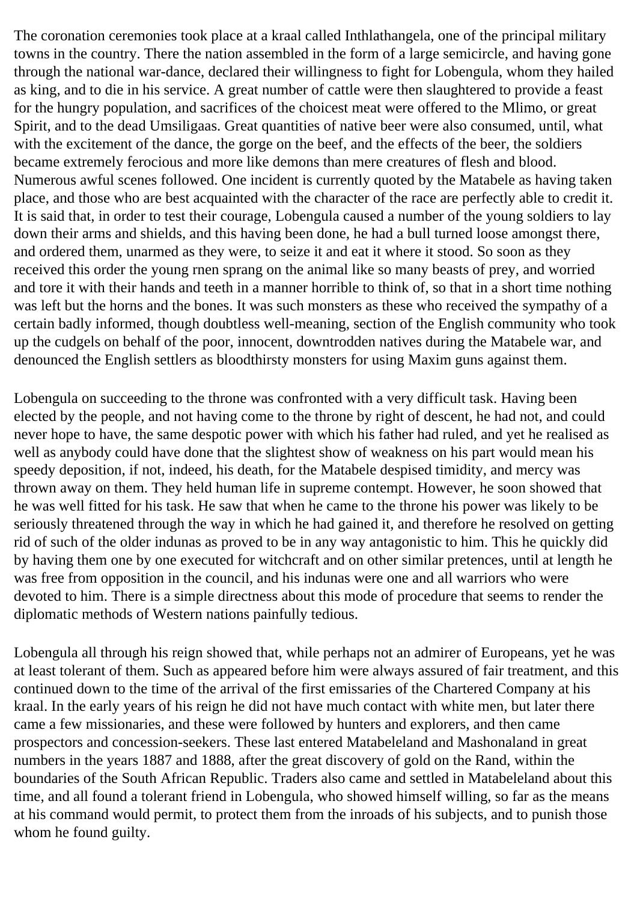The coronation ceremonies took place at a kraal called Inthlathangela, one of the principal military towns in the country. There the nation assembled in the form of a large semicircle, and having gone through the national war-dance, declared their willingness to fight for Lobengula, whom they hailed as king, and to die in his service. A great number of cattle were then slaughtered to provide a feast for the hungry population, and sacrifices of the choicest meat were offered to the Mlimo, or great Spirit, and to the dead Umsiligaas. Great quantities of native beer were also consumed, until, what with the excitement of the dance, the gorge on the beef, and the effects of the beer, the soldiers became extremely ferocious and more like demons than mere creatures of flesh and blood. Numerous awful scenes followed. One incident is currently quoted by the Matabele as having taken place, and those who are best acquainted with the character of the race are perfectly able to credit it. It is said that, in order to test their courage, Lobengula caused a number of the young soldiers to lay down their arms and shields, and this having been done, he had a bull turned loose amongst there, and ordered them, unarmed as they were, to seize it and eat it where it stood. So soon as they received this order the young rnen sprang on the animal like so many beasts of prey, and worried and tore it with their hands and teeth in a manner horrible to think of, so that in a short time nothing was left but the horns and the bones. It was such monsters as these who received the sympathy of a certain badly informed, though doubtless well-meaning, section of the English community who took up the cudgels on behalf of the poor, innocent, downtrodden natives during the Matabele war, and denounced the English settlers as bloodthirsty monsters for using Maxim guns against them.

Lobengula on succeeding to the throne was confronted with a very difficult task. Having been elected by the people, and not having come to the throne by right of descent, he had not, and could never hope to have, the same despotic power with which his father had ruled, and yet he realised as well as anybody could have done that the slightest show of weakness on his part would mean his speedy deposition, if not, indeed, his death, for the Matabele despised timidity, and mercy was thrown away on them. They held human life in supreme contempt. However, he soon showed that he was well fitted for his task. He saw that when he came to the throne his power was likely to be seriously threatened through the way in which he had gained it, and therefore he resolved on getting rid of such of the older indunas as proved to be in any way antagonistic to him. This he quickly did by having them one by one executed for witchcraft and on other similar pretences, until at length he was free from opposition in the council, and his indunas were one and all warriors who were devoted to him. There is a simple directness about this mode of procedure that seems to render the diplomatic methods of Western nations painfully tedious.

Lobengula all through his reign showed that, while perhaps not an admirer of Europeans, yet he was at least tolerant of them. Such as appeared before him were always assured of fair treatment, and this continued down to the time of the arrival of the first emissaries of the Chartered Company at his kraal. In the early years of his reign he did not have much contact with white men, but later there came a few missionaries, and these were followed by hunters and explorers, and then came prospectors and concession-seekers. These last entered Matabeleland and Mashonaland in great numbers in the years 1887 and 1888, after the great discovery of gold on the Rand, within the boundaries of the South African Republic. Traders also came and settled in Matabeleland about this time, and all found a tolerant friend in Lobengula, who showed himself willing, so far as the means at his command would permit, to protect them from the inroads of his subjects, and to punish those whom he found guilty.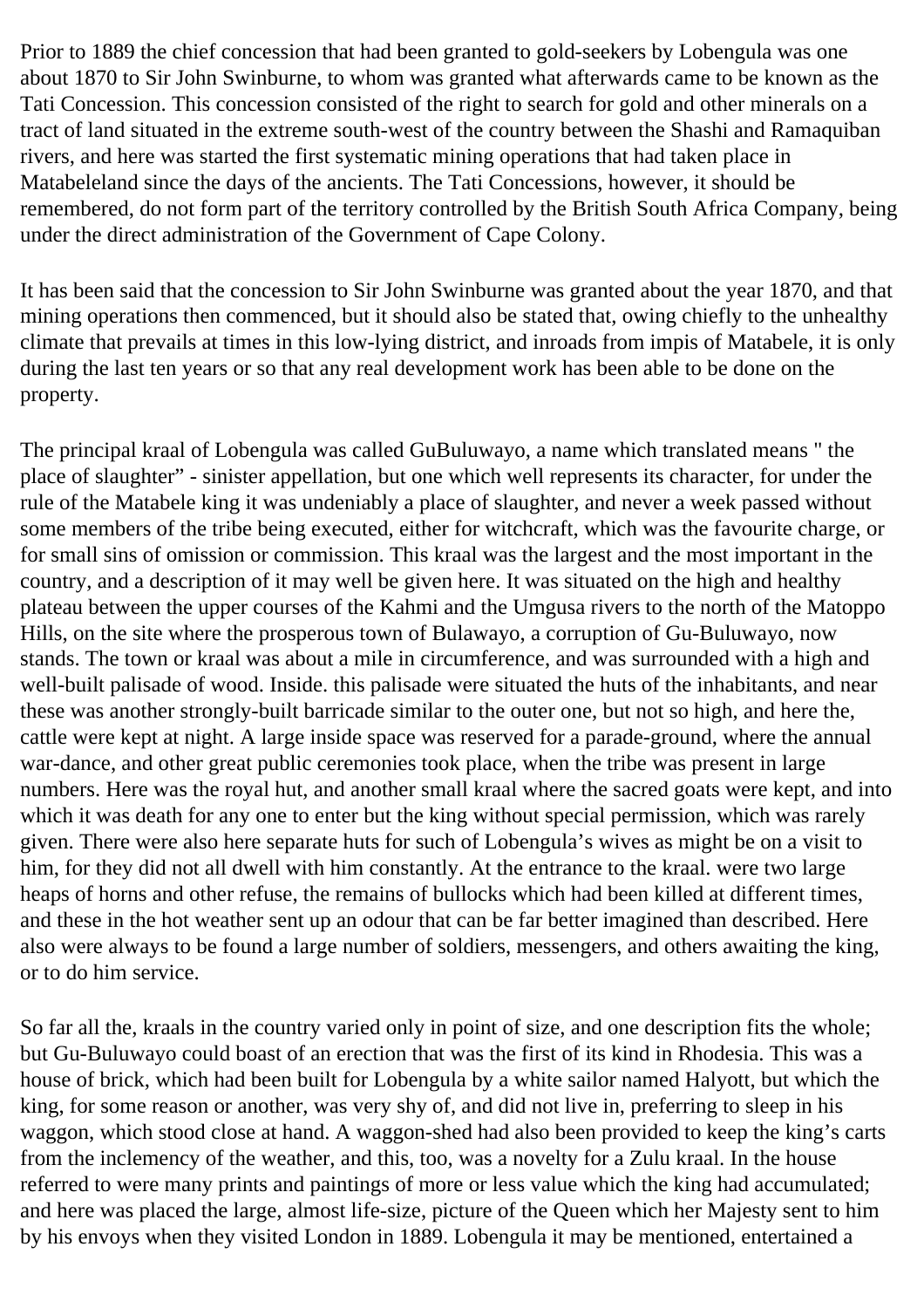Prior to 1889 the chief concession that had been granted to gold-seekers by Lobengula was one about 1870 to Sir John Swinburne, to whom was granted what afterwards came to be known as the Tati Concession. This concession consisted of the right to search for gold and other minerals on a tract of land situated in the extreme south-west of the country between the Shashi and Ramaquiban rivers, and here was started the first systematic mining operations that had taken place in Matabeleland since the days of the ancients. The Tati Concessions, however, it should be remembered, do not form part of the territory controlled by the British South Africa Company, being under the direct administration of the Government of Cape Colony.

It has been said that the concession to Sir John Swinburne was granted about the year 1870, and that mining operations then commenced, but it should also be stated that, owing chiefly to the unhealthy climate that prevails at times in this low-lying district, and inroads from impis of Matabele, it is only during the last ten years or so that any real development work has been able to be done on the property.

The principal kraal of Lobengula was called GuBuluwayo, a name which translated means " the place of slaughter" - sinister appellation, but one which well represents its character, for under the rule of the Matabele king it was undeniably a place of slaughter, and never a week passed without some members of the tribe being executed, either for witchcraft, which was the favourite charge, or for small sins of omission or commission. This kraal was the largest and the most important in the country, and a description of it may well be given here. It was situated on the high and healthy plateau between the upper courses of the Kahmi and the Umgusa rivers to the north of the Matoppo Hills, on the site where the prosperous town of Bulawayo, a corruption of Gu-Buluwayo, now stands. The town or kraal was about a mile in circumference, and was surrounded with a high and well-built palisade of wood. Inside. this palisade were situated the huts of the inhabitants, and near these was another strongly-built barricade similar to the outer one, but not so high, and here the, cattle were kept at night. A large inside space was reserved for a parade-ground, where the annual war-dance, and other great public ceremonies took place, when the tribe was present in large numbers. Here was the royal hut, and another small kraal where the sacred goats were kept, and into which it was death for any one to enter but the king without special permission, which was rarely given. There were also here separate huts for such of Lobengula's wives as might be on a visit to him, for they did not all dwell with him constantly. At the entrance to the kraal. were two large heaps of horns and other refuse, the remains of bullocks which had been killed at different times, and these in the hot weather sent up an odour that can be far better imagined than described. Here also were always to be found a large number of soldiers, messengers, and others awaiting the king, or to do him service.

So far all the, kraals in the country varied only in point of size, and one description fits the whole; but Gu-Buluwayo could boast of an erection that was the first of its kind in Rhodesia. This was a house of brick, which had been built for Lobengula by a white sailor named Halyott, but which the king, for some reason or another, was very shy of, and did not live in, preferring to sleep in his waggon, which stood close at hand. A waggon-shed had also been provided to keep the king's carts from the inclemency of the weather, and this, too, was a novelty for a Zulu kraal. In the house referred to were many prints and paintings of more or less value which the king had accumulated; and here was placed the large, almost life-size, picture of the Queen which her Majesty sent to him by his envoys when they visited London in 1889. Lobengula it may be mentioned, entertained a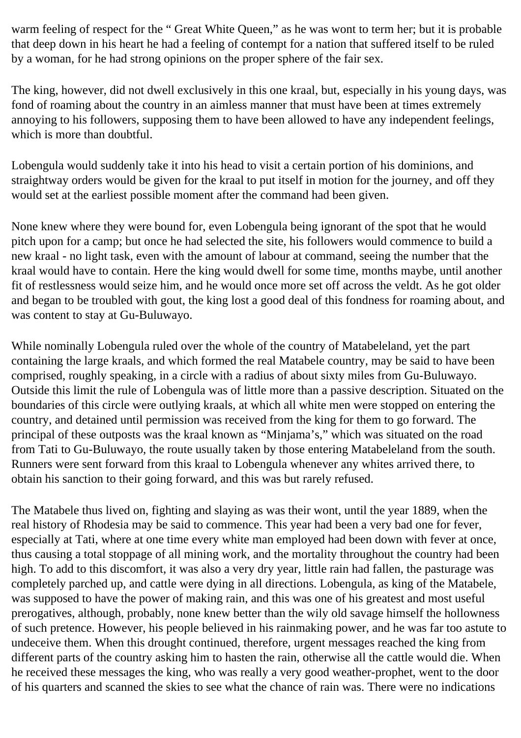warm feeling of respect for the " Great White Queen," as he was wont to term her; but it is probable that deep down in his heart he had a feeling of contempt for a nation that suffered itself to be ruled by a woman, for he had strong opinions on the proper sphere of the fair sex.

The king, however, did not dwell exclusively in this one kraal, but, especially in his young days, was fond of roaming about the country in an aimless manner that must have been at times extremely annoying to his followers, supposing them to have been allowed to have any independent feelings, which is more than doubtful.

Lobengula would suddenly take it into his head to visit a certain portion of his dominions, and straightway orders would be given for the kraal to put itself in motion for the journey, and off they would set at the earliest possible moment after the command had been given.

None knew where they were bound for, even Lobengula being ignorant of the spot that he would pitch upon for a camp; but once he had selected the site, his followers would commence to build a new kraal - no light task, even with the amount of labour at command, seeing the number that the kraal would have to contain. Here the king would dwell for some time, months maybe, until another fit of restlessness would seize him, and he would once more set off across the veldt. As he got older and began to be troubled with gout, the king lost a good deal of this fondness for roaming about, and was content to stay at Gu-Buluwayo.

While nominally Lobengula ruled over the whole of the country of Matabeleland, yet the part containing the large kraals, and which formed the real Matabele country, may be said to have been comprised, roughly speaking, in a circle with a radius of about sixty miles from Gu-Buluwayo. Outside this limit the rule of Lobengula was of little more than a passive description. Situated on the boundaries of this circle were outlying kraals, at which all white men were stopped on entering the country, and detained until permission was received from the king for them to go forward. The principal of these outposts was the kraal known as "Minjama's," which was situated on the road from Tati to Gu-Buluwayo, the route usually taken by those entering Matabeleland from the south. Runners were sent forward from this kraal to Lobengula whenever any whites arrived there, to obtain his sanction to their going forward, and this was but rarely refused.

The Matabele thus lived on, fighting and slaying as was their wont, until the year 1889, when the real history of Rhodesia may be said to commence. This year had been a very bad one for fever, especially at Tati, where at one time every white man employed had been down with fever at once, thus causing a total stoppage of all mining work, and the mortality throughout the country had been high. To add to this discomfort, it was also a very dry year, little rain had fallen, the pasturage was completely parched up, and cattle were dying in all directions. Lobengula, as king of the Matabele, was supposed to have the power of making rain, and this was one of his greatest and most useful prerogatives, although, probably, none knew better than the wily old savage himself the hollowness of such pretence. However, his people believed in his rainmaking power, and he was far too astute to undeceive them. When this drought continued, therefore, urgent messages reached the king from different parts of the country asking him to hasten the rain, otherwise all the cattle would die. When he received these messages the king, who was really a very good weather-prophet, went to the door of his quarters and scanned the skies to see what the chance of rain was. There were no indications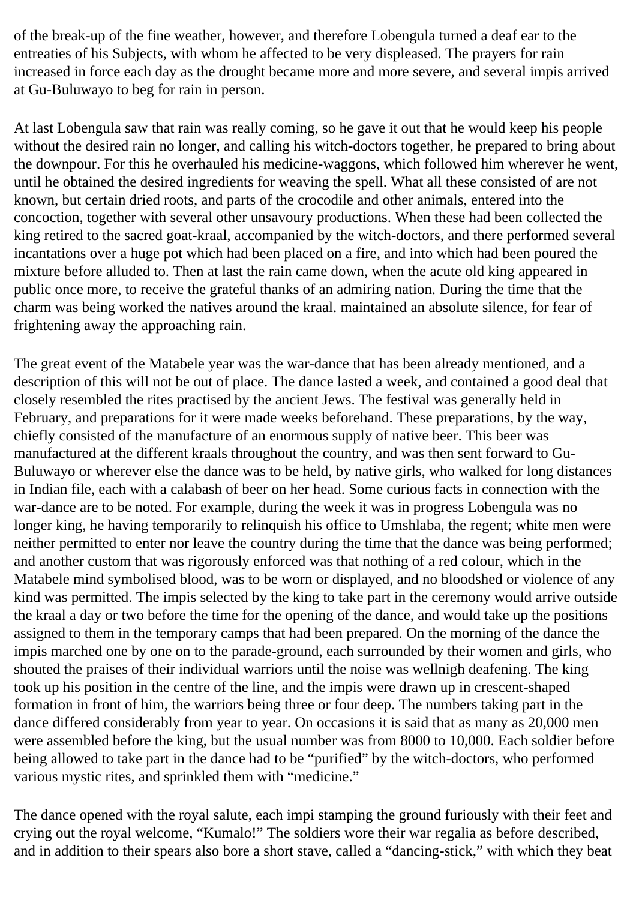of the break-up of the fine weather, however, and therefore Lobengula turned a deaf ear to the entreaties of his Subjects, with whom he affected to be very displeased. The prayers for rain increased in force each day as the drought became more and more severe, and several impis arrived at Gu-Buluwayo to beg for rain in person.

At last Lobengula saw that rain was really coming, so he gave it out that he would keep his people without the desired rain no longer, and calling his witch-doctors together, he prepared to bring about the downpour. For this he overhauled his medicine-waggons, which followed him wherever he went, until he obtained the desired ingredients for weaving the spell. What all these consisted of are not known, but certain dried roots, and parts of the crocodile and other animals, entered into the concoction, together with several other unsavoury productions. When these had been collected the king retired to the sacred goat-kraal, accompanied by the witch-doctors, and there performed several incantations over a huge pot which had been placed on a fire, and into which had been poured the mixture before alluded to. Then at last the rain came down, when the acute old king appeared in public once more, to receive the grateful thanks of an admiring nation. During the time that the charm was being worked the natives around the kraal. maintained an absolute silence, for fear of frightening away the approaching rain.

The great event of the Matabele year was the war-dance that has been already mentioned, and a description of this will not be out of place. The dance lasted a week, and contained a good deal that closely resembled the rites practised by the ancient Jews. The festival was generally held in February, and preparations for it were made weeks beforehand. These preparations, by the way, chiefly consisted of the manufacture of an enormous supply of native beer. This beer was manufactured at the different kraals throughout the country, and was then sent forward to Gu-Buluwayo or wherever else the dance was to be held, by native girls, who walked for long distances in Indian file, each with a calabash of beer on her head. Some curious facts in connection with the war-dance are to be noted. For example, during the week it was in progress Lobengula was no longer king, he having temporarily to relinquish his office to Umshlaba, the regent; white men were neither permitted to enter nor leave the country during the time that the dance was being performed; and another custom that was rigorously enforced was that nothing of a red colour, which in the Matabele mind symbolised blood, was to be worn or displayed, and no bloodshed or violence of any kind was permitted. The impis selected by the king to take part in the ceremony would arrive outside the kraal a day or two before the time for the opening of the dance, and would take up the positions assigned to them in the temporary camps that had been prepared. On the morning of the dance the impis marched one by one on to the parade-ground, each surrounded by their women and girls, who shouted the praises of their individual warriors until the noise was wellnigh deafening. The king took up his position in the centre of the line, and the impis were drawn up in crescent-shaped formation in front of him, the warriors being three or four deep. The numbers taking part in the dance differed considerably from year to year. On occasions it is said that as many as 20,000 men were assembled before the king, but the usual number was from 8000 to 10,000. Each soldier before being allowed to take part in the dance had to be "purified" by the witch-doctors, who performed various mystic rites, and sprinkled them with "medicine."

The dance opened with the royal salute, each impi stamping the ground furiously with their feet and crying out the royal welcome, "Kumalo!" The soldiers wore their war regalia as before described, and in addition to their spears also bore a short stave, called a "dancing-stick," with which they beat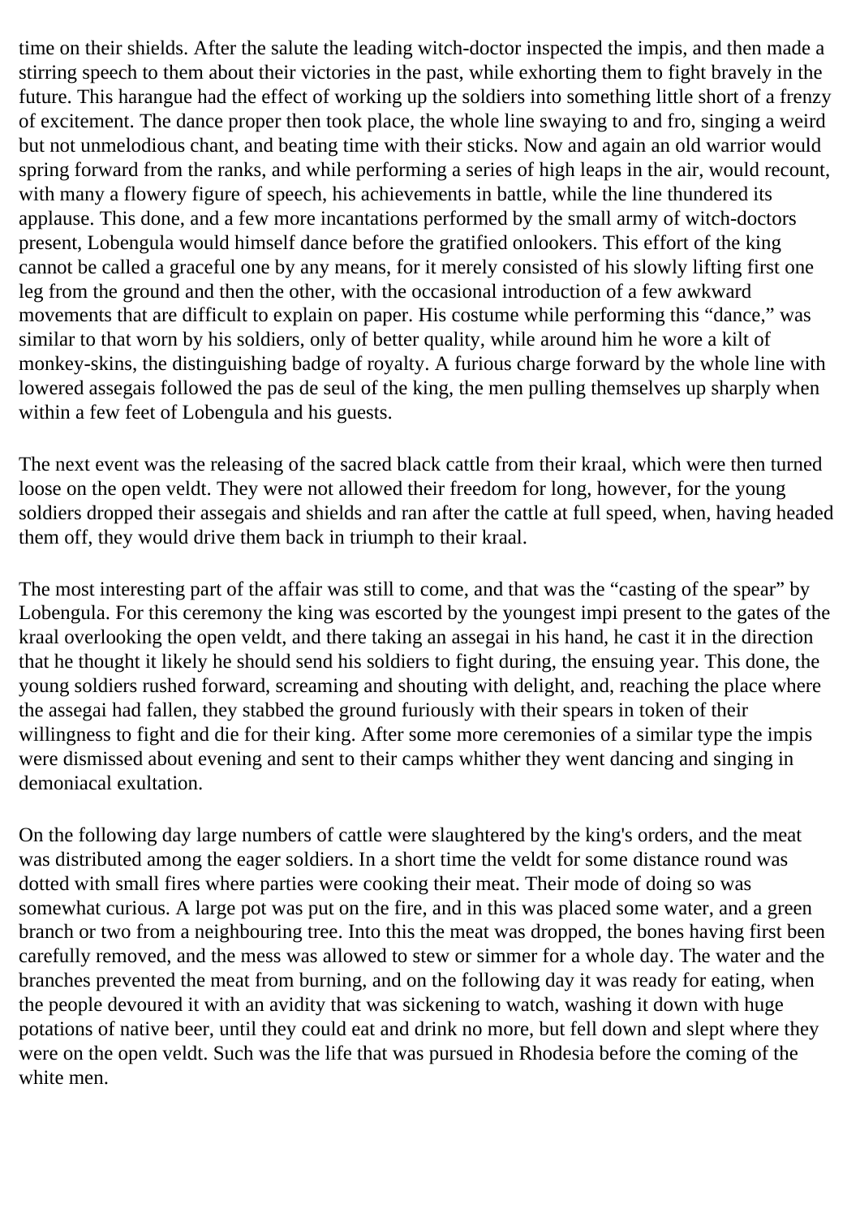time on their shields. After the salute the leading witch-doctor inspected the impis, and then made a stirring speech to them about their victories in the past, while exhorting them to fight bravely in the future. This harangue had the effect of working up the soldiers into something little short of a frenzy of excitement. The dance proper then took place, the whole line swaying to and fro, singing a weird but not unmelodious chant, and beating time with their sticks. Now and again an old warrior would spring forward from the ranks, and while performing a series of high leaps in the air, would recount, with many a flowery figure of speech, his achievements in battle, while the line thundered its applause. This done, and a few more incantations performed by the small army of witch-doctors present, Lobengula would himself dance before the gratified onlookers. This effort of the king cannot be called a graceful one by any means, for it merely consisted of his slowly lifting first one leg from the ground and then the other, with the occasional introduction of a few awkward movements that are difficult to explain on paper. His costume while performing this “dance,” was similar to that worn by his soldiers, only of better quality, while around him he wore a kilt of monkey-skins, the distinguishing badge of royalty. A furious charge forward by the whole line with lowered assegais followed the pas de seul of the king, the men pulling themselves up sharply when within a few feet of Lobengula and his guests.

The next event was the releasing of the sacred black cattle from their kraal, which were then turned loose on the open veldt. They were not allowed their freedom for long, however, for the young soldiers dropped their assegais and shields and ran after the cattle at full speed, when, having headed them off, they would drive them back in triumph to their kraal.

The most interesting part of the affair was still to come, and that was the “casting of the spear” by Lobengula. For this ceremony the king was escorted by the youngest impi present to the gates of the kraal overlooking the open veldt, and there taking an assegai in his hand, he cast it in the direction that he thought it likely he should send his soldiers to fight during, the ensuing year. This done, the young soldiers rushed forward, screaming and shouting with delight, and, reaching the place where the assegai had fallen, they stabbed the ground furiously with their spears in token of their willingness to fight and die for their king. After some more ceremonies of a similar type the impis were dismissed about evening and sent to their camps whither they went dancing and singing in demoniacal exultation.

On the following day large numbers of cattle were slaughtered by the king's orders, and the meat was distributed among the eager soldiers. In a short time the veldt for some distance round was dotted with small fires where parties were cooking their meat. Their mode of doing so was somewhat curious. A large pot was put on the fire, and in this was placed some water, and a green branch or two from a neighbouring tree. Into this the meat was dropped, the bones having first been carefully removed, and the mess was allowed to stew or simmer for a whole day. The water and the branches prevented the meat from burning, and on the following day it was ready for eating, when the people devoured it with an avidity that was sickening to watch, washing it down with huge potations of native beer, until they could eat and drink no more, but fell down and slept where they were on the open veldt. Such was the life that was pursued in Rhodesia before the coming of the white men.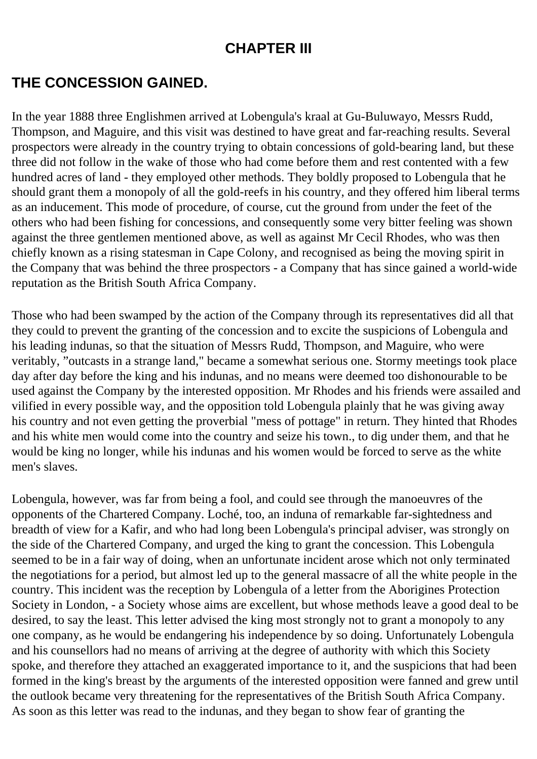## CHAPTER III

## THE CONCESSION GAINED.

In the year 1888 three Englishmen arrived at Lobengula's kraal at Gu-Buluwayo, Messrs Rudd, Thompson, and Maguire, and this visit was destined to have great and far-reaching results. Several prospectors were already in the country trying to obtain concessions of gold-bearing land, but these three did not follow in the wake of those who had come before them and rest contented with a few hundred acres of land - they employed other methods. They boldly proposed to Lobengula that he should grant them a monopoly of all the gold-reefs in his country, and they offered him liberal terms as an inducement. This mode of procedure, of course, cut the ground from under the feet of the others who had been fishing for concessions, and consequently some very bitter feeling was shown against the three gentlemen mentioned above, as well as against Mr Cecil Rhodes, who was then chiefly known as a rising statesman in Cape Colony, and recognised as being the moving spirit in the Company that was behind the three prospectors - a Company that has since gained a world-wide reputation as the British South Africa Company.

Those who had been swamped by the action of the Company through its representatives did all that they could to prevent the granting of the concession and to excite the suspicions of Lobengula and his leading indunas, so that the situation of Messrs Rudd, Thompson, and Maguire, who were veritably, "outcasts in a strange land," became a somewhat serious one. Stormy meetings took place day after day before the king and his indunas, and no means were deemed too dishonourable to be used against the Company by the interested opposition. Mr Rhodes and his friends were assailed and vilified in every possible way, and the opposition told Lobengula plainly that he was giving away his country and not even getting the proverbial "mess of pottage" in return. They hinted that Rhodes and his white men would come into the country and seize his town., to dig under them, and that he would be king no longer, while his indunas and his women would be forced to serve as the white men's slaves.

Lobengula, however, was far from being a fool, and could see through the manoeuvres of the opponents of the Chartered Company. Loché, too, an induna of remarkable far-sightedness and breadth of view for a Kafir, and who had long been Lobengula's principal adviser, was strongly on the side of the Chartered Company, and urged the king to grant the concession. This Lobengula seemed to be in a fair way of doing, when an unfortunate incident arose which not only terminated the negotiations for a period, but almost led up to the general massacre of all the white people in the country. This incident was the reception by Lobengula of a letter from the Aborigines Protection Society in London, - a Society whose aims are excellent, but whose methods leave a good deal to be desired, to say the least. This letter advised the king most strongly not to grant a monopoly to any one company, as he would be endangering his independence by so doing. Unfortunately Lobengula and his counsellors had no means of arriving at the degree of authority with which this Society spoke, and therefore they attached an exaggerated importance to it, and the suspicions that had been formed in the king's breast by the arguments of the interested opposition were fanned and grew until the outlook became very threatening for the representatives of the British South Africa Company. As soon as this letter was read to the indunas, and they began to show fear of granting the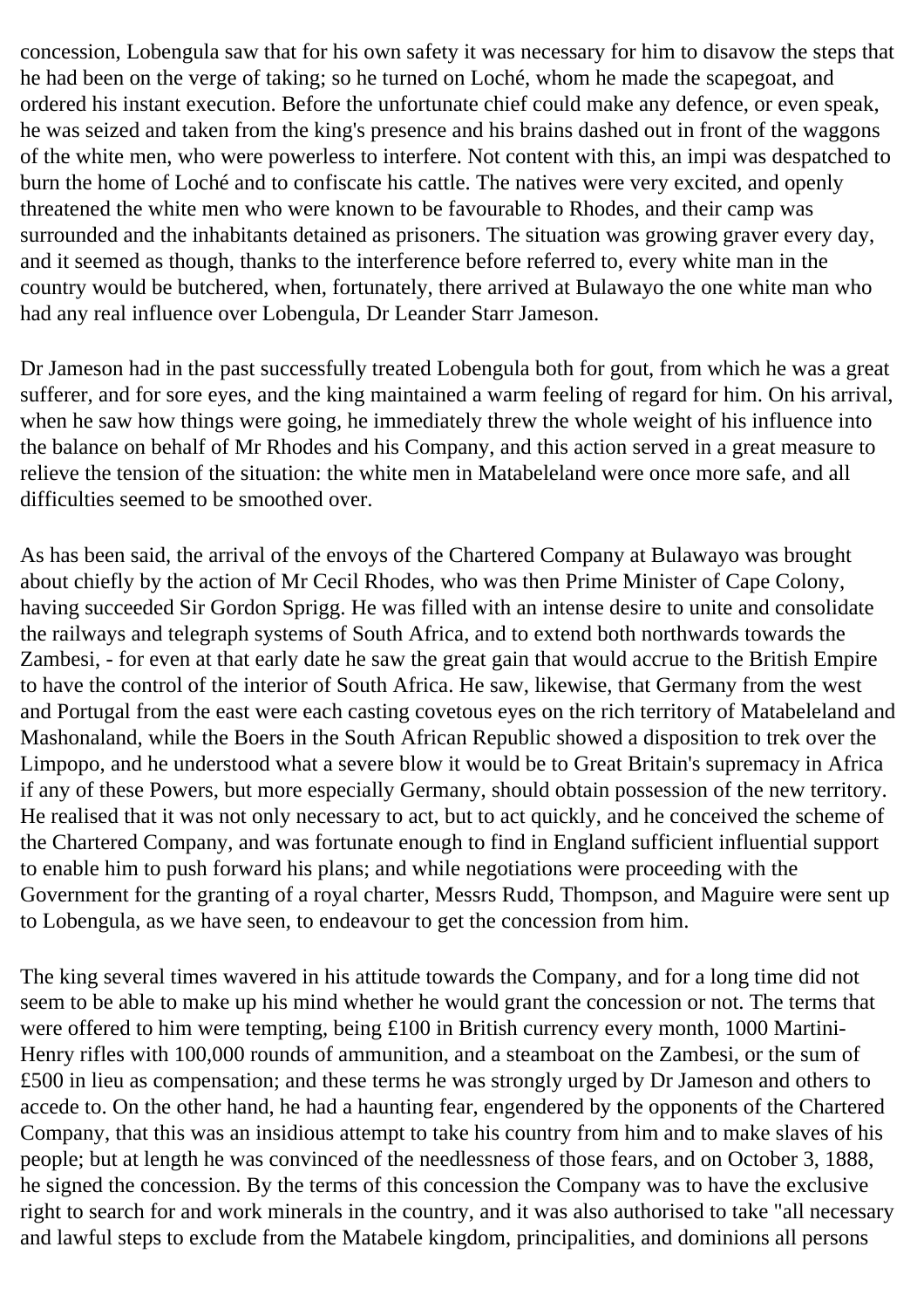concession, Lobengula saw that for his own safety it was necessary for him to disavow the steps that he had been on the verge of taking; so he turned on Loché, whom he made the scapegoat, and ordered his instant execution. Before the unfortunate chief could make any defence, or even speak, he was seized and taken from the king's presence and his brains dashed out in front of the waggons of the white men, who were powerless to interfere. Not content with this, an impi was despatched to burn the home of Loché and to confiscate his cattle. The natives were very excited, and openly threatened the white men who were known to be favourable to Rhodes, and their camp was surrounded and the inhabitants detained as prisoners. The situation was growing graver every day, and it seemed as though, thanks to the interference before referred to, every white man in the country would be butchered, when, fortunately, there arrived at Bulawayo the one white man who had any real influence over Lobengula, Dr Leander Starr Jameson.

Dr Jameson had in the past successfully treated Lobengula both for gout, from which he was a great sufferer, and for sore eyes, and the king maintained a warm feeling of regard for him. On his arrival, when he saw how things were going, he immediately threw the whole weight of his influence into the balance on behalf of Mr Rhodes and his Company, and this action served in a great measure to relieve the tension of the situation: the white men in Matabeleland were once more safe, and all difficulties seemed to be smoothed over.

As has been said, the arrival of the envoys of the Chartered Company at Bulawayo was brought about chiefly by the action of Mr Cecil Rhodes, who was then Prime Minister of Cape Colony, having succeeded Sir Gordon Sprigg. He was filled with an intense desire to unite and consolidate the railways and telegraph systems of South Africa, and to extend both northwards towards the Zambesi, - for even at that early date he saw the great gain that would accrue to the British Empire to have the control of the interior of South Africa. He saw, likewise, that Germany from the west and Portugal from the east were each casting covetous eyes on the rich territory of Matabeleland and Mashonaland, while the Boers in the South African Republic showed a disposition to trek over the Limpopo, and he understood what a severe blow it would be to Great Britain's supremacy in Africa if any of these Powers, but more especially Germany, should obtain possession of the new territory. He realised that it was not only necessary to act, but to act quickly, and he conceived the scheme of the Chartered Company, and was fortunate enough to find in England sufficient influential support to enable him to push forward his plans; and while negotiations were proceeding with the Government for the granting of a royal charter, Messrs Rudd, Thompson, and Maguire were sent up to Lobengula, as we have seen, to endeavour to get the concession from him.

The king several times wavered in his attitude towards the Company, and for a long time did not seem to be able to make up his mind whether he would grant the concession or not. The terms that were offered to him were tempting, being £100 in British currency every month, 1000 Martini-Henry rifles with 100,000 rounds of ammunition, and a steamboat on the Zambesi, or the sum of £500 in lieu as compensation; and these terms he was strongly urged by Dr Jameson and others to accede to. On the other hand, he had a haunting fear, engendered by the opponents of the Chartered Company, that this was an insidious attempt to take his country from him and to make slaves of his people; but at length he was convinced of the needlessness of those fears, and on October 3, 1888, he signed the concession. By the terms of this concession the Company was to have the exclusive right to search for and work minerals in the country, and it was also authorised to take "all necessary and lawful steps to exclude from the Matabele kingdom, principalities, and dominions all persons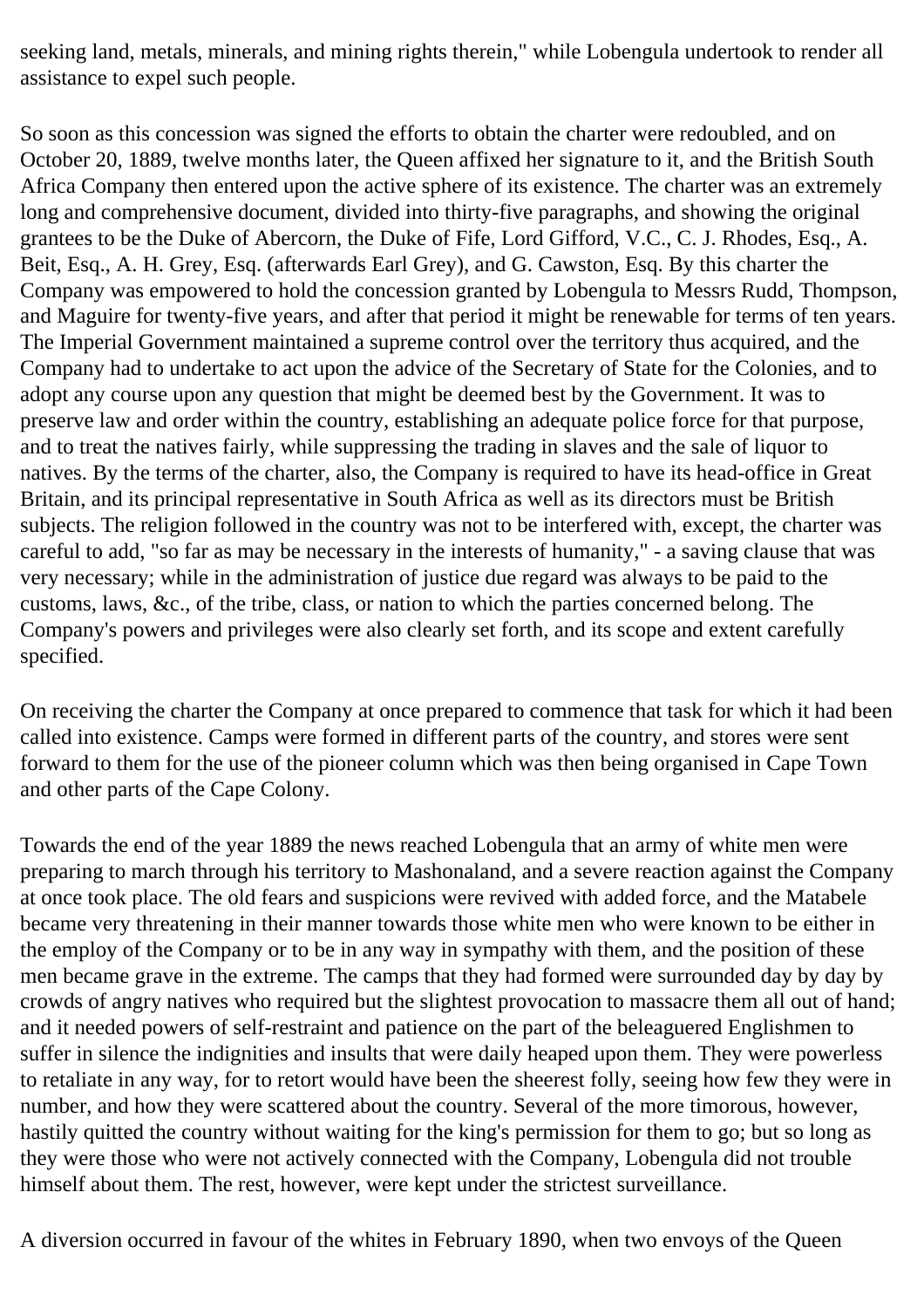seeking land, metals, minerals, and mining rights therein," while Lobengula undertook to render all assistance to expel such people.

So soon as this concession was signed the efforts to obtain the charter were redoubled, and on October 20, 1889, twelve months later, the Queen affixed her signature to it, and the British South Africa Company then entered upon the active sphere of its existence. The charter was an extremely long and comprehensive document, divided into thirty-five paragraphs, and showing the original grantees to be the Duke of Abercorn, the Duke of Fife, Lord Gifford, V.C., C. J. Rhodes, Esq., A. Beit, Esq., A. H. Grey, Esq. (afterwards Earl Grey), and G. Cawston, Esq. By this charter the Company was empowered to hold the concession granted by Lobengula to Messrs Rudd, Thompson, and Maguire for twenty-five years, and after that period it might be renewable for terms of ten years. The Imperial Government maintained a supreme control over the territory thus acquired, and the Company had to undertake to act upon the advice of the Secretary of State for the Colonies, and to adopt any course upon any question that might be deemed best by the Government. It was to preserve law and order within the country, establishing an adequate police force for that purpose, and to treat the natives fairly, while suppressing the trading in slaves and the sale of liquor to natives. By the terms of the charter, also, the Company is required to have its head-office in Great Britain, and its principal representative in South Africa as well as its directors must be British subjects. The religion followed in the country was not to be interfered with, except, the charter was careful to add, "so far as may be necessary in the interests of humanity," - a saving clause that was very necessary; while in the administration of justice due regard was always to be paid to the customs, laws, &c., of the tribe, class, or nation to which the parties concerned belong. The Company's powers and privileges were also clearly set forth, and its scope and extent carefully specified.

On receiving the charter the Company at once prepared to commence that task for which it had been called into existence. Camps were formed in different parts of the country, and stores were sent forward to them for the use of the pioneer column which was then being organised in Cape Town and other parts of the Cape Colony.

Towards the end of the year 1889 the news reached Lobengula that an army of white men were preparing to march through his territory to Mashonaland, and a severe reaction against the Company at once took place. The old fears and suspicions were revived with added force, and the Matabele became very threatening in their manner towards those white men who were known to be either in the employ of the Company or to be in any way in sympathy with them, and the position of these men became grave in the extreme. The camps that they had formed were surrounded day by day by crowds of angry natives who required but the slightest provocation to massacre them all out of hand; and it needed powers of self-restraint and patience on the part of the beleaguered Englishmen to suffer in silence the indignities and insults that were daily heaped upon them. They were powerless to retaliate in any way, for to retort would have been the sheerest folly, seeing how few they were in number, and how they were scattered about the country. Several of the more timorous, however, hastily quitted the country without waiting for the king's permission for them to go; but so long as they were those who were not actively connected with the Company, Lobengula did not trouble himself about them. The rest, however, were kept under the strictest surveillance.

A diversion occurred in favour of the whites in February 1890, when two envoys of the Queen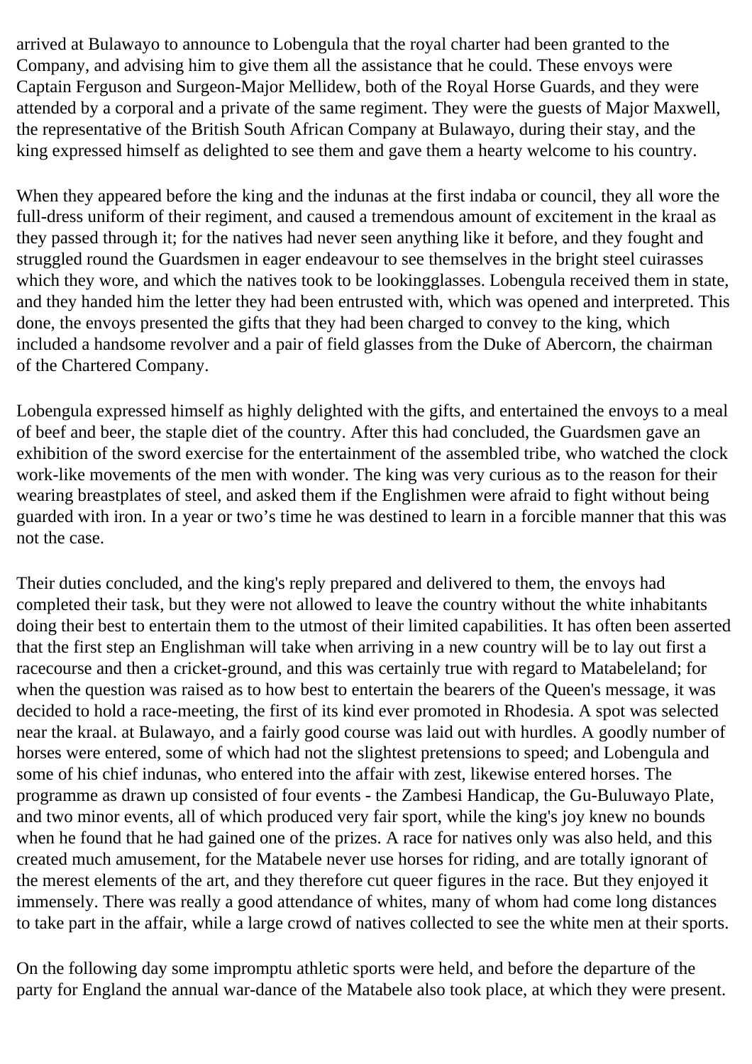arrived at Bulawayo to announce to Lobengula that the royal charter had been granted to the Company, and advising him to give them all the assistance that he could. These envoys were Captain Ferguson and Surgeon-Major Mellidew, both of the Royal Horse Guards, and they were attended by a corporal and a private of the same regiment. They were the guests of Major Maxwell, the representative of the British South African Company at Bulawayo, during their stay, and the king expressed himself as delighted to see them and gave them a hearty welcome to his country.

When they appeared before the king and the indunas at the first indaba or council, they all wore the full-dress uniform of their regiment, and caused a tremendous amount of excitement in the kraal as they passed through it; for the natives had never seen anything like it before, and they fought and struggled round the Guardsmen in eager endeavour to see themselves in the bright steel cuirasses which they wore, and which the natives took to be lookingglasses. Lobengula received them in state, and they handed him the letter they had been entrusted with, which was opened and interpreted. This done, the envoys presented the gifts that they had been charged to convey to the king, which included a handsome revolver and a pair of field glasses from the Duke of Abercorn, the chairman of the Chartered Company.

Lobengula expressed himself as highly delighted with the gifts, and entertained the envoys to a meal of beef and beer, the staple diet of the country. After this had concluded, the Guardsmen gave an exhibition of the sword exercise for the entertainment of the assembled tribe, who watched the clock work-like movements of the men with wonder. The king was very curious as to the reason for their wearing breastplates of steel, and asked them if the Englishmen were afraid to fight without being guarded with iron. In a year or two's time he was destined to learn in a forcible manner that this was not the case.

Their duties concluded, and the king's reply prepared and delivered to them, the envoys had completed their task, but they were not allowed to leave the country without the white inhabitants doing their best to entertain them to the utmost of their limited capabilities. It has often been asserted that the first step an Englishman will take when arriving in a new country will be to lay out first a racecourse and then a cricket-ground, and this was certainly true with regard to Matabeleland; for when the question was raised as to how best to entertain the bearers of the Queen's message, it was decided to hold a race-meeting, the first of its kind ever promoted in Rhodesia. A spot was selected near the kraal. at Bulawayo, and a fairly good course was laid out with hurdles. A goodly number of horses were entered, some of which had not the slightest pretensions to speed; and Lobengula and some of his chief indunas, who entered into the affair with zest, likewise entered horses. The programme as drawn up consisted of four events - the Zambesi Handicap, the Gu-Buluwayo Plate, and two minor events, all of which produced very fair sport, while the king's joy knew no bounds when he found that he had gained one of the prizes. A race for natives only was also held, and this created much amusement, for the Matabele never use horses for riding, and are totally ignorant of the merest elements of the art, and they therefore cut queer figures in the race. But they enjoyed it immensely. There was really a good attendance of whites, many of whom had come long distances to take part in the affair, while a large crowd of natives collected to see the white men at their sports.

On the following day some impromptu athletic sports were held, and before the departure of the party for England the annual war-dance of the Matabele also took place, at which they were present.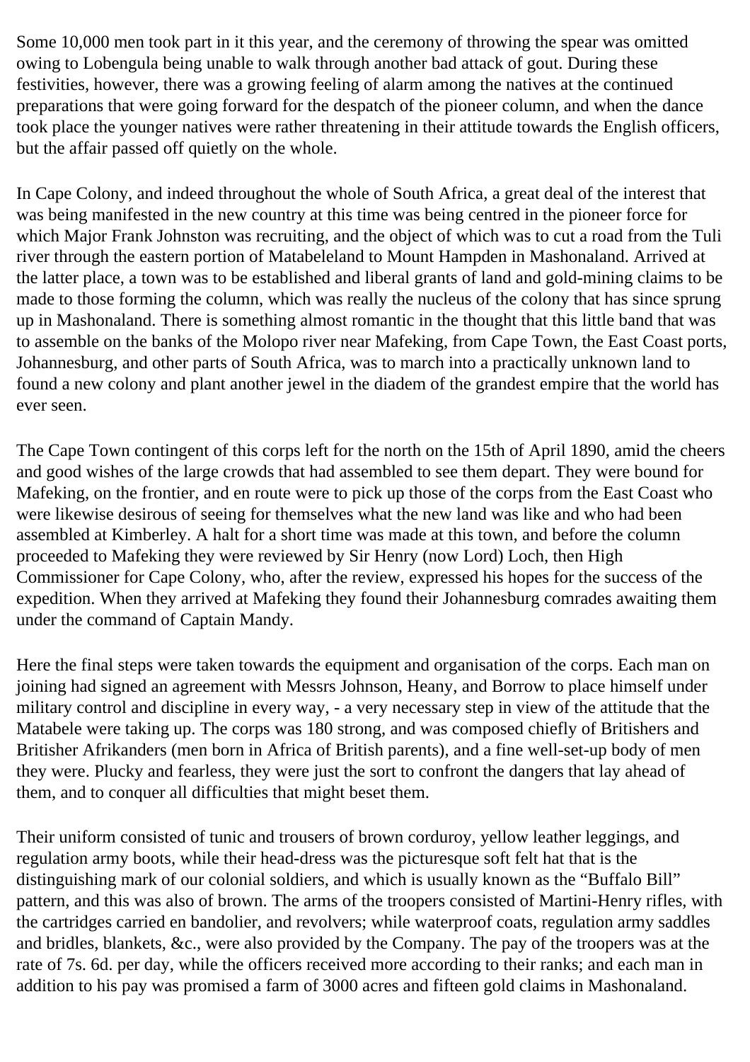Some 10,000 men took part in it this year, and the ceremony of throwing the spear was omitted owing to Lobengula being unable to walk through another bad attack of gout. During these festivities, however, there was a growing feeling of alarm among the natives at the continued preparations that were going forward for the despatch of the pioneer column, and when the dance took place the younger natives were rather threatening in their attitude towards the English officers, but the affair passed off quietly on the whole.

In Cape Colony, and indeed throughout the whole of South Africa, a great deal of the interest that was being manifested in the new country at this time was being centred in the pioneer force for which Major Frank Johnston was recruiting, and the object of which was to cut a road from the Tuli river through the eastern portion of Matabeleland to Mount Hampden in Mashonaland. Arrived at the latter place, a town was to be established and liberal grants of land and gold-mining claims to be made to those forming the column, which was really the nucleus of the colony that has since sprung up in Mashonaland. There is something almost romantic in the thought that this little band that was to assemble on the banks of the Molopo river near Mafeking, from Cape Town, the East Coast ports, Johannesburg, and other parts of South Africa, was to march into a practically unknown land to found a new colony and plant another jewel in the diadem of the grandest empire that the world has ever seen.

The Cape Town contingent of this corps left for the north on the 15th of April 1890, amid the cheers and good wishes of the large crowds that had assembled to see them depart. They were bound for Mafeking, on the frontier, and en route were to pick up those of the corps from the East Coast who were likewise desirous of seeing for themselves what the new land was like and who had been assembled at Kimberley. A halt for a short time was made at this town, and before the column proceeded to Mafeking they were reviewed by Sir Henry (now Lord) Loch, then High Commissioner for Cape Colony, who, after the review, expressed his hopes for the success of the expedition. When they arrived at Mafeking they found their Johannesburg comrades awaiting them under the command of Captain Mandy.

Here the final steps were taken towards the equipment and organisation of the corps. Each man on joining had signed an agreement with Messrs Johnson, Heany, and Borrow to place himself under military control and discipline in every way, - a very necessary step in view of the attitude that the Matabele were taking up. The corps was 180 strong, and was composed chiefly of Britishers and Britisher Afrikanders (men born in Africa of British parents), and a fine well-set-up body of men they were. Plucky and fearless, they were just the sort to confront the dangers that lay ahead of them, and to conquer all difficulties that might beset them.

Their uniform consisted of tunic and trousers of brown corduroy, yellow leather leggings, and regulation army boots, while their head-dress was the picturesque soft felt hat that is the distinguishing mark of our colonial soldiers, and which is usually known as the "Buffalo Bill" pattern, and this was also of brown. The arms of the troopers consisted of Martini-Henry rifles, with the cartridges carried en bandolier, and revolvers; while waterproof coats, regulation army saddles and bridles, blankets, &c., were also provided by the Company. The pay of the troopers was at the rate of 7s. 6d. per day, while the officers received more according to their ranks; and each man in addition to his pay was promised a farm of 3000 acres and fifteen gold claims in Mashonaland.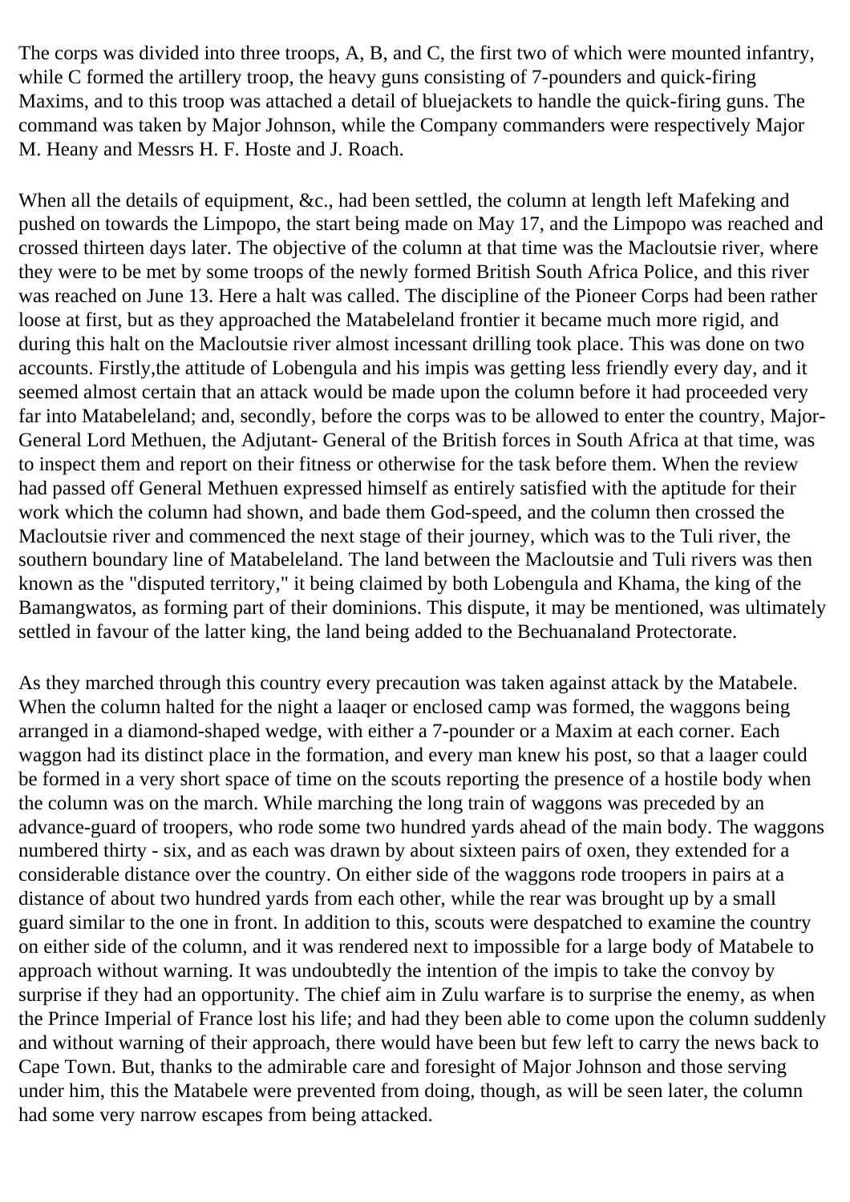The corps was divided into three troops, A, B, and C, the first two of which were mounted infantry, while C formed the artillery troop, the heavy guns consisting of 7-pounders and quick-firing Maxims, and to this troop was attached a detail of bluejackets to handle the quick-firing guns. The command was taken by Major Johnson, while the Company commanders were respectively Major M. Heany and Messrs H. F. Hoste and J. Roach.

When all the details of equipment, &c., had been settled, the column at length left Mafeking and pushed on towards the Limpopo, the start being made on May 17, and the Limpopo was reached and crossed thirteen days later. The objective of the column at that time was the Macloutsie river, where they were to be met by some troops of the newly formed British South Africa Police, and this river was reached on June 13. Here a halt was called. The discipline of the Pioneer Corps had been rather loose at first, but as they approached the Matabeleland frontier it became much more rigid, and during this halt on the Macloutsie river almost incessant drilling took place. This was done on two accounts. Firstly,the attitude of Lobengula and his impis was getting less friendly every day, and it seemed almost certain that an attack would be made upon the column before it had proceeded very far into Matabeleland; and, secondly, before the corps was to be allowed to enter the country, Major-General Lord Methuen, the Adjutant- General of the British forces in South Africa at that time, was to inspect them and report on their fitness or otherwise for the task before them. When the review had passed off General Methuen expressed himself as entirely satisfied with the aptitude for their work which the column had shown, and bade them God-speed, and the column then crossed the Macloutsie river and commenced the next stage of their journey, which was to the Tuli river, the southern boundary line of Matabeleland. The land between the Macloutsie and Tuli rivers was then known as the "disputed territory," it being claimed by both Lobengula and Khama, the king of the Bamangwatos, as forming part of their dominions. This dispute, it may be mentioned, was ultimately settled in favour of the latter king, the land being added to the Bechuanaland Protectorate.

As they marched through this country every precaution was taken against attack by the Matabele. When the column halted for the night a laaqer or enclosed camp was formed, the waggons being arranged in a diamond-shaped wedge, with either a 7-pounder or a Maxim at each corner. Each waggon had its distinct place in the formation, and every man knew his post, so that a laager could be formed in a very short space of time on the scouts reporting the presence of a hostile body when the column was on the march. While marching the long train of waggons was preceded by an advance-guard of troopers, who rode some two hundred yards ahead of the main body. The waggons numbered thirty - six, and as each was drawn by about sixteen pairs of oxen, they extended for a considerable distance over the country. On either side of the waggons rode troopers in pairs at a distance of about two hundred yards from each other, while the rear was brought up by a small guard similar to the one in front. In addition to this, scouts were despatched to examine the country on either side of the column, and it was rendered next to impossible for a large body of Matabele to approach without warning. It was undoubtedly the intention of the impis to take the convoy by surprise if they had an opportunity. The chief aim in Zulu warfare is to surprise the enemy, as when the Prince Imperial of France lost his life; and had they been able to come upon the column suddenly and without warning of their approach, there would have been but few left to carry the news back to Cape Town. But, thanks to the admirable care and foresight of Major Johnson and those serving under him, this the Matabele were prevented from doing, though, as will be seen later, the column had some very narrow escapes from being attacked.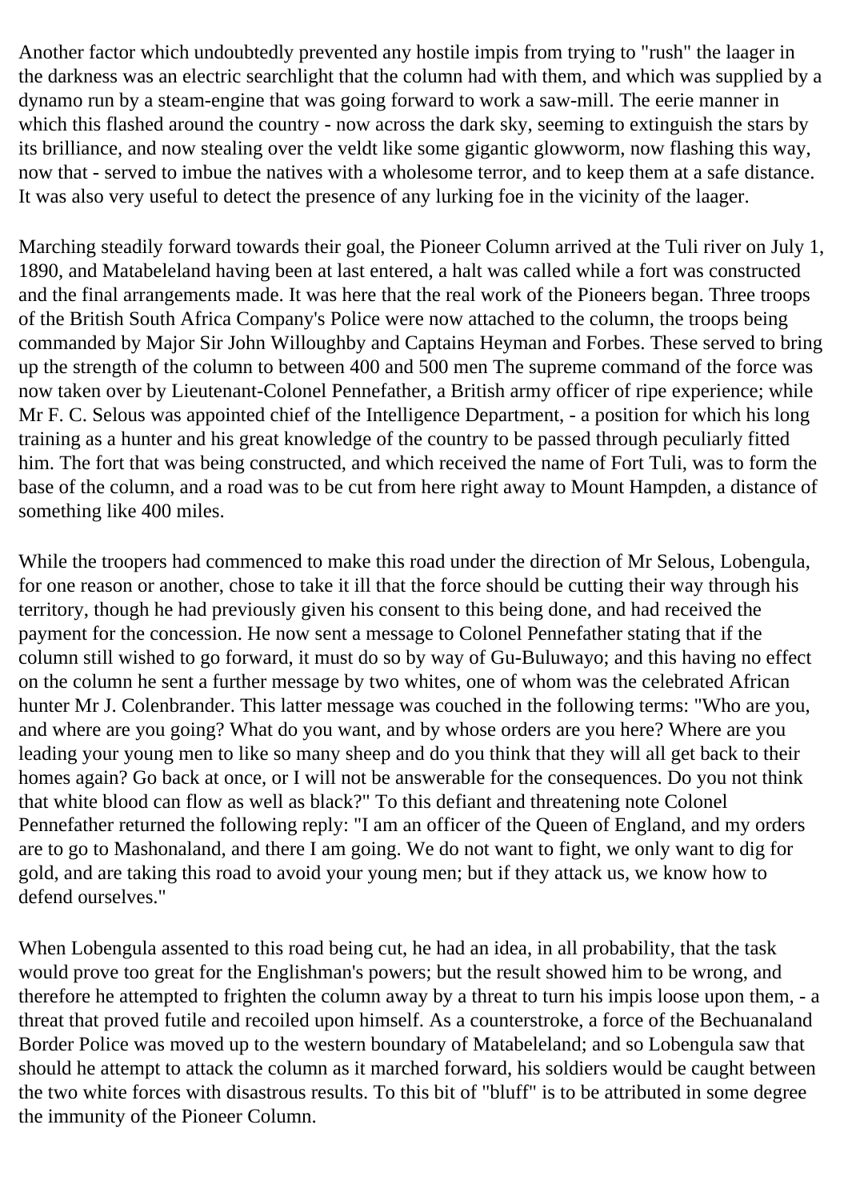Another factor which undoubtedly prevented any hostile impis from trying to "rush" the laager in the darkness was an electric searchlight that the column had with them, and which was supplied by a dynamo run by a steam-engine that was going forward to work a saw-mill. The eerie manner in which this flashed around the country - now across the dark sky, seeming to extinguish the stars by its brilliance, and now stealing over the veldt like some gigantic glowworm, now flashing this way, now that - served to imbue the natives with a wholesome terror, and to keep them at a safe distance. It was also very useful to detect the presence of any lurking foe in the vicinity of the laager.

Marching steadily forward towards their goal, the Pioneer Column arrived at the Tuli river on July 1, 1890, and Matabeleland having been at last entered, a halt was called while a fort was constructed and the final arrangements made. It was here that the real work of the Pioneers began. Three troops of the British South Africa Company's Police were now attached to the column, the troops being commanded by Major Sir John Willoughby and Captains Heyman and Forbes. These served to bring up the strength of the column to between 400 and 500 men The supreme command of the force was now taken over by Lieutenant-Colonel Pennefather, a British army officer of ripe experience; while Mr F. C. Selous was appointed chief of the Intelligence Department, - a position for which his long training as a hunter and his great knowledge of the country to be passed through peculiarly fitted him. The fort that was being constructed, and which received the name of Fort Tuli, was to form the base of the column, and a road was to be cut from here right away to Mount Hampden, a distance of something like 400 miles.

While the troopers had commenced to make this road under the direction of Mr Selous, Lobengula, for one reason or another, chose to take it ill that the force should be cutting their way through his territory, though he had previously given his consent to this being done, and had received the payment for the concession. He now sent a message to Colonel Pennefather stating that if the column still wished to go forward, it must do so by way of Gu-Buluwayo; and this having no effect on the column he sent a further message by two whites, one of whom was the celebrated African hunter Mr J. Colenbrander. This latter message was couched in the following terms: "Who are you, and where are you going? What do you want, and by whose orders are you here? Where are you leading your young men to like so many sheep and do you think that they will all get back to their homes again? Go back at once, or I will not be answerable for the consequences. Do you not think that white blood can flow as well as black?" To this defiant and threatening note Colonel Pennefather returned the following reply: "I am an officer of the Queen of England, and my orders are to go to Mashonaland, and there I am going. We do not want to fight, we only want to dig for gold, and are taking this road to avoid your young men; but if they attack us, we know how to defend ourselves."

When Lobengula assented to this road being cut, he had an idea, in all probability, that the task would prove too great for the Englishman's powers; but the result showed him to be wrong, and therefore he attempted to frighten the column away by a threat to turn his impis loose upon them, - a threat that proved futile and recoiled upon himself. As a counterstroke, a force of the Bechuanaland Border Police was moved up to the western boundary of Matabeleland; and so Lobengula saw that should he attempt to attack the column as it marched forward, his soldiers would be caught between the two white forces with disastrous results. To this bit of "bluff" is to be attributed in some degree the immunity of the Pioneer Column.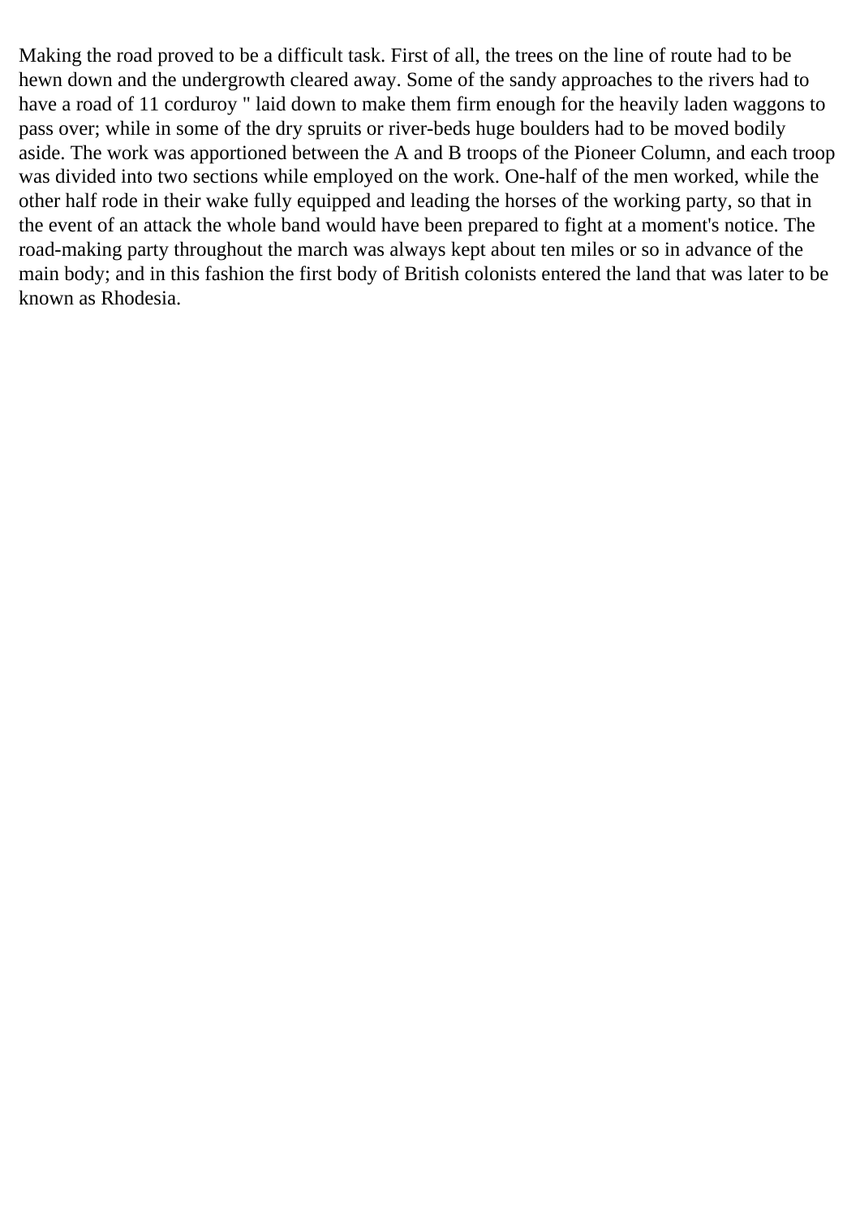Making the road proved to be a difficult task. First of all, the trees on the line of route had to be hewn down and the undergrowth cleared away. Some of the sandy approaches to the rivers had to have a road of 11 corduroy " laid down to make them firm enough for the heavily laden waggons to pass over; while in some of the dry spruits or river-beds huge boulders had to be moved bodily aside. The work was apportioned between the A and B troops of the Pioneer Column, and each troop was divided into two sections while employed on the work. One-half of the men worked, while the other half rode in their wake fully equipped and leading the horses of the working party, so that in the event of an attack the whole band would have been prepared to fight at a moment's notice. The road-making party throughout the march was always kept about ten miles or so in advance of the main body; and in this fashion the first body of British colonists entered the land that was later to be known as Rhodesia.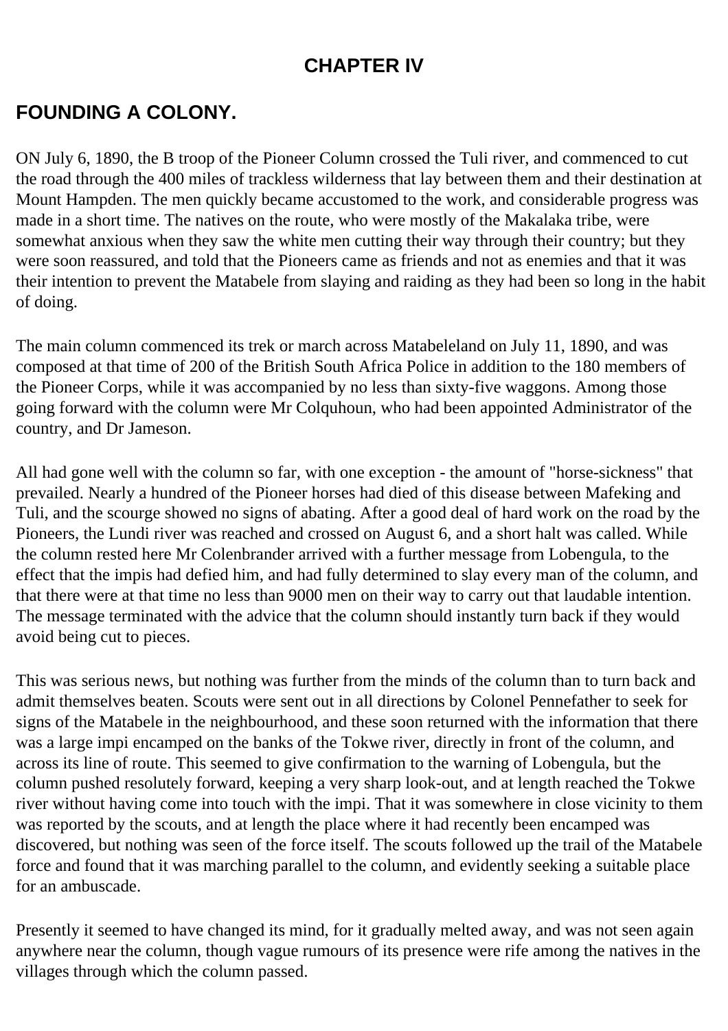# CHAPTER IV

## FOUNDING A COLONY.

ON July 6, 1890, the B troop of the Pioneer Column crossed the Tuli river, and commenced to cut the road through the 400 miles of trackless wilderness that lay between them and their destination at Mount Hampden. The men quickly became accustomed to the work, and considerable progress was made in a short time. The natives on the route, who were mostly of the Makalaka tribe, were somewhat anxious when they saw the white men cutting their way through their country; but they were soon reassured, and told that the Pioneers came as friends and not as enemies and that it was their intention to prevent the Matabele from slaying and raiding as they had been so long in the habit of doing.

The main column commenced its trek or march across Matabeleland on July 11, 1890, and was composed at that time of 200 of the British South Africa Police in addition to the 180 members of the Pioneer Corps, while it was accompanied by no less than sixty-five waggons. Among those going forward with the column were Mr Colquhoun, who had been appointed Administrator of the country, and Dr Jameson.

All had gone well with the column so far, with one exception - the amount of "horse-sickness" that prevailed. Nearly a hundred of the Pioneer horses had died of this disease between Mafeking and Tuli, and the scourge showed no signs of abating. After a good deal of hard work on the road by the Pioneers, the Lundi river was reached and crossed on August 6, and a short halt was called. While the column rested here Mr Colenbrander arrived with a further message from Lobengula, to the effect that the impis had defied him, and had fully determined to slay every man of the column, and that there were at that time no less than 9000 men on their way to carry out that laudable intention. The message terminated with the advice that the column should instantly turn back if they would avoid being cut to pieces.

This was serious news, but nothing was further from the minds of the column than to turn back and admit themselves beaten. Scouts were sent out in all directions by Colonel Pennefather to seek for signs of the Matabele in the neighbourhood, and these soon returned with the information that there was a large impi encamped on the banks of the Tokwe river, directly in front of the column, and across its line of route. This seemed to give confirmation to the warning of Lobengula, but the column pushed resolutely forward, keeping a very sharp look-out, and at length reached the Tokwe river without having come into touch with the impi. That it was somewhere in close vicinity to them was reported by the scouts, and at length the place where it had recently been encamped was discovered, but nothing was seen of the force itself. The scouts followed up the trail of the Matabele force and found that it was marching parallel to the column, and evidently seeking a suitable place for an ambuscade.

Presently it seemed to have changed its mind, for it gradually melted away, and was not seen again anywhere near the column, though vague rumours of its presence were rife among the natives in the villages through which the column passed.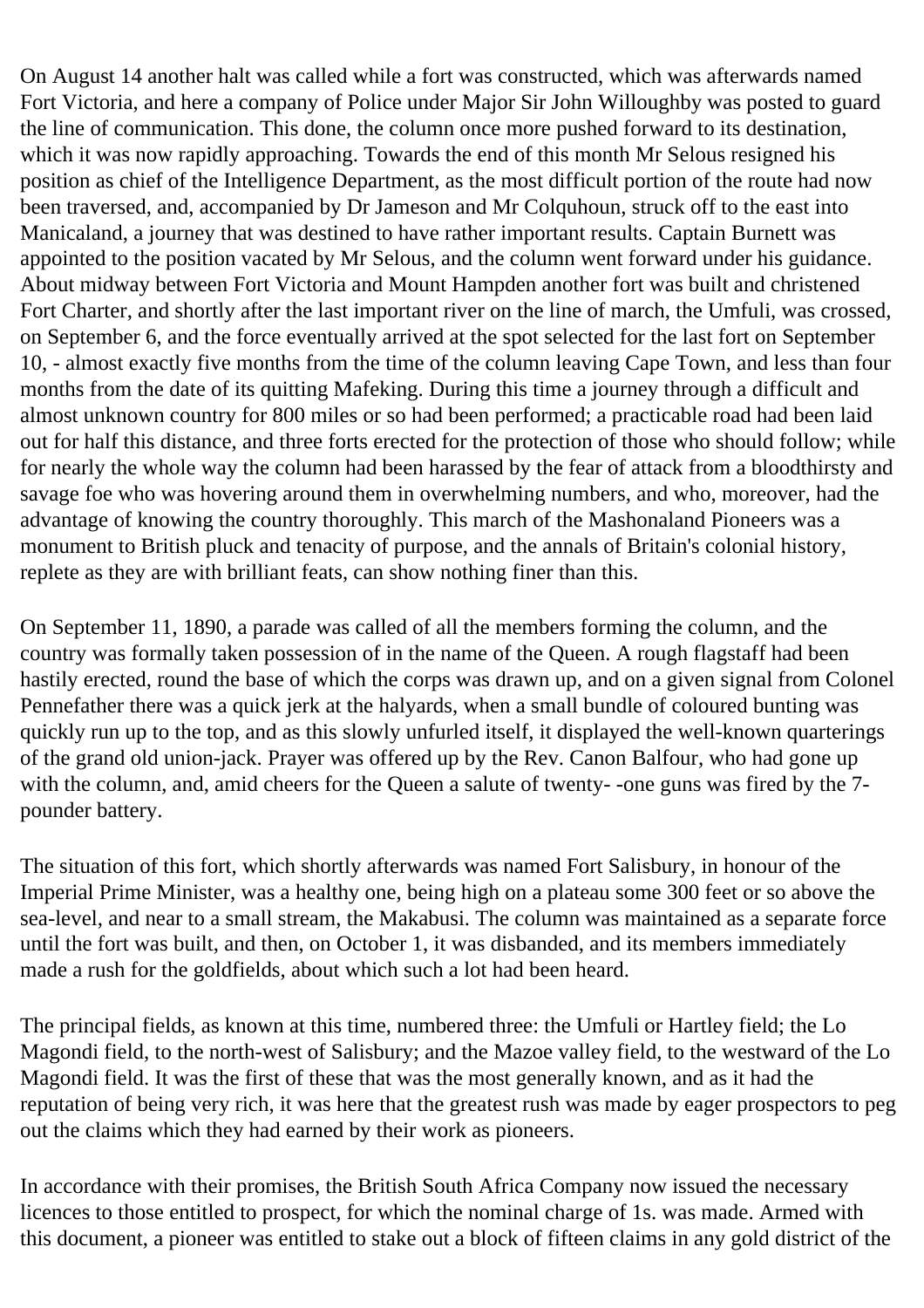On August 14 another halt was called while a fort was constructed, which was afterwards named Fort Victoria, and here a company of Police under Major Sir John Willoughby was posted to guard the line of communication. This done, the column once more pushed forward to its destination, which it was now rapidly approaching. Towards the end of this month Mr Selous resigned his position as chief of the Intelligence Department, as the most difficult portion of the route had now been traversed, and, accompanied by Dr Jameson and Mr Colquhoun, struck off to the east into Manicaland, a journey that was destined to have rather important results. Captain Burnett was appointed to the position vacated by Mr Selous, and the column went forward under his guidance. About midway between Fort Victoria and Mount Hampden another fort was built and christened Fort Charter, and shortly after the last important river on the line of march, the Umfuli, was crossed, on September 6, and the force eventually arrived at the spot selected for the last fort on September 10, - almost exactly five months from the time of the column leaving Cape Town, and less than four months from the date of its quitting Mafeking. During this time a journey through a difficult and almost unknown country for 800 miles or so had been performed; a practicable road had been laid out for half this distance, and three forts erected for the protection of those who should follow; while for nearly the whole way the column had been harassed by the fear of attack from a bloodthirsty and savage foe who was hovering around them in overwhelming numbers, and who, moreover, had the advantage of knowing the country thoroughly. This march of the Mashonaland Pioneers was a monument to British pluck and tenacity of purpose, and the annals of Britain's colonial history, replete as they are with brilliant feats, can show nothing finer than this.

On September 11, 1890, a parade was called of all the members forming the column, and the country was formally taken possession of in the name of the Queen. A rough flagstaff had been hastily erected, round the base of which the corps was drawn up, and on a given signal from Colonel Pennefather there was a quick jerk at the halyards, when a small bundle of coloured bunting was quickly run up to the top, and as this slowly unfurled itself, it displayed the well-known quarterings of the grand old union-jack. Prayer was offered up by the Rev. Canon Balfour, who had gone up with the column, and, amid cheers for the Queen a salute of twenty- -one guns was fired by the 7-pounder battery.

The situation of this fort, which shortly afterwards was named Fort Salisbury, in honour of the Imperial Prime Minister, was a healthy one, being high on a plateau some 300 feet or so above the sea-level, and near to a small stream, the Makabusi. The column was maintained as a separate force until the fort was built, and then, on October 1, it was disbanded, and its members immediately made a rush for the goldfields, about which such a lot had been heard.

The principal fields, as known at this time, numbered three: the Umfuli or Hartley field; the Lo Magondi field, to the north-west of Salisbury; and the Mazoe valley field, to the westward of the Lo Magondi field. It was the first of these that was the most generally known, and as it had the reputation of being very rich, it was here that the greatest rush was made by eager prospectors to peg out the claims which they had earned by their work as pioneers.

In accordance with their promises, the British South Africa Company now issued the necessary licences to those entitled to prospect, for which the nominal charge of 1s. was made. Armed with this document, a pioneer was entitled to stake out a block of fifteen claims in any gold district of the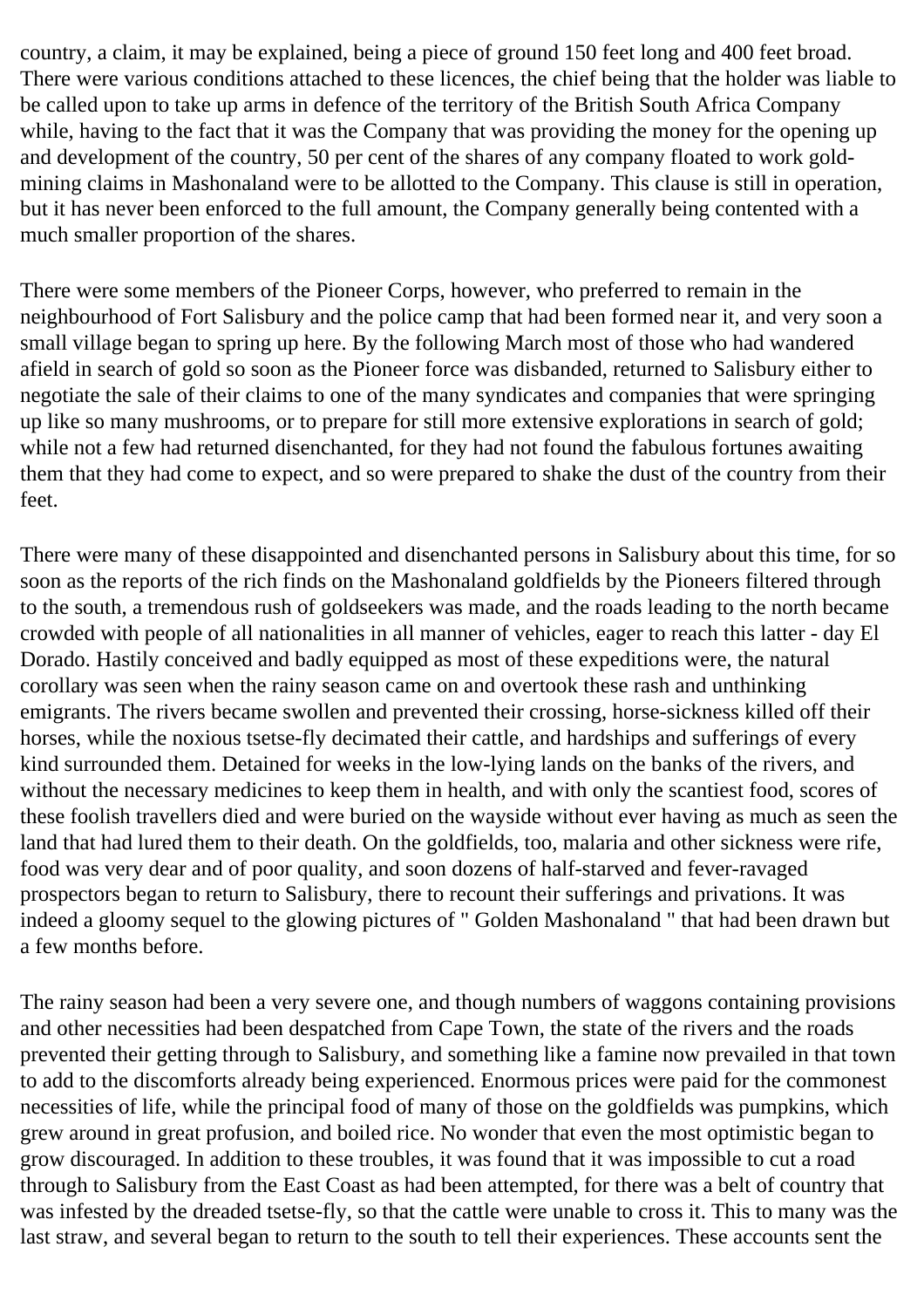country, a claim, it may be explained, being a piece of ground 150 feet long and 400 feet broad. There were various conditions attached to these licences, the chief being that the holder was liable to be called upon to take up arms in defence of the territory of the British South Africa Company while, having to the fact that it was the Company that was providing the money for the opening up and development of the country, 50 per cent of the shares of any company floated to work gold-mining claims in Mashonaland were to be allotted to the Company. This clause is still in operation, but it has never been enforced to the full amount, the Company generally being contented with a much smaller proportion of the shares.

There were some members of the Pioneer Corps, however, who preferred to remain in the neighbourhood of Fort Salisbury and the police camp that had been formed near it, and very soon a small village began to spring up here. By the following March most of those who had wandered afield in search of gold so soon as the Pioneer force was disbanded, returned to Salisbury either to negotiate the sale of their claims to one of the many syndicates and companies that were springing up like so many mushrooms, or to prepare for still more extensive explorations in search of gold; while not a few had returned disenchanted, for they had not found the fabulous fortunes awaiting them that they had come to expect, and so were prepared to shake the dust of the country from their feet.

There were many of these disappointed and disenchanted persons in Salisbury about this time, for so soon as the reports of the rich finds on the Mashonaland goldfields by the Pioneers filtered through to the south, a tremendous rush of goldseekers was made, and the roads leading to the north became crowded with people of all nationalities in all manner of vehicles, eager to reach this latter - day El Dorado. Hastily conceived and badly equipped as most of these expeditions were, the natural corollary was seen when the rainy season came on and overtook these rash and unthinking emigrants. The rivers became swollen and prevented their crossing, horse-sickness killed off their horses, while the noxious tsetse-fly decimated their cattle, and hardships and sufferings of every kind surrounded them. Detained for weeks in the low-lying lands on the banks of the rivers, and without the necessary medicines to keep them in health, and with only the scantiest food, scores of these foolish travellers died and were buried on the wayside without ever having as much as seen the land that had lured them to their death. On the goldfields, too, malaria and other sickness were rife, food was very dear and of poor quality, and soon dozens of half-starved and fever-ravaged prospectors began to return to Salisbury, there to recount their sufferings and privations. It was indeed a gloomy sequel to the glowing pictures of " Golden Mashonaland " that had been drawn but a few months before.

The rainy season had been a very severe one, and though numbers of waggons containing provisions and other necessities had been despatched from Cape Town, the state of the rivers and the roads prevented their getting through to Salisbury, and something like a famine now prevailed in that town to add to the discomforts already being experienced. Enormous prices were paid for the commonest necessities of life, while the principal food of many of those on the goldfields was pumpkins, which grew around in great profusion, and boiled rice. No wonder that even the most optimistic began to grow discouraged. In addition to these troubles, it was found that it was impossible to cut a road through to Salisbury from the East Coast as had been attempted, for there was a belt of country that was infested by the dreaded tsetse-fly, so that the cattle were unable to cross it. This to many was the last straw, and several began to return to the south to tell their experiences. These accounts sent the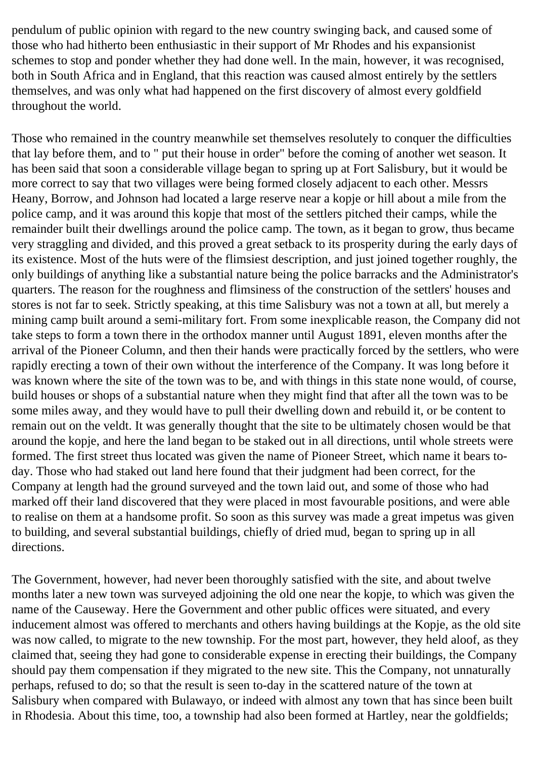pendulum of public opinion with regard to the new country swinging back, and caused some of those who had hitherto been enthusiastic in their support of Mr Rhodes and his expansionist schemes to stop and ponder whether they had done well. In the main, however, it was recognised, both in South Africa and in England, that this reaction was caused almost entirely by the settlers themselves, and was only what had happened on the first discovery of almost every goldfield throughout the world.

Those who remained in the country meanwhile set themselves resolutely to conquer the difficulties that lay before them, and to " put their house in order" before the coming of another wet season. It has been said that soon a considerable village began to spring up at Fort Salisbury, but it would be more correct to say that two villages were being formed closely adjacent to each other. Messrs Heany, Borrow, and Johnson had located a large reserve near a kopje or hill about a mile from the police camp, and it was around this kopje that most of the settlers pitched their camps, while the remainder built their dwellings around the police camp. The town, as it began to grow, thus became very straggling and divided, and this proved a great setback to its prosperity during the early days of its existence. Most of the huts were of the flimsiest description, and just joined together roughly, the only buildings of anything like a substantial nature being the police barracks and the Administrator's quarters. The reason for the roughness and flimsiness of the construction of the settlers' houses and stores is not far to seek. Strictly speaking, at this time Salisbury was not a town at all, but merely a mining camp built around a semi-military fort. From some inexplicable reason, the Company did not take steps to form a town there in the orthodox manner until August 1891, eleven months after the arrival of the Pioneer Column, and then their hands were practically forced by the settlers, who were rapidly erecting a town of their own without the interference of the Company. It was long before it was known where the site of the town was to be, and with things in this state none would, of course, build houses or shops of a substantial nature when they might find that after all the town was to be some miles away, and they would have to pull their dwelling down and rebuild it, or be content to remain out on the veldt. It was generally thought that the site to be ultimately chosen would be that around the kopje, and here the land began to be staked out in all directions, until whole streets were formed. The first street thus located was given the name of Pioneer Street, which name it bears to-day. Those who had staked out land here found that their judgment had been correct, for the Company at length had the ground surveyed and the town laid out, and some of those who had marked off their land discovered that they were placed in most favourable positions, and were able to realise on them at a handsome profit. So soon as this survey was made a great impetus was given to building, and several substantial buildings, chiefly of dried mud, began to spring up in all directions.

The Government, however, had never been thoroughly satisfied with the site, and about twelve months later a new town was surveyed adjoining the old one near the kopje, to which was given the name of the Causeway. Here the Government and other public offices were situated, and every inducement almost was offered to merchants and others having buildings at the Kopje, as the old site was now called, to migrate to the new township. For the most part, however, they held aloof, as they claimed that, seeing they had gone to considerable expense in erecting their buildings, the Company should pay them compensation if they migrated to the new site. This the Company, not unnaturally perhaps, refused to do; so that the result is seen to-day in the scattered nature of the town at Salisbury when compared with Bulawayo, or indeed with almost any town that has since been built in Rhodesia. About this time, too, a township had also been formed at Hartley, near the goldfields;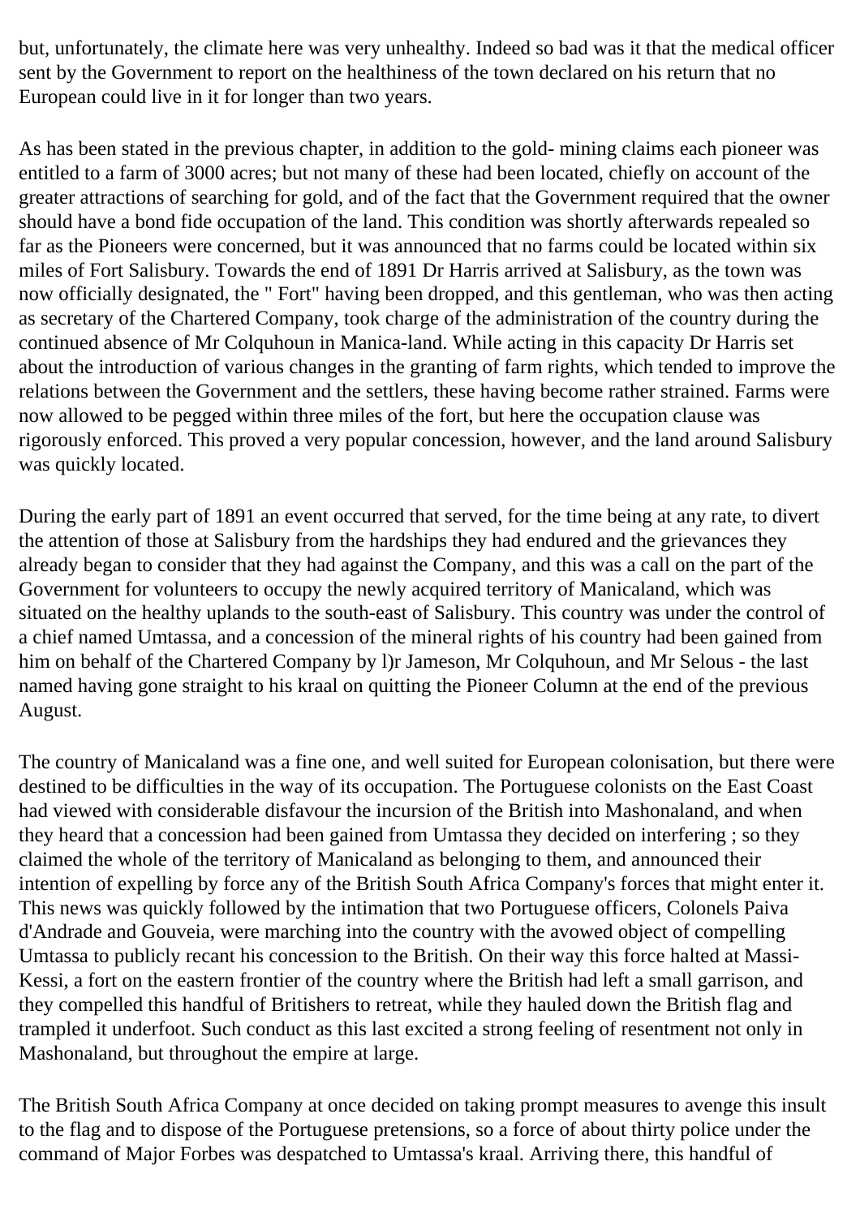but, unfortunately, the climate here was very unhealthy. Indeed so bad was it that the medical officer sent by the Government to report on the healthiness of the town declared on his return that no European could live in it for longer than two years.

As has been stated in the previous chapter, in addition to the gold- mining claims each pioneer was entitled to a farm of 3000 acres; but not many of these had been located, chiefly on account of the greater attractions of searching for gold, and of the fact that the Government required that the owner should have a bond fide occupation of the land. This condition was shortly afterwards repealed so far as the Pioneers were concerned, but it was announced that no farms could be located within six miles of Fort Salisbury. Towards the end of 1891 Dr Harris arrived at Salisbury, as the town was now officially designated, the " Fort" having been dropped, and this gentleman, who was then acting as secretary of the Chartered Company, took charge of the administration of the country during the continued absence of Mr Colquhoun in Manica-land. While acting in this capacity Dr Harris set about the introduction of various changes in the granting of farm rights, which tended to improve the relations between the Government and the settlers, these having become rather strained. Farms were now allowed to be pegged within three miles of the fort, but here the occupation clause was rigorously enforced. This proved a very popular concession, however, and the land around Salisbury was quickly located.

During the early part of 1891 an event occurred that served, for the time being at any rate, to divert the attention of those at Salisbury from the hardships they had endured and the grievances they already began to consider that they had against the Company, and this was a call on the part of the Government for volunteers to occupy the newly acquired territory of Manicaland, which was situated on the healthy uplands to the south-east of Salisbury. This country was under the control of a chief named Umtassa, and a concession of the mineral rights of his country had been gained from him on behalf of the Chartered Company by l)r Jameson, Mr Colquhoun, and Mr Selous - the last named having gone straight to his kraal on quitting the Pioneer Column at the end of the previous August.

The country of Manicaland was a fine one, and well suited for European colonisation, but there were destined to be difficulties in the way of its occupation. The Portuguese colonists on the East Coast had viewed with considerable disfavour the incursion of the British into Mashonaland, and when they heard that a concession had been gained from Umtassa they decided on interfering ; so they claimed the whole of the territory of Manicaland as belonging to them, and announced their intention of expelling by force any of the British South Africa Company's forces that might enter it. This news was quickly followed by the intimation that two Portuguese officers, Colonels Paiva d'Andrade and Gouveia, were marching into the country with the avowed object of compelling Umtassa to publicly recant his concession to the British. On their way this force halted at Massi-Kessi, a fort on the eastern frontier of the country where the British had left a small garrison, and they compelled this handful of Britishers to retreat, while they hauled down the British flag and trampled it underfoot. Such conduct as this last excited a strong feeling of resentment not only in Mashonaland, but throughout the empire at large.

The British South Africa Company at once decided on taking prompt measures to avenge this insult to the flag and to dispose of the Portuguese pretensions, so a force of about thirty police under the command of Major Forbes was despatched to Umtassa's kraal. Arriving there, this handful of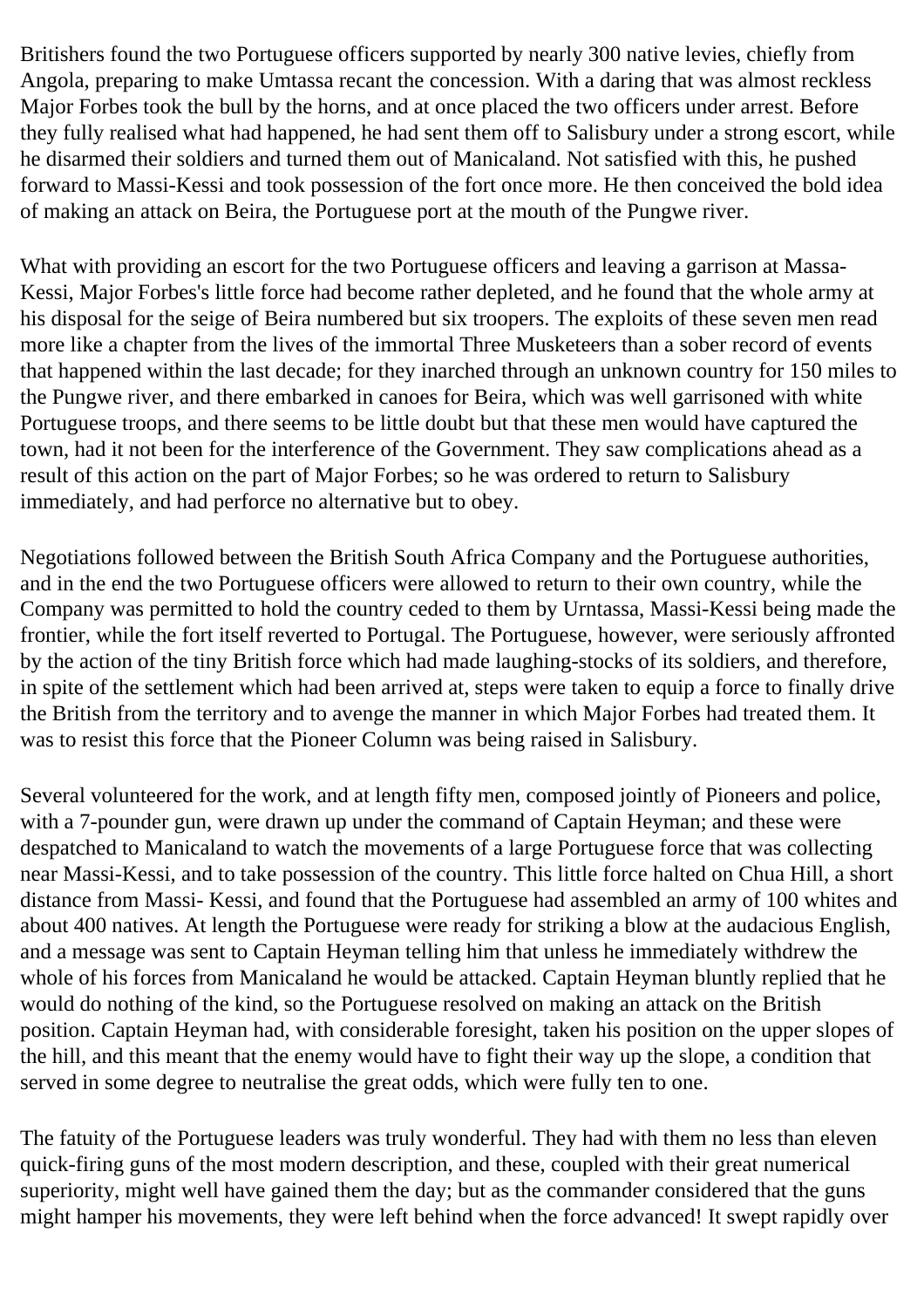Britishers found the two Portuguese officers supported by nearly 300 native levies, chiefly from Angola, preparing to make Umtassa recant the concession. With a daring that was almost reckless Major Forbes took the bull by the horns, and at once placed the two officers under arrest. Before they fully realised what had happened, he had sent them off to Salisbury under a strong escort, while he disarmed their soldiers and turned them out of Manicaland. Not satisfied with this, he pushed forward to Massi-Kessi and took possession of the fort once more. He then conceived the bold idea of making an attack on Beira, the Portuguese port at the mouth of the Pungwe river.

What with providing an escort for the two Portuguese officers and leaving a garrison at Massa-Kessi, Major Forbes's little force had become rather depleted, and he found that the whole army at his disposal for the seige of Beira numbered but six troopers. The exploits of these seven men read more like a chapter from the lives of the immortal Three Musketeers than a sober record of events that happened within the last decade; for they inarched through an unknown country for 150 miles to the Pungwe river, and there embarked in canoes for Beira, which was well garrisoned with white Portuguese troops, and there seems to be little doubt but that these men would have captured the town, had it not been for the interference of the Government. They saw complications ahead as a result of this action on the part of Major Forbes; so he was ordered to return to Salisbury immediately, and had perforce no alternative but to obey.

Negotiations followed between the British South Africa Company and the Portuguese authorities, and in the end the two Portuguese officers were allowed to return to their own country, while the Company was permitted to hold the country ceded to them by Urntassa, Massi-Kessi being made the frontier, while the fort itself reverted to Portugal. The Portuguese, however, were seriously affronted by the action of the tiny British force which had made laughing-stocks of its soldiers, and therefore, in spite of the settlement which had been arrived at, steps were taken to equip a force to finally drive the British from the territory and to avenge the manner in which Major Forbes had treated them. It was to resist this force that the Pioneer Column was being raised in Salisbury.

Several volunteered for the work, and at length fifty men, composed jointly of Pioneers and police, with a 7-pounder gun, were drawn up under the command of Captain Heyman; and these were despatched to Manicaland to watch the movements of a large Portuguese force that was collecting near Massi-Kessi, and to take possession of the country. This little force halted on Chua Hill, a short distance from Massi- Kessi, and found that the Portuguese had assembled an army of 100 whites and about 400 natives. At length the Portuguese were ready for striking a blow at the audacious English, and a message was sent to Captain Heyman telling him that unless he immediately withdrew the whole of his forces from Manicaland he would be attacked. Captain Heyman bluntly replied that he would do nothing of the kind, so the Portuguese resolved on making an attack on the British position. Captain Heyman had, with considerable foresight, taken his position on the upper slopes of the hill, and this meant that the enemy would have to fight their way up the slope, a condition that served in some degree to neutralise the great odds, which were fully ten to one.

The fatuity of the Portuguese leaders was truly wonderful. They had with them no less than eleven quick-firing guns of the most modern description, and these, coupled with their great numerical superiority, might well have gained them the day; but as the commander considered that the guns might hamper his movements, they were left behind when the force advanced! It swept rapidly over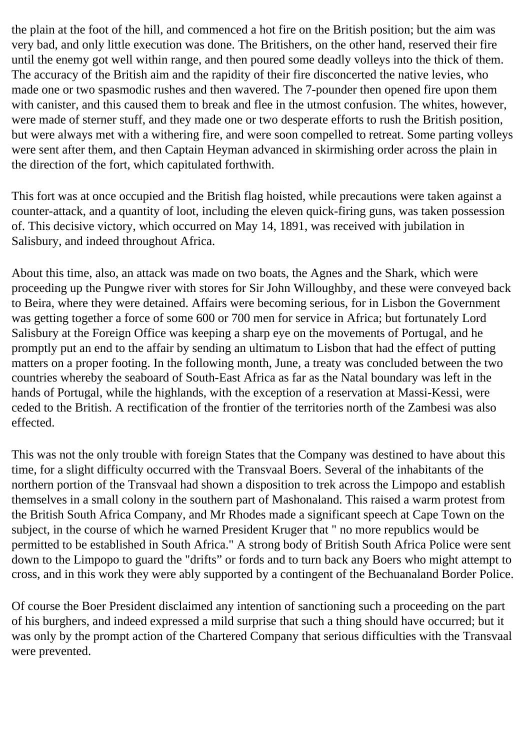the plain at the foot of the hill, and commenced a hot fire on the British position; but the aim was very bad, and only little execution was done. The Britishers, on the other hand, reserved their fire until the enemy got well within range, and then poured some deadly volleys into the thick of them. The accuracy of the British aim and the rapidity of their fire disconcerted the native levies, who made one or two spasmodic rushes and then wavered. The 7-pounder then opened fire upon them with canister, and this caused them to break and flee in the utmost confusion. The whites, however, were made of sterner stuff, and they made one or two desperate efforts to rush the British position, but were always met with a withering fire, and were soon compelled to retreat. Some parting volleys were sent after them, and then Captain Heyman advanced in skirmishing order across the plain in the direction of the fort, which capitulated forthwith.

This fort was at once occupied and the British flag hoisted, while precautions were taken against a counter-attack, and a quantity of loot, including the eleven quick-firing guns, was taken possession of. This decisive victory, which occurred on May 14, 1891, was received with jubilation in Salisbury, and indeed throughout Africa.

About this time, also, an attack was made on two boats, the Agnes and the Shark, which were proceeding up the Pungwe river with stores for Sir John Willoughby, and these were conveyed back to Beira, where they were detained. Affairs were becoming serious, for in Lisbon the Government was getting together a force of some 600 or 700 men for service in Africa; but fortunately Lord Salisbury at the Foreign Office was keeping a sharp eye on the movements of Portugal, and he promptly put an end to the affair by sending an ultimatum to Lisbon that had the effect of putting matters on a proper footing. In the following month, June, a treaty was concluded between the two countries whereby the seaboard of South-East Africa as far as the Natal boundary was left in the hands of Portugal, while the highlands, with the exception of a reservation at Massi-Kessi, were ceded to the British. A rectification of the frontier of the territories north of the Zambesi was also effected.

This was not the only trouble with foreign States that the Company was destined to have about this time, for a slight difficulty occurred with the Transvaal Boers. Several of the inhabitants of the northern portion of the Transvaal had shown a disposition to trek across the Limpopo and establish themselves in a small colony in the southern part of Mashonaland. This raised a warm protest from the British South Africa Company, and Mr Rhodes made a significant speech at Cape Town on the subject, in the course of which he warned President Kruger that " no more republics would be permitted to be established in South Africa." A strong body of British South Africa Police were sent down to the Limpopo to guard the "drifts" or fords and to turn back any Boers who might attempt to cross, and in this work they were ably supported by a contingent of the Bechuanaland Border Police.

Of course the Boer President disclaimed any intention of sanctioning such a proceeding on the part of his burghers, and indeed expressed a mild surprise that such a thing should have occurred; but it was only by the prompt action of the Chartered Company that serious difficulties with the Transvaal were prevented.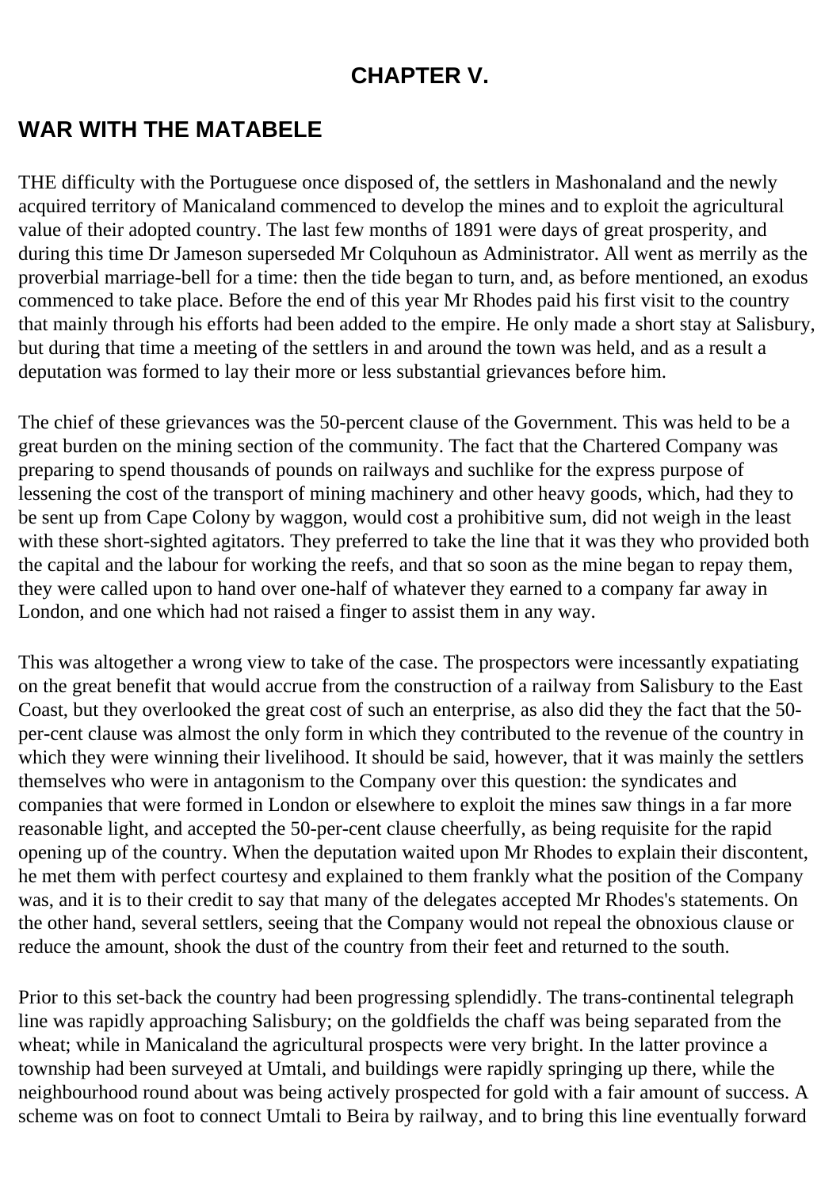## CHAPTER V.

## WAR WITH THE MATABELE

THE difficulty with the Portuguese once disposed of, the settlers in Mashonaland and the newly acquired territory of Manicaland commenced to develop the mines and to exploit the agricultural value of their adopted country. The last few months of 1891 were days of great prosperity, and during this time Dr Jameson superseded Mr Colquhoun as Administrator. All went as merrily as the proverbial marriage-bell for a time: then the tide began to turn, and, as before mentioned, an exodus commenced to take place. Before the end of this year Mr Rhodes paid his first visit to the country that mainly through his efforts had been added to the empire. He only made a short stay at Salisbury, but during that time a meeting of the settlers in and around the town was held, and as a result a deputation was formed to lay their more or less substantial grievances before him.

The chief of these grievances was the 50-percent clause of the Government. This was held to be a great burden on the mining section of the community. The fact that the Chartered Company was preparing to spend thousands of pounds on railways and suchlike for the express purpose of lessening the cost of the transport of mining machinery and other heavy goods, which, had they to be sent up from Cape Colony by waggon, would cost a prohibitive sum, did not weigh in the least with these short-sighted agitators. They preferred to take the line that it was they who provided both the capital and the labour for working the reefs, and that so soon as the mine began to repay them, they were called upon to hand over one-half of whatever they earned to a company far away in London, and one which had not raised a finger to assist them in any way.

This was altogether a wrong view to take of the case. The prospectors were incessantly expatiating on the great benefit that would accrue from the construction of a railway from Salisbury to the East Coast, but they overlooked the great cost of such an enterprise, as also did they the fact that the 50-per-cent clause was almost the only form in which they contributed to the revenue of the country in which they were winning their livelihood. It should be said, however, that it was mainly the settlers themselves who were in antagonism to the Company over this question: the syndicates and companies that were formed in London or elsewhere to exploit the mines saw things in a far more reasonable light, and accepted the 50-per-cent clause cheerfully, as being requisite for the rapid opening up of the country. When the deputation waited upon Mr Rhodes to explain their discontent, he met them with perfect courtesy and explained to them frankly what the position of the Company was, and it is to their credit to say that many of the delegates accepted Mr Rhodes's statements. On the other hand, several settlers, seeing that the Company would not repeal the obnoxious clause or reduce the amount, shook the dust of the country from their feet and returned to the south.

Prior to this set-back the country had been progressing splendidly. The trans-continental telegraph line was rapidly approaching Salisbury; on the goldfields the chaff was being separated from the wheat; while in Manicaland the agricultural prospects were very bright. In the latter province a township had been surveyed at Umtali, and buildings were rapidly springing up there, while the neighbourhood round about was being actively prospected for gold with a fair amount of success. A scheme was on foot to connect Umtali to Beira by railway, and to bring this line eventually forward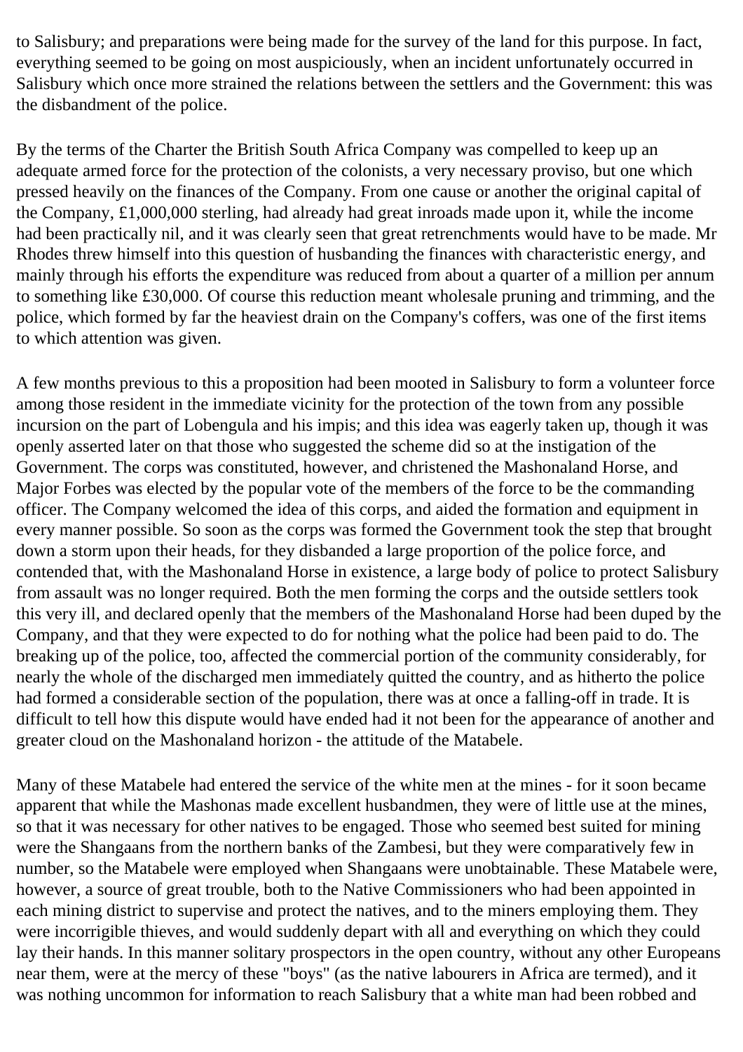to Salisbury; and preparations were being made for the survey of the land for this purpose. In fact, everything seemed to be going on most auspiciously, when an incident unfortunately occurred in Salisbury which once more strained the relations between the settlers and the Government: this was the disbandment of the police.

By the terms of the Charter the British South Africa Company was compelled to keep up an adequate armed force for the protection of the colonists, a very necessary proviso, but one which pressed heavily on the finances of the Company. From one cause or another the original capital of the Company, £1,000,000 sterling, had already had great inroads made upon it, while the income had been practically nil, and it was clearly seen that great retrenchments would have to be made. Mr Rhodes threw himself into this question of husbanding the finances with characteristic energy, and mainly through his efforts the expenditure was reduced from about a quarter of a million per annum to something like £30,000. Of course this reduction meant wholesale pruning and trimming, and the police, which formed by far the heaviest drain on the Company's coffers, was one of the first items to which attention was given.

A few months previous to this a proposition had been mooted in Salisbury to form a volunteer force among those resident in the immediate vicinity for the protection of the town from any possible incursion on the part of Lobengula and his impis; and this idea was eagerly taken up, though it was openly asserted later on that those who suggested the scheme did so at the instigation of the Government. The corps was constituted, however, and christened the Mashonaland Horse, and Major Forbes was elected by the popular vote of the members of the force to be the commanding officer. The Company welcomed the idea of this corps, and aided the formation and equipment in every manner possible. So soon as the corps was formed the Government took the step that brought down a storm upon their heads, for they disbanded a large proportion of the police force, and contended that, with the Mashonaland Horse in existence, a large body of police to protect Salisbury from assault was no longer required. Both the men forming the corps and the outside settlers took this very ill, and declared openly that the members of the Mashonaland Horse had been duped by the Company, and that they were expected to do for nothing what the police had been paid to do. The breaking up of the police, too, affected the commercial portion of the community considerably, for nearly the whole of the discharged men immediately quitted the country, and as hitherto the police had formed a considerable section of the population, there was at once a falling-off in trade. It is difficult to tell how this dispute would have ended had it not been for the appearance of another and greater cloud on the Mashonaland horizon - the attitude of the Matabele.

Many of these Matabele had entered the service of the white men at the mines - for it soon became apparent that while the Mashonas made excellent husbandmen, they were of little use at the mines, so that it was necessary for other natives to be engaged. Those who seemed best suited for mining were the Shangaans from the northern banks of the Zambesi, but they were comparatively few in number, so the Matabele were employed when Shangaans were unobtainable. These Matabele were, however, a source of great trouble, both to the Native Commissioners who had been appointed in each mining district to supervise and protect the natives, and to the miners employing them. They were incorrigible thieves, and would suddenly depart with all and everything on which they could lay their hands. In this manner solitary prospectors in the open country, without any other Europeans near them, were at the mercy of these "boys" (as the native labourers in Africa are termed), and it was nothing uncommon for information to reach Salisbury that a white man had been robbed and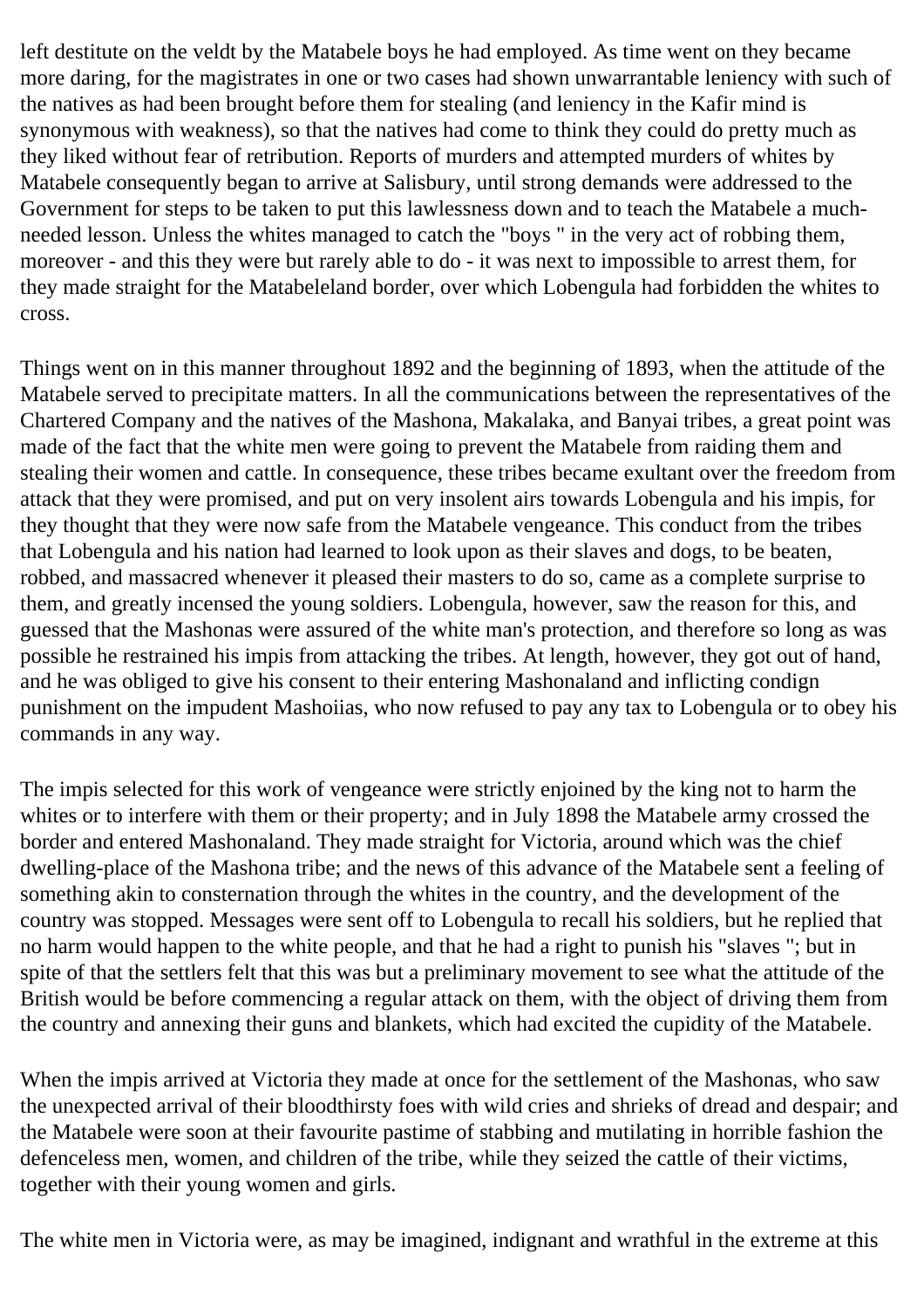left destitute on the veldt by the Matabele boys he had employed. As time went on they became more daring, for the magistrates in one or two cases had shown unwarrantable leniency with such of the natives as had been brought before them for stealing (and leniency in the Kafir mind is synonymous with weakness), so that the natives had come to think they could do pretty much as they liked without fear of retribution. Reports of murders and attempted murders of whites by Matabele consequently began to arrive at Salisbury, until strong demands were addressed to the Government for steps to be taken to put this lawlessness down and to teach the Matabele a much-needed lesson. Unless the whites managed to catch the "boys " in the very act of robbing them, moreover - and this they were but rarely able to do - it was next to impossible to arrest them, for they made straight for the Matabeleland border, over which Lobengula had forbidden the whites to cross.

Things went on in this manner throughout 1892 and the beginning of 1893, when the attitude of the Matabele served to precipitate matters. In all the communications between the representatives of the Chartered Company and the natives of the Mashona, Makalaka, and Banyai tribes, a great point was made of the fact that the white men were going to prevent the Matabele from raiding them and stealing their women and cattle. In consequence, these tribes became exultant over the freedom from attack that they were promised, and put on very insolent airs towards Lobengula and his impis, for they thought that they were now safe from the Matabele vengeance. This conduct from the tribes that Lobengula and his nation had learned to look upon as their slaves and dogs, to be beaten, robbed, and massacred whenever it pleased their masters to do so, came as a complete surprise to them, and greatly incensed the young soldiers. Lobengula, however, saw the reason for this, and guessed that the Mashonas were assured of the white man's protection, and therefore so long as was possible he restrained his impis from attacking the tribes. At length, however, they got out of hand, and he was obliged to give his consent to their entering Mashonaland and inflicting condign punishment on the impudent Mashoiias, who now refused to pay any tax to Lobengula or to obey his commands in any way.

The impis selected for this work of vengeance were strictly enjoined by the king not to harm the whites or to interfere with them or their property; and in July 1898 the Matabele army crossed the border and entered Mashonaland. They made straight for Victoria, around which was the chief dwelling-place of the Mashona tribe; and the news of this advance of the Matabele sent a feeling of something akin to consternation through the whites in the country, and the development of the country was stopped. Messages were sent off to Lobengula to recall his soldiers, but he replied that no harm would happen to the white people, and that he had a right to punish his "slaves "; but in spite of that the settlers felt that this was but a preliminary movement to see what the attitude of the British would be before commencing a regular attack on them, with the object of driving them from the country and annexing their guns and blankets, which had excited the cupidity of the Matabele.

When the impis arrived at Victoria they made at once for the settlement of the Mashonas, who saw the unexpected arrival of their bloodthirsty foes with wild cries and shrieks of dread and despair; and the Matabele were soon at their favourite pastime of stabbing and mutilating in horrible fashion the defenceless men, women, and children of the tribe, while they seized the cattle of their victims, together with their young women and girls.

The white men in Victoria were, as may be imagined, indignant and wrathful in the extreme at this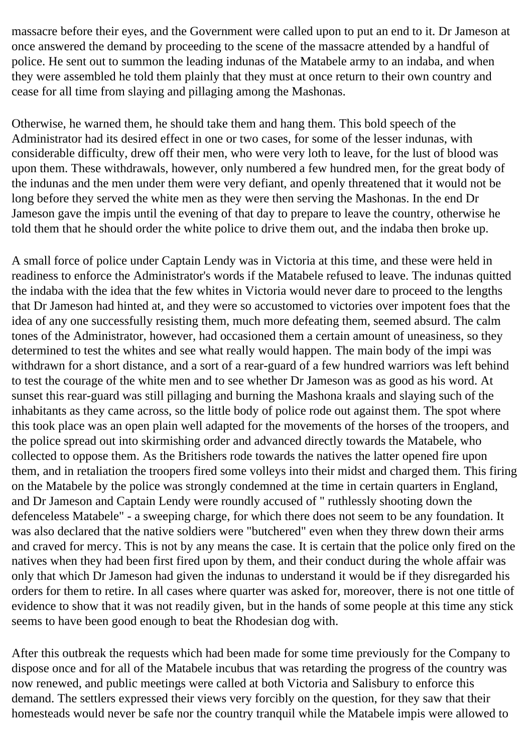massacre before their eyes, and the Government were called upon to put an end to it. Dr Jameson at once answered the demand by proceeding to the scene of the massacre attended by a handful of police. He sent out to summon the leading indunas of the Matabele army to an indaba, and when they were assembled he told them plainly that they must at once return to their own country and cease for all time from slaying and pillaging among the Mashonas.

Otherwise, he warned them, he should take them and hang them. This bold speech of the Administrator had its desired effect in one or two cases, for some of the lesser indunas, with considerable difficulty, drew off their men, who were very loth to leave, for the lust of blood was upon them. These withdrawals, however, only numbered a few hundred men, for the great body of the indunas and the men under them were very defiant, and openly threatened that it would not be long before they served the white men as they were then serving the Mashonas. In the end Dr Jameson gave the impis until the evening of that day to prepare to leave the country, otherwise he told them that he should order the white police to drive them out, and the indaba then broke up.

A small force of police under Captain Lendy was in Victoria at this time, and these were held in readiness to enforce the Administrator's words if the Matabele refused to leave. The indunas quitted the indaba with the idea that the few whites in Victoria would never dare to proceed to the lengths that Dr Jameson had hinted at, and they were so accustomed to victories over impotent foes that the idea of any one successfully resisting them, much more defeating them, seemed absurd. The calm tones of the Administrator, however, had occasioned them a certain amount of uneasiness, so they determined to test the whites and see what really would happen. The main body of the impi was withdrawn for a short distance, and a sort of a rear-guard of a few hundred warriors was left behind to test the courage of the white men and to see whether Dr Jameson was as good as his word. At sunset this rear-guard was still pillaging and burning the Mashona kraals and slaying such of the inhabitants as they came across, so the little body of police rode out against them. The spot where this took place was an open plain well adapted for the movements of the horses of the troopers, and the police spread out into skirmishing order and advanced directly towards the Matabele, who collected to oppose them. As the Britishers rode towards the natives the latter opened fire upon them, and in retaliation the troopers fired some volleys into their midst and charged them. This firing on the Matabele by the police was strongly condemned at the time in certain quarters in England, and Dr Jameson and Captain Lendy were roundly accused of " ruthlessly shooting down the defenceless Matabele" - a sweeping charge, for which there does not seem to be any foundation. It was also declared that the native soldiers were "butchered" even when they threw down their arms and craved for mercy. This is not by any means the case. It is certain that the police only fired on the natives when they had been first fired upon by them, and their conduct during the whole affair was only that which Dr Jameson had given the indunas to understand it would be if they disregarded his orders for them to retire. In all cases where quarter was asked for, moreover, there is not one tittle of evidence to show that it was not readily given, but in the hands of some people at this time any stick seems to have been good enough to beat the Rhodesian dog with.

After this outbreak the requests which had been made for some time previously for the Company to dispose once and for all of the Matabele incubus that was retarding the progress of the country was now renewed, and public meetings were called at both Victoria and Salisbury to enforce this demand. The settlers expressed their views very forcibly on the question, for they saw that their homesteads would never be safe nor the country tranquil while the Matabele impis were allowed to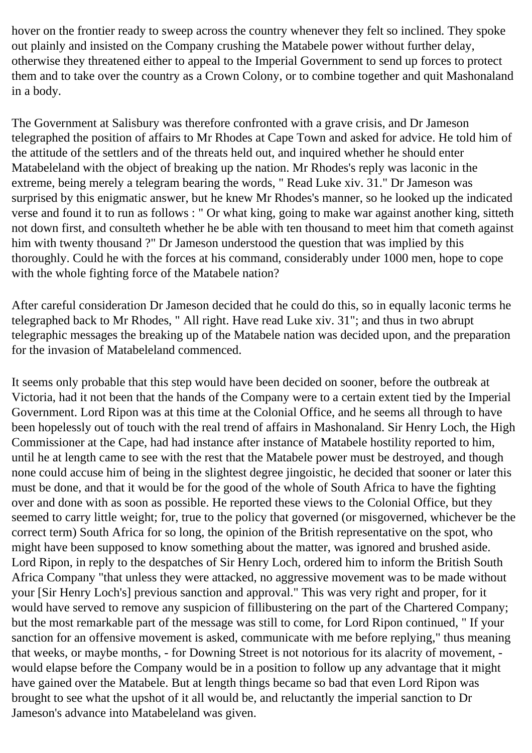hover on the frontier ready to sweep across the country whenever they felt so inclined. They spoke out plainly and insisted on the Company crushing the Matabele power without further delay, otherwise they threatened either to appeal to the Imperial Government to send up forces to protect them and to take over the country as a Crown Colony, or to combine together and quit Mashonaland in a body.

The Government at Salisbury was therefore confronted with a grave crisis, and Dr Jameson telegraphed the position of affairs to Mr Rhodes at Cape Town and asked for advice. He told him of the attitude of the settlers and of the threats held out, and inquired whether he should enter Matabeleland with the object of breaking up the nation. Mr Rhodes's reply was laconic in the extreme, being merely a telegram bearing the words, " Read Luke xiv. 31." Dr Jameson was surprised by this enigmatic answer, but he knew Mr Rhodes's manner, so he looked up the indicated verse and found it to run as follows : " Or what king, going to make war against another king, sitteth not down first, and consulteth whether he be able with ten thousand to meet him that cometh against him with twenty thousand ?" Dr Jameson understood the question that was implied by this thoroughly. Could he with the forces at his command, considerably under 1000 men, hope to cope with the whole fighting force of the Matabele nation?

After careful consideration Dr Jameson decided that he could do this, so in equally laconic terms he telegraphed back to Mr Rhodes, " All right. Have read Luke xiv. 31"; and thus in two abrupt telegraphic messages the breaking up of the Matabele nation was decided upon, and the preparation for the invasion of Matabeleland commenced.

It seems only probable that this step would have been decided on sooner, before the outbreak at Victoria, had it not been that the hands of the Company were to a certain extent tied by the Imperial Government. Lord Ripon was at this time at the Colonial Office, and he seems all through to have been hopelessly out of touch with the real trend of affairs in Mashonaland. Sir Henry Loch, the High Commissioner at the Cape, had had instance after instance of Matabele hostility reported to him, until he at length came to see with the rest that the Matabele power must be destroyed, and though none could accuse him of being in the slightest degree jingoistic, he decided that sooner or later this must be done, and that it would be for the good of the whole of South Africa to have the fighting over and done with as soon as possible. He reported these views to the Colonial Office, but they seemed to carry little weight; for, true to the policy that governed (or misgoverned, whichever be the correct term) South Africa for so long, the opinion of the British representative on the spot, who might have been supposed to know something about the matter, was ignored and brushed aside. Lord Ripon, in reply to the despatches of Sir Henry Loch, ordered him to inform the British South Africa Company "that unless they were attacked, no aggressive movement was to be made without your [Sir Henry Loch's] previous sanction and approval." This was very right and proper, for it would have served to remove any suspicion of fillibustering on the part of the Chartered Company; but the most remarkable part of the message was still to come, for Lord Ripon continued, " If your sanction for an offensive movement is asked, communicate with me before replying," thus meaning that weeks, or maybe months, - for Downing Street is not notorious for its alacrity of movement, - would elapse before the Company would be in a position to follow up any advantage that it might have gained over the Matabele. But at length things became so bad that even Lord Ripon was brought to see what the upshot of it all would be, and reluctantly the imperial sanction to Dr Jameson's advance into Matabeleland was given.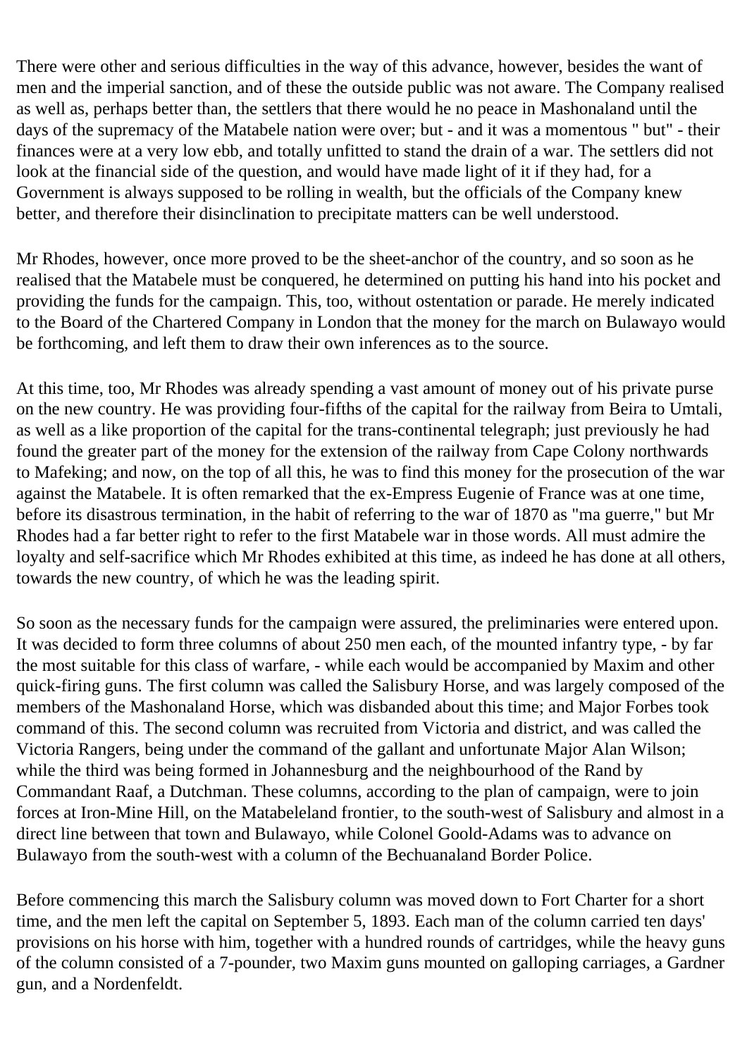There were other and serious difficulties in the way of this advance, however, besides the want of men and the imperial sanction, and of these the outside public was not aware. The Company realised as well as, perhaps better than, the settlers that there would he no peace in Mashonaland until the days of the supremacy of the Matabele nation were over; but - and it was a momentous " but" - their finances were at a very low ebb, and totally unfitted to stand the drain of a war. The settlers did not look at the financial side of the question, and would have made light of it if they had, for a Government is always supposed to be rolling in wealth, but the officials of the Company knew better, and therefore their disinclination to precipitate matters can be well understood.

Mr Rhodes, however, once more proved to be the sheet-anchor of the country, and so soon as he realised that the Matabele must be conquered, he determined on putting his hand into his pocket and providing the funds for the campaign. This, too, without ostentation or parade. He merely indicated to the Board of the Chartered Company in London that the money for the march on Bulawayo would be forthcoming, and left them to draw their own inferences as to the source.

At this time, too, Mr Rhodes was already spending a vast amount of money out of his private purse on the new country. He was providing four-fifths of the capital for the railway from Beira to Umtali, as well as a like proportion of the capital for the trans-continental telegraph; just previously he had found the greater part of the money for the extension of the railway from Cape Colony northwards to Mafeking; and now, on the top of all this, he was to find this money for the prosecution of the war against the Matabele. It is often remarked that the ex-Empress Eugenie of France was at one time, before its disastrous termination, in the habit of referring to the war of 1870 as "ma guerre," but Mr Rhodes had a far better right to refer to the first Matabele war in those words. All must admire the loyalty and self-sacrifice which Mr Rhodes exhibited at this time, as indeed he has done at all others, towards the new country, of which he was the leading spirit.

So soon as the necessary funds for the campaign were assured, the preliminaries were entered upon. It was decided to form three columns of about 250 men each, of the mounted infantry type, - by far the most suitable for this class of warfare, - while each would be accompanied by Maxim and other quick-firing guns. The first column was called the Salisbury Horse, and was largely composed of the members of the Mashonaland Horse, which was disbanded about this time; and Major Forbes took command of this. The second column was recruited from Victoria and district, and was called the Victoria Rangers, being under the command of the gallant and unfortunate Major Alan Wilson; while the third was being formed in Johannesburg and the neighbourhood of the Rand by Commandant Raaf, a Dutchman. These columns, according to the plan of campaign, were to join forces at Iron-Mine Hill, on the Matabeleland frontier, to the south-west of Salisbury and almost in a direct line between that town and Bulawayo, while Colonel Goold-Adams was to advance on Bulawayo from the south-west with a column of the Bechuanaland Border Police.

Before commencing this march the Salisbury column was moved down to Fort Charter for a short time, and the men left the capital on September 5, 1893. Each man of the column carried ten days' provisions on his horse with him, together with a hundred rounds of cartridges, while the heavy guns of the column consisted of a 7-pounder, two Maxim guns mounted on galloping carriages, a Gardner gun, and a Nordenfeldt.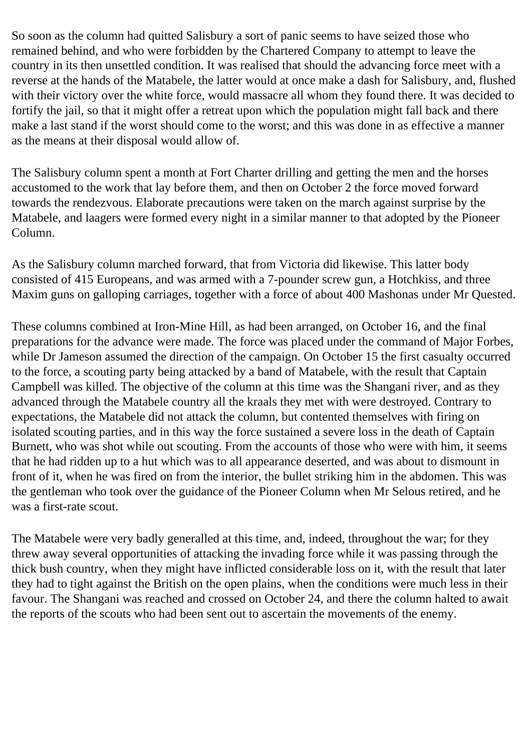So soon as the column had quitted Salisbury a sort of panic seems to have seized those who remained behind, and who were forbidden by the Chartered Company to attempt to leave the country in its then unsettled condition. It was realised that should the advancing force meet with a reverse at the hands of the Matabele, the latter would at once make a dash for Salisbury, and, flushed with their victory over the white force, would massacre all whom they found there. It was decided to fortify the jail, so that it might offer a retreat upon which the population might fall back and there make a last stand if the worst should come to the worst; and this was done in as effective a manner as the means at their disposal would allow of.

The Salisbury column spent a month at Fort Charter drilling and getting the men and the horses accustomed to the work that lay before them, and then on October 2 the force moved forward towards the rendezvous. Elaborate precautions were taken on the march against surprise by the Matabele, and laagers were formed every night in a similar manner to that adopted by the Pioneer Column.

As the Salisbury column marched forward, that from Victoria did likewise. This latter body consisted of 415 Europeans, and was armed with a 7-pounder screw gun, a Hotchkiss, and three Maxim guns on galloping carriages, together with a force of about 400 Mashonas under Mr Quested.

These columns combined at Iron-Mine Hill, as had been arranged, on October 16, and the final preparations for the advance were made. The force was placed under the command of Major Forbes, while Dr Jameson assumed the direction of the campaign. On October 15 the first casualty occurred to the force, a scouting party being attacked by a band of Matabele, with the result that Captain Campbell was killed. The objective of the column at this time was the Shangani river, and as they advanced through the Matabele country all the kraals they met with were destroyed. Contrary to expectations, the Matabele did not attack the column, but contented themselves with firing on isolated scouting parties, and in this way the force sustained a severe loss in the death of Captain Burnett, who was shot while out scouting. From the accounts of those who were with him, it seems that he had ridden up to a hut which was to all appearance deserted, and was about to dismount in front of it, when he was fired on from the interior, the bullet striking him in the abdomen. This was the gentleman who took over the guidance of the Pioneer Column when Mr Selous retired, and he was a first-rate scout.

The Matabele were very badly generalled at this time, and, indeed, throughout the war; for they threw away several opportunities of attacking the invading force while it was passing through the thick bush country, when they might have inflicted considerable loss on it, with the result that later they had to tight against the British on the open plains, when the conditions were much less in their favour. The Shangani was reached and crossed on October 24, and there the column halted to await the reports of the scouts who had been sent out to ascertain the movements of the enemy.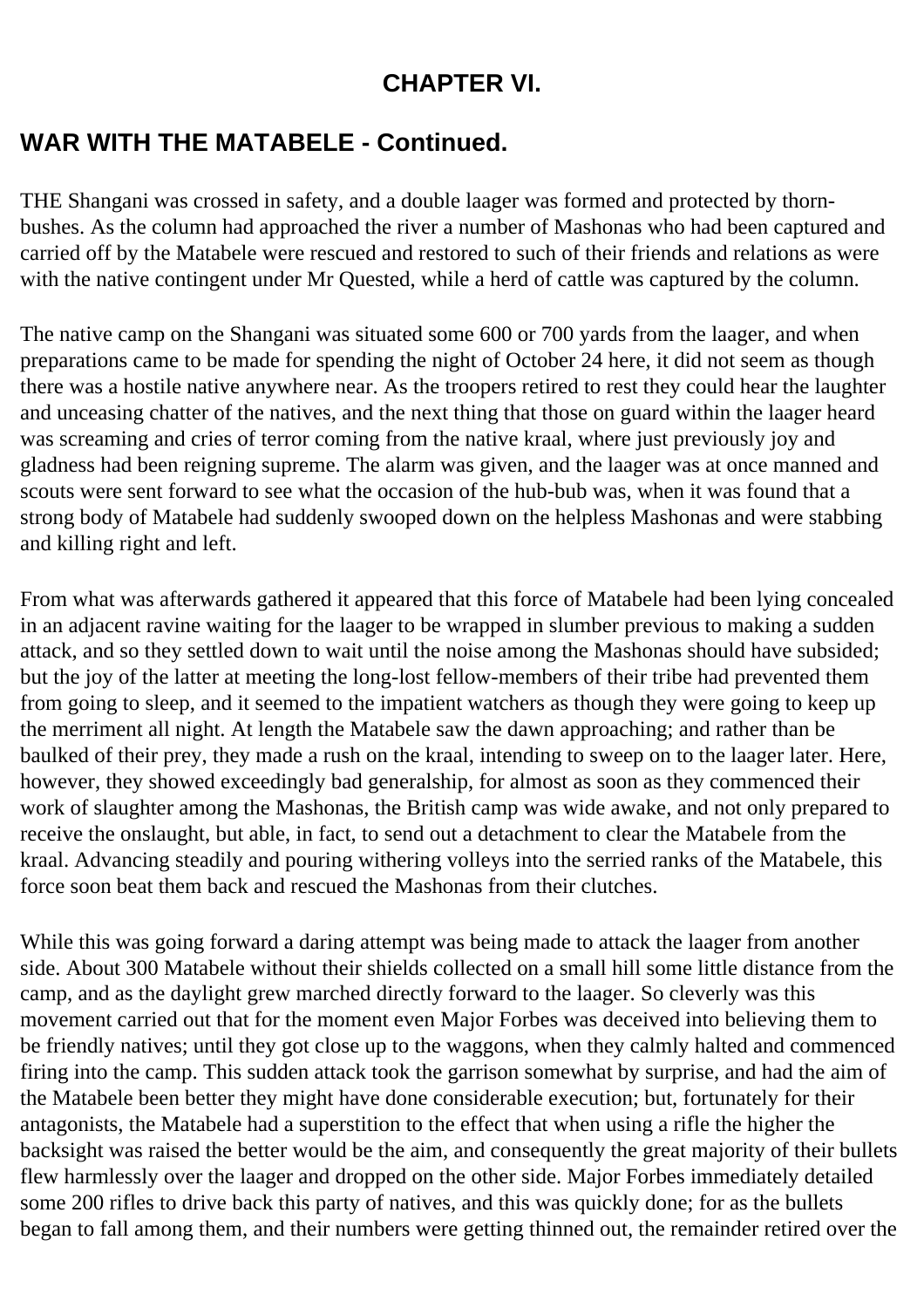## CHAPTER VI.

## WAR WITH THE MATABELE - Continued.

THE Shangani was crossed in safety, and a double laager was formed and protected by thorn-bushes. As the column had approached the river a number of Mashonas who had been captured and carried off by the Matabele were rescued and restored to such of their friends and relations as were with the native contingent under Mr Quested, while a herd of cattle was captured by the column.

The native camp on the Shangani was situated some 600 or 700 yards from the laager, and when preparations came to be made for spending the night of October 24 here, it did not seem as though there was a hostile native anywhere near. As the troopers retired to rest they could hear the laughter and unceasing chatter of the natives, and the next thing that those on guard within the laager heard was screaming and cries of terror coming from the native kraal, where just previously joy and gladness had been reigning supreme. The alarm was given, and the laager was at once manned and scouts were sent forward to see what the occasion of the hub-bub was, when it was found that a strong body of Matabele had suddenly swooped down on the helpless Mashonas and were stabbing and killing right and left.

From what was afterwards gathered it appeared that this force of Matabele had been lying concealed in an adjacent ravine waiting for the laager to be wrapped in slumber previous to making a sudden attack, and so they settled down to wait until the noise among the Mashonas should have subsided; but the joy of the latter at meeting the long-lost fellow-members of their tribe had prevented them from going to sleep, and it seemed to the impatient watchers as though they were going to keep up the merriment all night. At length the Matabele saw the dawn approaching; and rather than be baulked of their prey, they made a rush on the kraal, intending to sweep on to the laager later. Here, however, they showed exceedingly bad generalship, for almost as soon as they commenced their work of slaughter among the Mashonas, the British camp was wide awake, and not only prepared to receive the onslaught, but able, in fact, to send out a detachment to clear the Matabele from the kraal. Advancing steadily and pouring withering volleys into the serried ranks of the Matabele, this force soon beat them back and rescued the Mashonas from their clutches.

While this was going forward a daring attempt was being made to attack the laager from another side. About 300 Matabele without their shields collected on a small hill some little distance from the camp, and as the daylight grew marched directly forward to the laager. So cleverly was this movement carried out that for the moment even Major Forbes was deceived into believing them to be friendly natives; until they got close up to the waggons, when they calmly halted and commenced firing into the camp. This sudden attack took the garrison somewhat by surprise, and had the aim of the Matabele been better they might have done considerable execution; but, fortunately for their antagonists, the Matabele had a superstition to the effect that when using a rifle the higher the backsight was raised the better would be the aim, and consequently the great majority of their bullets flew harmlessly over the laager and dropped on the other side. Major Forbes immediately detailed some 200 rifles to drive back this party of natives, and this was quickly done; for as the bullets began to fall among them, and their numbers were getting thinned out, the remainder retired over the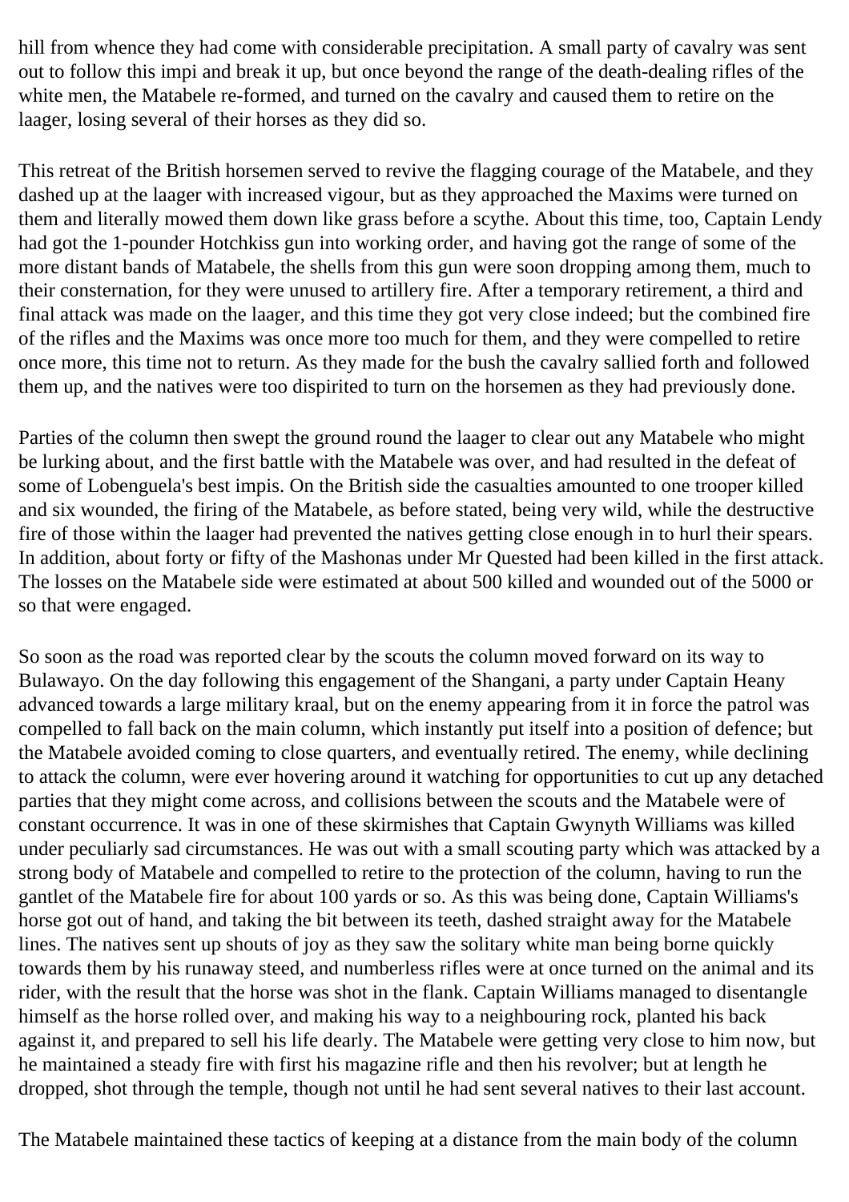hill from whence they had come with considerable precipitation. A small party of cavalry was sent out to follow this impi and break it up, but once beyond the range of the death-dealing rifles of the white men, the Matabele re-formed, and turned on the cavalry and caused them to retire on the laager, losing several of their horses as they did so.

This retreat of the British horsemen served to revive the flagging courage of the Matabele, and they dashed up at the laager with increased vigour, but as they approached the Maxims were turned on them and literally mowed them down like grass before a scythe. About this time, too, Captain Lendy had got the 1-pounder Hotchkiss gun into working order, and having got the range of some of the more distant bands of Matabele, the shells from this gun were soon dropping among them, much to their consternation, for they were unused to artillery fire. After a temporary retirement, a third and final attack was made on the laager, and this time they got very close indeed; but the combined fire of the rifles and the Maxims was once more too much for them, and they were compelled to retire once more, this time not to return. As they made for the bush the cavalry sallied forth and followed them up, and the natives were too dispirited to turn on the horsemen as they had previously done.

Parties of the column then swept the ground round the laager to clear out any Matabele who might be lurking about, and the first battle with the Matabele was over, and had resulted in the defeat of some of Lobenguela's best impis. On the British side the casualties amounted to one trooper killed and six wounded, the firing of the Matabele, as before stated, being very wild, while the destructive fire of those within the laager had prevented the natives getting close enough in to hurl their spears. In addition, about forty or fifty of the Mashonas under Mr Quested had been killed in the first attack. The losses on the Matabele side were estimated at about 500 killed and wounded out of the 5000 or so that were engaged.

So soon as the road was reported clear by the scouts the column moved forward on its way to Bulawayo. On the day following this engagement of the Shangani, a party under Captain Heany advanced towards a large military kraal, but on the enemy appearing from it in force the patrol was compelled to fall back on the main column, which instantly put itself into a position of defence; but the Matabele avoided coming to close quarters, and eventually retired. The enemy, while declining to attack the column, were ever hovering around it watching for opportunities to cut up any detached parties that they might come across, and collisions between the scouts and the Matabele were of constant occurrence. It was in one of these skirmishes that Captain Gwynyth Williams was killed under peculiarly sad circumstances. He was out with a small scouting party which was attacked by a strong body of Matabele and compelled to retire to the protection of the column, having to run the gantlet of the Matabele fire for about 100 yards or so. As this was being done, Captain Williams's horse got out of hand, and taking the bit between its teeth, dashed straight away for the Matabele lines. The natives sent up shouts of joy as they saw the solitary white man being borne quickly towards them by his runaway steed, and numberless rifles were at once turned on the animal and its rider, with the result that the horse was shot in the flank. Captain Williams managed to disentangle himself as the horse rolled over, and making his way to a neighbouring rock, planted his back against it, and prepared to sell his life dearly. The Matabele were getting very close to him now, but he maintained a steady fire with first his magazine rifle and then his revolver; but at length he dropped, shot through the temple, though not until he had sent several natives to their last account.

The Matabele maintained these tactics of keeping at a distance from the main body of the column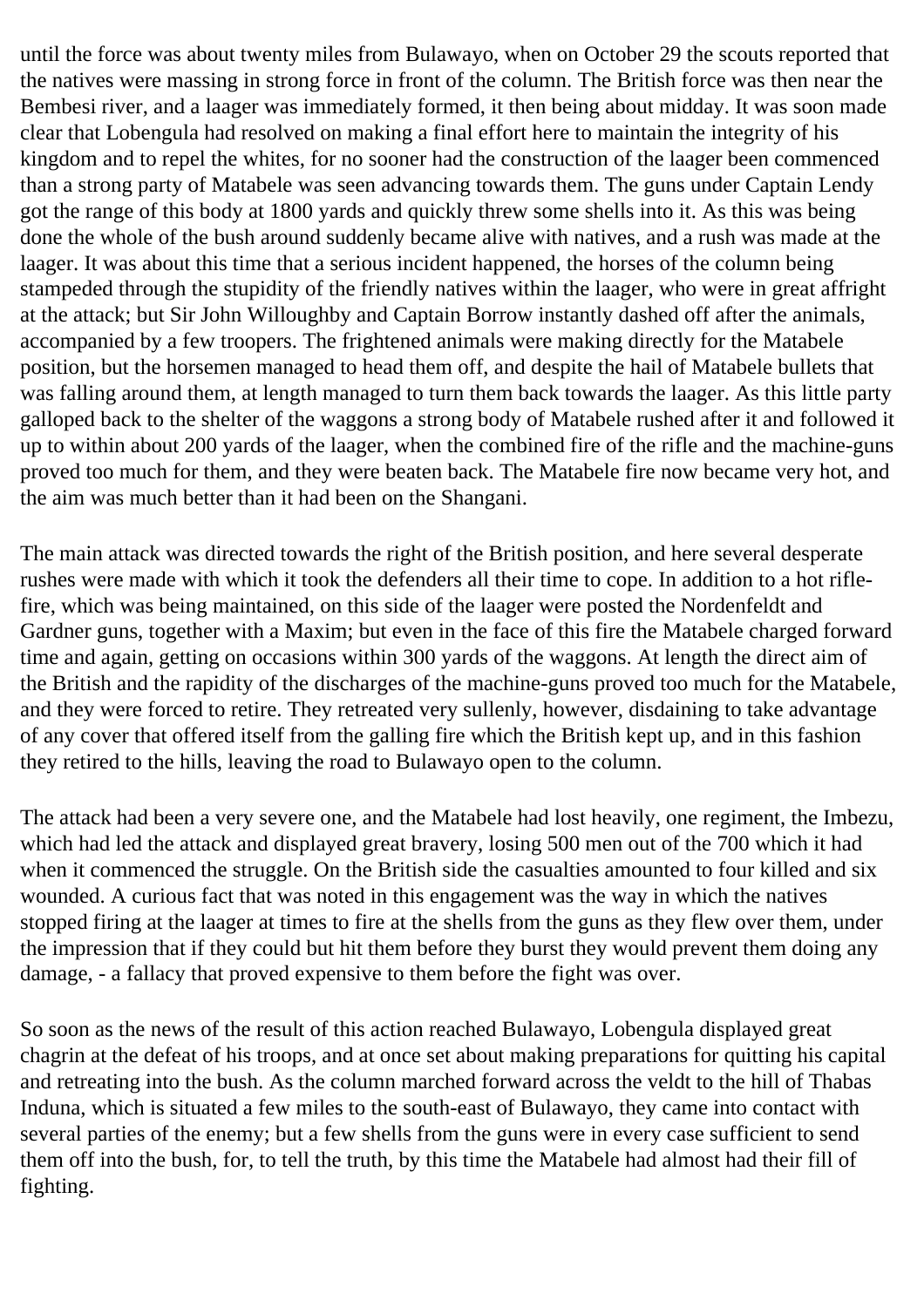until the force was about twenty miles from Bulawayo, when on October 29 the scouts reported that the natives were massing in strong force in front of the column. The British force was then near the Bembesi river, and a laager was immediately formed, it then being about midday. It was soon made clear that Lobengula had resolved on making a final effort here to maintain the integrity of his kingdom and to repel the whites, for no sooner had the construction of the laager been commenced than a strong party of Matabele was seen advancing towards them. The guns under Captain Lendy got the range of this body at 1800 yards and quickly threw some shells into it. As this was being done the whole of the bush around suddenly became alive with natives, and a rush was made at the laager. It was about this time that a serious incident happened, the horses of the column being stampeded through the stupidity of the friendly natives within the laager, who were in great affright at the attack; but Sir John Willoughby and Captain Borrow instantly dashed off after the animals, accompanied by a few troopers. The frightened animals were making directly for the Matabele position, but the horsemen managed to head them off, and despite the hail of Matabele bullets that was falling around them, at length managed to turn them back towards the laager. As this little party galloped back to the shelter of the waggons a strong body of Matabele rushed after it and followed it up to within about 200 yards of the laager, when the combined fire of the rifle and the machine-guns proved too much for them, and they were beaten back. The Matabele fire now became very hot, and the aim was much better than it had been on the Shangani.

The main attack was directed towards the right of the British position, and here several desperate rushes were made with which it took the defenders all their time to cope. In addition to a hot rifle-fire, which was being maintained, on this side of the laager were posted the Nordenfeldt and Gardner guns, together with a Maxim; but even in the face of this fire the Matabele charged forward time and again, getting on occasions within 300 yards of the waggons. At length the direct aim of the British and the rapidity of the discharges of the machine-guns proved too much for the Matabele, and they were forced to retire. They retreated very sullenly, however, disdaining to take advantage of any cover that offered itself from the galling fire which the British kept up, and in this fashion they retired to the hills, leaving the road to Bulawayo open to the column.

The attack had been a very severe one, and the Matabele had lost heavily, one regiment, the Imbezu, which had led the attack and displayed great bravery, losing 500 men out of the 700 which it had when it commenced the struggle. On the British side the casualties amounted to four killed and six wounded. A curious fact that was noted in this engagement was the way in which the natives stopped firing at the laager at times to fire at the shells from the guns as they flew over them, under the impression that if they could but hit them before they burst they would prevent them doing any damage, - a fallacy that proved expensive to them before the fight was over.

So soon as the news of the result of this action reached Bulawayo, Lobengula displayed great chagrin at the defeat of his troops, and at once set about making preparations for quitting his capital and retreating into the bush. As the column marched forward across the veldt to the hill of Thabas Induna, which is situated a few miles to the south-east of Bulawayo, they came into contact with several parties of the enemy; but a few shells from the guns were in every case sufficient to send them off into the bush, for, to tell the truth, by this time the Matabele had almost had their fill of fighting.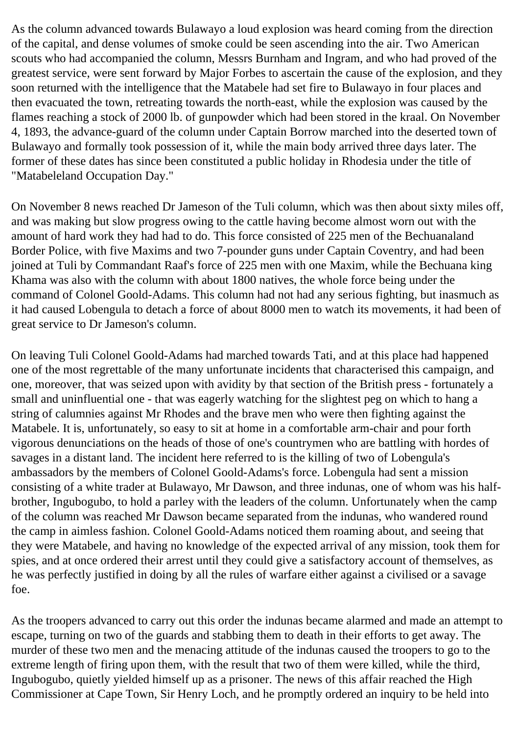As the column advanced towards Bulawayo a loud explosion was heard coming from the direction of the capital, and dense volumes of smoke could be seen ascending into the air. Two American scouts who had accompanied the column, Messrs Burnham and Ingram, and who had proved of the greatest service, were sent forward by Major Forbes to ascertain the cause of the explosion, and they soon returned with the intelligence that the Matabele had set fire to Bulawayo in four places and then evacuated the town, retreating towards the north-east, while the explosion was caused by the flames reaching a stock of 2000 lb. of gunpowder which had been stored in the kraal. On November 4, 1893, the advance-guard of the column under Captain Borrow marched into the deserted town of Bulawayo and formally took possession of it, while the main body arrived three days later. The former of these dates has since been constituted a public holiday in Rhodesia under the title of "Matabeleland Occupation Day."

On November 8 news reached Dr Jameson of the Tuli column, which was then about sixty miles off, and was making but slow progress owing to the cattle having become almost worn out with the amount of hard work they had had to do. This force consisted of 225 men of the Bechuanaland Border Police, with five Maxims and two 7-pounder guns under Captain Coventry, and had been joined at Tuli by Commandant Raaf's force of 225 men with one Maxim, while the Bechuana king Khama was also with the column with about 1800 natives, the whole force being under the command of Colonel Goold-Adams. This column had not had any serious fighting, but inasmuch as it had caused Lobengula to detach a force of about 8000 men to watch its movements, it had been of great service to Dr Jameson's column.

On leaving Tuli Colonel Goold-Adams had marched towards Tati, and at this place had happened one of the most regrettable of the many unfortunate incidents that characterised this campaign, and one, moreover, that was seized upon with avidity by that section of the British press - fortunately a small and uninfluential one - that was eagerly watching for the slightest peg on which to hang a string of calumnies against Mr Rhodes and the brave men who were then fighting against the Matabele. It is, unfortunately, so easy to sit at home in a comfortable arm-chair and pour forth vigorous denunciations on the heads of those of one's countrymen who are battling with hordes of savages in a distant land. The incident here referred to is the killing of two of Lobengula's ambassadors by the members of Colonel Goold-Adams's force. Lobengula had sent a mission consisting of a white trader at Bulawayo, Mr Dawson, and three indunas, one of whom was his half-brother, Ingubogubo, to hold a parley with the leaders of the column. Unfortunately when the camp of the column was reached Mr Dawson became separated from the indunas, who wandered round the camp in aimless fashion. Colonel Goold-Adams noticed them roaming about, and seeing that they were Matabele, and having no knowledge of the expected arrival of any mission, took them for spies, and at once ordered their arrest until they could give a satisfactory account of themselves, as he was perfectly justified in doing by all the rules of warfare either against a civilised or a savage foe.

As the troopers advanced to carry out this order the indunas became alarmed and made an attempt to escape, turning on two of the guards and stabbing them to death in their efforts to get away. The murder of these two men and the menacing attitude of the indunas caused the troopers to go to the extreme length of firing upon them, with the result that two of them were killed, while the third, Ingubogubo, quietly yielded himself up as a prisoner. The news of this affair reached the High Commissioner at Cape Town, Sir Henry Loch, and he promptly ordered an inquiry to be held into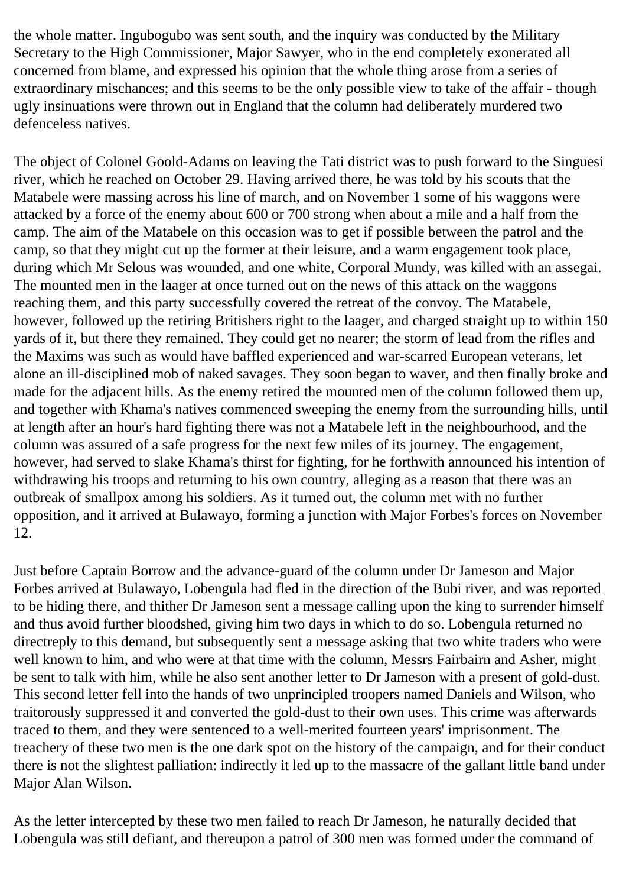the whole matter. Ingubogubo was sent south, and the inquiry was conducted by the Military Secretary to the High Commissioner, Major Sawyer, who in the end completely exonerated all concerned from blame, and expressed his opinion that the whole thing arose from a series of extraordinary mischances; and this seems to be the only possible view to take of the affair - though ugly insinuations were thrown out in England that the column had deliberately murdered two defenceless natives.

The object of Colonel Goold-Adams on leaving the Tati district was to push forward to the Singuesi river, which he reached on October 29. Having arrived there, he was told by his scouts that the Matabele were massing across his line of march, and on November 1 some of his waggons were attacked by a force of the enemy about 600 or 700 strong when about a mile and a half from the camp. The aim of the Matabele on this occasion was to get if possible between the patrol and the camp, so that they might cut up the former at their leisure, and a warm engagement took place, during which Mr Selous was wounded, and one white, Corporal Mundy, was killed with an assegai. The mounted men in the laager at once turned out on the news of this attack on the waggons reaching them, and this party successfully covered the retreat of the convoy. The Matabele, however, followed up the retiring Britishers right to the laager, and charged straight up to within 150 yards of it, but there they remained. They could get no nearer; the storm of lead from the rifles and the Maxims was such as would have baffled experienced and war-scarred European veterans, let alone an ill-disciplined mob of naked savages. They soon began to waver, and then finally broke and made for the adjacent hills. As the enemy retired the mounted men of the column followed them up, and together with Khama's natives commenced sweeping the enemy from the surrounding hills, until at length after an hour's hard fighting there was not a Matabele left in the neighbourhood, and the column was assured of a safe progress for the next few miles of its journey. The engagement, however, had served to slake Khama's thirst for fighting, for he forthwith announced his intention of withdrawing his troops and returning to his own country, alleging as a reason that there was an outbreak of smallpox among his soldiers. As it turned out, the column met with no further opposition, and it arrived at Bulawayo, forming a junction with Major Forbes's forces on November 12.

Just before Captain Borrow and the advance-guard of the column under Dr Jameson and Major Forbes arrived at Bulawayo, Lobengula had fled in the direction of the Bubi river, and was reported to be hiding there, and thither Dr Jameson sent a message calling upon the king to surrender himself and thus avoid further bloodshed, giving him two days in which to do so. Lobengula returned no directreply to this demand, but subsequently sent a message asking that two white traders who were well known to him, and who were at that time with the column, Messrs Fairbairn and Asher, might be sent to talk with him, while he also sent another letter to Dr Jameson with a present of gold-dust. This second letter fell into the hands of two unprincipled troopers named Daniels and Wilson, who traitorously suppressed it and converted the gold-dust to their own uses. This crime was afterwards traced to them, and they were sentenced to a well-merited fourteen years' imprisonment. The treachery of these two men is the one dark spot on the history of the campaign, and for their conduct there is not the slightest palliation: indirectly it led up to the massacre of the gallant little band under Major Alan Wilson.

As the letter intercepted by these two men failed to reach Dr Jameson, he naturally decided that Lobengula was still defiant, and thereupon a patrol of 300 men was formed under the command of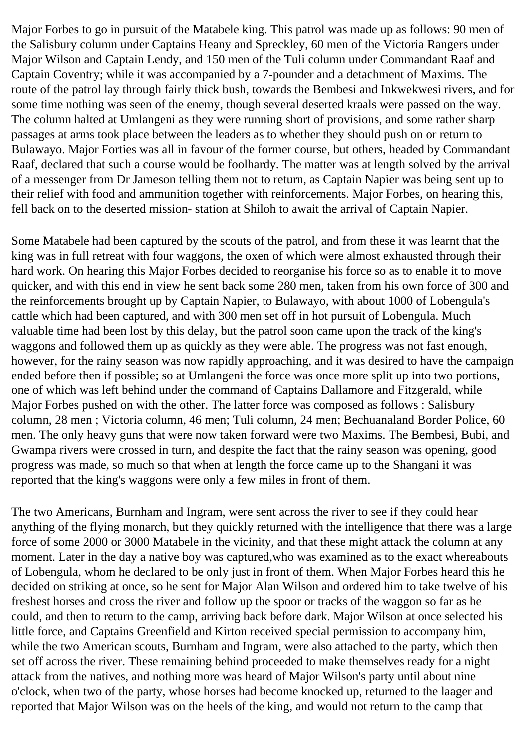Major Forbes to go in pursuit of the Matabele king. This patrol was made up as follows: 90 men of the Salisbury column under Captains Heany and Spreckley, 60 men of the Victoria Rangers under Major Wilson and Captain Lendy, and 150 men of the Tuli column under Commandant Raaf and Captain Coventry; while it was accompanied by a 7-pounder and a detachment of Maxims. The route of the patrol lay through fairly thick bush, towards the Bembesi and Inkwekwesi rivers, and for some time nothing was seen of the enemy, though several deserted kraals were passed on the way. The column halted at Umlangeni as they were running short of provisions, and some rather sharp passages at arms took place between the leaders as to whether they should push on or return to Bulawayo. Major Forties was all in favour of the former course, but others, headed by Commandant Raaf, declared that such a course would be foolhardy. The matter was at length solved by the arrival of a messenger from Dr Jameson telling them not to return, as Captain Napier was being sent up to their relief with food and ammunition together with reinforcements. Major Forbes, on hearing this, fell back on to the deserted mission- station at Shiloh to await the arrival of Captain Napier.

Some Matabele had been captured by the scouts of the patrol, and from these it was learnt that the king was in full retreat with four waggons, the oxen of which were almost exhausted through their hard work. On hearing this Major Forbes decided to reorganise his force so as to enable it to move quicker, and with this end in view he sent back some 280 men, taken from his own force of 300 and the reinforcements brought up by Captain Napier, to Bulawayo, with about 1000 of Lobengula's cattle which had been captured, and with 300 men set off in hot pursuit of Lobengula. Much valuable time had been lost by this delay, but the patrol soon came upon the track of the king's waggons and followed them up as quickly as they were able. The progress was not fast enough, however, for the rainy season was now rapidly approaching, and it was desired to have the campaign ended before then if possible; so at Umlangeni the force was once more split up into two portions, one of which was left behind under the command of Captains Dallamore and Fitzgerald, while Major Forbes pushed on with the other. The latter force was composed as follows : Salisbury column, 28 men ; Victoria column, 46 men; Tuli column, 24 men; Bechuanaland Border Police, 60 men. The only heavy guns that were now taken forward were two Maxims. The Bembesi, Bubi, and Gwampa rivers were crossed in turn, and despite the fact that the rainy season was opening, good progress was made, so much so that when at length the force came up to the Shangani it was reported that the king's waggons were only a few miles in front of them.

The two Americans, Burnham and Ingram, were sent across the river to see if they could hear anything of the flying monarch, but they quickly returned with the intelligence that there was a large force of some 2000 or 3000 Matabele in the vicinity, and that these might attack the column at any moment. Later in the day a native boy was captured,who was examined as to the exact whereabouts of Lobengula, whom he declared to be only just in front of them. When Major Forbes heard this he decided on striking at once, so he sent for Major Alan Wilson and ordered him to take twelve of his freshest horses and cross the river and follow up the spoor or tracks of the waggon so far as he could, and then to return to the camp, arriving back before dark. Major Wilson at once selected his little force, and Captains Greenfield and Kirton received special permission to accompany him, while the two American scouts, Burnham and Ingram, were also attached to the party, which then set off across the river. These remaining behind proceeded to make themselves ready for a night attack from the natives, and nothing more was heard of Major Wilson's party until about nine o'clock, when two of the party, whose horses had become knocked up, returned to the laager and reported that Major Wilson was on the heels of the king, and would not return to the camp that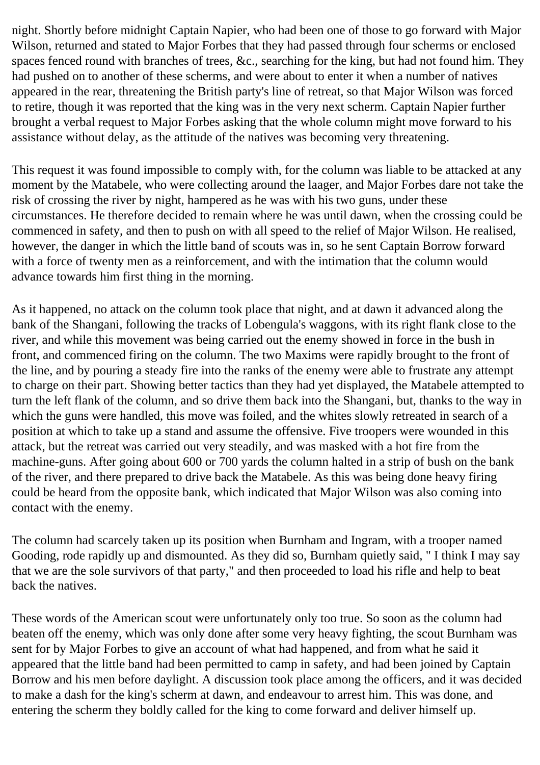night. Shortly before midnight Captain Napier, who had been one of those to go forward with Major Wilson, returned and stated to Major Forbes that they had passed through four scherms or enclosed spaces fenced round with branches of trees, &c., searching for the king, but had not found him. They had pushed on to another of these scherms, and were about to enter it when a number of natives appeared in the rear, threatening the British party's line of retreat, so that Major Wilson was forced to retire, though it was reported that the king was in the very next scherm. Captain Napier further brought a verbal request to Major Forbes asking that the whole column might move forward to his assistance without delay, as the attitude of the natives was becoming very threatening.

This request it was found impossible to comply with, for the column was liable to be attacked at any moment by the Matabele, who were collecting around the laager, and Major Forbes dare not take the risk of crossing the river by night, hampered as he was with his two guns, under these circumstances. He therefore decided to remain where he was until dawn, when the crossing could be commenced in safety, and then to push on with all speed to the relief of Major Wilson. He realised, however, the danger in which the little band of scouts was in, so he sent Captain Borrow forward with a force of twenty men as a reinforcement, and with the intimation that the column would advance towards him first thing in the morning.

As it happened, no attack on the column took place that night, and at dawn it advanced along the bank of the Shangani, following the tracks of Lobengula's waggons, with its right flank close to the river, and while this movement was being carried out the enemy showed in force in the bush in front, and commenced firing on the column. The two Maxims were rapidly brought to the front of the line, and by pouring a steady fire into the ranks of the enemy were able to frustrate any attempt to charge on their part. Showing better tactics than they had yet displayed, the Matabele attempted to turn the left flank of the column, and so drive them back into the Shangani, but, thanks to the way in which the guns were handled, this move was foiled, and the whites slowly retreated in search of a position at which to take up a stand and assume the offensive. Five troopers were wounded in this attack, but the retreat was carried out very steadily, and was masked with a hot fire from the machine-guns. After going about 600 or 700 yards the column halted in a strip of bush on the bank of the river, and there prepared to drive back the Matabele. As this was being done heavy firing could be heard from the opposite bank, which indicated that Major Wilson was also coming into contact with the enemy.

The column had scarcely taken up its position when Burnham and Ingram, with a trooper named Gooding, rode rapidly up and dismounted. As they did so, Burnham quietly said, " I think I may say that we are the sole survivors of that party," and then proceeded to load his rifle and help to beat back the natives.

These words of the American scout were unfortunately only too true. So soon as the column had beaten off the enemy, which was only done after some very heavy fighting, the scout Burnham was sent for by Major Forbes to give an account of what had happened, and from what he said it appeared that the little band had been permitted to camp in safety, and had been joined by Captain Borrow and his men before daylight. A discussion took place among the officers, and it was decided to make a dash for the king's scherm at dawn, and endeavour to arrest him. This was done, and entering the scherm they boldly called for the king to come forward and deliver himself up.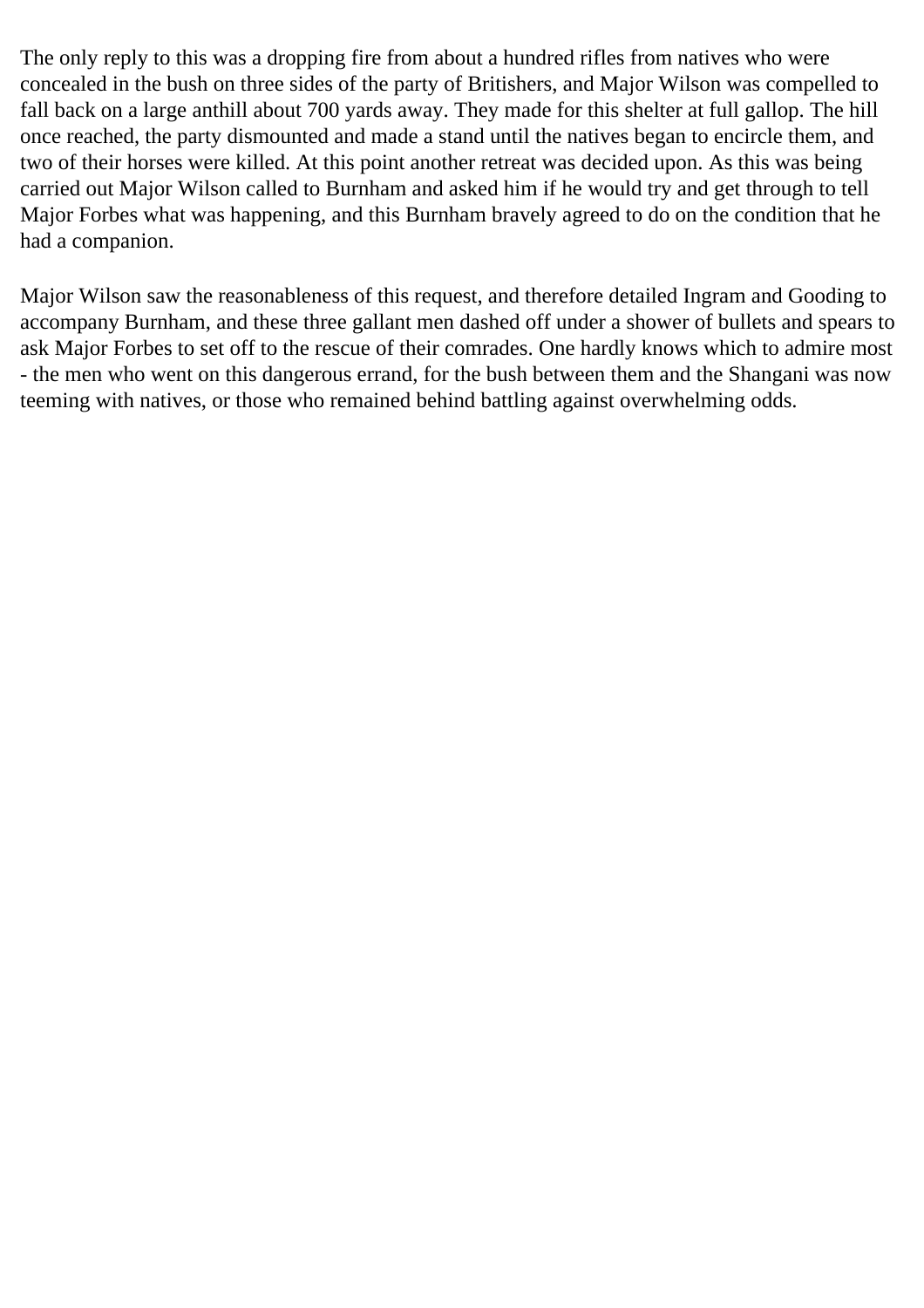The only reply to this was a dropping fire from about a hundred rifles from natives who were concealed in the bush on three sides of the party of Britishers, and Major Wilson was compelled to fall back on a large anthill about 700 yards away. They made for this shelter at full gallop. The hill once reached, the party dismounted and made a stand until the natives began to encircle them, and two of their horses were killed. At this point another retreat was decided upon. As this was being carried out Major Wilson called to Burnham and asked him if he would try and get through to tell Major Forbes what was happening, and this Burnham bravely agreed to do on the condition that he had a companion.

Major Wilson saw the reasonableness of this request, and therefore detailed Ingram and Gooding to accompany Burnham, and these three gallant men dashed off under a shower of bullets and spears to ask Major Forbes to set off to the rescue of their comrades. One hardly knows which to admire most - the men who went on this dangerous errand, for the bush between them and the Shangani was now teeming with natives, or those who remained behind battling against overwhelming odds.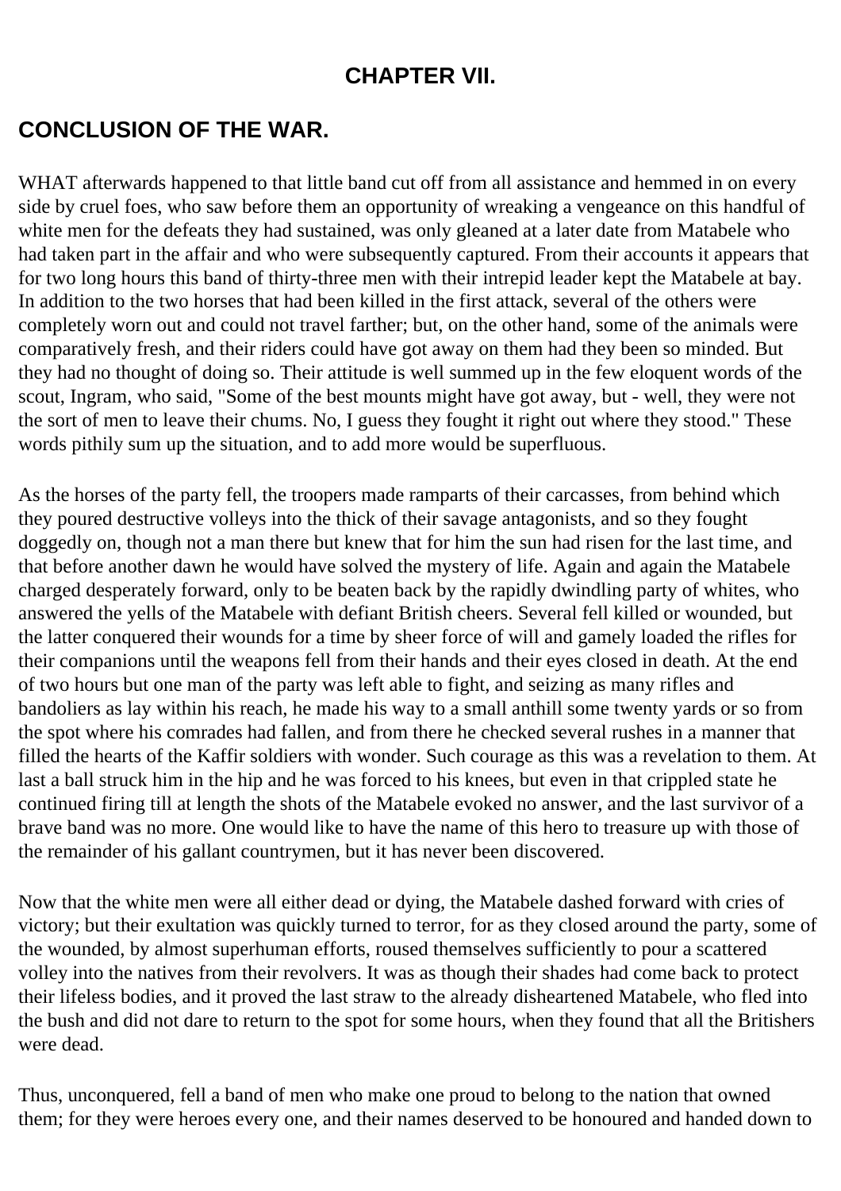## CHAPTER VII.

## CONCLUSION OF THE WAR.

WHAT afterwards happened to that little band cut off from all assistance and hemmed in on every side by cruel foes, who saw before them an opportunity of wreaking a vengeance on this handful of white men for the defeats they had sustained, was only gleaned at a later date from Matabele who had taken part in the affair and who were subsequently captured. From their accounts it appears that for two long hours this band of thirty-three men with their intrepid leader kept the Matabele at bay. In addition to the two horses that had been killed in the first attack, several of the others were completely worn out and could not travel farther; but, on the other hand, some of the animals were comparatively fresh, and their riders could have got away on them had they been so minded. But they had no thought of doing so. Their attitude is well summed up in the few eloquent words of the scout, Ingram, who said, "Some of the best mounts might have got away, but - well, they were not the sort of men to leave their chums. No, I guess they fought it right out where they stood." These words pithily sum up the situation, and to add more would be superfluous.

As the horses of the party fell, the troopers made ramparts of their carcasses, from behind which they poured destructive volleys into the thick of their savage antagonists, and so they fought doggedly on, though not a man there but knew that for him the sun had risen for the last time, and that before another dawn he would have solved the mystery of life. Again and again the Matabele charged desperately forward, only to be beaten back by the rapidly dwindling party of whites, who answered the yells of the Matabele with defiant British cheers. Several fell killed or wounded, but the latter conquered their wounds for a time by sheer force of will and gamely loaded the rifles for their companions until the weapons fell from their hands and their eyes closed in death. At the end of two hours but one man of the party was left able to fight, and seizing as many rifles and bandoliers as lay within his reach, he made his way to a small anthill some twenty yards or so from the spot where his comrades had fallen, and from there he checked several rushes in a manner that filled the hearts of the Kaffir soldiers with wonder. Such courage as this was a revelation to them. At last a ball struck him in the hip and he was forced to his knees, but even in that crippled state he continued firing till at length the shots of the Matabele evoked no answer, and the last survivor of a brave band was no more. One would like to have the name of this hero to treasure up with those of the remainder of his gallant countrymen, but it has never been discovered.

Now that the white men were all either dead or dying, the Matabele dashed forward with cries of victory; but their exultation was quickly turned to terror, for as they closed around the party, some of the wounded, by almost superhuman efforts, roused themselves sufficiently to pour a scattered volley into the natives from their revolvers. It was as though their shades had come back to protect their lifeless bodies, and it proved the last straw to the already disheartened Matabele, who fled into the bush and did not dare to return to the spot for some hours, when they found that all the Britishers were dead.

Thus, unconquered, fell a band of men who make one proud to belong to the nation that owned them; for they were heroes every one, and their names deserved to be honoured and handed down to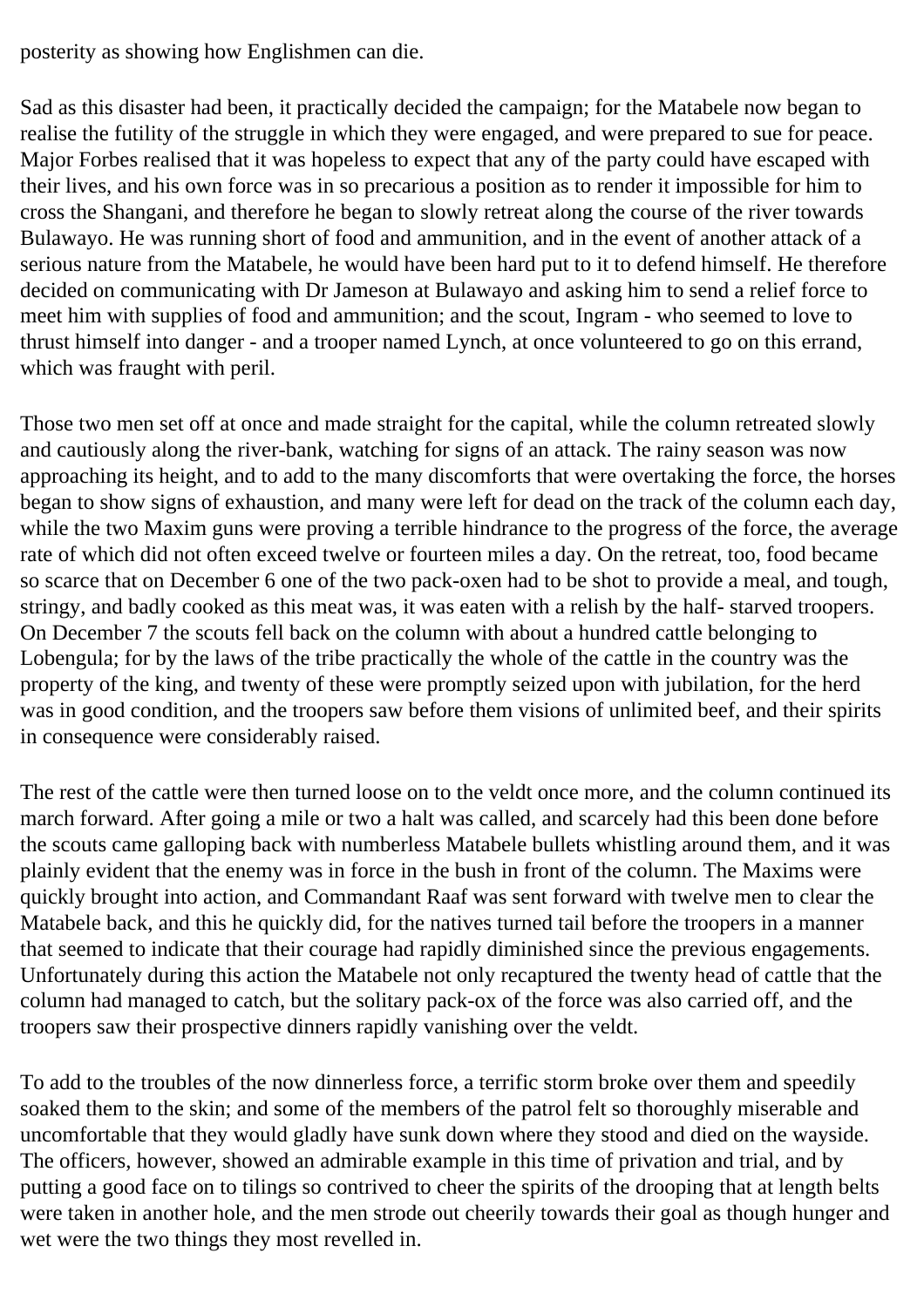posterity as showing how Englishmen can die.

Sad as this disaster had been, it practically decided the campaign; for the Matabele now began to realise the futility of the struggle in which they were engaged, and were prepared to sue for peace. Major Forbes realised that it was hopeless to expect that any of the party could have escaped with their lives, and his own force was in so precarious a position as to render it impossible for him to cross the Shangani, and therefore he began to slowly retreat along the course of the river towards Bulawayo. He was running short of food and ammunition, and in the event of another attack of a serious nature from the Matabele, he would have been hard put to it to defend himself. He therefore decided on communicating with Dr Jameson at Bulawayo and asking him to send a relief force to meet him with supplies of food and ammunition; and the scout, Ingram - who seemed to love to thrust himself into danger - and a trooper named Lynch, at once volunteered to go on this errand, which was fraught with peril.

Those two men set off at once and made straight for the capital, while the column retreated slowly and cautiously along the river-bank, watching for signs of an attack. The rainy season was now approaching its height, and to add to the many discomforts that were overtaking the force, the horses began to show signs of exhaustion, and many were left for dead on the track of the column each day, while the two Maxim guns were proving a terrible hindrance to the progress of the force, the average rate of which did not often exceed twelve or fourteen miles a day. On the retreat, too, food became so scarce that on December 6 one of the two pack-oxen had to be shot to provide a meal, and tough, stringy, and badly cooked as this meat was, it was eaten with a relish by the half- starved troopers. On December 7 the scouts fell back on the column with about a hundred cattle belonging to Lobengula; for by the laws of the tribe practically the whole of the cattle in the country was the property of the king, and twenty of these were promptly seized upon with jubilation, for the herd was in good condition, and the troopers saw before them visions of unlimited beef, and their spirits in consequence were considerably raised.

The rest of the cattle were then turned loose on to the veldt once more, and the column continued its march forward. After going a mile or two a halt was called, and scarcely had this been done before the scouts came galloping back with numberless Matabele bullets whistling around them, and it was plainly evident that the enemy was in force in the bush in front of the column. The Maxims were quickly brought into action, and Commandant Raaf was sent forward with twelve men to clear the Matabele back, and this he quickly did, for the natives turned tail before the troopers in a manner that seemed to indicate that their courage had rapidly diminished since the previous engagements. Unfortunately during this action the Matabele not only recaptured the twenty head of cattle that the column had managed to catch, but the solitary pack-ox of the force was also carried off, and the troopers saw their prospective dinners rapidly vanishing over the veldt.

To add to the troubles of the now dinnerless force, a terrific storm broke over them and speedily soaked them to the skin; and some of the members of the patrol felt so thoroughly miserable and uncomfortable that they would gladly have sunk down where they stood and died on the wayside. The officers, however, showed an admirable example in this time of privation and trial, and by putting a good face on to tilings so contrived to cheer the spirits of the drooping that at length belts were taken in another hole, and the men strode out cheerily towards their goal as though hunger and wet were the two things they most revelled in.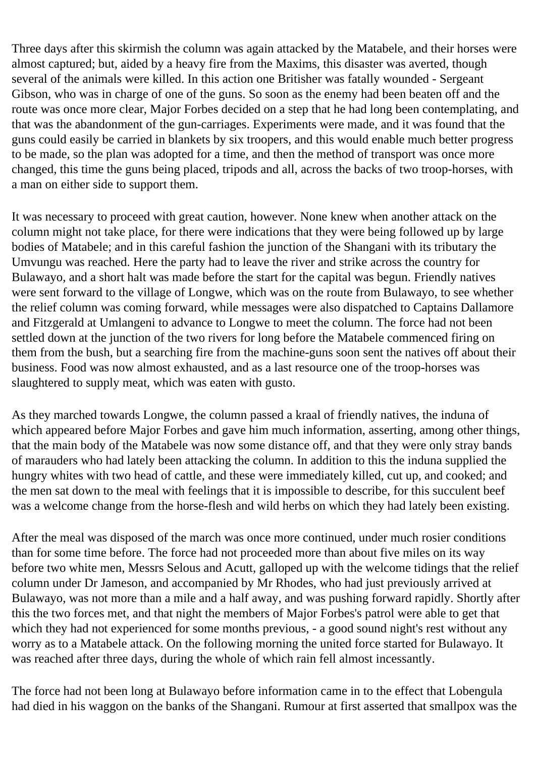Three days after this skirmish the column was again attacked by the Matabele, and their horses were almost captured; but, aided by a heavy fire from the Maxims, this disaster was averted, though several of the animals were killed. In this action one Britisher was fatally wounded - Sergeant Gibson, who was in charge of one of the guns. So soon as the enemy had been beaten off and the route was once more clear, Major Forbes decided on a step that he had long been contemplating, and that was the abandonment of the gun-carriages. Experiments were made, and it was found that the guns could easily be carried in blankets by six troopers, and this would enable much better progress to be made, so the plan was adopted for a time, and then the method of transport was once more changed, this time the guns being placed, tripods and all, across the backs of two troop-horses, with a man on either side to support them.

It was necessary to proceed with great caution, however. None knew when another attack on the column might not take place, for there were indications that they were being followed up by large bodies of Matabele; and in this careful fashion the junction of the Shangani with its tributary the Umvungu was reached. Here the party had to leave the river and strike across the country for Bulawayo, and a short halt was made before the start for the capital was begun. Friendly natives were sent forward to the village of Longwe, which was on the route from Bulawayo, to see whether the relief column was coming forward, while messages were also dispatched to Captains Dallamore and Fitzgerald at Umlangeni to advance to Longwe to meet the column. The force had not been settled down at the junction of the two rivers for long before the Matabele commenced firing on them from the bush, but a searching fire from the machine-guns soon sent the natives off about their business. Food was now almost exhausted, and as a last resource one of the troop-horses was slaughtered to supply meat, which was eaten with gusto.

As they marched towards Longwe, the column passed a kraal of friendly natives, the induna of which appeared before Major Forbes and gave him much information, asserting, among other things, that the main body of the Matabele was now some distance off, and that they were only stray bands of marauders who had lately been attacking the column. In addition to this the induna supplied the hungry whites with two head of cattle, and these were immediately killed, cut up, and cooked; and the men sat down to the meal with feelings that it is impossible to describe, for this succulent beef was a welcome change from the horse-flesh and wild herbs on which they had lately been existing.

After the meal was disposed of the march was once more continued, under much rosier conditions than for some time before. The force had not proceeded more than about five miles on its way before two white men, Messrs Selous and Acutt, galloped up with the welcome tidings that the relief column under Dr Jameson, and accompanied by Mr Rhodes, who had just previously arrived at Bulawayo, was not more than a mile and a half away, and was pushing forward rapidly. Shortly after this the two forces met, and that night the members of Major Forbes's patrol were able to get that which they had not experienced for some months previous, - a good sound night's rest without any worry as to a Matabele attack. On the following morning the united force started for Bulawayo. It was reached after three days, during the whole of which rain fell almost incessantly.

The force had not been long at Bulawayo before information came in to the effect that Lobengula had died in his waggon on the banks of the Shangani. Rumour at first asserted that smallpox was the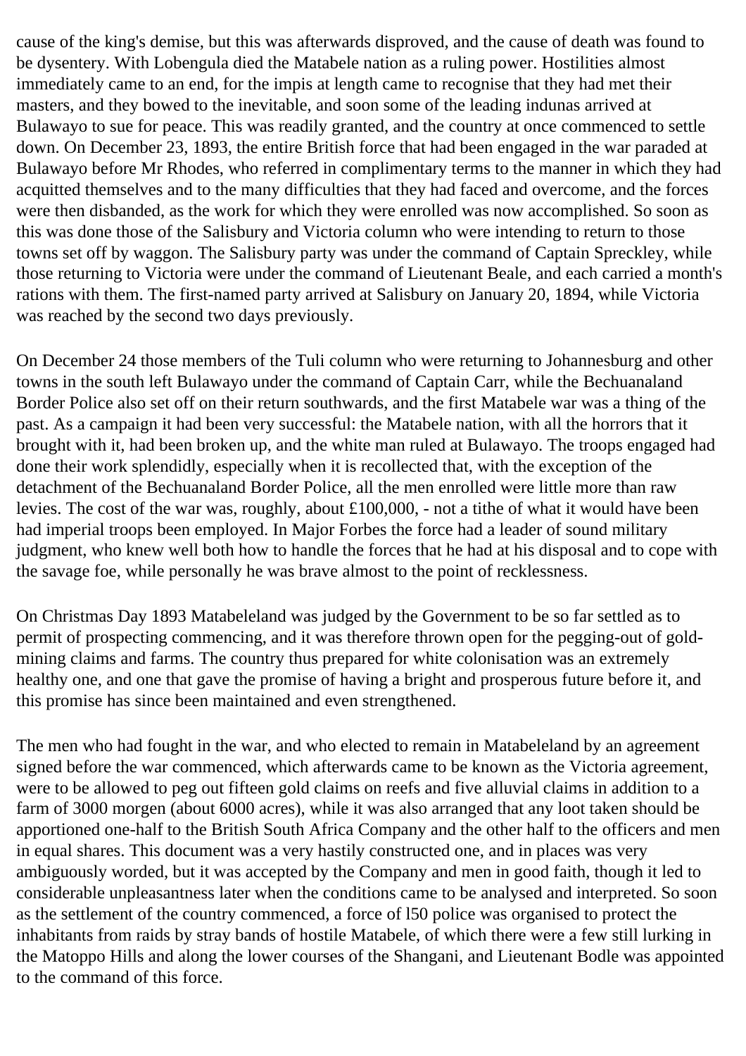cause of the king's demise, but this was afterwards disproved, and the cause of death was found to be dysentery. With Lobengula died the Matabele nation as a ruling power. Hostilities almost immediately came to an end, for the impis at length came to recognise that they had met their masters, and they bowed to the inevitable, and soon some of the leading indunas arrived at Bulawayo to sue for peace. This was readily granted, and the country at once commenced to settle down. On December 23, 1893, the entire British force that had been engaged in the war paraded at Bulawayo before Mr Rhodes, who referred in complimentary terms to the manner in which they had acquitted themselves and to the many difficulties that they had faced and overcome, and the forces were then disbanded, as the work for which they were enrolled was now accomplished. So soon as this was done those of the Salisbury and Victoria column who were intending to return to those towns set off by waggon. The Salisbury party was under the command of Captain Spreckley, while those returning to Victoria were under the command of Lieutenant Beale, and each carried a month's rations with them. The first-named party arrived at Salisbury on January 20, 1894, while Victoria was reached by the second two days previously.

On December 24 those members of the Tuli column who were returning to Johannesburg and other towns in the south left Bulawayo under the command of Captain Carr, while the Bechuanaland Border Police also set off on their return southwards, and the first Matabele war was a thing of the past. As a campaign it had been very successful: the Matabele nation, with all the horrors that it brought with it, had been broken up, and the white man ruled at Bulawayo. The troops engaged had done their work splendidly, especially when it is recollected that, with the exception of the detachment of the Bechuanaland Border Police, all the men enrolled were little more than raw levies. The cost of the war was, roughly, about £100,000, - not a tithe of what it would have been had imperial troops been employed. In Major Forbes the force had a leader of sound military judgment, who knew well both how to handle the forces that he had at his disposal and to cope with the savage foe, while personally he was brave almost to the point of recklessness.

On Christmas Day 1893 Matabeleland was judged by the Government to be so far settled as to permit of prospecting commencing, and it was therefore thrown open for the pegging-out of gold-mining claims and farms. The country thus prepared for white colonisation was an extremely healthy one, and one that gave the promise of having a bright and prosperous future before it, and this promise has since been maintained and even strengthened.

The men who had fought in the war, and who elected to remain in Matabeleland by an agreement signed before the war commenced, which afterwards came to be known as the Victoria agreement, were to be allowed to peg out fifteen gold claims on reefs and five alluvial claims in addition to a farm of 3000 morgen (about 6000 acres), while it was also arranged that any loot taken should be apportioned one-half to the British South Africa Company and the other half to the officers and men in equal shares. This document was a very hastily constructed one, and in places was very ambiguously worded, but it was accepted by the Company and men in good faith, though it led to considerable unpleasantness later when the conditions came to be analysed and interpreted. So soon as the settlement of the country commenced, a force of l50 police was organised to protect the inhabitants from raids by stray bands of hostile Matabele, of which there were a few still lurking in the Matoppo Hills and along the lower courses of the Shangani, and Lieutenant Bodle was appointed to the command of this force.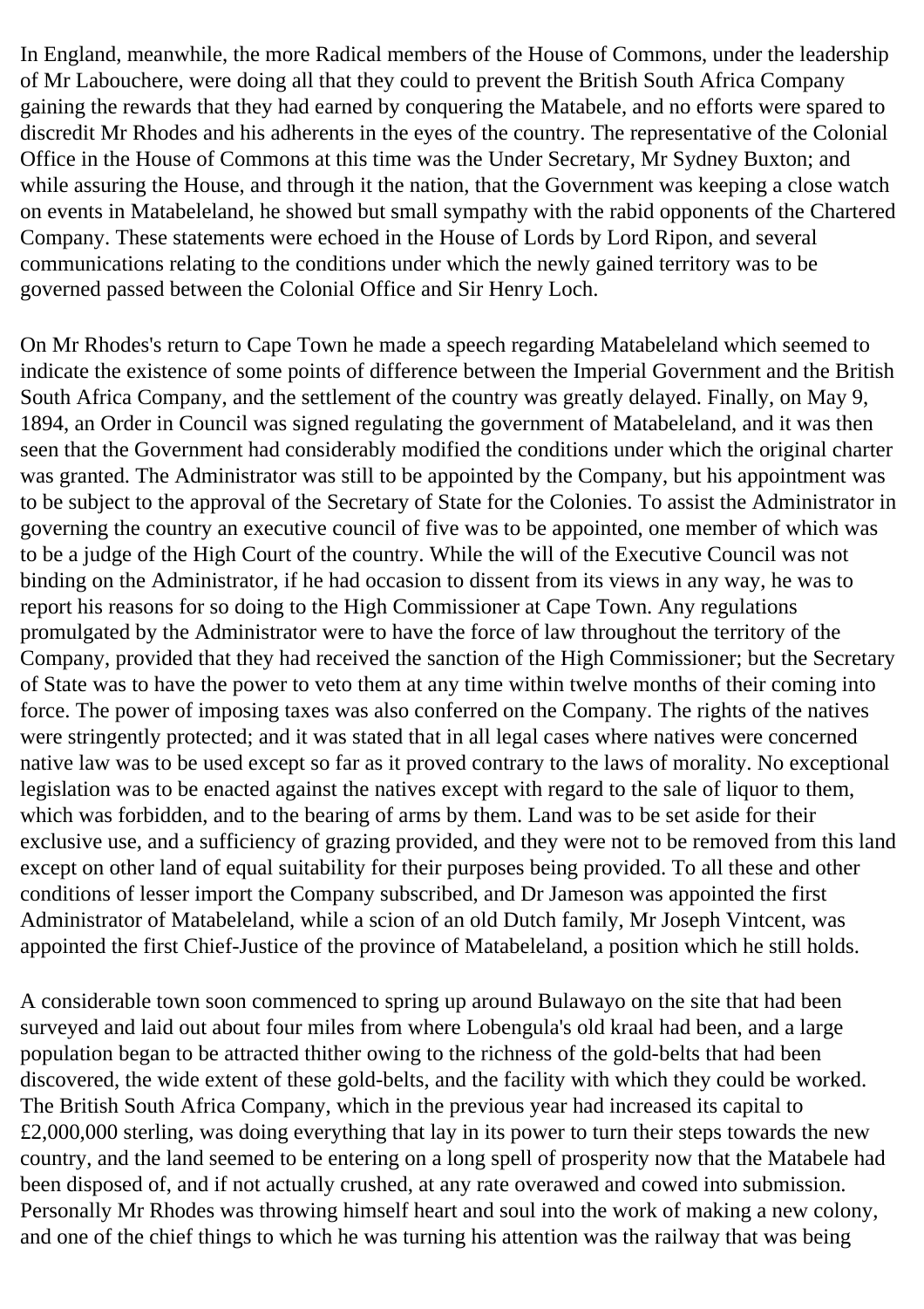In England, meanwhile, the more Radical members of the House of Commons, under the leadership of Mr Labouchere, were doing all that they could to prevent the British South Africa Company gaining the rewards that they had earned by conquering the Matabele, and no efforts were spared to discredit Mr Rhodes and his adherents in the eyes of the country. The representative of the Colonial Office in the House of Commons at this time was the Under Secretary, Mr Sydney Buxton; and while assuring the House, and through it the nation, that the Government was keeping a close watch on events in Matabeleland, he showed but small sympathy with the rabid opponents of the Chartered Company. These statements were echoed in the House of Lords by Lord Ripon, and several communications relating to the conditions under which the newly gained territory was to be governed passed between the Colonial Office and Sir Henry Loch.

On Mr Rhodes's return to Cape Town he made a speech regarding Matabeleland which seemed to indicate the existence of some points of difference between the Imperial Government and the British South Africa Company, and the settlement of the country was greatly delayed. Finally, on May 9, 1894, an Order in Council was signed regulating the government of Matabeleland, and it was then seen that the Government had considerably modified the conditions under which the original charter was granted. The Administrator was still to be appointed by the Company, but his appointment was to be subject to the approval of the Secretary of State for the Colonies. To assist the Administrator in governing the country an executive council of five was to be appointed, one member of which was to be a judge of the High Court of the country. While the will of the Executive Council was not binding on the Administrator, if he had occasion to dissent from its views in any way, he was to report his reasons for so doing to the High Commissioner at Cape Town. Any regulations promulgated by the Administrator were to have the force of law throughout the territory of the Company, provided that they had received the sanction of the High Commissioner; but the Secretary of State was to have the power to veto them at any time within twelve months of their coming into force. The power of imposing taxes was also conferred on the Company. The rights of the natives were stringently protected; and it was stated that in all legal cases where natives were concerned native law was to be used except so far as it proved contrary to the laws of morality. No exceptional legislation was to be enacted against the natives except with regard to the sale of liquor to them, which was forbidden, and to the bearing of arms by them. Land was to be set aside for their exclusive use, and a sufficiency of grazing provided, and they were not to be removed from this land except on other land of equal suitability for their purposes being provided. To all these and other conditions of lesser import the Company subscribed, and Dr Jameson was appointed the first Administrator of Matabeleland, while a scion of an old Dutch family, Mr Joseph Vintcent, was appointed the first Chief-Justice of the province of Matabeleland, a position which he still holds.

A considerable town soon commenced to spring up around Bulawayo on the site that had been surveyed and laid out about four miles from where Lobengula's old kraal had been, and a large population began to be attracted thither owing to the richness of the gold-belts that had been discovered, the wide extent of these gold-belts, and the facility with which they could be worked. The British South Africa Company, which in the previous year had increased its capital to £2,000,000 sterling, was doing everything that lay in its power to turn their steps towards the new country, and the land seemed to be entering on a long spell of prosperity now that the Matabele had been disposed of, and if not actually crushed, at any rate overawed and cowed into submission. Personally Mr Rhodes was throwing himself heart and soul into the work of making a new colony, and one of the chief things to which he was turning his attention was the railway that was being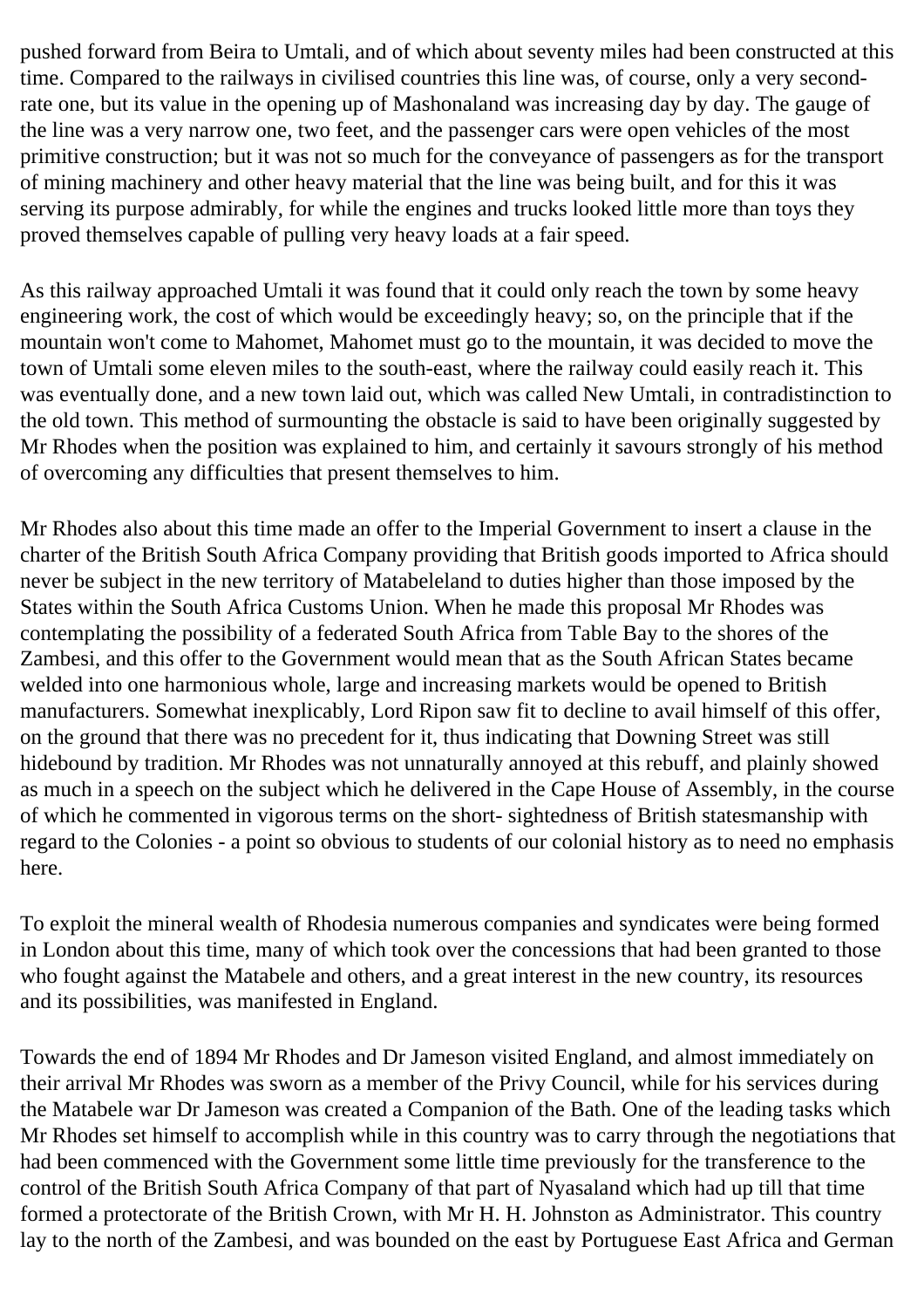pushed forward from Beira to Umtali, and of which about seventy miles had been constructed at this time. Compared to the railways in civilised countries this line was, of course, only a very second-rate one, but its value in the opening up of Mashonaland was increasing day by day. The gauge of the line was a very narrow one, two feet, and the passenger cars were open vehicles of the most primitive construction; but it was not so much for the conveyance of passengers as for the transport of mining machinery and other heavy material that the line was being built, and for this it was serving its purpose admirably, for while the engines and trucks looked little more than toys they proved themselves capable of pulling very heavy loads at a fair speed.

As this railway approached Umtali it was found that it could only reach the town by some heavy engineering work, the cost of which would be exceedingly heavy; so, on the principle that if the mountain won't come to Mahomet, Mahomet must go to the mountain, it was decided to move the town of Umtali some eleven miles to the south-east, where the railway could easily reach it. This was eventually done, and a new town laid out, which was called New Umtali, in contradistinction to the old town. This method of surmounting the obstacle is said to have been originally suggested by Mr Rhodes when the position was explained to him, and certainly it savours strongly of his method of overcoming any difficulties that present themselves to him.

Mr Rhodes also about this time made an offer to the Imperial Government to insert a clause in the charter of the British South Africa Company providing that British goods imported to Africa should never be subject in the new territory of Matabeleland to duties higher than those imposed by the States within the South Africa Customs Union. When he made this proposal Mr Rhodes was contemplating the possibility of a federated South Africa from Table Bay to the shores of the Zambesi, and this offer to the Government would mean that as the South African States became welded into one harmonious whole, large and increasing markets would be opened to British manufacturers. Somewhat inexplicably, Lord Ripon saw fit to decline to avail himself of this offer, on the ground that there was no precedent for it, thus indicating that Downing Street was still hidebound by tradition. Mr Rhodes was not unnaturally annoyed at this rebuff, and plainly showed as much in a speech on the subject which he delivered in the Cape House of Assembly, in the course of which he commented in vigorous terms on the short- sightedness of British statesmanship with regard to the Colonies - a point so obvious to students of our colonial history as to need no emphasis here.

To exploit the mineral wealth of Rhodesia numerous companies and syndicates were being formed in London about this time, many of which took over the concessions that had been granted to those who fought against the Matabele and others, and a great interest in the new country, its resources and its possibilities, was manifested in England.

Towards the end of 1894 Mr Rhodes and Dr Jameson visited England, and almost immediately on their arrival Mr Rhodes was sworn as a member of the Privy Council, while for his services during the Matabele war Dr Jameson was created a Companion of the Bath. One of the leading tasks which Mr Rhodes set himself to accomplish while in this country was to carry through the negotiations that had been commenced with the Government some little time previously for the transference to the control of the British South Africa Company of that part of Nyasaland which had up till that time formed a protectorate of the British Crown, with Mr H. H. Johnston as Administrator. This country lay to the north of the Zambesi, and was bounded on the east by Portuguese East Africa and German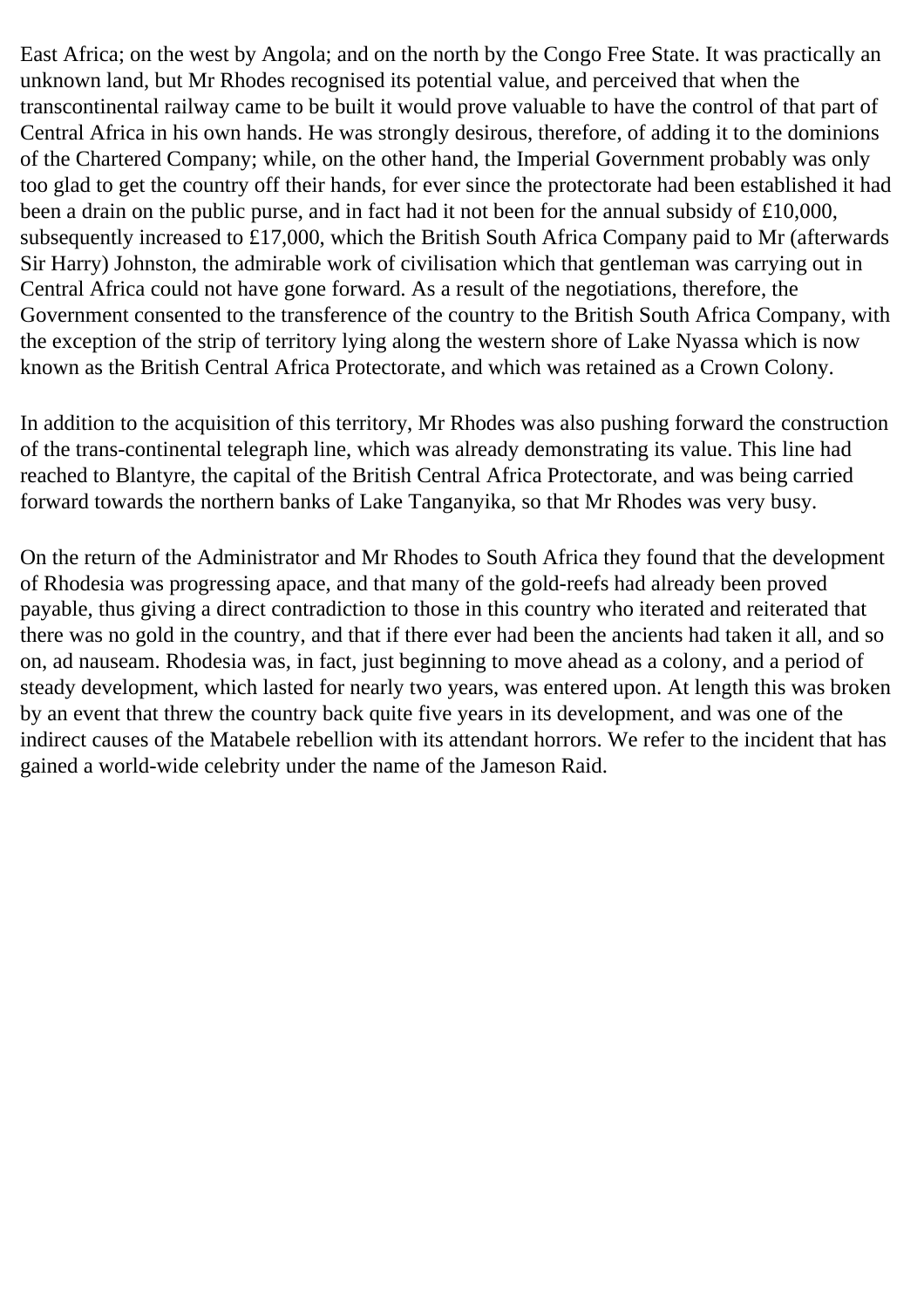East Africa; on the west by Angola; and on the north by the Congo Free State. It was practically an unknown land, but Mr Rhodes recognised its potential value, and perceived that when the transcontinental railway came to be built it would prove valuable to have the control of that part of Central Africa in his own hands. He was strongly desirous, therefore, of adding it to the dominions of the Chartered Company; while, on the other hand, the Imperial Government probably was only too glad to get the country off their hands, for ever since the protectorate had been established it had been a drain on the public purse, and in fact had it not been for the annual subsidy of £10,000, subsequently increased to £17,000, which the British South Africa Company paid to Mr (afterwards Sir Harry) Johnston, the admirable work of civilisation which that gentleman was carrying out in Central Africa could not have gone forward. As a result of the negotiations, therefore, the Government consented to the transference of the country to the British South Africa Company, with the exception of the strip of territory lying along the western shore of Lake Nyassa which is now known as the British Central Africa Protectorate, and which was retained as a Crown Colony.

In addition to the acquisition of this territory, Mr Rhodes was also pushing forward the construction of the trans-continental telegraph line, which was already demonstrating its value. This line had reached to Blantyre, the capital of the British Central Africa Protectorate, and was being carried forward towards the northern banks of Lake Tanganyika, so that Mr Rhodes was very busy.

On the return of the Administrator and Mr Rhodes to South Africa they found that the development of Rhodesia was progressing apace, and that many of the gold-reefs had already been proved payable, thus giving a direct contradiction to those in this country who iterated and reiterated that there was no gold in the country, and that if there ever had been the ancients had taken it all, and so on, ad nauseam. Rhodesia was, in fact, just beginning to move ahead as a colony, and a period of steady development, which lasted for nearly two years, was entered upon. At length this was broken by an event that threw the country back quite five years in its development, and was one of the indirect causes of the Matabele rebellion with its attendant horrors. We refer to the incident that has gained a world-wide celebrity under the name of the Jameson Raid.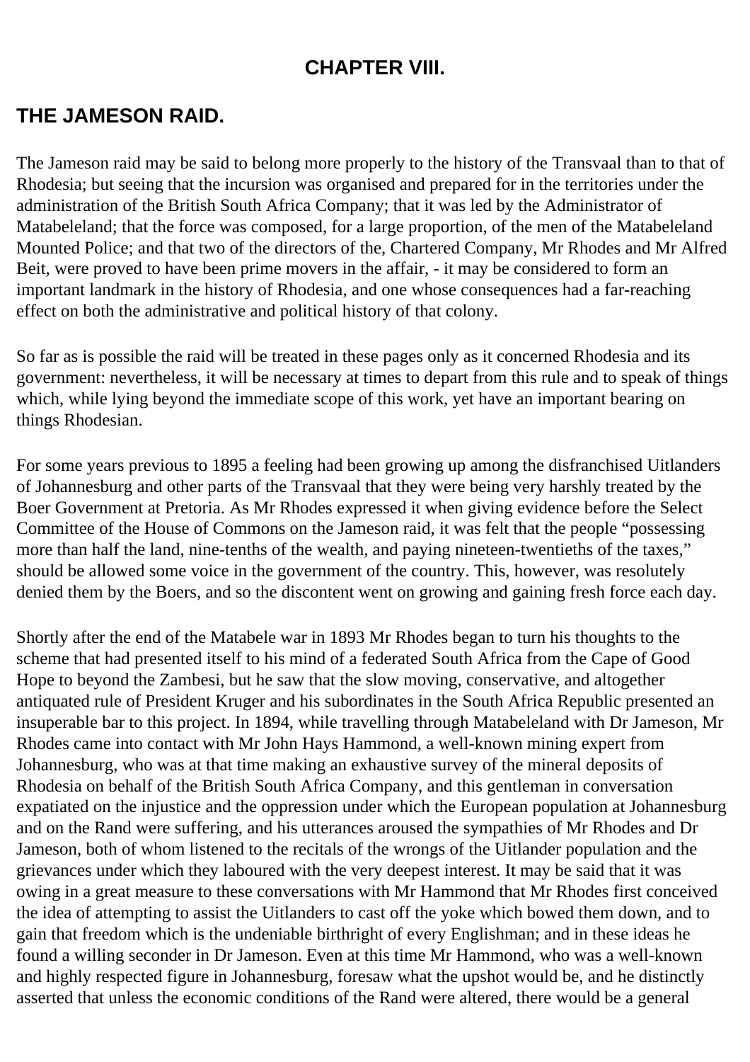## CHAPTER VIII.

## THE JAMESON RAID.

The Jameson raid may be said to belong more properly to the history of the Transvaal than to that of Rhodesia; but seeing that the incursion was organised and prepared for in the territories under the administration of the British South Africa Company; that it was led by the Administrator of Matabeleland; that the force was composed, for a large proportion, of the men of the Matabeleland Mounted Police; and that two of the directors of the, Chartered Company, Mr Rhodes and Mr Alfred Beit, were proved to have been prime movers in the affair, - it may be considered to form an important landmark in the history of Rhodesia, and one whose consequences had a far-reaching effect on both the administrative and political history of that colony.

So far as is possible the raid will be treated in these pages only as it concerned Rhodesia and its government: nevertheless, it will be necessary at times to depart from this rule and to speak of things which, while lying beyond the immediate scope of this work, yet have an important bearing on things Rhodesian.

For some years previous to 1895 a feeling had been growing up among the disfranchised Uitlanders of Johannesburg and other parts of the Transvaal that they were being very harshly treated by the Boer Government at Pretoria. As Mr Rhodes expressed it when giving evidence before the Select Committee of the House of Commons on the Jameson raid, it was felt that the people "possessing more than half the land, nine-tenths of the wealth, and paying nineteen-twentieths of the taxes," should be allowed some voice in the government of the country. This, however, was resolutely denied them by the Boers, and so the discontent went on growing and gaining fresh force each day.

Shortly after the end of the Matabele war in 1893 Mr Rhodes began to turn his thoughts to the scheme that had presented itself to his mind of a federated South Africa from the Cape of Good Hope to beyond the Zambesi, but he saw that the slow moving, conservative, and altogether antiquated rule of President Kruger and his subordinates in the South Africa Republic presented an insuperable bar to this project. In 1894, while travelling through Matabeleland with Dr Jameson, Mr Rhodes came into contact with Mr John Hays Hammond, a well-known mining expert from Johannesburg, who was at that time making an exhaustive survey of the mineral deposits of Rhodesia on behalf of the British South Africa Company, and this gentleman in conversation expatiated on the injustice and the oppression under which the European population at Johannesburg and on the Rand were suffering, and his utterances aroused the sympathies of Mr Rhodes and Dr Jameson, both of whom listened to the recitals of the wrongs of the Uitlander population and the grievances under which they laboured with the very deepest interest. It may be said that it was owing in a great measure to these conversations with Mr Hammond that Mr Rhodes first conceived the idea of attempting to assist the Uitlanders to cast off the yoke which bowed them down, and to gain that freedom which is the undeniable birthright of every Englishman; and in these ideas he found a willing seconder in Dr Jameson. Even at this time Mr Hammond, who was a well-known and highly respected figure in Johannesburg, foresaw what the upshot would be, and he distinctly asserted that unless the economic conditions of the Rand were altered, there would be a general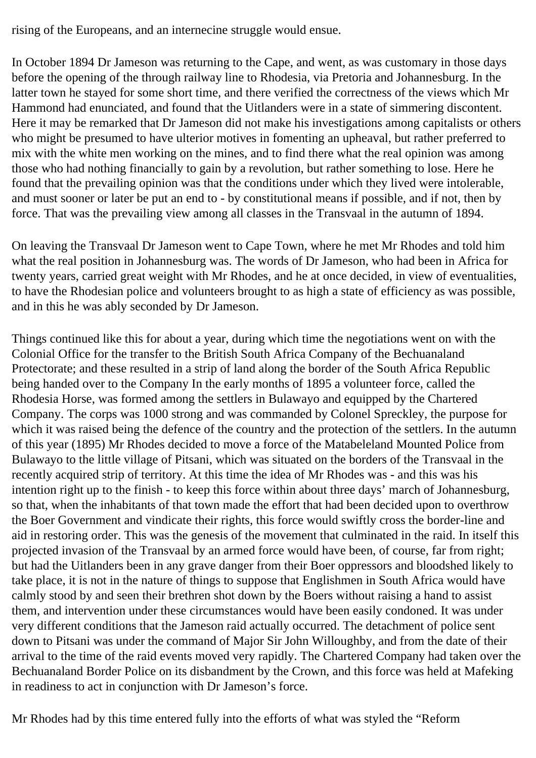rising of the Europeans, and an internecine struggle would ensue.

In October 1894 Dr Jameson was returning to the Cape, and went, as was customary in those days before the opening of the through railway line to Rhodesia, via Pretoria and Johannesburg. In the latter town he stayed for some short time, and there verified the correctness of the views which Mr Hammond had enunciated, and found that the Uitlanders were in a state of simmering discontent. Here it may be remarked that Dr Jameson did not make his investigations among capitalists or others who might be presumed to have ulterior motives in fomenting an upheaval, but rather preferred to mix with the white men working on the mines, and to find there what the real opinion was among those who had nothing financially to gain by a revolution, but rather something to lose. Here he found that the prevailing opinion was that the conditions under which they lived were intolerable, and must sooner or later be put an end to - by constitutional means if possible, and if not, then by force. That was the prevailing view among all classes in the Transvaal in the autumn of 1894.

On leaving the Transvaal Dr Jameson went to Cape Town, where he met Mr Rhodes and told him what the real position in Johannesburg was. The words of Dr Jameson, who had been in Africa for twenty years, carried great weight with Mr Rhodes, and he at once decided, in view of eventualities, to have the Rhodesian police and volunteers brought to as high a state of efficiency as was possible, and in this he was ably seconded by Dr Jameson.

Things continued like this for about a year, during which time the negotiations went on with the Colonial Office for the transfer to the British South Africa Company of the Bechuanaland Protectorate; and these resulted in a strip of land along the border of the South Africa Republic being handed over to the Company In the early months of 1895 a volunteer force, called the Rhodesia Horse, was formed among the settlers in Bulawayo and equipped by the Chartered Company. The corps was 1000 strong and was commanded by Colonel Spreckley, the purpose for which it was raised being the defence of the country and the protection of the settlers. In the autumn of this year (1895) Mr Rhodes decided to move a force of the Matabeleland Mounted Police from Bulawayo to the little village of Pitsani, which was situated on the borders of the Transvaal in the recently acquired strip of territory. At this time the idea of Mr Rhodes was - and this was his intention right up to the finish - to keep this force within about three days' march of Johannesburg, so that, when the inhabitants of that town made the effort that had been decided upon to overthrow the Boer Government and vindicate their rights, this force would swiftly cross the border-line and aid in restoring order. This was the genesis of the movement that culminated in the raid. In itself this projected invasion of the Transvaal by an armed force would have been, of course, far from right; but had the Uitlanders been in any grave danger from their Boer oppressors and bloodshed likely to take place, it is not in the nature of things to suppose that Englishmen in South Africa would have calmly stood by and seen their brethren shot down by the Boers without raising a hand to assist them, and intervention under these circumstances would have been easily condoned. It was under very different conditions that the Jameson raid actually occurred. The detachment of police sent down to Pitsani was under the command of Major Sir John Willoughby, and from the date of their arrival to the time of the raid events moved very rapidly. The Chartered Company had taken over the Bechuanaland Border Police on its disbandment by the Crown, and this force was held at Mafeking in readiness to act in conjunction with Dr Jameson's force.

Mr Rhodes had by this time entered fully into the efforts of what was styled the "Reform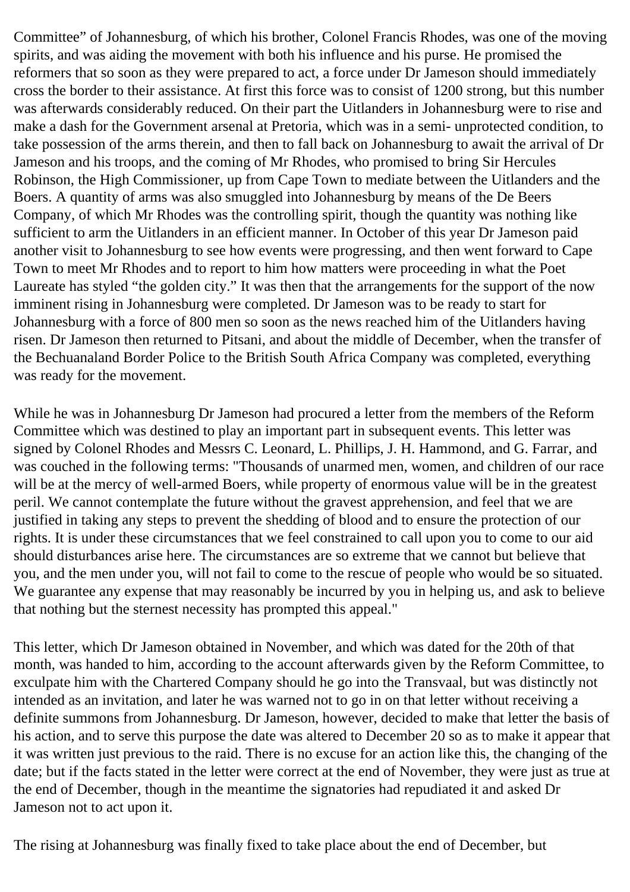Committee" of Johannesburg, of which his brother, Colonel Francis Rhodes, was one of the moving spirits, and was aiding the movement with both his influence and his purse. He promised the reformers that so soon as they were prepared to act, a force under Dr Jameson should immediately cross the border to their assistance. At first this force was to consist of 1200 strong, but this number was afterwards considerably reduced. On their part the Uitlanders in Johannesburg were to rise and make a dash for the Government arsenal at Pretoria, which was in a semi- unprotected condition, to take possession of the arms therein, and then to fall back on Johannesburg to await the arrival of Dr Jameson and his troops, and the coming of Mr Rhodes, who promised to bring Sir Hercules Robinson, the High Commissioner, up from Cape Town to mediate between the Uitlanders and the Boers. A quantity of arms was also smuggled into Johannesburg by means of the De Beers Company, of which Mr Rhodes was the controlling spirit, though the quantity was nothing like sufficient to arm the Uitlanders in an efficient manner. In October of this year Dr Jameson paid another visit to Johannesburg to see how events were progressing, and then went forward to Cape Town to meet Mr Rhodes and to report to him how matters were proceeding in what the Poet Laureate has styled "the golden city." It was then that the arrangements for the support of the now imminent rising in Johannesburg were completed. Dr Jameson was to be ready to start for Johannesburg with a force of 800 men so soon as the news reached him of the Uitlanders having risen. Dr Jameson then returned to Pitsani, and about the middle of December, when the transfer of the Bechuanaland Border Police to the British South Africa Company was completed, everything was ready for the movement.

While he was in Johannesburg Dr Jameson had procured a letter from the members of the Reform Committee which was destined to play an important part in subsequent events. This letter was signed by Colonel Rhodes and Messrs C. Leonard, L. Phillips, J. H. Hammond, and G. Farrar, and was couched in the following terms: "Thousands of unarmed men, women, and children of our race will be at the mercy of well-armed Boers, while property of enormous value will be in the greatest peril. We cannot contemplate the future without the gravest apprehension, and feel that we are justified in taking any steps to prevent the shedding of blood and to ensure the protection of our rights. It is under these circumstances that we feel constrained to call upon you to come to our aid should disturbances arise here. The circumstances are so extreme that we cannot but believe that you, and the men under you, will not fail to come to the rescue of people who would be so situated. We guarantee any expense that may reasonably be incurred by you in helping us, and ask to believe that nothing but the sternest necessity has prompted this appeal."

This letter, which Dr Jameson obtained in November, and which was dated for the 20th of that month, was handed to him, according to the account afterwards given by the Reform Committee, to exculpate him with the Chartered Company should he go into the Transvaal, but was distinctly not intended as an invitation, and later he was warned not to go in on that letter without receiving a definite summons from Johannesburg. Dr Jameson, however, decided to make that letter the basis of his action, and to serve this purpose the date was altered to December 20 so as to make it appear that it was written just previous to the raid. There is no excuse for an action like this, the changing of the date; but if the facts stated in the letter were correct at the end of November, they were just as true at the end of December, though in the meantime the signatories had repudiated it and asked Dr Jameson not to act upon it.

The rising at Johannesburg was finally fixed to take place about the end of December, but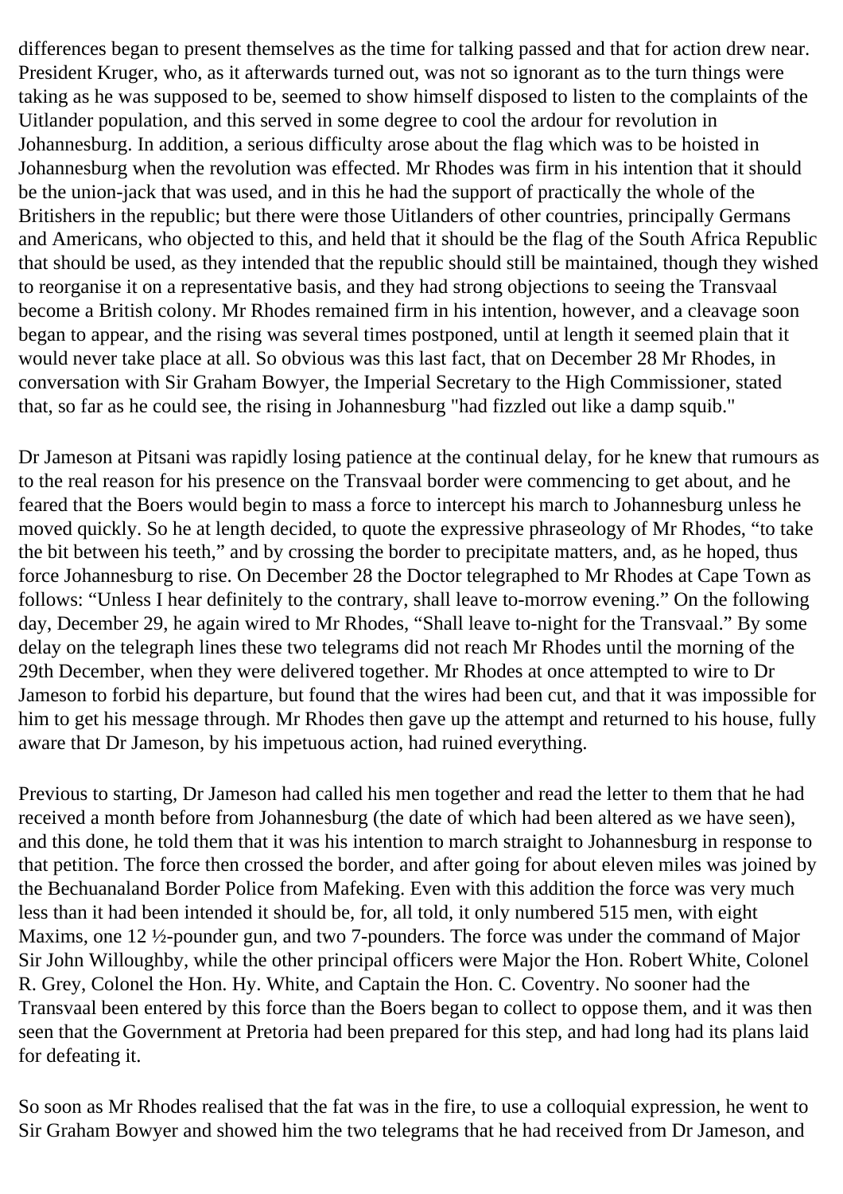differences began to present themselves as the time for talking passed and that for action drew near. President Kruger, who, as it afterwards turned out, was not so ignorant as to the turn things were taking as he was supposed to be, seemed to show himself disposed to listen to the complaints of the Uitlander population, and this served in some degree to cool the ardour for revolution in Johannesburg. In addition, a serious difficulty arose about the flag which was to be hoisted in Johannesburg when the revolution was effected. Mr Rhodes was firm in his intention that it should be the union-jack that was used, and in this he had the support of practically the whole of the Britishers in the republic; but there were those Uitlanders of other countries, principally Germans and Americans, who objected to this, and held that it should be the flag of the South Africa Republic that should be used, as they intended that the republic should still be maintained, though they wished to reorganise it on a representative basis, and they had strong objections to seeing the Transvaal become a British colony. Mr Rhodes remained firm in his intention, however, and a cleavage soon began to appear, and the rising was several times postponed, until at length it seemed plain that it would never take place at all. So obvious was this last fact, that on December 28 Mr Rhodes, in conversation with Sir Graham Bowyer, the Imperial Secretary to the High Commissioner, stated that, so far as he could see, the rising in Johannesburg "had fizzled out like a damp squib."

Dr Jameson at Pitsani was rapidly losing patience at the continual delay, for he knew that rumours as to the real reason for his presence on the Transvaal border were commencing to get about, and he feared that the Boers would begin to mass a force to intercept his march to Johannesburg unless he moved quickly. So he at length decided, to quote the expressive phraseology of Mr Rhodes, "to take the bit between his teeth," and by crossing the border to precipitate matters, and, as he hoped, thus force Johannesburg to rise. On December 28 the Doctor telegraphed to Mr Rhodes at Cape Town as follows: "Unless I hear definitely to the contrary, shall leave to-morrow evening." On the following day, December 29, he again wired to Mr Rhodes, "Shall leave to-night for the Transvaal." By some delay on the telegraph lines these two telegrams did not reach Mr Rhodes until the morning of the 29th December, when they were delivered together. Mr Rhodes at once attempted to wire to Dr Jameson to forbid his departure, but found that the wires had been cut, and that it was impossible for him to get his message through. Mr Rhodes then gave up the attempt and returned to his house, fully aware that Dr Jameson, by his impetuous action, had ruined everything.

Previous to starting, Dr Jameson had called his men together and read the letter to them that he had received a month before from Johannesburg (the date of which had been altered as we have seen), and this done, he told them that it was his intention to march straight to Johannesburg in response to that petition. The force then crossed the border, and after going for about eleven miles was joined by the Bechuanaland Border Police from Mafeking. Even with this addition the force was very much less than it had been intended it should be, for, all told, it only numbered 515 men, with eight Maxims, one 12 ½-pounder gun, and two 7-pounders. The force was under the command of Major Sir John Willoughby, while the other principal officers were Major the Hon. Robert White, Colonel R. Grey, Colonel the Hon. Hy. White, and Captain the Hon. C. Coventry. No sooner had the Transvaal been entered by this force than the Boers began to collect to oppose them, and it was then seen that the Government at Pretoria had been prepared for this step, and had long had its plans laid for defeating it.

So soon as Mr Rhodes realised that the fat was in the fire, to use a colloquial expression, he went to Sir Graham Bowyer and showed him the two telegrams that he had received from Dr Jameson, and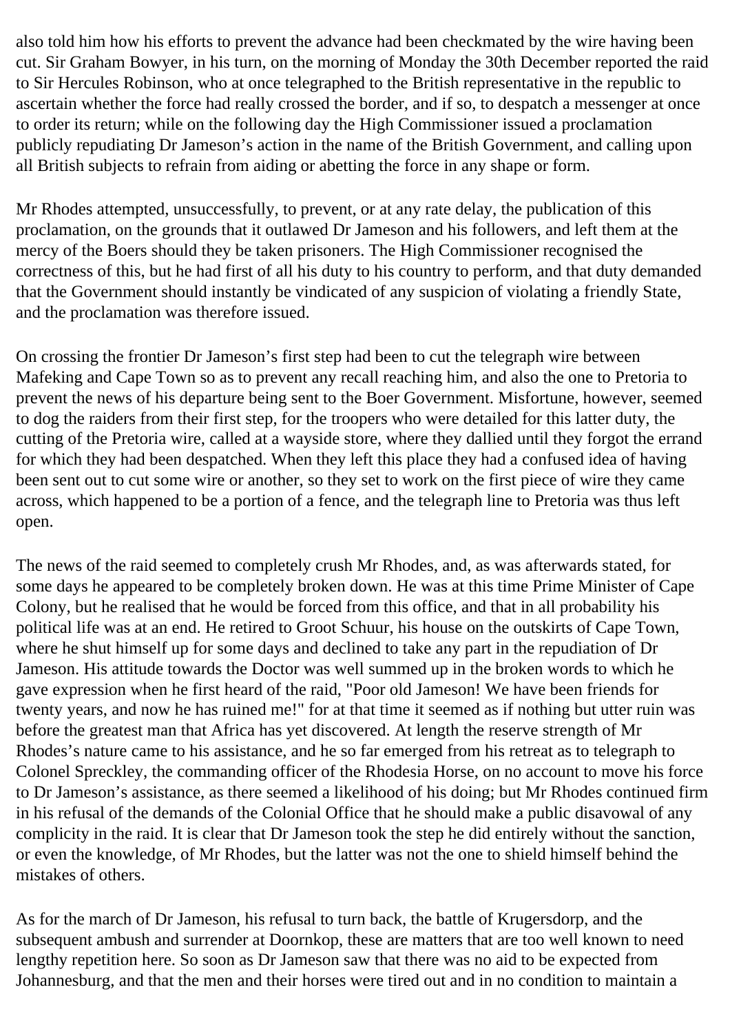also told him how his efforts to prevent the advance had been checkmated by the wire having been cut. Sir Graham Bowyer, in his turn, on the morning of Monday the 30th December reported the raid to Sir Hercules Robinson, who at once telegraphed to the British representative in the republic to ascertain whether the force had really crossed the border, and if so, to despatch a messenger at once to order its return; while on the following day the High Commissioner issued a proclamation publicly repudiating Dr Jameson's action in the name of the British Government, and calling upon all British subjects to refrain from aiding or abetting the force in any shape or form.

Mr Rhodes attempted, unsuccessfully, to prevent, or at any rate delay, the publication of this proclamation, on the grounds that it outlawed Dr Jameson and his followers, and left them at the mercy of the Boers should they be taken prisoners. The High Commissioner recognised the correctness of this, but he had first of all his duty to his country to perform, and that duty demanded that the Government should instantly be vindicated of any suspicion of violating a friendly State, and the proclamation was therefore issued.

On crossing the frontier Dr Jameson's first step had been to cut the telegraph wire between Mafeking and Cape Town so as to prevent any recall reaching him, and also the one to Pretoria to prevent the news of his departure being sent to the Boer Government. Misfortune, however, seemed to dog the raiders from their first step, for the troopers who were detailed for this latter duty, the cutting of the Pretoria wire, called at a wayside store, where they dallied until they forgot the errand for which they had been despatched. When they left this place they had a confused idea of having been sent out to cut some wire or another, so they set to work on the first piece of wire they came across, which happened to be a portion of a fence, and the telegraph line to Pretoria was thus left open.

The news of the raid seemed to completely crush Mr Rhodes, and, as was afterwards stated, for some days he appeared to be completely broken down. He was at this time Prime Minister of Cape Colony, but he realised that he would be forced from this office, and that in all probability his political life was at an end. He retired to Groot Schuur, his house on the outskirts of Cape Town, where he shut himself up for some days and declined to take any part in the repudiation of Dr Jameson. His attitude towards the Doctor was well summed up in the broken words to which he gave expression when he first heard of the raid, "Poor old Jameson! We have been friends for twenty years, and now he has ruined me!" for at that time it seemed as if nothing but utter ruin was before the greatest man that Africa has yet discovered. At length the reserve strength of Mr Rhodes's nature came to his assistance, and he so far emerged from his retreat as to telegraph to Colonel Spreckley, the commanding officer of the Rhodesia Horse, on no account to move his force to Dr Jameson's assistance, as there seemed a likelihood of his doing; but Mr Rhodes continued firm in his refusal of the demands of the Colonial Office that he should make a public disavowal of any complicity in the raid. It is clear that Dr Jameson took the step he did entirely without the sanction, or even the knowledge, of Mr Rhodes, but the latter was not the one to shield himself behind the mistakes of others.

As for the march of Dr Jameson, his refusal to turn back, the battle of Krugersdorp, and the subsequent ambush and surrender at Doornkop, these are matters that are too well known to need lengthy repetition here. So soon as Dr Jameson saw that there was no aid to be expected from Johannesburg, and that the men and their horses were tired out and in no condition to maintain a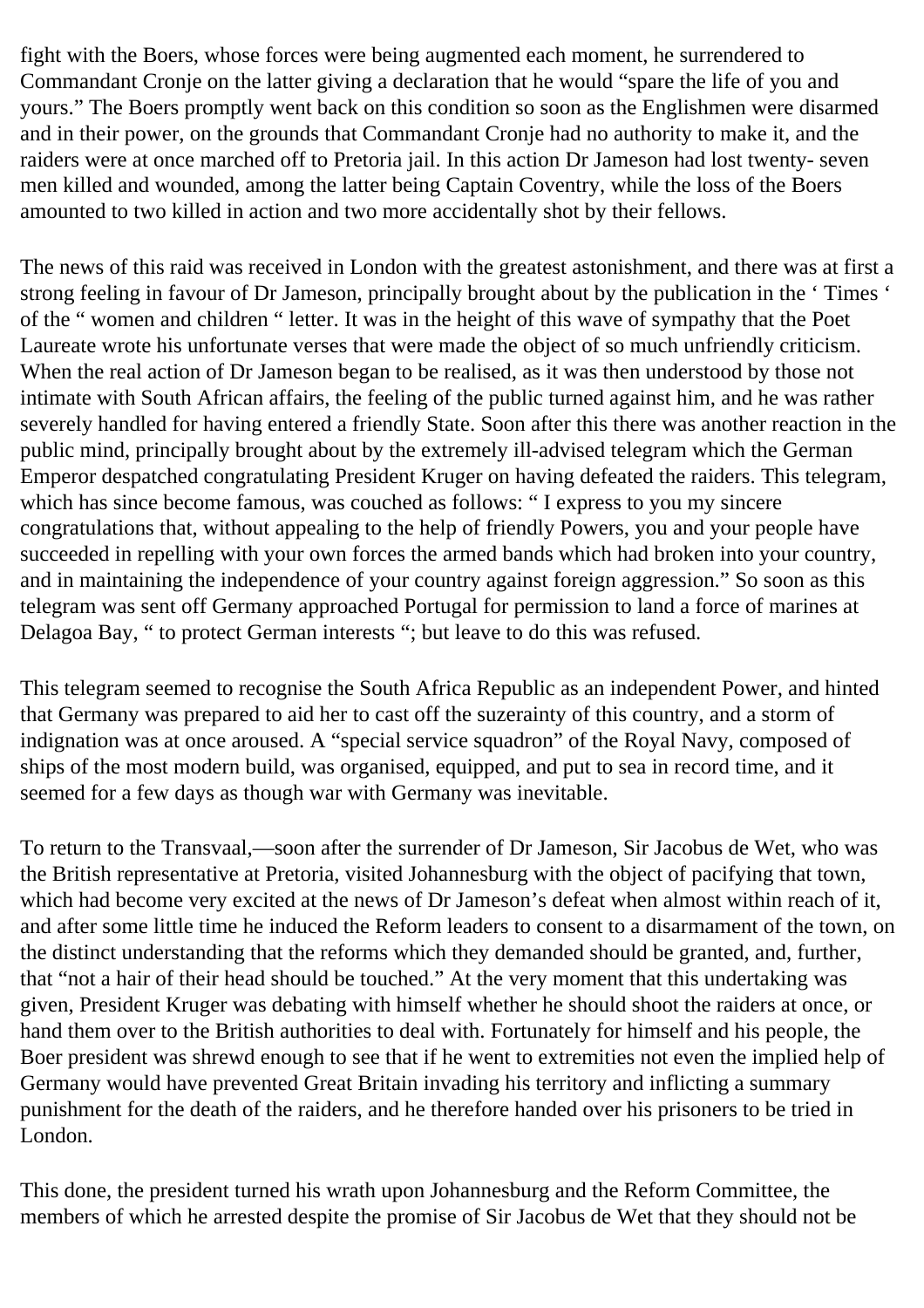fight with the Boers, whose forces were being augmented each moment, he surrendered to Commandant Cronje on the latter giving a declaration that he would "spare the life of you and yours." The Boers promptly went back on this condition so soon as the Englishmen were disarmed and in their power, on the grounds that Commandant Cronje had no authority to make it, and the raiders were at once marched off to Pretoria jail. In this action Dr Jameson had lost twenty- seven men killed and wounded, among the latter being Captain Coventry, while the loss of the Boers amounted to two killed in action and two more accidentally shot by their fellows.

The news of this raid was received in London with the greatest astonishment, and there was at first a strong feeling in favour of Dr Jameson, principally brought about by the publication in the ' Times ' of the " women and children " letter. It was in the height of this wave of sympathy that the Poet Laureate wrote his unfortunate verses that were made the object of so much unfriendly criticism. When the real action of Dr Jameson began to be realised, as it was then understood by those not intimate with South African affairs, the feeling of the public turned against him, and he was rather severely handled for having entered a friendly State. Soon after this there was another reaction in the public mind, principally brought about by the extremely ill-advised telegram which the German Emperor despatched congratulating President Kruger on having defeated the raiders. This telegram, which has since become famous, was couched as follows: " I express to you my sincere congratulations that, without appealing to the help of friendly Powers, you and your people have succeeded in repelling with your own forces the armed bands which had broken into your country, and in maintaining the independence of your country against foreign aggression." So soon as this telegram was sent off Germany approached Portugal for permission to land a force of marines at Delagoa Bay, " to protect German interests "; but leave to do this was refused.

This telegram seemed to recognise the South Africa Republic as an independent Power, and hinted that Germany was prepared to aid her to cast off the suzerainty of this country, and a storm of indignation was at once aroused. A "special service squadron" of the Royal Navy, composed of ships of the most modern build, was organised, equipped, and put to sea in record time, and it seemed for a few days as though war with Germany was inevitable.

To return to the Transvaal,—soon after the surrender of Dr Jameson, Sir Jacobus de Wet, who was the British representative at Pretoria, visited Johannesburg with the object of pacifying that town, which had become very excited at the news of Dr Jameson's defeat when almost within reach of it, and after some little time he induced the Reform leaders to consent to a disarmament of the town, on the distinct understanding that the reforms which they demanded should be granted, and, further, that "not a hair of their head should be touched." At the very moment that this undertaking was given, President Kruger was debating with himself whether he should shoot the raiders at once, or hand them over to the British authorities to deal with. Fortunately for himself and his people, the Boer president was shrewd enough to see that if he went to extremities not even the implied help of Germany would have prevented Great Britain invading his territory and inflicting a summary punishment for the death of the raiders, and he therefore handed over his prisoners to be tried in London.

This done, the president turned his wrath upon Johannesburg and the Reform Committee, the members of which he arrested despite the promise of Sir Jacobus de Wet that they should not be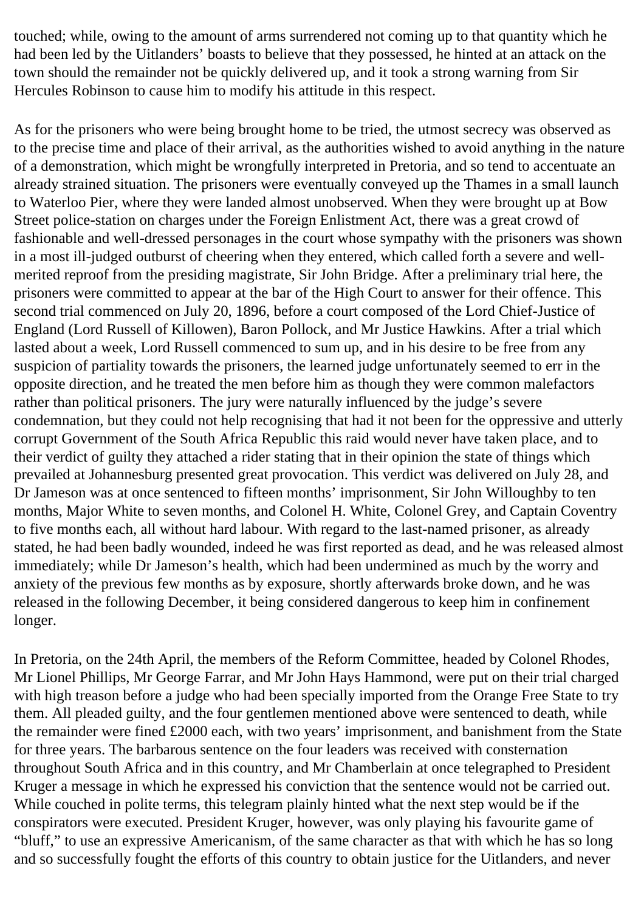touched; while, owing to the amount of arms surrendered not coming up to that quantity which he had been led by the Uitlanders' boasts to believe that they possessed, he hinted at an attack on the town should the remainder not be quickly delivered up, and it took a strong warning from Sir Hercules Robinson to cause him to modify his attitude in this respect.

As for the prisoners who were being brought home to be tried, the utmost secrecy was observed as to the precise time and place of their arrival, as the authorities wished to avoid anything in the nature of a demonstration, which might be wrongfully interpreted in Pretoria, and so tend to accentuate an already strained situation. The prisoners were eventually conveyed up the Thames in a small launch to Waterloo Pier, where they were landed almost unobserved. When they were brought up at Bow Street police-station on charges under the Foreign Enlistment Act, there was a great crowd of fashionable and well-dressed personages in the court whose sympathy with the prisoners was shown in a most ill-judged outburst of cheering when they entered, which called forth a severe and well-merited reproof from the presiding magistrate, Sir John Bridge. After a preliminary trial here, the prisoners were committed to appear at the bar of the High Court to answer for their offence. This second trial commenced on July 20, 1896, before a court composed of the Lord Chief-Justice of England (Lord Russell of Killowen), Baron Pollock, and Mr Justice Hawkins. After a trial which lasted about a week, Lord Russell commenced to sum up, and in his desire to be free from any suspicion of partiality towards the prisoners, the learned judge unfortunately seemed to err in the opposite direction, and he treated the men before him as though they were common malefactors rather than political prisoners. The jury were naturally influenced by the judge's severe condemnation, but they could not help recognising that had it not been for the oppressive and utterly corrupt Government of the South Africa Republic this raid would never have taken place, and to their verdict of guilty they attached a rider stating that in their opinion the state of things which prevailed at Johannesburg presented great provocation. This verdict was delivered on July 28, and Dr Jameson was at once sentenced to fifteen months' imprisonment, Sir John Willoughby to ten months, Major White to seven months, and Colonel H. White, Colonel Grey, and Captain Coventry to five months each, all without hard labour. With regard to the last-named prisoner, as already stated, he had been badly wounded, indeed he was first reported as dead, and he was released almost immediately; while Dr Jameson's health, which had been undermined as much by the worry and anxiety of the previous few months as by exposure, shortly afterwards broke down, and he was released in the following December, it being considered dangerous to keep him in confinement longer.

In Pretoria, on the 24th April, the members of the Reform Committee, headed by Colonel Rhodes, Mr Lionel Phillips, Mr George Farrar, and Mr John Hays Hammond, were put on their trial charged with high treason before a judge who had been specially imported from the Orange Free State to try them. All pleaded guilty, and the four gentlemen mentioned above were sentenced to death, while the remainder were fined £2000 each, with two years' imprisonment, and banishment from the State for three years. The barbarous sentence on the four leaders was received with consternation throughout South Africa and in this country, and Mr Chamberlain at once telegraphed to President Kruger a message in which he expressed his conviction that the sentence would not be carried out. While couched in polite terms, this telegram plainly hinted what the next step would be if the conspirators were executed. President Kruger, however, was only playing his favourite game of "bluff," to use an expressive Americanism, of the same character as that with which he has so long and so successfully fought the efforts of this country to obtain justice for the Uitlanders, and never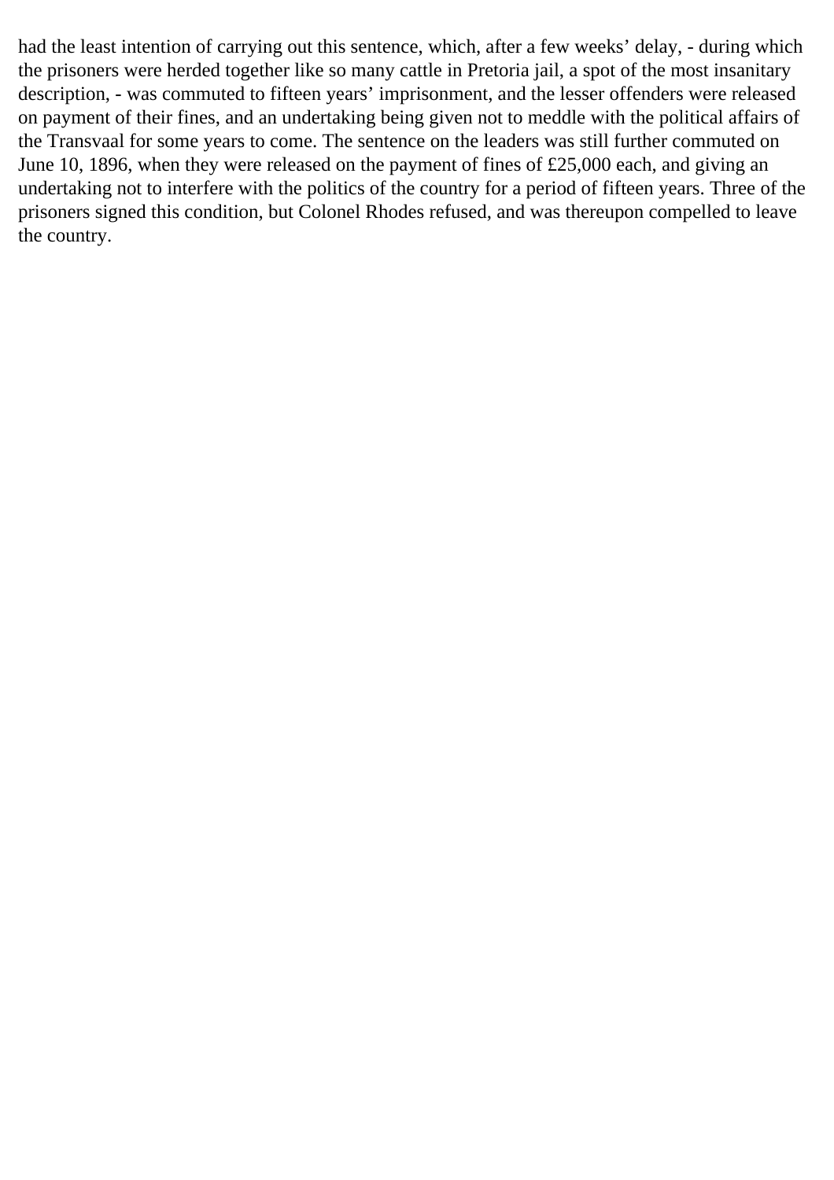had the least intention of carrying out this sentence, which, after a few weeks' delay, - during which the prisoners were herded together like so many cattle in Pretoria jail, a spot of the most insanitary description, - was commuted to fifteen years' imprisonment, and the lesser offenders were released on payment of their fines, and an undertaking being given not to meddle with the political affairs of the Transvaal for some years to come. The sentence on the leaders was still further commuted on June 10, 1896, when they were released on the payment of fines of £25,000 each, and giving an undertaking not to interfere with the politics of the country for a period of fifteen years. Three of the prisoners signed this condition, but Colonel Rhodes refused, and was thereupon compelled to leave the country.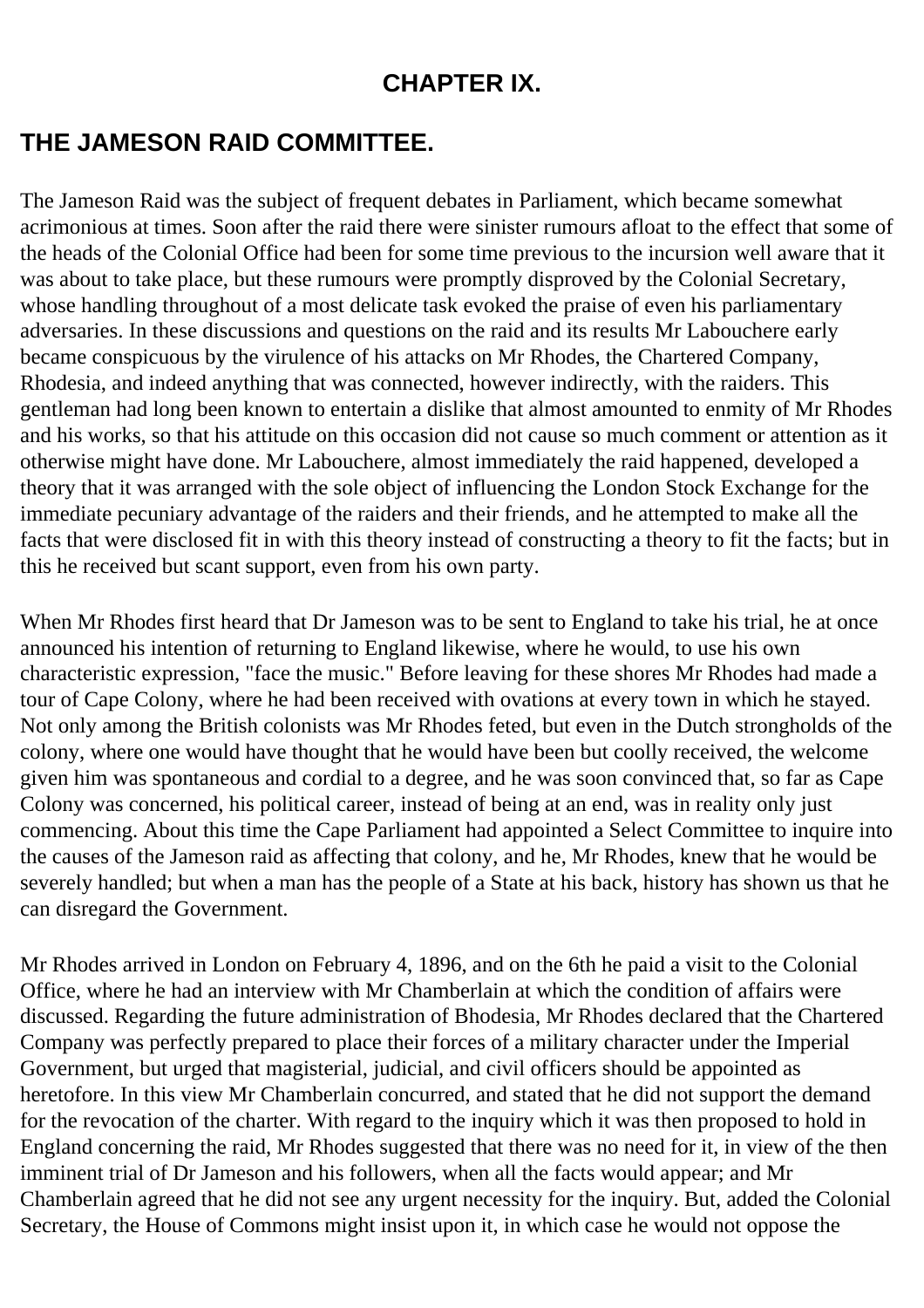## CHAPTER IX.

## THE JAMESON RAID COMMITTEE.

The Jameson Raid was the subject of frequent debates in Parliament, which became somewhat acrimonious at times. Soon after the raid there were sinister rumours afloat to the effect that some of the heads of the Colonial Office had been for some time previous to the incursion well aware that it was about to take place, but these rumours were promptly disproved by the Colonial Secretary, whose handling throughout of a most delicate task evoked the praise of even his parliamentary adversaries. In these discussions and questions on the raid and its results Mr Labouchere early became conspicuous by the virulence of his attacks on Mr Rhodes, the Chartered Company, Rhodesia, and indeed anything that was connected, however indirectly, with the raiders. This gentleman had long been known to entertain a dislike that almost amounted to enmity of Mr Rhodes and his works, so that his attitude on this occasion did not cause so much comment or attention as it otherwise might have done. Mr Labouchere, almost immediately the raid happened, developed a theory that it was arranged with the sole object of influencing the London Stock Exchange for the immediate pecuniary advantage of the raiders and their friends, and he attempted to make all the facts that were disclosed fit in with this theory instead of constructing a theory to fit the facts; but in this he received but scant support, even from his own party.

When Mr Rhodes first heard that Dr Jameson was to be sent to England to take his trial, he at once announced his intention of returning to England likewise, where he would, to use his own characteristic expression, "face the music." Before leaving for these shores Mr Rhodes had made a tour of Cape Colony, where he had been received with ovations at every town in which he stayed. Not only among the British colonists was Mr Rhodes feted, but even in the Dutch strongholds of the colony, where one would have thought that he would have been but coolly received, the welcome given him was spontaneous and cordial to a degree, and he was soon convinced that, so far as Cape Colony was concerned, his political career, instead of being at an end, was in reality only just commencing. About this time the Cape Parliament had appointed a Select Committee to inquire into the causes of the Jameson raid as affecting that colony, and he, Mr Rhodes, knew that he would be severely handled; but when a man has the people of a State at his back, history has shown us that he can disregard the Government.

Mr Rhodes arrived in London on February 4, 1896, and on the 6th he paid a visit to the Colonial Office, where he had an interview with Mr Chamberlain at which the condition of affairs were discussed. Regarding the future administration of Bhodesia, Mr Rhodes declared that the Chartered Company was perfectly prepared to place their forces of a military character under the Imperial Government, but urged that magisterial, judicial, and civil officers should be appointed as heretofore. In this view Mr Chamberlain concurred, and stated that he did not support the demand for the revocation of the charter. With regard to the inquiry which it was then proposed to hold in England concerning the raid, Mr Rhodes suggested that there was no need for it, in view of the then imminent trial of Dr Jameson and his followers, when all the facts would appear; and Mr Chamberlain agreed that he did not see any urgent necessity for the inquiry. But, added the Colonial Secretary, the House of Commons might insist upon it, in which case he would not oppose the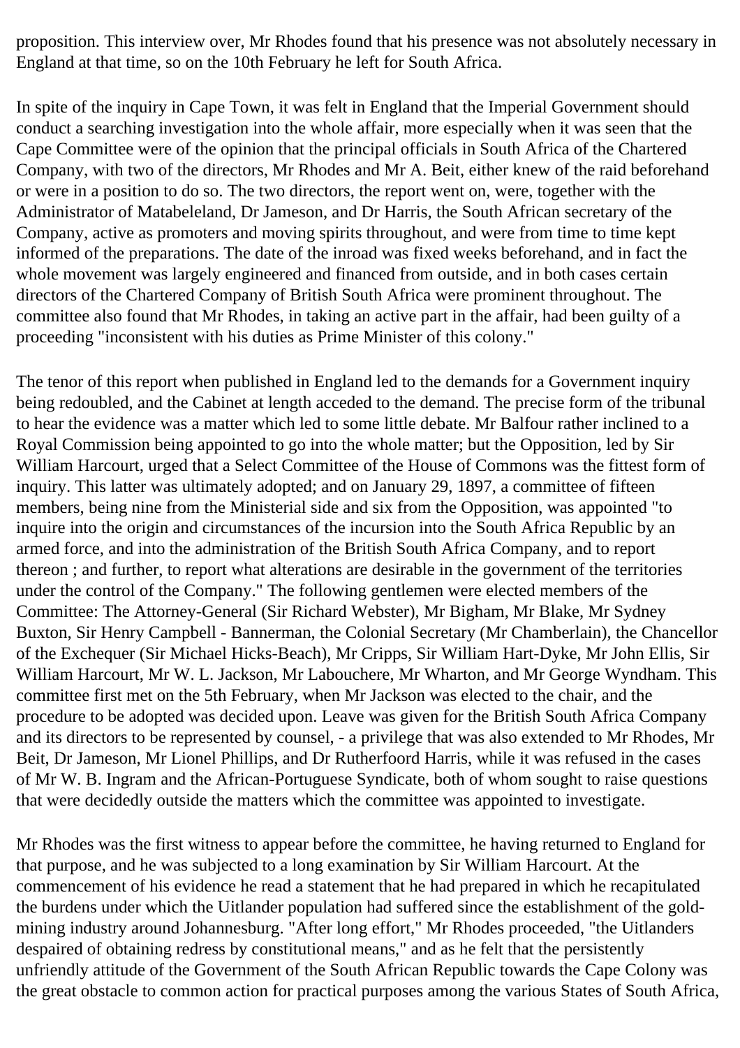proposition. This interview over, Mr Rhodes found that his presence was not absolutely necessary in England at that time, so on the 10th February he left for South Africa.

In spite of the inquiry in Cape Town, it was felt in England that the Imperial Government should conduct a searching investigation into the whole affair, more especially when it was seen that the Cape Committee were of the opinion that the principal officials in South Africa of the Chartered Company, with two of the directors, Mr Rhodes and Mr A. Beit, either knew of the raid beforehand or were in a position to do so. The two directors, the report went on, were, together with the Administrator of Matabeleland, Dr Jameson, and Dr Harris, the South African secretary of the Company, active as promoters and moving spirits throughout, and were from time to time kept informed of the preparations. The date of the inroad was fixed weeks beforehand, and in fact the whole movement was largely engineered and financed from outside, and in both cases certain directors of the Chartered Company of British South Africa were prominent throughout. The committee also found that Mr Rhodes, in taking an active part in the affair, had been guilty of a proceeding "inconsistent with his duties as Prime Minister of this colony."

The tenor of this report when published in England led to the demands for a Government inquiry being redoubled, and the Cabinet at length acceded to the demand. The precise form of the tribunal to hear the evidence was a matter which led to some little debate. Mr Balfour rather inclined to a Royal Commission being appointed to go into the whole matter; but the Opposition, led by Sir William Harcourt, urged that a Select Committee of the House of Commons was the fittest form of inquiry. This latter was ultimately adopted; and on January 29, 1897, a committee of fifteen members, being nine from the Ministerial side and six from the Opposition, was appointed "to inquire into the origin and circumstances of the incursion into the South Africa Republic by an armed force, and into the administration of the British South Africa Company, and to report thereon ; and further, to report what alterations are desirable in the government of the territories under the control of the Company." The following gentlemen were elected members of the Committee: The Attorney-General (Sir Richard Webster), Mr Bigham, Mr Blake, Mr Sydney Buxton, Sir Henry Campbell - Bannerman, the Colonial Secretary (Mr Chamberlain), the Chancellor of the Exchequer (Sir Michael Hicks-Beach), Mr Cripps, Sir William Hart-Dyke, Mr John Ellis, Sir William Harcourt, Mr W. L. Jackson, Mr Labouchere, Mr Wharton, and Mr George Wyndham. This committee first met on the 5th February, when Mr Jackson was elected to the chair, and the procedure to be adopted was decided upon. Leave was given for the British South Africa Company and its directors to be represented by counsel, - a privilege that was also extended to Mr Rhodes, Mr Beit, Dr Jameson, Mr Lionel Phillips, and Dr Rutherfoord Harris, while it was refused in the cases of Mr W. B. Ingram and the African-Portuguese Syndicate, both of whom sought to raise questions that were decidedly outside the matters which the committee was appointed to investigate.

Mr Rhodes was the first witness to appear before the committee, he having returned to England for that purpose, and he was subjected to a long examination by Sir William Harcourt. At the commencement of his evidence he read a statement that he had prepared in which he recapitulated the burdens under which the Uitlander population had suffered since the establishment of the gold-mining industry around Johannesburg. "After long effort," Mr Rhodes proceeded, "the Uitlanders despaired of obtaining redress by constitutional means," and as he felt that the persistently unfriendly attitude of the Government of the South African Republic towards the Cape Colony was the great obstacle to common action for practical purposes among the various States of South Africa,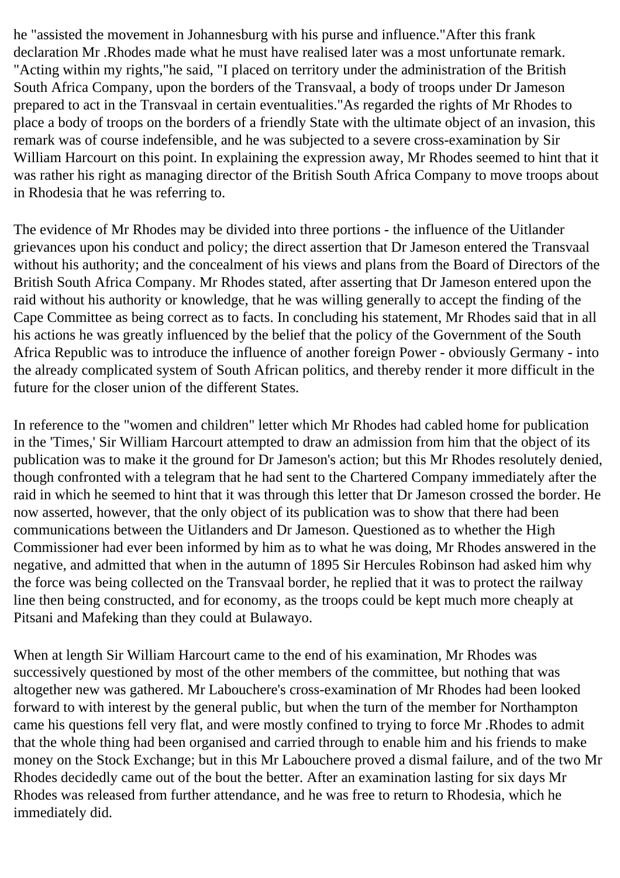he "assisted the movement in Johannesburg with his purse and influence."After this frank declaration Mr .Rhodes made what he must have realised later was a most unfortunate remark. "Acting within my rights,"he said, "I placed on territory under the administration of the British South Africa Company, upon the borders of the Transvaal, a body of troops under Dr Jameson prepared to act in the Transvaal in certain eventualities."As regarded the rights of Mr Rhodes to place a body of troops on the borders of a friendly State with the ultimate object of an invasion, this remark was of course indefensible, and he was subjected to a severe cross-examination by Sir William Harcourt on this point. In explaining the expression away, Mr Rhodes seemed to hint that it was rather his right as managing director of the British South Africa Company to move troops about in Rhodesia that he was referring to.

The evidence of Mr Rhodes may be divided into three portions - the influence of the Uitlander grievances upon his conduct and policy; the direct assertion that Dr Jameson entered the Transvaal without his authority; and the concealment of his views and plans from the Board of Directors of the British South Africa Company. Mr Rhodes stated, after asserting that Dr Jameson entered upon the raid without his authority or knowledge, that he was willing generally to accept the finding of the Cape Committee as being correct as to facts. In concluding his statement, Mr Rhodes said that in all his actions he was greatly influenced by the belief that the policy of the Government of the South Africa Republic was to introduce the influence of another foreign Power - obviously Germany - into the already complicated system of South African politics, and thereby render it more difficult in the future for the closer union of the different States.

In reference to the "women and children" letter which Mr Rhodes had cabled home for publication in the 'Times,' Sir William Harcourt attempted to draw an admission from him that the object of its publication was to make it the ground for Dr Jameson's action; but this Mr Rhodes resolutely denied, though confronted with a telegram that he had sent to the Chartered Company immediately after the raid in which he seemed to hint that it was through this letter that Dr Jameson crossed the border. He now asserted, however, that the only object of its publication was to show that there had been communications between the Uitlanders and Dr Jameson. Questioned as to whether the High Commissioner had ever been informed by him as to what he was doing, Mr Rhodes answered in the negative, and admitted that when in the autumn of 1895 Sir Hercules Robinson had asked him why the force was being collected on the Transvaal border, he replied that it was to protect the railway line then being constructed, and for economy, as the troops could be kept much more cheaply at Pitsani and Mafeking than they could at Bulawayo.

When at length Sir William Harcourt came to the end of his examination, Mr Rhodes was successively questioned by most of the other members of the committee, but nothing that was altogether new was gathered. Mr Labouchere's cross-examination of Mr Rhodes had been looked forward to with interest by the general public, but when the turn of the member for Northampton came his questions fell very flat, and were mostly confined to trying to force Mr .Rhodes to admit that the whole thing had been organised and carried through to enable him and his friends to make money on the Stock Exchange; but in this Mr Labouchere proved a dismal failure, and of the two Mr Rhodes decidedly came out of the bout the better. After an examination lasting for six days Mr Rhodes was released from further attendance, and he was free to return to Rhodesia, which he immediately did.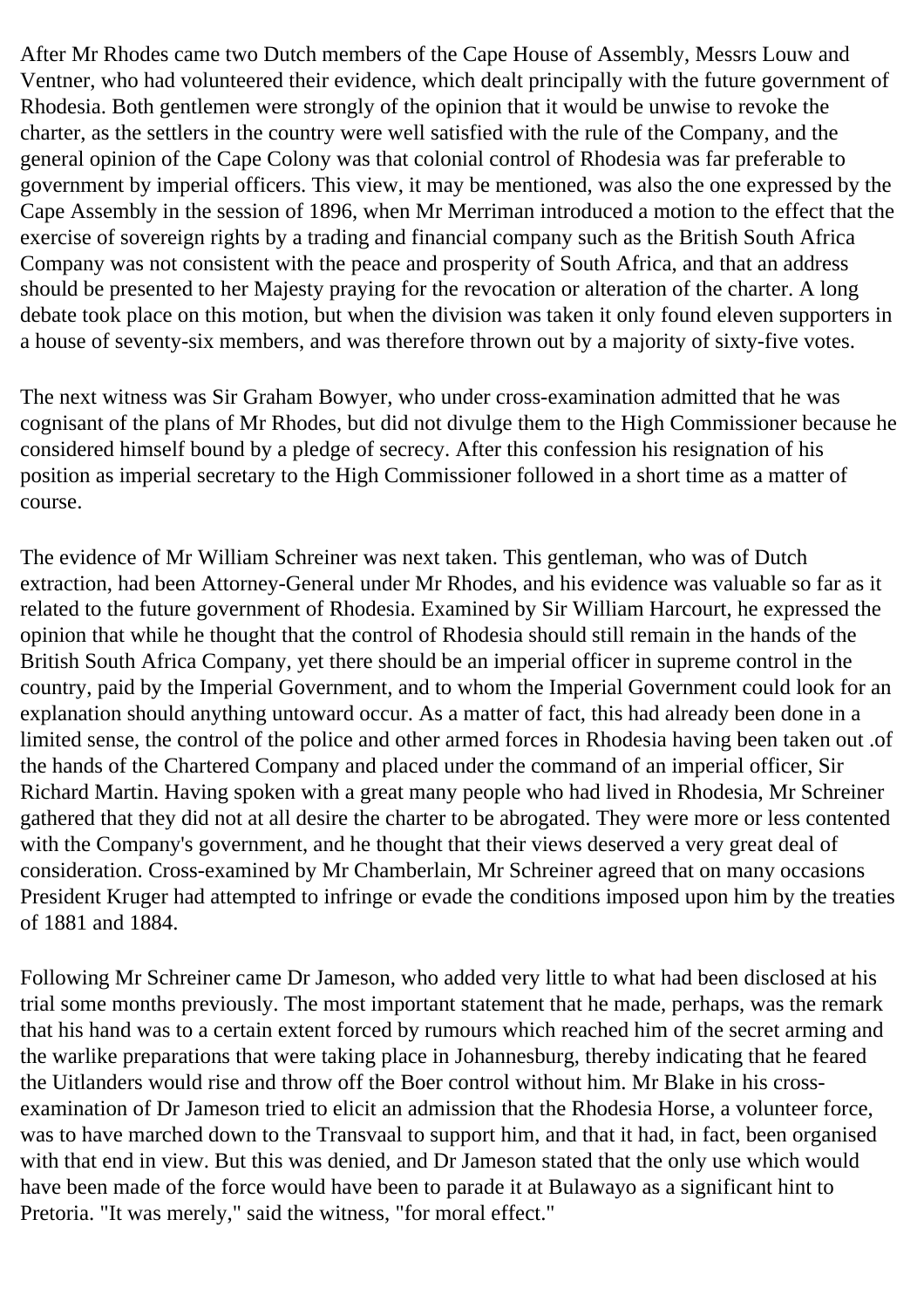After Mr Rhodes came two Dutch members of the Cape House of Assembly, Messrs Louw and Ventner, who had volunteered their evidence, which dealt principally with the future government of Rhodesia. Both gentlemen were strongly of the opinion that it would be unwise to revoke the charter, as the settlers in the country were well satisfied with the rule of the Company, and the general opinion of the Cape Colony was that colonial control of Rhodesia was far preferable to government by imperial officers. This view, it may be mentioned, was also the one expressed by the Cape Assembly in the session of 1896, when Mr Merriman introduced a motion to the effect that the exercise of sovereign rights by a trading and financial company such as the British South Africa Company was not consistent with the peace and prosperity of South Africa, and that an address should be presented to her Majesty praying for the revocation or alteration of the charter. A long debate took place on this motion, but when the division was taken it only found eleven supporters in a house of seventy-six members, and was therefore thrown out by a majority of sixty-five votes.

The next witness was Sir Graham Bowyer, who under cross-examination admitted that he was cognisant of the plans of Mr Rhodes, but did not divulge them to the High Commissioner because he considered himself bound by a pledge of secrecy. After this confession his resignation of his position as imperial secretary to the High Commissioner followed in a short time as a matter of course.

The evidence of Mr William Schreiner was next taken. This gentleman, who was of Dutch extraction, had been Attorney-General under Mr Rhodes, and his evidence was valuable so far as it related to the future government of Rhodesia. Examined by Sir William Harcourt, he expressed the opinion that while he thought that the control of Rhodesia should still remain in the hands of the British South Africa Company, yet there should be an imperial officer in supreme control in the country, paid by the Imperial Government, and to whom the Imperial Government could look for an explanation should anything untoward occur. As a matter of fact, this had already been done in a limited sense, the control of the police and other armed forces in Rhodesia having been taken out .of the hands of the Chartered Company and placed under the command of an imperial officer, Sir Richard Martin. Having spoken with a great many people who had lived in Rhodesia, Mr Schreiner gathered that they did not at all desire the charter to be abrogated. They were more or less contented with the Company's government, and he thought that their views deserved a very great deal of consideration. Cross-examined by Mr Chamberlain, Mr Schreiner agreed that on many occasions President Kruger had attempted to infringe or evade the conditions imposed upon him by the treaties of 1881 and 1884.

Following Mr Schreiner came Dr Jameson, who added very little to what had been disclosed at his trial some months previously. The most important statement that he made, perhaps, was the remark that his hand was to a certain extent forced by rumours which reached him of the secret arming and the warlike preparations that were taking place in Johannesburg, thereby indicating that he feared the Uitlanders would rise and throw off the Boer control without him. Mr Blake in his cross-examination of Dr Jameson tried to elicit an admission that the Rhodesia Horse, a volunteer force, was to have marched down to the Transvaal to support him, and that it had, in fact, been organised with that end in view. But this was denied, and Dr Jameson stated that the only use which would have been made of the force would have been to parade it at Bulawayo as a significant hint to Pretoria. "It was merely," said the witness, "for moral effect."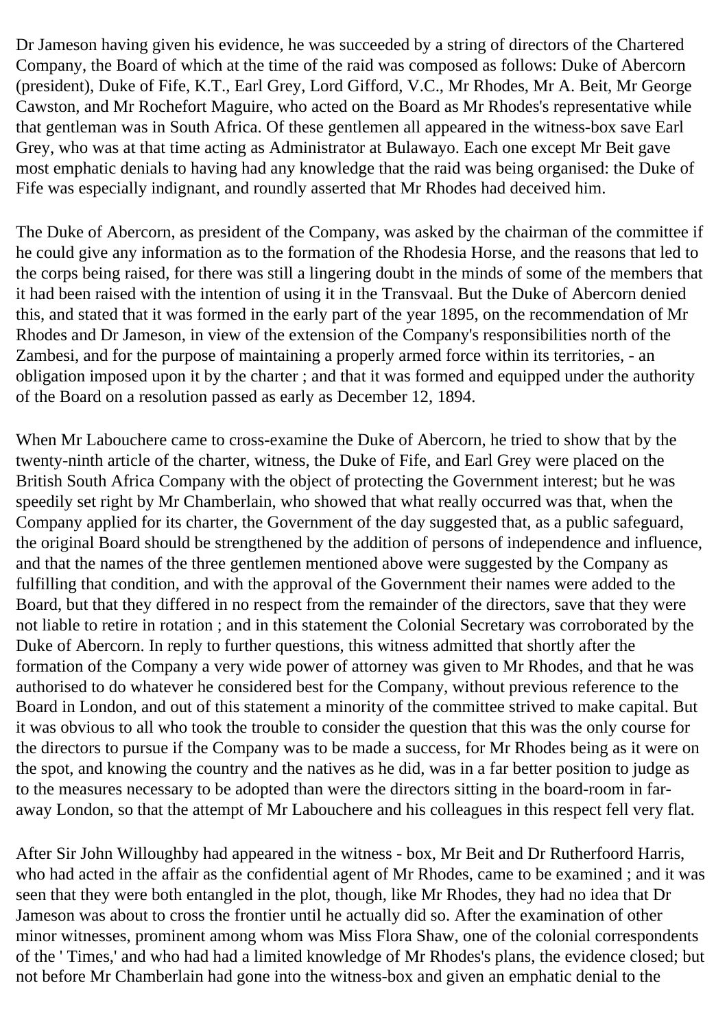Dr Jameson having given his evidence, he was succeeded by a string of directors of the Chartered Company, the Board of which at the time of the raid was composed as follows: Duke of Abercorn (president), Duke of Fife, K.T., Earl Grey, Lord Gifford, V.C., Mr Rhodes, Mr A. Beit, Mr George Cawston, and Mr Rochefort Maguire, who acted on the Board as Mr Rhodes's representative while that gentleman was in South Africa. Of these gentlemen all appeared in the witness-box save Earl Grey, who was at that time acting as Administrator at Bulawayo. Each one except Mr Beit gave most emphatic denials to having had any knowledge that the raid was being organised: the Duke of Fife was especially indignant, and roundly asserted that Mr Rhodes had deceived him.

The Duke of Abercorn, as president of the Company, was asked by the chairman of the committee if he could give any information as to the formation of the Rhodesia Horse, and the reasons that led to the corps being raised, for there was still a lingering doubt in the minds of some of the members that it had been raised with the intention of using it in the Transvaal. But the Duke of Abercorn denied this, and stated that it was formed in the early part of the year 1895, on the recommendation of Mr Rhodes and Dr Jameson, in view of the extension of the Company's responsibilities north of the Zambesi, and for the purpose of maintaining a properly armed force within its territories, - an obligation imposed upon it by the charter ; and that it was formed and equipped under the authority of the Board on a resolution passed as early as December 12, 1894.

When Mr Labouchere came to cross-examine the Duke of Abercorn, he tried to show that by the twenty-ninth article of the charter, witness, the Duke of Fife, and Earl Grey were placed on the British South Africa Company with the object of protecting the Government interest; but he was speedily set right by Mr Chamberlain, who showed that what really occurred was that, when the Company applied for its charter, the Government of the day suggested that, as a public safeguard, the original Board should be strengthened by the addition of persons of independence and influence, and that the names of the three gentlemen mentioned above were suggested by the Company as fulfilling that condition, and with the approval of the Government their names were added to the Board, but that they differed in no respect from the remainder of the directors, save that they were not liable to retire in rotation ; and in this statement the Colonial Secretary was corroborated by the Duke of Abercorn. In reply to further questions, this witness admitted that shortly after the formation of the Company a very wide power of attorney was given to Mr Rhodes, and that he was authorised to do whatever he considered best for the Company, without previous reference to the Board in London, and out of this statement a minority of the committee strived to make capital. But it was obvious to all who took the trouble to consider the question that this was the only course for the directors to pursue if the Company was to be made a success, for Mr Rhodes being as it were on the spot, and knowing the country and the natives as he did, was in a far better position to judge as to the measures necessary to be adopted than were the directors sitting in the board-room in far-away London, so that the attempt of Mr Labouchere and his colleagues in this respect fell very flat.

After Sir John Willoughby had appeared in the witness - box, Mr Beit and Dr Rutherfoord Harris, who had acted in the affair as the confidential agent of Mr Rhodes, came to be examined ; and it was seen that they were both entangled in the plot, though, like Mr Rhodes, they had no idea that Dr Jameson was about to cross the frontier until he actually did so. After the examination of other minor witnesses, prominent among whom was Miss Flora Shaw, one of the colonial correspondents of the ' Times,' and who had had a limited knowledge of Mr Rhodes's plans, the evidence closed; but not before Mr Chamberlain had gone into the witness-box and given an emphatic denial to the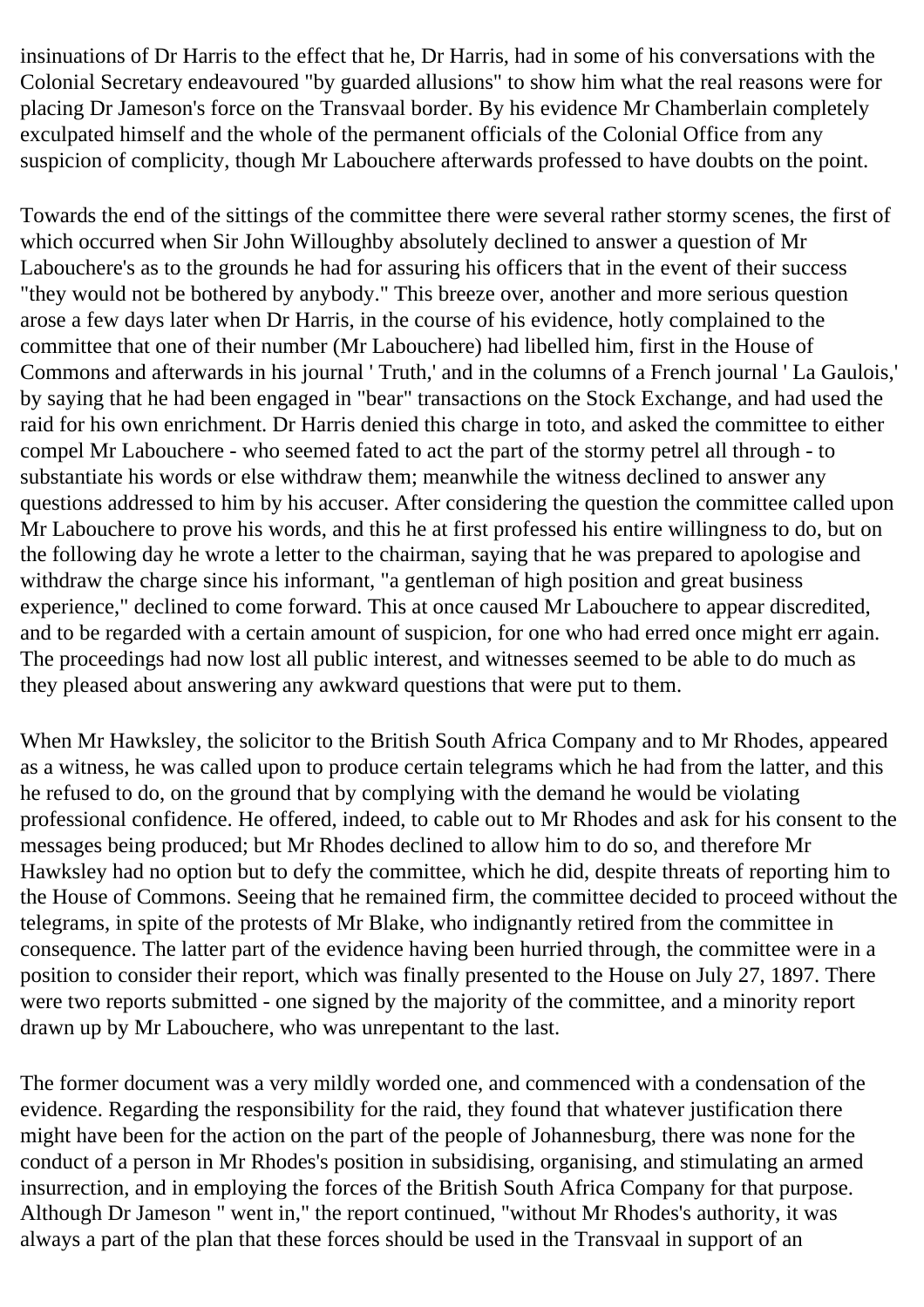insinuations of Dr Harris to the effect that he, Dr Harris, had in some of his conversations with the Colonial Secretary endeavoured "by guarded allusions" to show him what the real reasons were for placing Dr Jameson's force on the Transvaal border. By his evidence Mr Chamberlain completely exculpated himself and the whole of the permanent officials of the Colonial Office from any suspicion of complicity, though Mr Labouchere afterwards professed to have doubts on the point.

Towards the end of the sittings of the committee there were several rather stormy scenes, the first of which occurred when Sir John Willoughby absolutely declined to answer a question of Mr Labouchere's as to the grounds he had for assuring his officers that in the event of their success "they would not be bothered by anybody." This breeze over, another and more serious question arose a few days later when Dr Harris, in the course of his evidence, hotly complained to the committee that one of their number (Mr Labouchere) had libelled him, first in the House of Commons and afterwards in his journal ' Truth,' and in the columns of a French journal ' La Gaulois,' by saying that he had been engaged in "bear" transactions on the Stock Exchange, and had used the raid for his own enrichment. Dr Harris denied this charge in toto, and asked the committee to either compel Mr Labouchere - who seemed fated to act the part of the stormy petrel all through - to substantiate his words or else withdraw them; meanwhile the witness declined to answer any questions addressed to him by his accuser. After considering the question the committee called upon Mr Labouchere to prove his words, and this he at first professed his entire willingness to do, but on the following day he wrote a letter to the chairman, saying that he was prepared to apologise and withdraw the charge since his informant, "a gentleman of high position and great business experience," declined to come forward. This at once caused Mr Labouchere to appear discredited, and to be regarded with a certain amount of suspicion, for one who had erred once might err again. The proceedings had now lost all public interest, and witnesses seemed to be able to do much as they pleased about answering any awkward questions that were put to them.

When Mr Hawksley, the solicitor to the British South Africa Company and to Mr Rhodes, appeared as a witness, he was called upon to produce certain telegrams which he had from the latter, and this he refused to do, on the ground that by complying with the demand he would be violating professional confidence. He offered, indeed, to cable out to Mr Rhodes and ask for his consent to the messages being produced; but Mr Rhodes declined to allow him to do so, and therefore Mr Hawksley had no option but to defy the committee, which he did, despite threats of reporting him to the House of Commons. Seeing that he remained firm, the committee decided to proceed without the telegrams, in spite of the protests of Mr Blake, who indignantly retired from the committee in consequence. The latter part of the evidence having been hurried through, the committee were in a position to consider their report, which was finally presented to the House on July 27, 1897. There were two reports submitted - one signed by the majority of the committee, and a minority report drawn up by Mr Labouchere, who was unrepentant to the last.

The former document was a very mildly worded one, and commenced with a condensation of the evidence. Regarding the responsibility for the raid, they found that whatever justification there might have been for the action on the part of the people of Johannesburg, there was none for the conduct of a person in Mr Rhodes's position in subsidising, organising, and stimulating an armed insurrection, and in employing the forces of the British South Africa Company for that purpose. Although Dr Jameson " went in," the report continued, "without Mr Rhodes's authority, it was always a part of the plan that these forces should be used in the Transvaal in support of an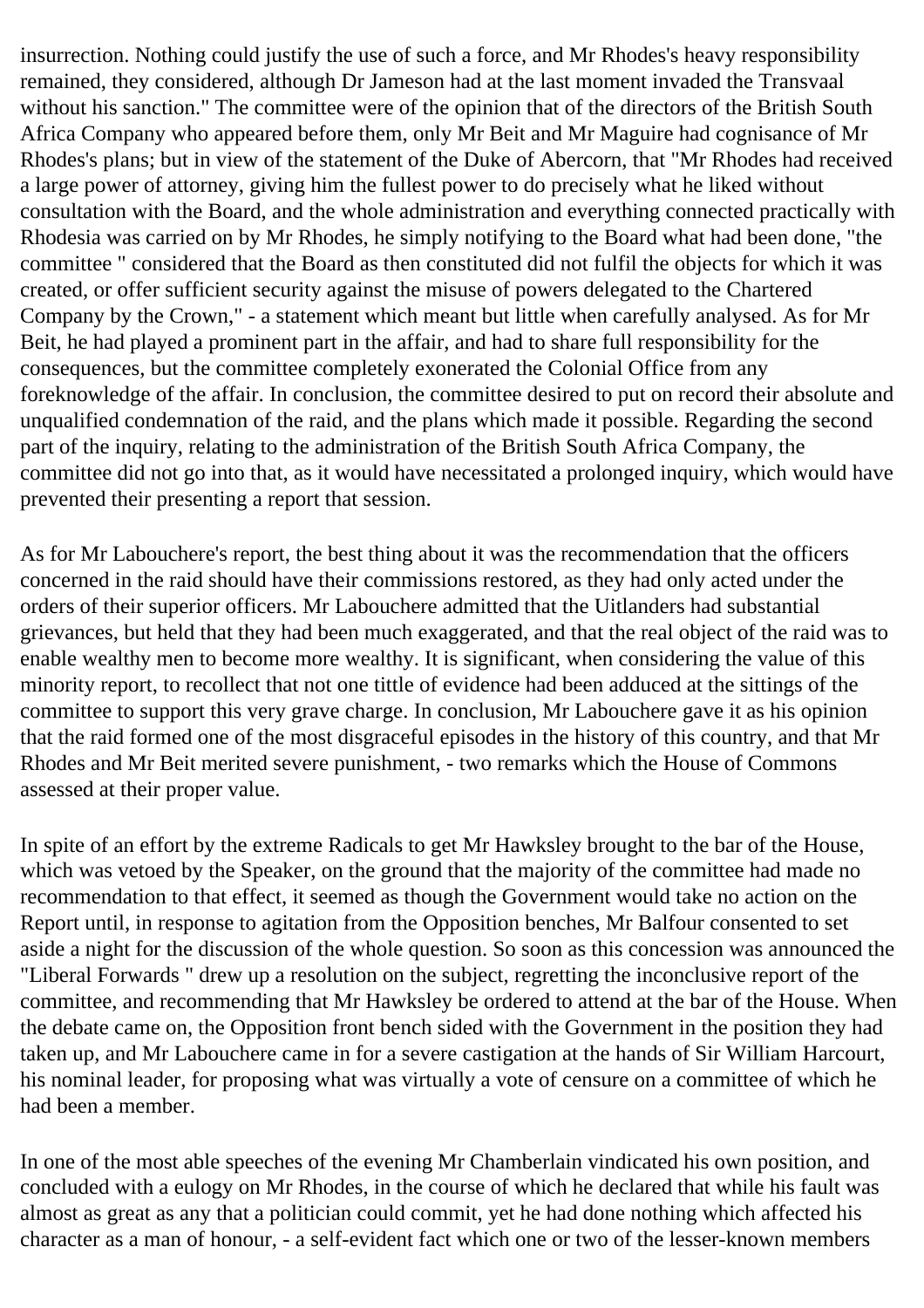insurrection. Nothing could justify the use of such a force, and Mr Rhodes's heavy responsibility remained, they considered, although Dr Jameson had at the last moment invaded the Transvaal without his sanction." The committee were of the opinion that of the directors of the British South Africa Company who appeared before them, only Mr Beit and Mr Maguire had cognisance of Mr Rhodes's plans; but in view of the statement of the Duke of Abercorn, that "Mr Rhodes had received a large power of attorney, giving him the fullest power to do precisely what he liked without consultation with the Board, and the whole administration and everything connected practically with Rhodesia was carried on by Mr Rhodes, he simply notifying to the Board what had been done, "the committee " considered that the Board as then constituted did not fulfil the objects for which it was created, or offer sufficient security against the misuse of powers delegated to the Chartered Company by the Crown," - a statement which meant but little when carefully analysed. As for Mr Beit, he had played a prominent part in the affair, and had to share full responsibility for the consequences, but the committee completely exonerated the Colonial Office from any foreknowledge of the affair. In conclusion, the committee desired to put on record their absolute and unqualified condemnation of the raid, and the plans which made it possible. Regarding the second part of the inquiry, relating to the administration of the British South Africa Company, the committee did not go into that, as it would have necessitated a prolonged inquiry, which would have prevented their presenting a report that session.

As for Mr Labouchere's report, the best thing about it was the recommendation that the officers concerned in the raid should have their commissions restored, as they had only acted under the orders of their superior officers. Mr Labouchere admitted that the Uitlanders had substantial grievances, but held that they had been much exaggerated, and that the real object of the raid was to enable wealthy men to become more wealthy. It is significant, when considering the value of this minority report, to recollect that not one tittle of evidence had been adduced at the sittings of the committee to support this very grave charge. In conclusion, Mr Labouchere gave it as his opinion that the raid formed one of the most disgraceful episodes in the history of this country, and that Mr Rhodes and Mr Beit merited severe punishment, - two remarks which the House of Commons assessed at their proper value.

In spite of an effort by the extreme Radicals to get Mr Hawksley brought to the bar of the House, which was vetoed by the Speaker, on the ground that the majority of the committee had made no recommendation to that effect, it seemed as though the Government would take no action on the Report until, in response to agitation from the Opposition benches, Mr Balfour consented to set aside a night for the discussion of the whole question. So soon as this concession was announced the "Liberal Forwards " drew up a resolution on the subject, regretting the inconclusive report of the committee, and recommending that Mr Hawksley be ordered to attend at the bar of the House. When the debate came on, the Opposition front bench sided with the Government in the position they had taken up, and Mr Labouchere came in for a severe castigation at the hands of Sir William Harcourt, his nominal leader, for proposing what was virtually a vote of censure on a committee of which he had been a member.

In one of the most able speeches of the evening Mr Chamberlain vindicated his own position, and concluded with a eulogy on Mr Rhodes, in the course of which he declared that while his fault was almost as great as any that a politician could commit, yet he had done nothing which affected his character as a man of honour, - a self-evident fact which one or two of the lesser-known members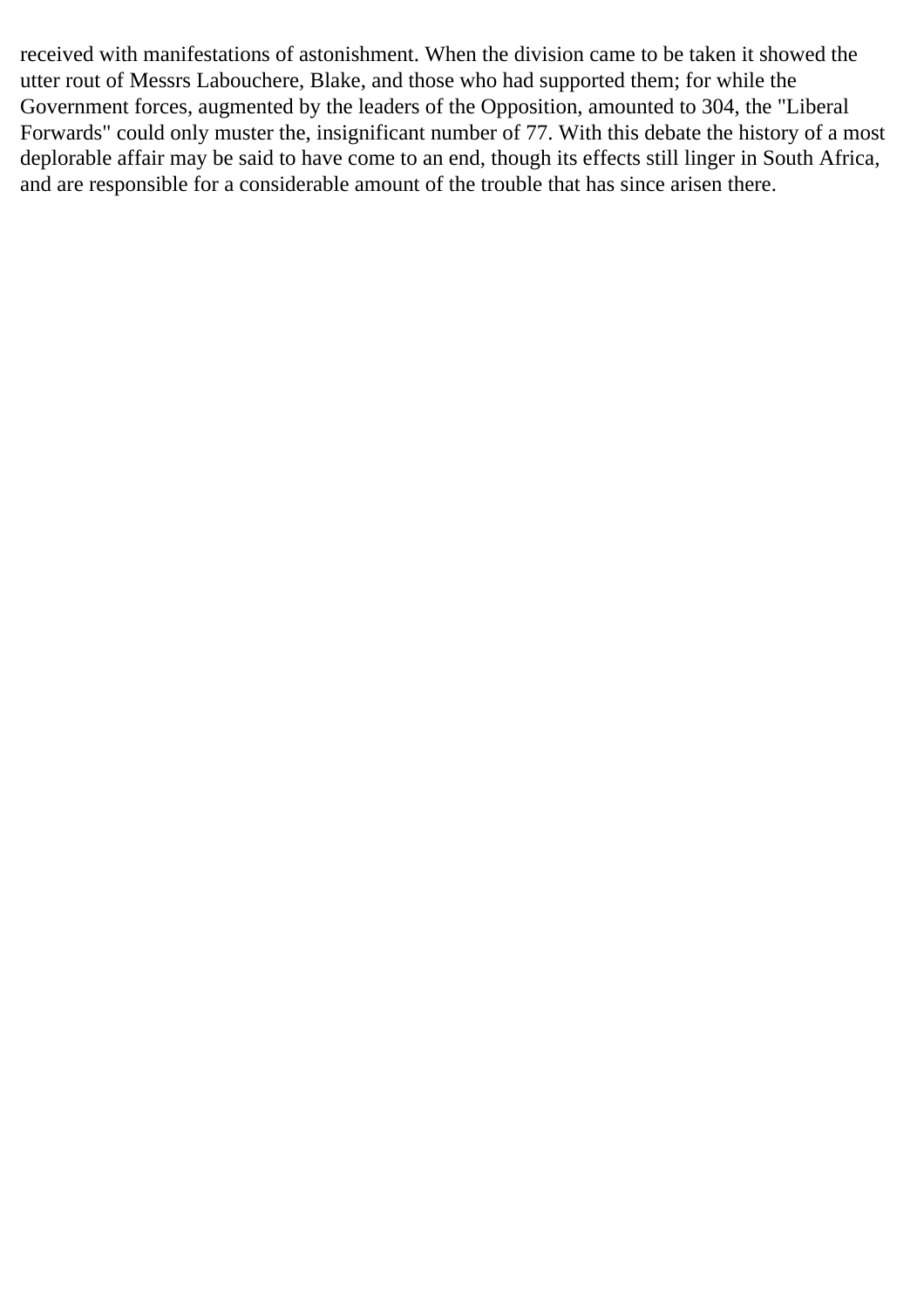received with manifestations of astonishment. When the division came to be taken it showed the utter rout of Messrs Labouchere, Blake, and those who had supported them; for while the Government forces, augmented by the leaders of the Opposition, amounted to 304, the "Liberal Forwards" could only muster the, insignificant number of 77. With this debate the history of a most deplorable affair may be said to have come to an end, though its effects still linger in South Africa, and are responsible for a considerable amount of the trouble that has since arisen there.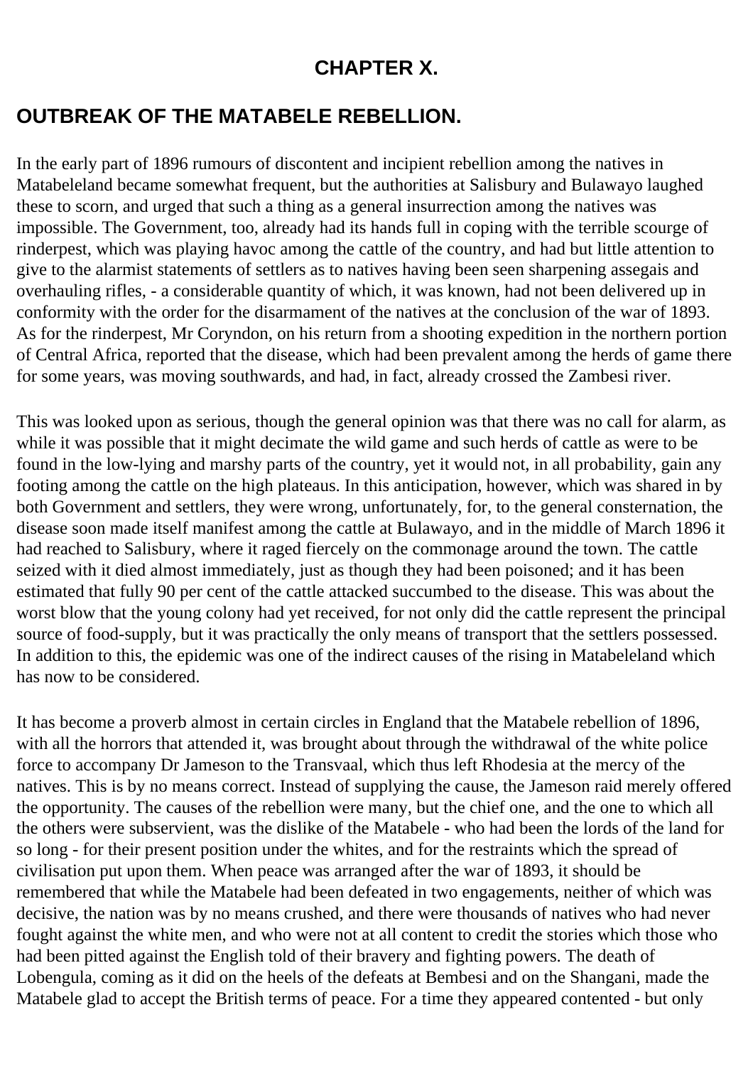## CHAPTER X.

## OUTBREAK OF THE MATABELE REBELLION.

In the early part of 1896 rumours of discontent and incipient rebellion among the natives in Matabeleland became somewhat frequent, but the authorities at Salisbury and Bulawayo laughed these to scorn, and urged that such a thing as a general insurrection among the natives was impossible. The Government, too, already had its hands full in coping with the terrible scourge of rinderpest, which was playing havoc among the cattle of the country, and had but little attention to give to the alarmist statements of settlers as to natives having been seen sharpening assegais and overhauling rifles, - a considerable quantity of which, it was known, had not been delivered up in conformity with the order for the disarmament of the natives at the conclusion of the war of 1893. As for the rinderpest, Mr Coryndon, on his return from a shooting expedition in the northern portion of Central Africa, reported that the disease, which had been prevalent among the herds of game there for some years, was moving southwards, and had, in fact, already crossed the Zambesi river.

This was looked upon as serious, though the general opinion was that there was no call for alarm, as while it was possible that it might decimate the wild game and such herds of cattle as were to be found in the low-lying and marshy parts of the country, yet it would not, in all probability, gain any footing among the cattle on the high plateaus. In this anticipation, however, which was shared in by both Government and settlers, they were wrong, unfortunately, for, to the general consternation, the disease soon made itself manifest among the cattle at Bulawayo, and in the middle of March 1896 it had reached to Salisbury, where it raged fiercely on the commonage around the town. The cattle seized with it died almost immediately, just as though they had been poisoned; and it has been estimated that fully 90 per cent of the cattle attacked succumbed to the disease. This was about the worst blow that the young colony had yet received, for not only did the cattle represent the principal source of food-supply, but it was practically the only means of transport that the settlers possessed. In addition to this, the epidemic was one of the indirect causes of the rising in Matabeleland which has now to be considered.

It has become a proverb almost in certain circles in England that the Matabele rebellion of 1896, with all the horrors that attended it, was brought about through the withdrawal of the white police force to accompany Dr Jameson to the Transvaal, which thus left Rhodesia at the mercy of the natives. This is by no means correct. Instead of supplying the cause, the Jameson raid merely offered the opportunity. The causes of the rebellion were many, but the chief one, and the one to which all the others were subservient, was the dislike of the Matabele - who had been the lords of the land for so long - for their present position under the whites, and for the restraints which the spread of civilisation put upon them. When peace was arranged after the war of 1893, it should be remembered that while the Matabele had been defeated in two engagements, neither of which was decisive, the nation was by no means crushed, and there were thousands of natives who had never fought against the white men, and who were not at all content to credit the stories which those who had been pitted against the English told of their bravery and fighting powers. The death of Lobengula, coming as it did on the heels of the defeats at Bembesi and on the Shangani, made the Matabele glad to accept the British terms of peace. For a time they appeared contented - but only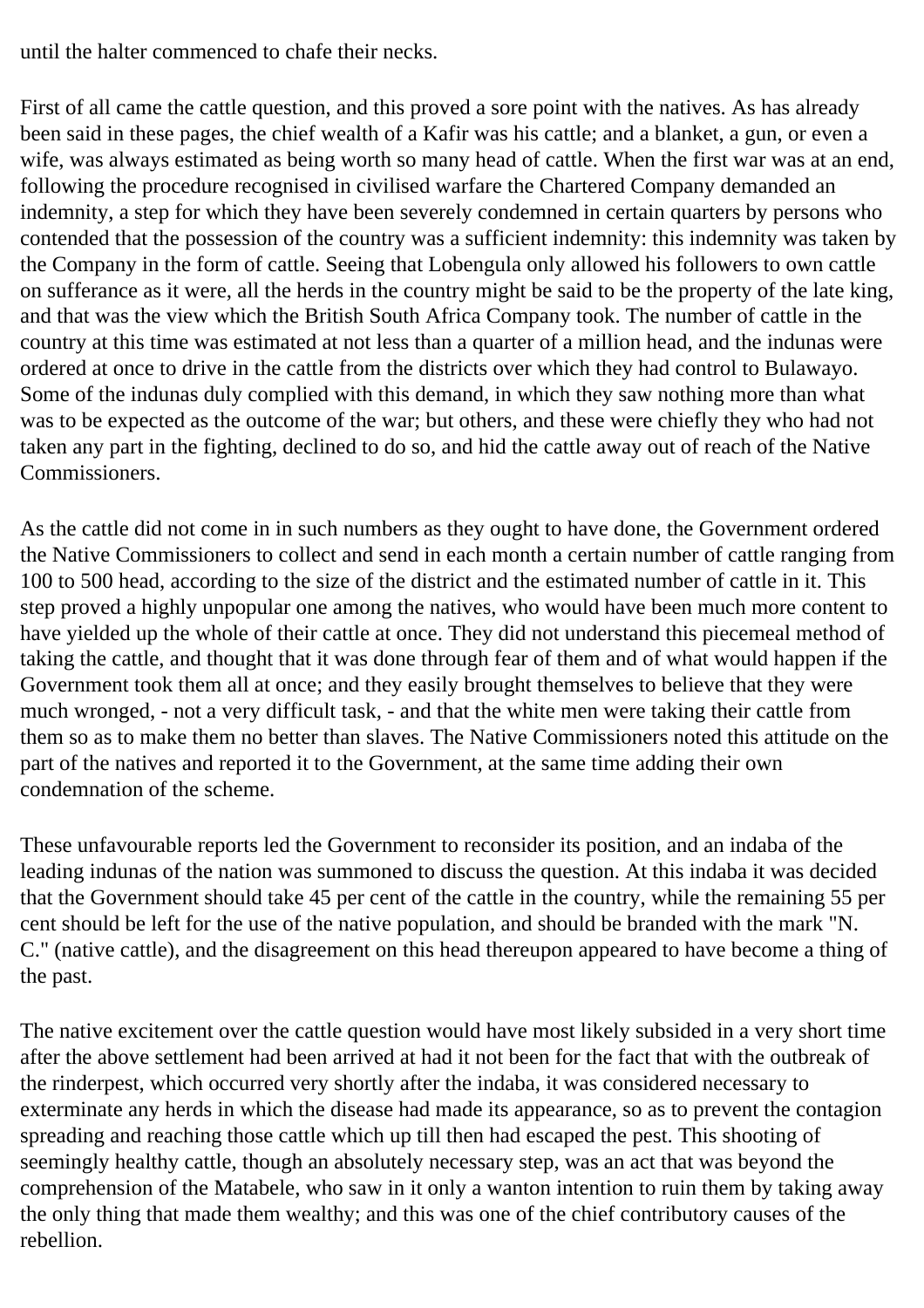until the halter commenced to chafe their necks.

First of all came the cattle question, and this proved a sore point with the natives. As has already been said in these pages, the chief wealth of a Kafir was his cattle; and a blanket, a gun, or even a wife, was always estimated as being worth so many head of cattle. When the first war was at an end, following the procedure recognised in civilised warfare the Chartered Company demanded an indemnity, a step for which they have been severely condemned in certain quarters by persons who contended that the possession of the country was a sufficient indemnity: this indemnity was taken by the Company in the form of cattle. Seeing that Lobengula only allowed his followers to own cattle on sufferance as it were, all the herds in the country might be said to be the property of the late king, and that was the view which the British South Africa Company took. The number of cattle in the country at this time was estimated at not less than a quarter of a million head, and the indunas were ordered at once to drive in the cattle from the districts over which they had control to Bulawayo. Some of the indunas duly complied with this demand, in which they saw nothing more than what was to be expected as the outcome of the war; but others, and these were chiefly they who had not taken any part in the fighting, declined to do so, and hid the cattle away out of reach of the Native Commissioners.

As the cattle did not come in in such numbers as they ought to have done, the Government ordered the Native Commissioners to collect and send in each month a certain number of cattle ranging from 100 to 500 head, according to the size of the district and the estimated number of cattle in it. This step proved a highly unpopular one among the natives, who would have been much more content to have yielded up the whole of their cattle at once. They did not understand this piecemeal method of taking the cattle, and thought that it was done through fear of them and of what would happen if the Government took them all at once; and they easily brought themselves to believe that they were much wronged, - not a very difficult task, - and that the white men were taking their cattle from them so as to make them no better than slaves. The Native Commissioners noted this attitude on the part of the natives and reported it to the Government, at the same time adding their own condemnation of the scheme.

These unfavourable reports led the Government to reconsider its position, and an indaba of the leading indunas of the nation was summoned to discuss the question. At this indaba it was decided that the Government should take 45 per cent of the cattle in the country, while the remaining 55 per cent should be left for the use of the native population, and should be branded with the mark "N. C." (native cattle), and the disagreement on this head thereupon appeared to have become a thing of the past.

The native excitement over the cattle question would have most likely subsided in a very short time after the above settlement had been arrived at had it not been for the fact that with the outbreak of the rinderpest, which occurred very shortly after the indaba, it was considered necessary to exterminate any herds in which the disease had made its appearance, so as to prevent the contagion spreading and reaching those cattle which up till then had escaped the pest. This shooting of seemingly healthy cattle, though an absolutely necessary step, was an act that was beyond the comprehension of the Matabele, who saw in it only a wanton intention to ruin them by taking away the only thing that made them wealthy; and this was one of the chief contributory causes of the rebellion.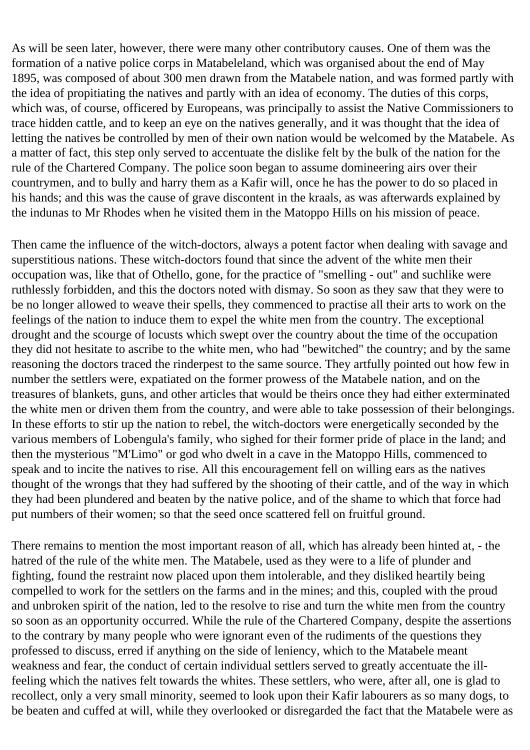As will be seen later, however, there were many other contributory causes. One of them was the formation of a native police corps in Matabeleland, which was organised about the end of May 1895, was composed of about 300 men drawn from the Matabele nation, and was formed partly with the idea of propitiating the natives and partly with an idea of economy. The duties of this corps, which was, of course, officered by Europeans, was principally to assist the Native Commissioners to trace hidden cattle, and to keep an eye on the natives generally, and it was thought that the idea of letting the natives be controlled by men of their own nation would be welcomed by the Matabele. As a matter of fact, this step only served to accentuate the dislike felt by the bulk of the nation for the rule of the Chartered Company. The police soon began to assume domineering airs over their countrymen, and to bully and harry them as a Kafir will, once he has the power to do so placed in his hands; and this was the cause of grave discontent in the kraals, as was afterwards explained by the indunas to Mr Rhodes when he visited them in the Matoppo Hills on his mission of peace.

Then came the influence of the witch-doctors, always a potent factor when dealing with savage and superstitious nations. These witch-doctors found that since the advent of the white men their occupation was, like that of Othello, gone, for the practice of "smelling - out" and suchlike were ruthlessly forbidden, and this the doctors noted with dismay. So soon as they saw that they were to be no longer allowed to weave their spells, they commenced to practise all their arts to work on the feelings of the nation to induce them to expel the white men from the country. The exceptional drought and the scourge of locusts which swept over the country about the time of the occupation they did not hesitate to ascribe to the white men, who had "bewitched" the country; and by the same reasoning the doctors traced the rinderpest to the same source. They artfully pointed out how few in number the settlers were, expatiated on the former prowess of the Matabele nation, and on the treasures of blankets, guns, and other articles that would be theirs once they had either exterminated the white men or driven them from the country, and were able to take possession of their belongings. In these efforts to stir up the nation to rebel, the witch-doctors were energetically seconded by the various members of Lobengula's family, who sighed for their former pride of place in the land; and then the mysterious "M'Limo" or god who dwelt in a cave in the Matoppo Hills, commenced to speak and to incite the natives to rise. All this encouragement fell on willing ears as the natives thought of the wrongs that they had suffered by the shooting of their cattle, and of the way in which they had been plundered and beaten by the native police, and of the shame to which that force had put numbers of their women; so that the seed once scattered fell on fruitful ground.

There remains to mention the most important reason of all, which has already been hinted at, - the hatred of the rule of the white men. The Matabele, used as they were to a life of plunder and fighting, found the restraint now placed upon them intolerable, and they disliked heartily being compelled to work for the settlers on the farms and in the mines; and this, coupled with the proud and unbroken spirit of the nation, led to the resolve to rise and turn the white men from the country so soon as an opportunity occurred. While the rule of the Chartered Company, despite the assertions to the contrary by many people who were ignorant even of the rudiments of the questions they professed to discuss, erred if anything on the side of leniency, which to the Matabele meant weakness and fear, the conduct of certain individual settlers served to greatly accentuate the ill-feeling which the natives felt towards the whites. These settlers, who were, after all, one is glad to recollect, only a very small minority, seemed to look upon their Kafir labourers as so many dogs, to be beaten and cuffed at will, while they overlooked or disregarded the fact that the Matabele were as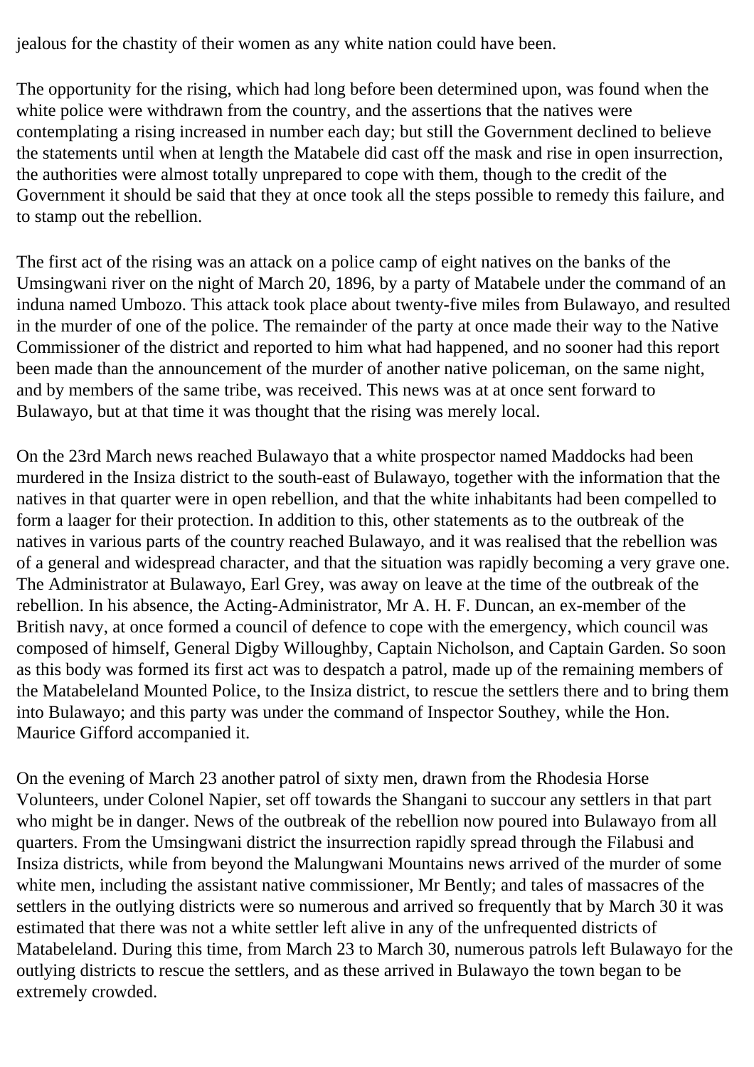jealous for the chastity of their women as any white nation could have been.

The opportunity for the rising, which had long before been determined upon, was found when the white police were withdrawn from the country, and the assertions that the natives were contemplating a rising increased in number each day; but still the Government declined to believe the statements until when at length the Matabele did cast off the mask and rise in open insurrection, the authorities were almost totally unprepared to cope with them, though to the credit of the Government it should be said that they at once took all the steps possible to remedy this failure, and to stamp out the rebellion.

The first act of the rising was an attack on a police camp of eight natives on the banks of the Umsingwani river on the night of March 20, 1896, by a party of Matabele under the command of an induna named Umbozo. This attack took place about twenty-five miles from Bulawayo, and resulted in the murder of one of the police. The remainder of the party at once made their way to the Native Commissioner of the district and reported to him what had happened, and no sooner had this report been made than the announcement of the murder of another native policeman, on the same night, and by members of the same tribe, was received. This news was at at once sent forward to Bulawayo, but at that time it was thought that the rising was merely local.

On the 23rd March news reached Bulawayo that a white prospector named Maddocks had been murdered in the Insiza district to the south-east of Bulawayo, together with the information that the natives in that quarter were in open rebellion, and that the white inhabitants had been compelled to form a laager for their protection. In addition to this, other statements as to the outbreak of the natives in various parts of the country reached Bulawayo, and it was realised that the rebellion was of a general and widespread character, and that the situation was rapidly becoming a very grave one. The Administrator at Bulawayo, Earl Grey, was away on leave at the time of the outbreak of the rebellion. In his absence, the Acting-Administrator, Mr A. H. F. Duncan, an ex-member of the British navy, at once formed a council of defence to cope with the emergency, which council was composed of himself, General Digby Willoughby, Captain Nicholson, and Captain Garden. So soon as this body was formed its first act was to despatch a patrol, made up of the remaining members of the Matabeleland Mounted Police, to the Insiza district, to rescue the settlers there and to bring them into Bulawayo; and this party was under the command of Inspector Southey, while the Hon. Maurice Gifford accompanied it.

On the evening of March 23 another patrol of sixty men, drawn from the Rhodesia Horse Volunteers, under Colonel Napier, set off towards the Shangani to succour any settlers in that part who might be in danger. News of the outbreak of the rebellion now poured into Bulawayo from all quarters. From the Umsingwani district the insurrection rapidly spread through the Filabusi and Insiza districts, while from beyond the Malungwani Mountains news arrived of the murder of some white men, including the assistant native commissioner, Mr Bently; and tales of massacres of the settlers in the outlying districts were so numerous and arrived so frequently that by March 30 it was estimated that there was not a white settler left alive in any of the unfrequented districts of Matabeleland. During this time, from March 23 to March 30, numerous patrols left Bulawayo for the outlying districts to rescue the settlers, and as these arrived in Bulawayo the town began to be extremely crowded.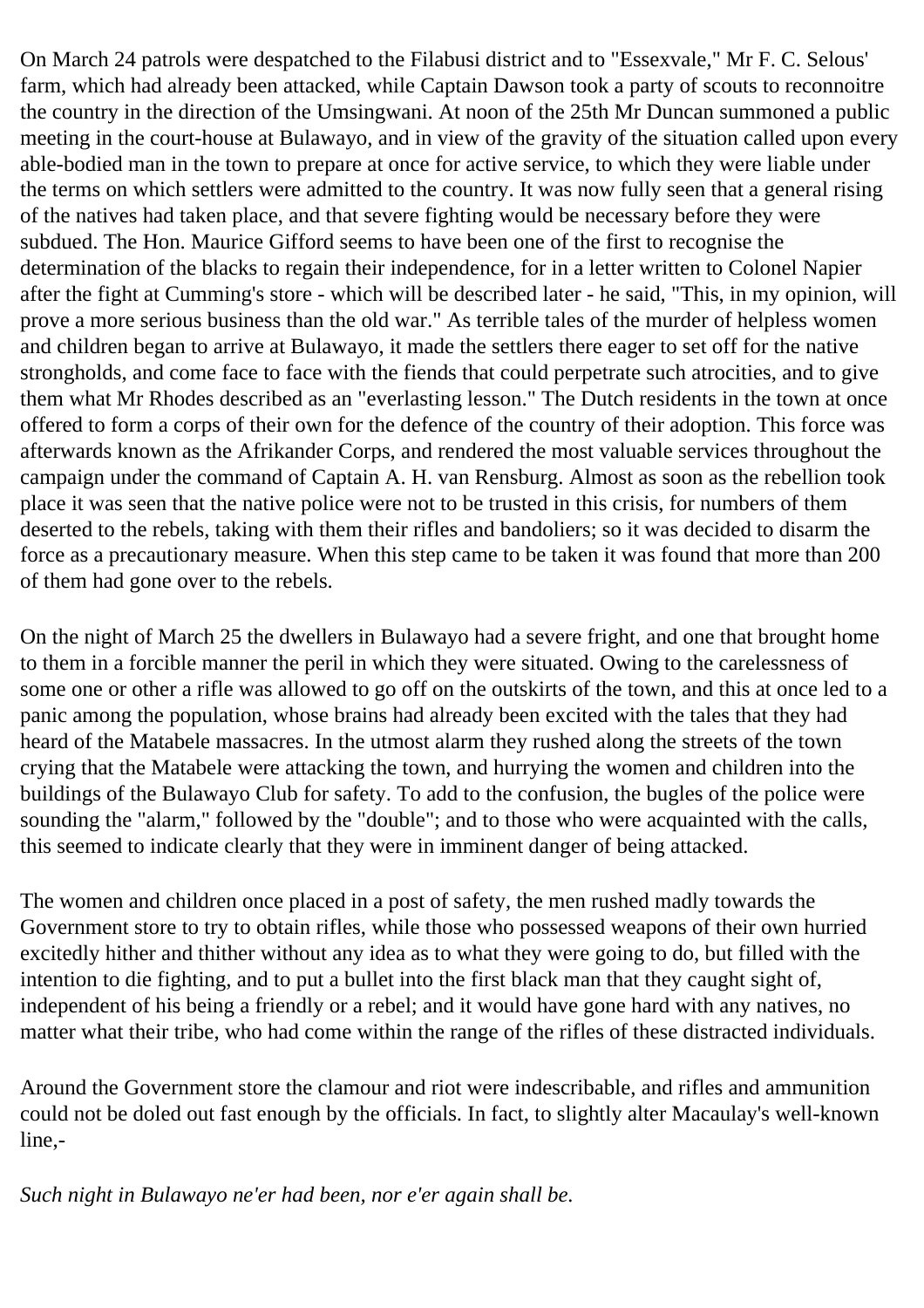On March 24 patrols were despatched to the Filabusi district and to "Essexvale," Mr F. C. Selous' farm, which had already been attacked, while Captain Dawson took a party of scouts to reconnoitre the country in the direction of the Umsingwani. At noon of the 25th Mr Duncan summoned a public meeting in the court-house at Bulawayo, and in view of the gravity of the situation called upon every able-bodied man in the town to prepare at once for active service, to which they were liable under the terms on which settlers were admitted to the country. It was now fully seen that a general rising of the natives had taken place, and that severe fighting would be necessary before they were subdued. The Hon. Maurice Gifford seems to have been one of the first to recognise the determination of the blacks to regain their independence, for in a letter written to Colonel Napier after the fight at Cumming's store - which will be described later - he said, "This, in my opinion, will prove a more serious business than the old war." As terrible tales of the murder of helpless women and children began to arrive at Bulawayo, it made the settlers there eager to set off for the native strongholds, and come face to face with the fiends that could perpetrate such atrocities, and to give them what Mr Rhodes described as an "everlasting lesson." The Dutch residents in the town at once offered to form a corps of their own for the defence of the country of their adoption. This force was afterwards known as the Afrikander Corps, and rendered the most valuable services throughout the campaign under the command of Captain A. H. van Rensburg. Almost as soon as the rebellion took place it was seen that the native police were not to be trusted in this crisis, for numbers of them deserted to the rebels, taking with them their rifles and bandoliers; so it was decided to disarm the force as a precautionary measure. When this step came to be taken it was found that more than 200 of them had gone over to the rebels.

On the night of March 25 the dwellers in Bulawayo had a severe fright, and one that brought home to them in a forcible manner the peril in which they were situated. Owing to the carelessness of some one or other a rifle was allowed to go off on the outskirts of the town, and this at once led to a panic among the population, whose brains had already been excited with the tales that they had heard of the Matabele massacres. In the utmost alarm they rushed along the streets of the town crying that the Matabele were attacking the town, and hurrying the women and children into the buildings of the Bulawayo Club for safety. To add to the confusion, the bugles of the police were sounding the "alarm," followed by the "double"; and to those who were acquainted with the calls, this seemed to indicate clearly that they were in imminent danger of being attacked.

The women and children once placed in a post of safety, the men rushed madly towards the Government store to try to obtain rifles, while those who possessed weapons of their own hurried excitedly hither and thither without any idea as to what they were going to do, but filled with the intention to die fighting, and to put a bullet into the first black man that they caught sight of, independent of his being a friendly or a rebel; and it would have gone hard with any natives, no matter what their tribe, who had come within the range of the rifles of these distracted individuals.

Around the Government store the clamour and riot were indescribable, and rifles and ammunition could not be doled out fast enough by the officials. In fact, to slightly alter Macaulay's well-known line,-

*Such night in Bulawayo ne'er had been, nor e'er again shall be.*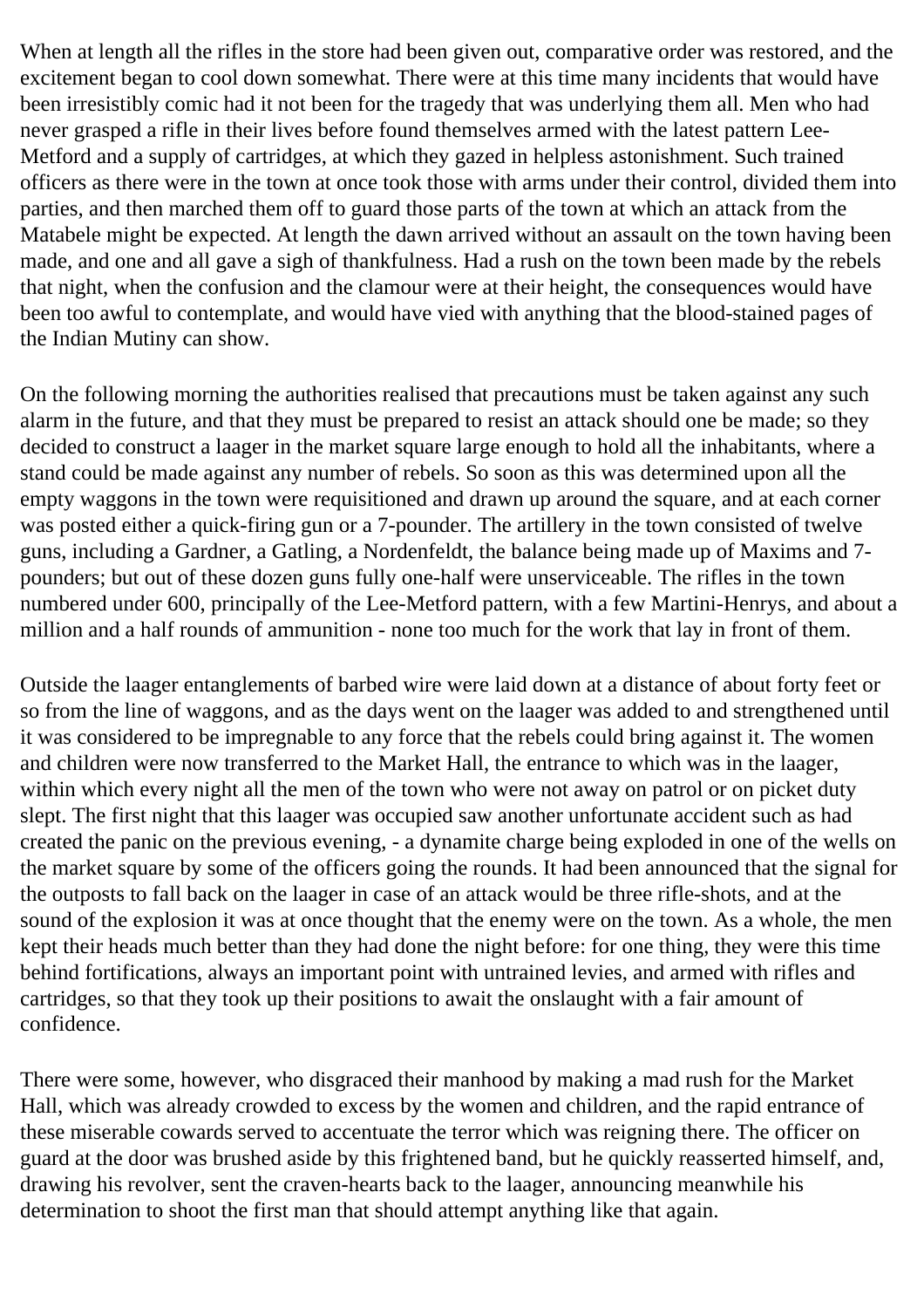When at length all the rifles in the store had been given out, comparative order was restored, and the excitement began to cool down somewhat. There were at this time many incidents that would have been irresistibly comic had it not been for the tragedy that was underlying them all. Men who had never grasped a rifle in their lives before found themselves armed with the latest pattern Lee-Metford and a supply of cartridges, at which they gazed in helpless astonishment. Such trained officers as there were in the town at once took those with arms under their control, divided them into parties, and then marched them off to guard those parts of the town at which an attack from the Matabele might be expected. At length the dawn arrived without an assault on the town having been made, and one and all gave a sigh of thankfulness. Had a rush on the town been made by the rebels that night, when the confusion and the clamour were at their height, the consequences would have been too awful to contemplate, and would have vied with anything that the blood-stained pages of the Indian Mutiny can show.

On the following morning the authorities realised that precautions must be taken against any such alarm in the future, and that they must be prepared to resist an attack should one be made; so they decided to construct a laager in the market square large enough to hold all the inhabitants, where a stand could be made against any number of rebels. So soon as this was determined upon all the empty waggons in the town were requisitioned and drawn up around the square, and at each corner was posted either a quick-firing gun or a 7-pounder. The artillery in the town consisted of twelve guns, including a Gardner, a Gatling, a Nordenfeldt, the balance being made up of Maxims and 7-pounders; but out of these dozen guns fully one-half were unserviceable. The rifles in the town numbered under 600, principally of the Lee-Metford pattern, with a few Martini-Henrys, and about a million and a half rounds of ammunition - none too much for the work that lay in front of them.

Outside the laager entanglements of barbed wire were laid down at a distance of about forty feet or so from the line of waggons, and as the days went on the laager was added to and strengthened until it was considered to be impregnable to any force that the rebels could bring against it. The women and children were now transferred to the Market Hall, the entrance to which was in the laager, within which every night all the men of the town who were not away on patrol or on picket duty slept. The first night that this laager was occupied saw another unfortunate accident such as had created the panic on the previous evening, - a dynamite charge being exploded in one of the wells on the market square by some of the officers going the rounds. It had been announced that the signal for the outposts to fall back on the laager in case of an attack would be three rifle-shots, and at the sound of the explosion it was at once thought that the enemy were on the town. As a whole, the men kept their heads much better than they had done the night before: for one thing, they were this time behind fortifications, always an important point with untrained levies, and armed with rifles and cartridges, so that they took up their positions to await the onslaught with a fair amount of confidence.

There were some, however, who disgraced their manhood by making a mad rush for the Market Hall, which was already crowded to excess by the women and children, and the rapid entrance of these miserable cowards served to accentuate the terror which was reigning there. The officer on guard at the door was brushed aside by this frightened band, but he quickly reasserted himself, and, drawing his revolver, sent the craven-hearts back to the laager, announcing meanwhile his determination to shoot the first man that should attempt anything like that again.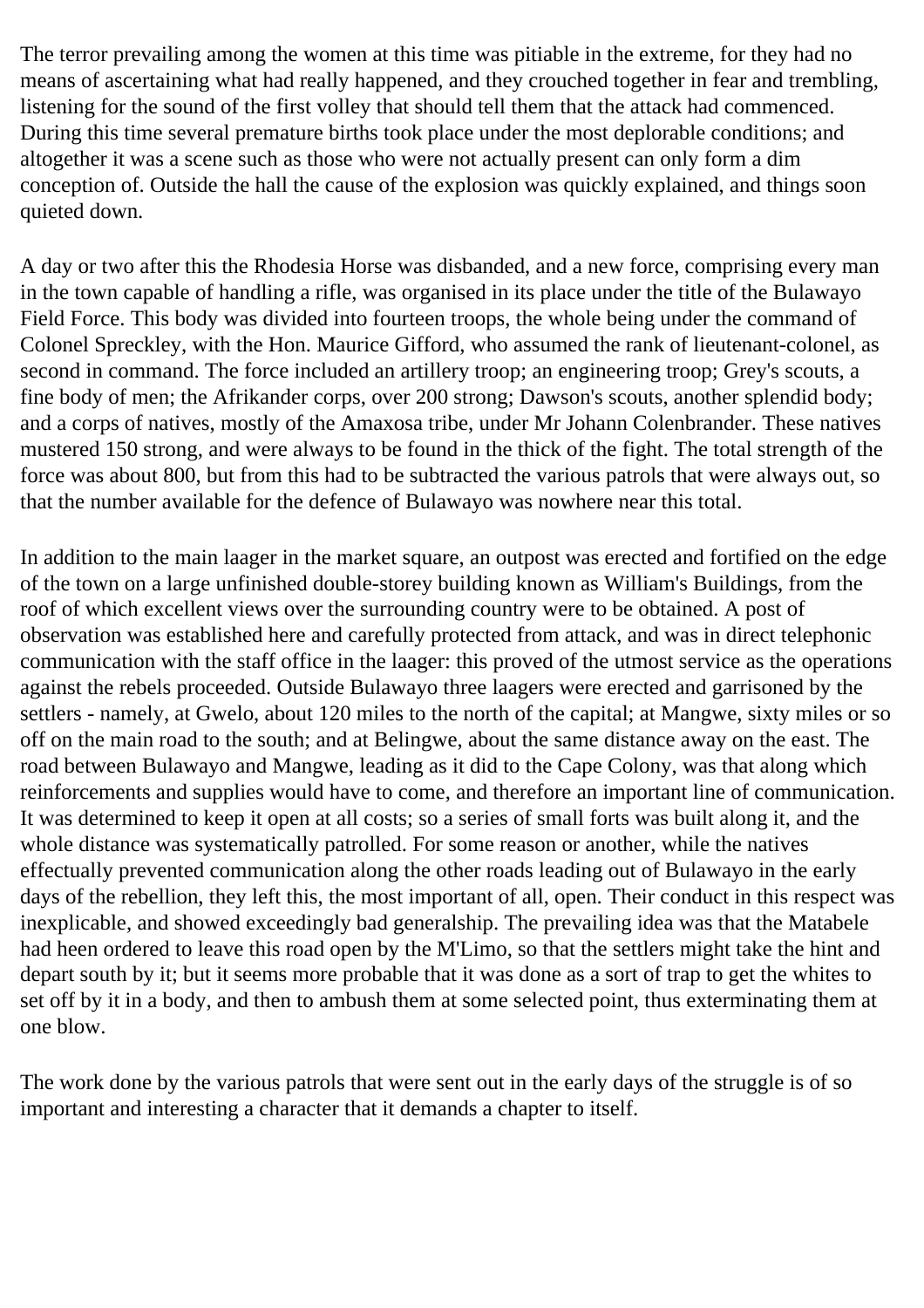The terror prevailing among the women at this time was pitiable in the extreme, for they had no means of ascertaining what had really happened, and they crouched together in fear and trembling, listening for the sound of the first volley that should tell them that the attack had commenced. During this time several premature births took place under the most deplorable conditions; and altogether it was a scene such as those who were not actually present can only form a dim conception of. Outside the hall the cause of the explosion was quickly explained, and things soon quieted down.

A day or two after this the Rhodesia Horse was disbanded, and a new force, comprising every man in the town capable of handling a rifle, was organised in its place under the title of the Bulawayo Field Force. This body was divided into fourteen troops, the whole being under the command of Colonel Spreckley, with the Hon. Maurice Gifford, who assumed the rank of lieutenant-colonel, as second in command. The force included an artillery troop; an engineering troop; Grey's scouts, a fine body of men; the Afrikander corps, over 200 strong; Dawson's scouts, another splendid body; and a corps of natives, mostly of the Amaxosa tribe, under Mr Johann Colenbrander. These natives mustered 150 strong, and were always to be found in the thick of the fight. The total strength of the force was about 800, but from this had to be subtracted the various patrols that were always out, so that the number available for the defence of Bulawayo was nowhere near this total.

In addition to the main laager in the market square, an outpost was erected and fortified on the edge of the town on a large unfinished double-storey building known as William's Buildings, from the roof of which excellent views over the surrounding country were to be obtained. A post of observation was established here and carefully protected from attack, and was in direct telephonic communication with the staff office in the laager: this proved of the utmost service as the operations against the rebels proceeded. Outside Bulawayo three laagers were erected and garrisoned by the settlers - namely, at Gwelo, about 120 miles to the north of the capital; at Mangwe, sixty miles or so off on the main road to the south; and at Belingwe, about the same distance away on the east. The road between Bulawayo and Mangwe, leading as it did to the Cape Colony, was that along which reinforcements and supplies would have to come, and therefore an important line of communication. It was determined to keep it open at all costs; so a series of small forts was built along it, and the whole distance was systematically patrolled. For some reason or another, while the natives effectually prevented communication along the other roads leading out of Bulawayo in the early days of the rebellion, they left this, the most important of all, open. Their conduct in this respect was inexplicable, and showed exceedingly bad generalship. The prevailing idea was that the Matabele had heen ordered to leave this road open by the M'Limo, so that the settlers might take the hint and depart south by it; but it seems more probable that it was done as a sort of trap to get the whites to set off by it in a body, and then to ambush them at some selected point, thus exterminating them at one blow.

The work done by the various patrols that were sent out in the early days of the struggle is of so important and interesting a character that it demands a chapter to itself.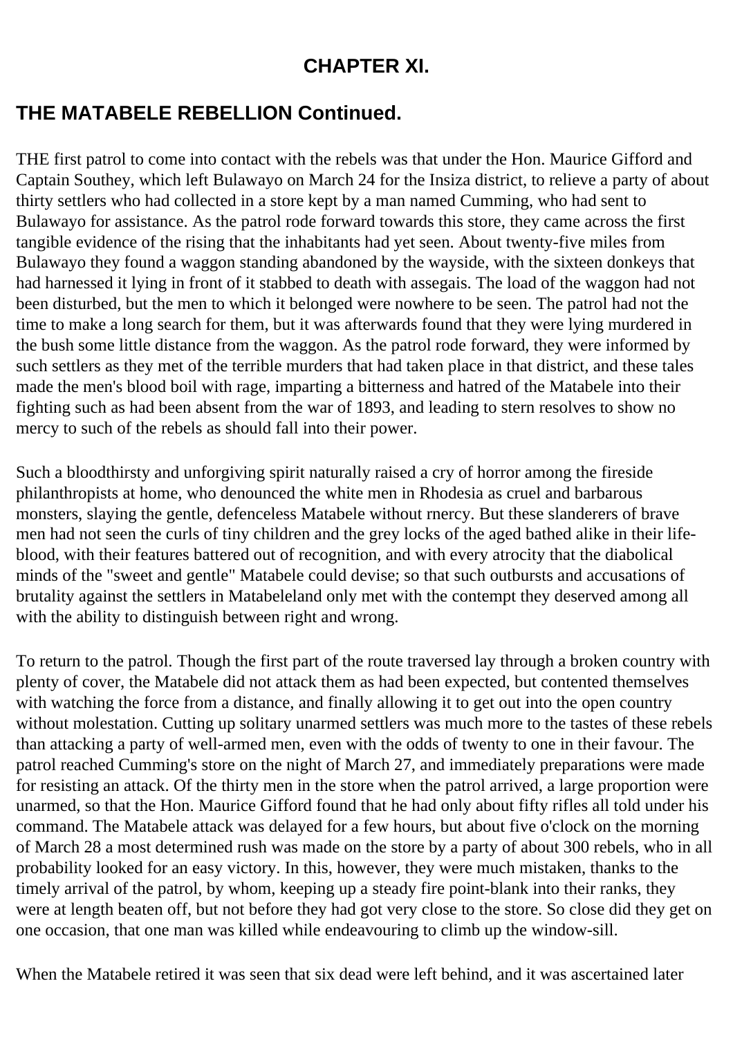## CHAPTER XI.

## THE MATABELE REBELLION Continued.

THE first patrol to come into contact with the rebels was that under the Hon. Maurice Gifford and Captain Southey, which left Bulawayo on March 24 for the Insiza district, to relieve a party of about thirty settlers who had collected in a store kept by a man named Cumming, who had sent to Bulawayo for assistance. As the patrol rode forward towards this store, they came across the first tangible evidence of the rising that the inhabitants had yet seen. About twenty-five miles from Bulawayo they found a waggon standing abandoned by the wayside, with the sixteen donkeys that had harnessed it lying in front of it stabbed to death with assegais. The load of the waggon had not been disturbed, but the men to which it belonged were nowhere to be seen. The patrol had not the time to make a long search for them, but it was afterwards found that they were lying murdered in the bush some little distance from the waggon. As the patrol rode forward, they were informed by such settlers as they met of the terrible murders that had taken place in that district, and these tales made the men's blood boil with rage, imparting a bitterness and hatred of the Matabele into their fighting such as had been absent from the war of 1893, and leading to stern resolves to show no mercy to such of the rebels as should fall into their power.

Such a bloodthirsty and unforgiving spirit naturally raised a cry of horror among the fireside philanthropists at home, who denounced the white men in Rhodesia as cruel and barbarous monsters, slaying the gentle, defenceless Matabele without rnercy. But these slanderers of brave men had not seen the curls of tiny children and the grey locks of the aged bathed alike in their life-blood, with their features battered out of recognition, and with every atrocity that the diabolical minds of the "sweet and gentle" Matabele could devise; so that such outbursts and accusations of brutality against the settlers in Matabeleland only met with the contempt they deserved among all with the ability to distinguish between right and wrong.

To return to the patrol. Though the first part of the route traversed lay through a broken country with plenty of cover, the Matabele did not attack them as had been expected, but contented themselves with watching the force from a distance, and finally allowing it to get out into the open country without molestation. Cutting up solitary unarmed settlers was much more to the tastes of these rebels than attacking a party of well-armed men, even with the odds of twenty to one in their favour. The patrol reached Cumming's store on the night of March 27, and immediately preparations were made for resisting an attack. Of the thirty men in the store when the patrol arrived, a large proportion were unarmed, so that the Hon. Maurice Gifford found that he had only about fifty rifles all told under his command. The Matabele attack was delayed for a few hours, but about five o'clock on the morning of March 28 a most determined rush was made on the store by a party of about 300 rebels, who in all probability looked for an easy victory. In this, however, they were much mistaken, thanks to the timely arrival of the patrol, by whom, keeping up a steady fire point-blank into their ranks, they were at length beaten off, but not before they had got very close to the store. So close did they get on one occasion, that one man was killed while endeavouring to climb up the window-sill.

When the Matabele retired it was seen that six dead were left behind, and it was ascertained later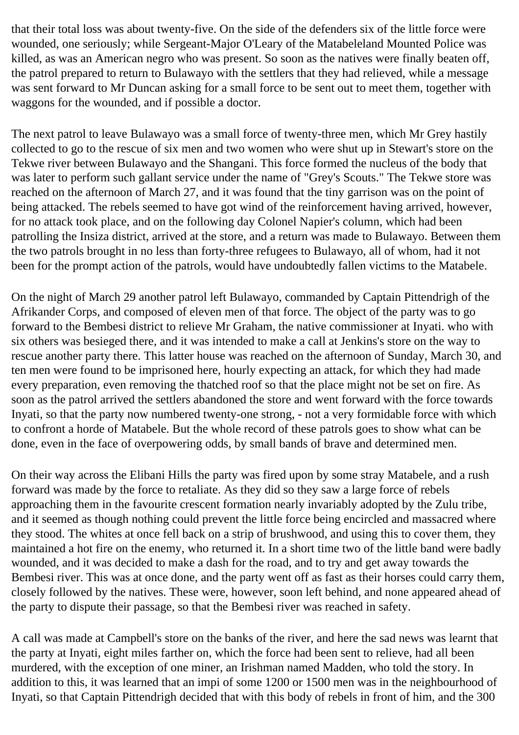that their total loss was about twenty-five. On the side of the defenders six of the little force were wounded, one seriously; while Sergeant-Major O'Leary of the Matabeleland Mounted Police was killed, as was an American negro who was present. So soon as the natives were finally beaten off, the patrol prepared to return to Bulawayo with the settlers that they had relieved, while a message was sent forward to Mr Duncan asking for a small force to be sent out to meet them, together with waggons for the wounded, and if possible a doctor.

The next patrol to leave Bulawayo was a small force of twenty-three men, which Mr Grey hastily collected to go to the rescue of six men and two women who were shut up in Stewart's store on the Tekwe river between Bulawayo and the Shangani. This force formed the nucleus of the body that was later to perform such gallant service under the name of "Grey's Scouts." The Tekwe store was reached on the afternoon of March 27, and it was found that the tiny garrison was on the point of being attacked. The rebels seemed to have got wind of the reinforcement having arrived, however, for no attack took place, and on the following day Colonel Napier's column, which had been patrolling the Insiza district, arrived at the store, and a return was made to Bulawayo. Between them the two patrols brought in no less than forty-three refugees to Bulawayo, all of whom, had it not been for the prompt action of the patrols, would have undoubtedly fallen victims to the Matabele.

On the night of March 29 another patrol left Bulawayo, commanded by Captain Pittendrigh of the Afrikander Corps, and composed of eleven men of that force. The object of the party was to go forward to the Bembesi district to relieve Mr Graham, the native commissioner at Inyati. who with six others was besieged there, and it was intended to make a call at Jenkins's store on the way to rescue another party there. This latter house was reached on the afternoon of Sunday, March 30, and ten men were found to be imprisoned here, hourly expecting an attack, for which they had made every preparation, even removing the thatched roof so that the place might not be set on fire. As soon as the patrol arrived the settlers abandoned the store and went forward with the force towards Inyati, so that the party now numbered twenty-one strong, - not a very formidable force with which to confront a horde of Matabele. But the whole record of these patrols goes to show what can be done, even in the face of overpowering odds, by small bands of brave and determined men.

On their way across the Elibani Hills the party was fired upon by some stray Matabele, and a rush forward was made by the force to retaliate. As they did so they saw a large force of rebels approaching them in the favourite crescent formation nearly invariably adopted by the Zulu tribe, and it seemed as though nothing could prevent the little force being encircled and massacred where they stood. The whites at once fell back on a strip of brushwood, and using this to cover them, they maintained a hot fire on the enemy, who returned it. In a short time two of the little band were badly wounded, and it was decided to make a dash for the road, and to try and get away towards the Bembesi river. This was at once done, and the party went off as fast as their horses could carry them, closely followed by the natives. These were, however, soon left behind, and none appeared ahead of the party to dispute their passage, so that the Bembesi river was reached in safety.

A call was made at Campbell's store on the banks of the river, and here the sad news was learnt that the party at Inyati, eight miles farther on, which the force had been sent to relieve, had all been murdered, with the exception of one miner, an Irishman named Madden, who told the story. In addition to this, it was learned that an impi of some 1200 or 1500 men was in the neighbourhood of Inyati, so that Captain Pittendrigh decided that with this body of rebels in front of him, and the 300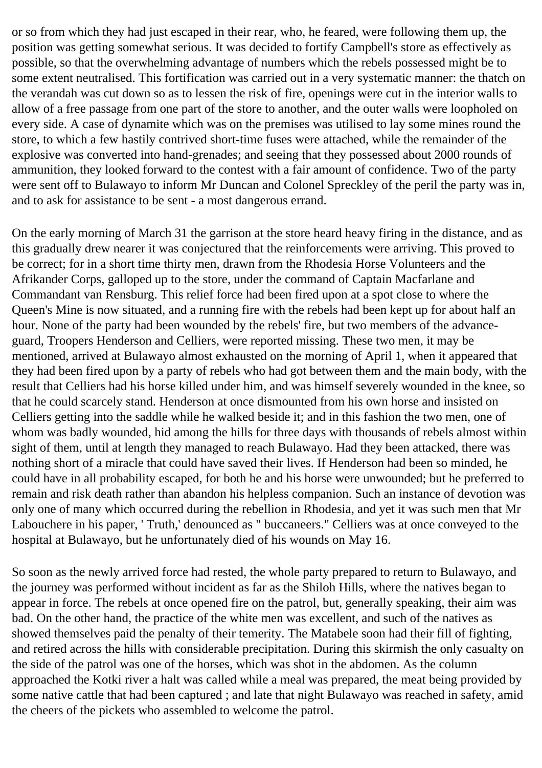or so from which they had just escaped in their rear, who, he feared, were following them up, the position was getting somewhat serious. It was decided to fortify Campbell's store as effectively as possible, so that the overwhelming advantage of numbers which the rebels possessed might be to some extent neutralised. This fortification was carried out in a very systematic manner: the thatch on the verandah was cut down so as to lessen the risk of fire, openings were cut in the interior walls to allow of a free passage from one part of the store to another, and the outer walls were loopholed on every side. A case of dynamite which was on the premises was utilised to lay some mines round the store, to which a few hastily contrived short-time fuses were attached, while the remainder of the explosive was converted into hand-grenades; and seeing that they possessed about 2000 rounds of ammunition, they looked forward to the contest with a fair amount of confidence. Two of the party were sent off to Bulawayo to inform Mr Duncan and Colonel Spreckley of the peril the party was in, and to ask for assistance to be sent - a most dangerous errand.

On the early morning of March 31 the garrison at the store heard heavy firing in the distance, and as this gradually drew nearer it was conjectured that the reinforcements were arriving. This proved to be correct; for in a short time thirty men, drawn from the Rhodesia Horse Volunteers and the Afrikander Corps, galloped up to the store, under the command of Captain Macfarlane and Commandant van Rensburg. This relief force had been fired upon at a spot close to where the Queen's Mine is now situated, and a running fire with the rebels had been kept up for about half an hour. None of the party had been wounded by the rebels' fire, but two members of the advance-guard, Troopers Henderson and Celliers, were reported missing. These two men, it may be mentioned, arrived at Bulawayo almost exhausted on the morning of April 1, when it appeared that they had been fired upon by a party of rebels who had got between them and the main body, with the result that Celliers had his horse killed under him, and was himself severely wounded in the knee, so that he could scarcely stand. Henderson at once dismounted from his own horse and insisted on Celliers getting into the saddle while he walked beside it; and in this fashion the two men, one of whom was badly wounded, hid among the hills for three days with thousands of rebels almost within sight of them, until at length they managed to reach Bulawayo. Had they been attacked, there was nothing short of a miracle that could have saved their lives. If Henderson had been so minded, he could have in all probability escaped, for both he and his horse were unwounded; but he preferred to remain and risk death rather than abandon his helpless companion. Such an instance of devotion was only one of many which occurred during the rebellion in Rhodesia, and yet it was such men that Mr Labouchere in his paper, ' Truth,' denounced as " buccaneers." Celliers was at once conveyed to the hospital at Bulawayo, but he unfortunately died of his wounds on May 16.

So soon as the newly arrived force had rested, the whole party prepared to return to Bulawayo, and the journey was performed without incident as far as the Shiloh Hills, where the natives began to appear in force. The rebels at once opened fire on the patrol, but, generally speaking, their aim was bad. On the other hand, the practice of the white men was excellent, and such of the natives as showed themselves paid the penalty of their temerity. The Matabele soon had their fill of fighting, and retired across the hills with considerable precipitation. During this skirmish the only casualty on the side of the patrol was one of the horses, which was shot in the abdomen. As the column approached the Kotki river a halt was called while a meal was prepared, the meat being provided by some native cattle that had been captured ; and late that night Bulawayo was reached in safety, amid the cheers of the pickets who assembled to welcome the patrol.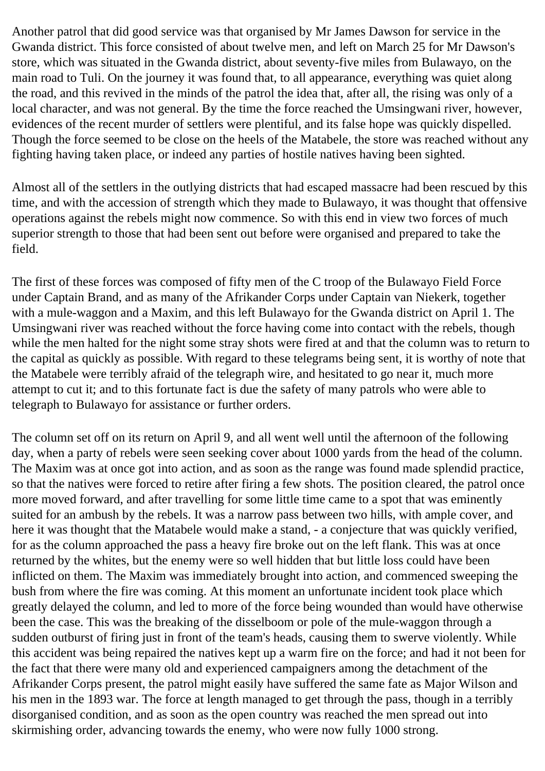Another patrol that did good service was that organised by Mr James Dawson for service in the Gwanda district. This force consisted of about twelve men, and left on March 25 for Mr Dawson's store, which was situated in the Gwanda district, about seventy-five miles from Bulawayo, on the main road to Tuli. On the journey it was found that, to all appearance, everything was quiet along the road, and this revived in the minds of the patrol the idea that, after all, the rising was only of a local character, and was not general. By the time the force reached the Umsingwani river, however, evidences of the recent murder of settlers were plentiful, and its false hope was quickly dispelled. Though the force seemed to be close on the heels of the Matabele, the store was reached without any fighting having taken place, or indeed any parties of hostile natives having been sighted.

Almost all of the settlers in the outlying districts that had escaped massacre had been rescued by this time, and with the accession of strength which they made to Bulawayo, it was thought that offensive operations against the rebels might now commence. So with this end in view two forces of much superior strength to those that had been sent out before were organised and prepared to take the field.

The first of these forces was composed of fifty men of the C troop of the Bulawayo Field Force under Captain Brand, and as many of the Afrikander Corps under Captain van Niekerk, together with a mule-waggon and a Maxim, and this left Bulawayo for the Gwanda district on April 1. The Umsingwani river was reached without the force having come into contact with the rebels, though while the men halted for the night some stray shots were fired at and that the column was to return to the capital as quickly as possible. With regard to these telegrams being sent, it is worthy of note that the Matabele were terribly afraid of the telegraph wire, and hesitated to go near it, much more attempt to cut it; and to this fortunate fact is due the safety of many patrols who were able to telegraph to Bulawayo for assistance or further orders.

The column set off on its return on April 9, and all went well until the afternoon of the following day, when a party of rebels were seen seeking cover about 1000 yards from the head of the column. The Maxim was at once got into action, and as soon as the range was found made splendid practice, so that the natives were forced to retire after firing a few shots. The position cleared, the patrol once more moved forward, and after travelling for some little time came to a spot that was eminently suited for an ambush by the rebels. It was a narrow pass between two hills, with ample cover, and here it was thought that the Matabele would make a stand, - a conjecture that was quickly verified, for as the column approached the pass a heavy fire broke out on the left flank. This was at once returned by the whites, but the enemy were so well hidden that but little loss could have been inflicted on them. The Maxim was immediately brought into action, and commenced sweeping the bush from where the fire was coming. At this moment an unfortunate incident took place which greatly delayed the column, and led to more of the force being wounded than would have otherwise been the case. This was the breaking of the disselboom or pole of the mule-waggon through a sudden outburst of firing just in front of the team's heads, causing them to swerve violently. While this accident was being repaired the natives kept up a warm fire on the force; and had it not been for the fact that there were many old and experienced campaigners among the detachment of the Afrikander Corps present, the patrol might easily have suffered the same fate as Major Wilson and his men in the 1893 war. The force at length managed to get through the pass, though in a terribly disorganised condition, and as soon as the open country was reached the men spread out into skirmishing order, advancing towards the enemy, who were now fully 1000 strong.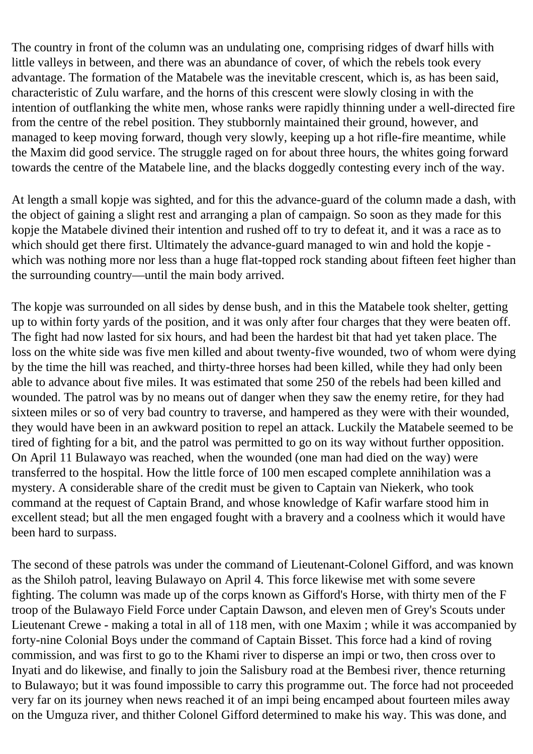The country in front of the column was an undulating one, comprising ridges of dwarf hills with little valleys in between, and there was an abundance of cover, of which the rebels took every advantage. The formation of the Matabele was the inevitable crescent, which is, as has been said, characteristic of Zulu warfare, and the horns of this crescent were slowly closing in with the intention of outflanking the white men, whose ranks were rapidly thinning under a well-directed fire from the centre of the rebel position. They stubbornly maintained their ground, however, and managed to keep moving forward, though very slowly, keeping up a hot rifle-fire meantime, while the Maxim did good service. The struggle raged on for about three hours, the whites going forward towards the centre of the Matabele line, and the blacks doggedly contesting every inch of the way.

At length a small kopje was sighted, and for this the advance-guard of the column made a dash, with the object of gaining a slight rest and arranging a plan of campaign. So soon as they made for this kopje the Matabele divined their intention and rushed off to try to defeat it, and it was a race as to which should get there first. Ultimately the advance-guard managed to win and hold the kopje - which was nothing more nor less than a huge flat-topped rock standing about fifteen feet higher than the surrounding country—until the main body arrived.

The kopje was surrounded on all sides by dense bush, and in this the Matabele took shelter, getting up to within forty yards of the position, and it was only after four charges that they were beaten off. The fight had now lasted for six hours, and had been the hardest bit that had yet taken place. The loss on the white side was five men killed and about twenty-five wounded, two of whom were dying by the time the hill was reached, and thirty-three horses had been killed, while they had only been able to advance about five miles. It was estimated that some 250 of the rebels had been killed and wounded. The patrol was by no means out of danger when they saw the enemy retire, for they had sixteen miles or so of very bad country to traverse, and hampered as they were with their wounded, they would have been in an awkward position to repel an attack. Luckily the Matabele seemed to be tired of fighting for a bit, and the patrol was permitted to go on its way without further opposition. On April 11 Bulawayo was reached, when the wounded (one man had died on the way) were transferred to the hospital. How the little force of 100 men escaped complete annihilation was a mystery. A considerable share of the credit must be given to Captain van Niekerk, who took command at the request of Captain Brand, and whose knowledge of Kafir warfare stood him in excellent stead; but all the men engaged fought with a bravery and a coolness which it would have been hard to surpass.

The second of these patrols was under the command of Lieutenant-Colonel Gifford, and was known as the Shiloh patrol, leaving Bulawayo on April 4. This force likewise met with some severe fighting. The column was made up of the corps known as Gifford's Horse, with thirty men of the F troop of the Bulawayo Field Force under Captain Dawson, and eleven men of Grey's Scouts under Lieutenant Crewe - making a total in all of 118 men, with one Maxim ; while it was accompanied by forty-nine Colonial Boys under the command of Captain Bisset. This force had a kind of roving commission, and was first to go to the Khami river to disperse an impi or two, then cross over to Inyati and do likewise, and finally to join the Salisbury road at the Bembesi river, thence returning to Bulawayo; but it was found impossible to carry this programme out. The force had not proceeded very far on its journey when news reached it of an impi being encamped about fourteen miles away on the Umguza river, and thither Colonel Gifford determined to make his way. This was done, and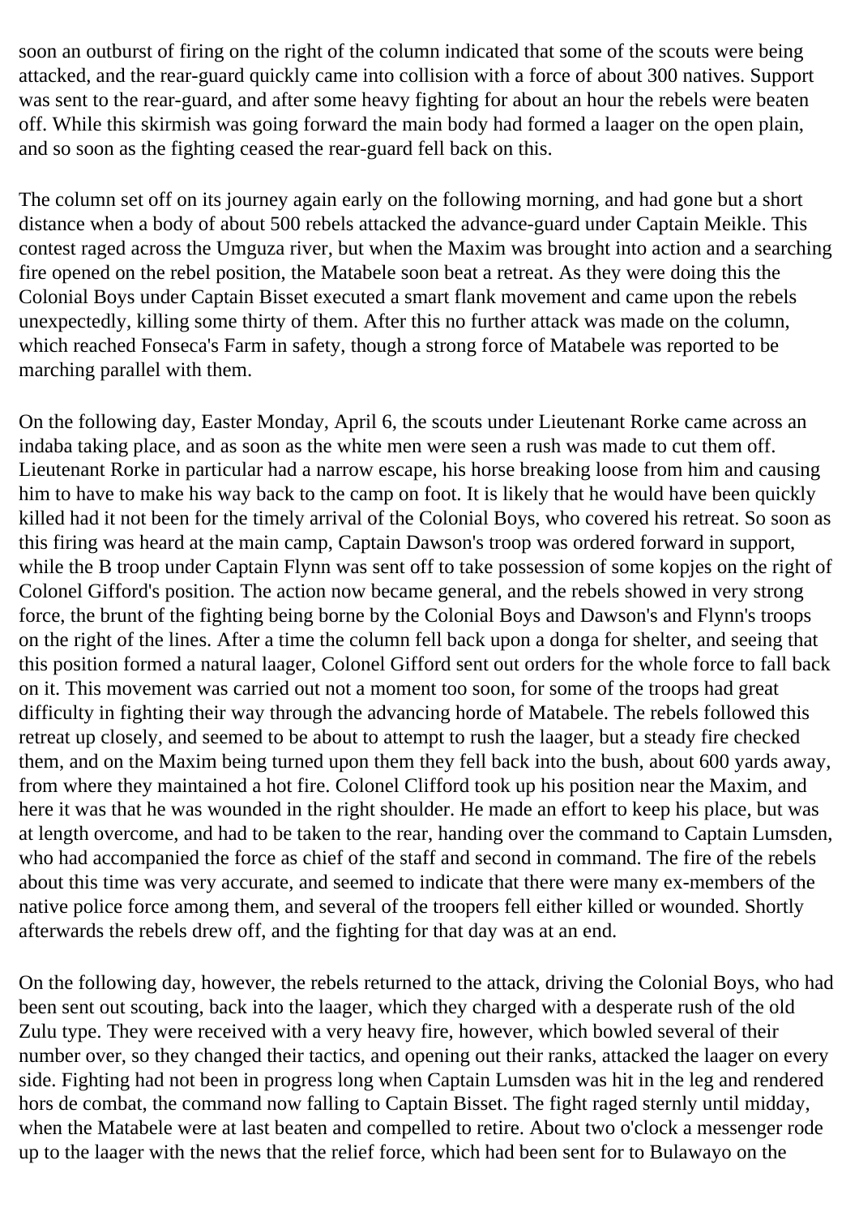soon an outburst of firing on the right of the column indicated that some of the scouts were being attacked, and the rear-guard quickly came into collision with a force of about 300 natives. Support was sent to the rear-guard, and after some heavy fighting for about an hour the rebels were beaten off. While this skirmish was going forward the main body had formed a laager on the open plain, and so soon as the fighting ceased the rear-guard fell back on this.

The column set off on its journey again early on the following morning, and had gone but a short distance when a body of about 500 rebels attacked the advance-guard under Captain Meikle. This contest raged across the Umguza river, but when the Maxim was brought into action and a searching fire opened on the rebel position, the Matabele soon beat a retreat. As they were doing this the Colonial Boys under Captain Bisset executed a smart flank movement and came upon the rebels unexpectedly, killing some thirty of them. After this no further attack was made on the column, which reached Fonseca's Farm in safety, though a strong force of Matabele was reported to be marching parallel with them.

On the following day, Easter Monday, April 6, the scouts under Lieutenant Rorke came across an indaba taking place, and as soon as the white men were seen a rush was made to cut them off. Lieutenant Rorke in particular had a narrow escape, his horse breaking loose from him and causing him to have to make his way back to the camp on foot. It is likely that he would have been quickly killed had it not been for the timely arrival of the Colonial Boys, who covered his retreat. So soon as this firing was heard at the main camp, Captain Dawson's troop was ordered forward in support, while the B troop under Captain Flynn was sent off to take possession of some kopjes on the right of Colonel Gifford's position. The action now became general, and the rebels showed in very strong force, the brunt of the fighting being borne by the Colonial Boys and Dawson's and Flynn's troops on the right of the lines. After a time the column fell back upon a donga for shelter, and seeing that this position formed a natural laager, Colonel Gifford sent out orders for the whole force to fall back on it. This movement was carried out not a moment too soon, for some of the troops had great difficulty in fighting their way through the advancing horde of Matabele. The rebels followed this retreat up closely, and seemed to be about to attempt to rush the laager, but a steady fire checked them, and on the Maxim being turned upon them they fell back into the bush, about 600 yards away, from where they maintained a hot fire. Colonel Clifford took up his position near the Maxim, and here it was that he was wounded in the right shoulder. He made an effort to keep his place, but was at length overcome, and had to be taken to the rear, handing over the command to Captain Lumsden, who had accompanied the force as chief of the staff and second in command. The fire of the rebels about this time was very accurate, and seemed to indicate that there were many ex-members of the native police force among them, and several of the troopers fell either killed or wounded. Shortly afterwards the rebels drew off, and the fighting for that day was at an end.

On the following day, however, the rebels returned to the attack, driving the Colonial Boys, who had been sent out scouting, back into the laager, which they charged with a desperate rush of the old Zulu type. They were received with a very heavy fire, however, which bowled several of their number over, so they changed their tactics, and opening out their ranks, attacked the laager on every side. Fighting had not been in progress long when Captain Lumsden was hit in the leg and rendered hors de combat, the command now falling to Captain Bisset. The fight raged sternly until midday, when the Matabele were at last beaten and compelled to retire. About two o'clock a messenger rode up to the laager with the news that the relief force, which had been sent for to Bulawayo on the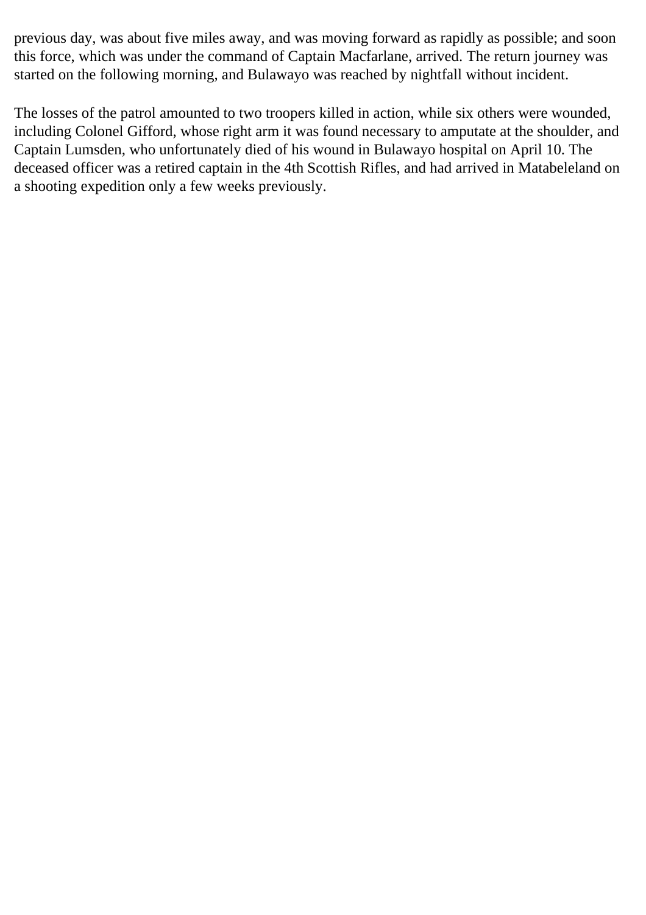previous day, was about five miles away, and was moving forward as rapidly as possible; and soon this force, which was under the command of Captain Macfarlane, arrived. The return journey was started on the following morning, and Bulawayo was reached by nightfall without incident.

The losses of the patrol amounted to two troopers killed in action, while six others were wounded, including Colonel Gifford, whose right arm it was found necessary to amputate at the shoulder, and Captain Lumsden, who unfortunately died of his wound in Bulawayo hospital on April 10. The deceased officer was a retired captain in the 4th Scottish Rifles, and had arrived in Matabeleland on a shooting expedition only a few weeks previously.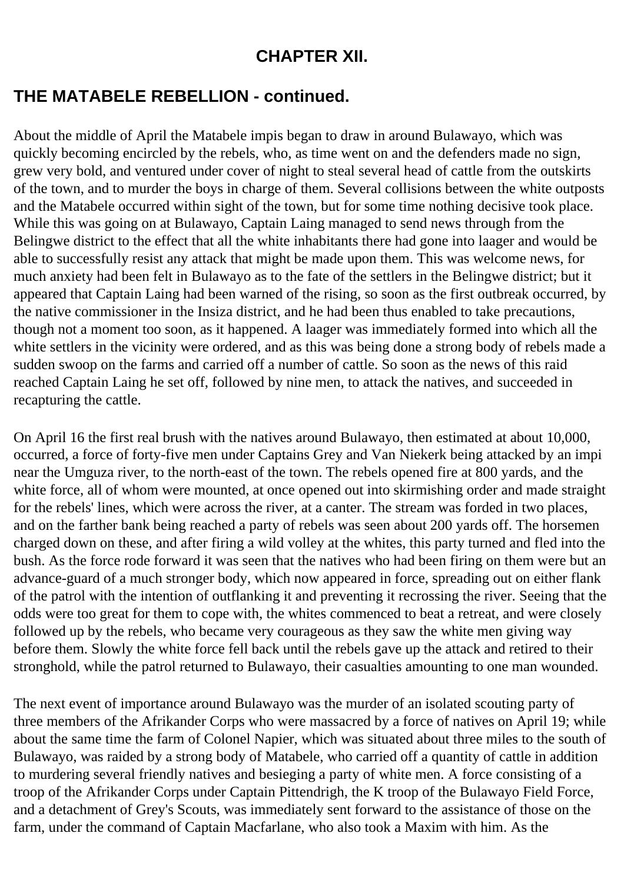## CHAPTER XII.

## THE MATABELE REBELLION - continued.

About the middle of April the Matabele impis began to draw in around Bulawayo, which was quickly becoming encircled by the rebels, who, as time went on and the defenders made no sign, grew very bold, and ventured under cover of night to steal several head of cattle from the outskirts of the town, and to murder the boys in charge of them. Several collisions between the white outposts and the Matabele occurred within sight of the town, but for some time nothing decisive took place. While this was going on at Bulawayo, Captain Laing managed to send news through from the Belingwe district to the effect that all the white inhabitants there had gone into laager and would be able to successfully resist any attack that might be made upon them. This was welcome news, for much anxiety had been felt in Bulawayo as to the fate of the settlers in the Belingwe district; but it appeared that Captain Laing had been warned of the rising, so soon as the first outbreak occurred, by the native commissioner in the Insiza district, and he had been thus enabled to take precautions, though not a moment too soon, as it happened. A laager was immediately formed into which all the white settlers in the vicinity were ordered, and as this was being done a strong body of rebels made a sudden swoop on the farms and carried off a number of cattle. So soon as the news of this raid reached Captain Laing he set off, followed by nine men, to attack the natives, and succeeded in recapturing the cattle.

On April 16 the first real brush with the natives around Bulawayo, then estimated at about 10,000, occurred, a force of forty-five men under Captains Grey and Van Niekerk being attacked by an impi near the Umguza river, to the north-east of the town. The rebels opened fire at 800 yards, and the white force, all of whom were mounted, at once opened out into skirmishing order and made straight for the rebels' lines, which were across the river, at a canter. The stream was forded in two places, and on the farther bank being reached a party of rebels was seen about 200 yards off. The horsemen charged down on these, and after firing a wild volley at the whites, this party turned and fled into the bush. As the force rode forward it was seen that the natives who had been firing on them were but an advance-guard of a much stronger body, which now appeared in force, spreading out on either flank of the patrol with the intention of outflanking it and preventing it recrossing the river. Seeing that the odds were too great for them to cope with, the whites commenced to beat a retreat, and were closely followed up by the rebels, who became very courageous as they saw the white men giving way before them. Slowly the white force fell back until the rebels gave up the attack and retired to their stronghold, while the patrol returned to Bulawayo, their casualties amounting to one man wounded.

The next event of importance around Bulawayo was the murder of an isolated scouting party of three members of the Afrikander Corps who were massacred by a force of natives on April 19; while about the same time the farm of Colonel Napier, which was situated about three miles to the south of Bulawayo, was raided by a strong body of Matabele, who carried off a quantity of cattle in addition to murdering several friendly natives and besieging a party of white men. A force consisting of a troop of the Afrikander Corps under Captain Pittendrigh, the K troop of the Bulawayo Field Force, and a detachment of Grey's Scouts, was immediately sent forward to the assistance of those on the farm, under the command of Captain Macfarlane, who also took a Maxim with him. As the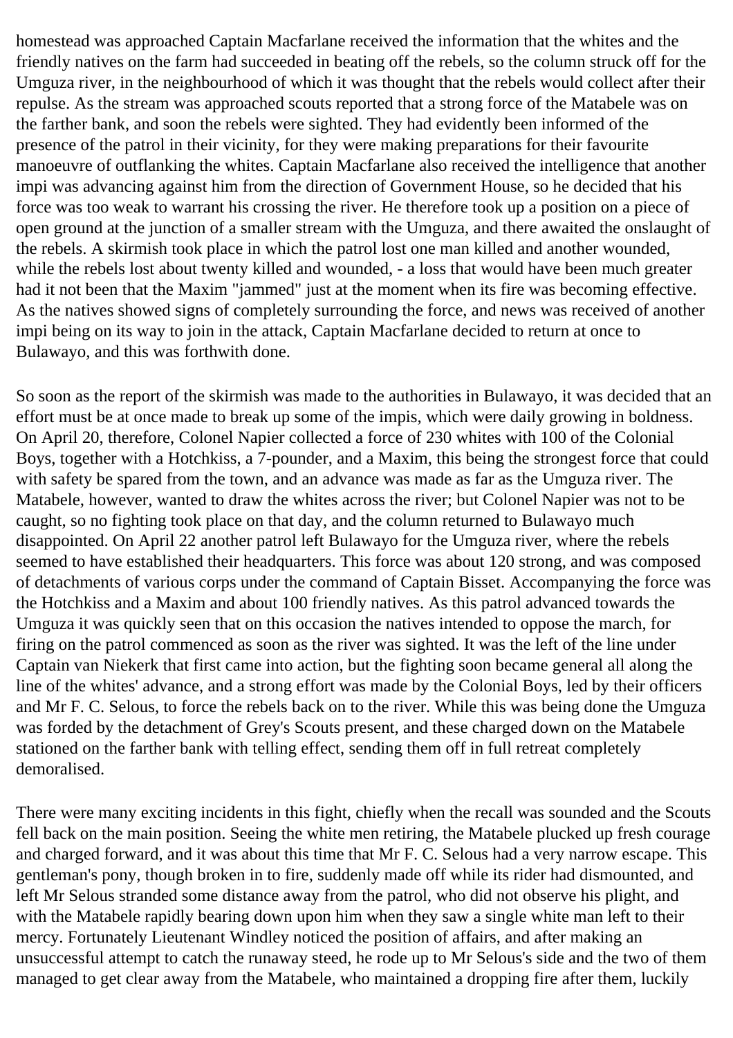homestead was approached Captain Macfarlane received the information that the whites and the friendly natives on the farm had succeeded in beating off the rebels, so the column struck off for the Umguza river, in the neighbourhood of which it was thought that the rebels would collect after their repulse. As the stream was approached scouts reported that a strong force of the Matabele was on the farther bank, and soon the rebels were sighted. They had evidently been informed of the presence of the patrol in their vicinity, for they were making preparations for their favourite manoeuvre of outflanking the whites. Captain Macfarlane also received the intelligence that another impi was advancing against him from the direction of Government House, so he decided that his force was too weak to warrant his crossing the river. He therefore took up a position on a piece of open ground at the junction of a smaller stream with the Umguza, and there awaited the onslaught of the rebels. A skirmish took place in which the patrol lost one man killed and another wounded, while the rebels lost about twenty killed and wounded, - a loss that would have been much greater had it not been that the Maxim "jammed" just at the moment when its fire was becoming effective. As the natives showed signs of completely surrounding the force, and news was received of another impi being on its way to join in the attack, Captain Macfarlane decided to return at once to Bulawayo, and this was forthwith done.

So soon as the report of the skirmish was made to the authorities in Bulawayo, it was decided that an effort must be at once made to break up some of the impis, which were daily growing in boldness. On April 20, therefore, Colonel Napier collected a force of 230 whites with 100 of the Colonial Boys, together with a Hotchkiss, a 7-pounder, and a Maxim, this being the strongest force that could with safety be spared from the town, and an advance was made as far as the Umguza river. The Matabele, however, wanted to draw the whites across the river; but Colonel Napier was not to be caught, so no fighting took place on that day, and the column returned to Bulawayo much disappointed. On April 22 another patrol left Bulawayo for the Umguza river, where the rebels seemed to have established their headquarters. This force was about 120 strong, and was composed of detachments of various corps under the command of Captain Bisset. Accompanying the force was the Hotchkiss and a Maxim and about 100 friendly natives. As this patrol advanced towards the Umguza it was quickly seen that on this occasion the natives intended to oppose the march, for firing on the patrol commenced as soon as the river was sighted. It was the left of the line under Captain van Niekerk that first came into action, but the fighting soon became general all along the line of the whites' advance, and a strong effort was made by the Colonial Boys, led by their officers and Mr F. C. Selous, to force the rebels back on to the river. While this was being done the Umguza was forded by the detachment of Grey's Scouts present, and these charged down on the Matabele stationed on the farther bank with telling effect, sending them off in full retreat completely demoralised.

There were many exciting incidents in this fight, chiefly when the recall was sounded and the Scouts fell back on the main position. Seeing the white men retiring, the Matabele plucked up fresh courage and charged forward, and it was about this time that Mr F. C. Selous had a very narrow escape. This gentleman's pony, though broken in to fire, suddenly made off while its rider had dismounted, and left Mr Selous stranded some distance away from the patrol, who did not observe his plight, and with the Matabele rapidly bearing down upon him when they saw a single white man left to their mercy. Fortunately Lieutenant Windley noticed the position of affairs, and after making an unsuccessful attempt to catch the runaway steed, he rode up to Mr Selous's side and the two of them managed to get clear away from the Matabele, who maintained a dropping fire after them, luckily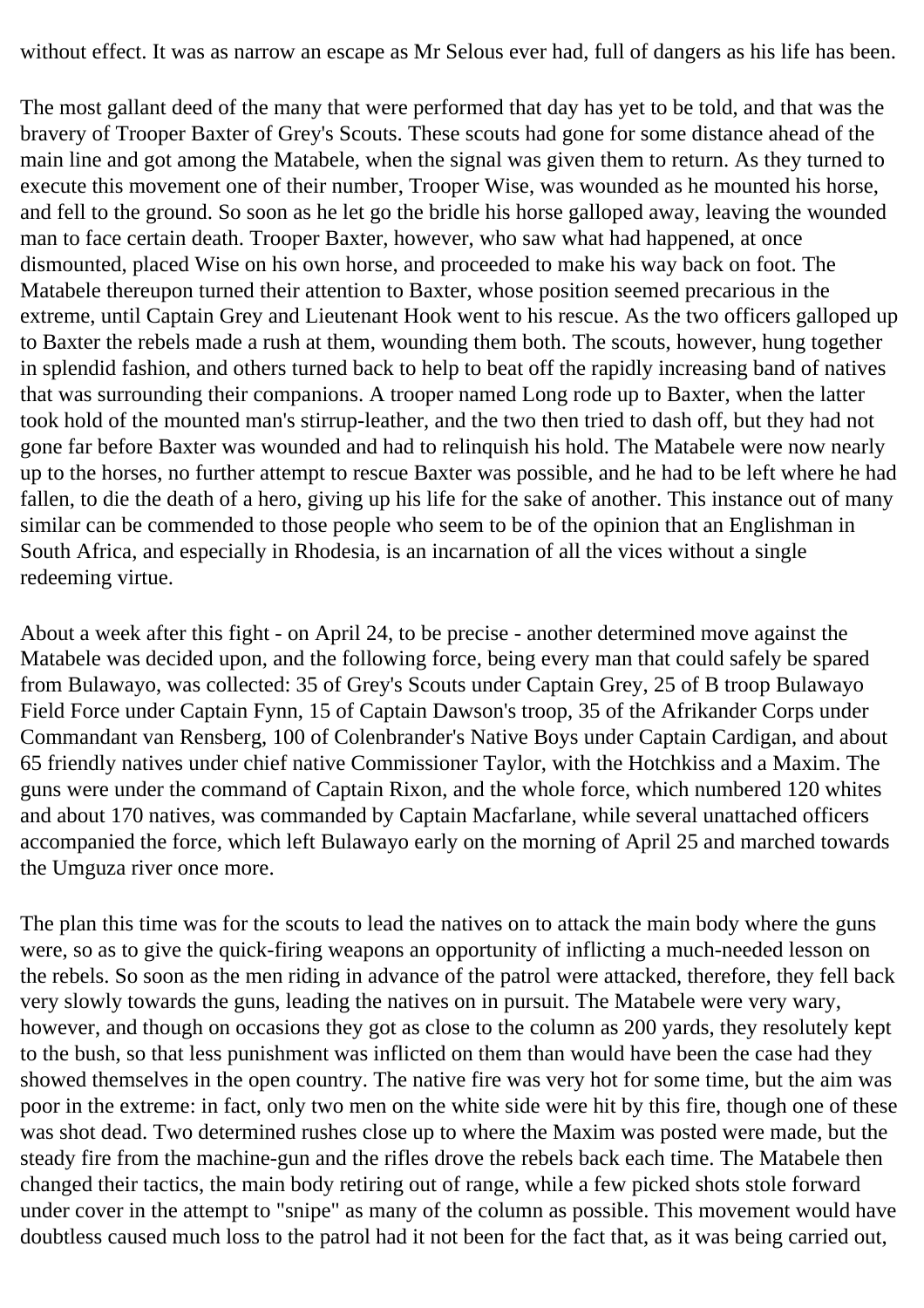without effect. It was as narrow an escape as Mr Selous ever had, full of dangers as his life has been.

The most gallant deed of the many that were performed that day has yet to be told, and that was the bravery of Trooper Baxter of Grey's Scouts. These scouts had gone for some distance ahead of the main line and got among the Matabele, when the signal was given them to return. As they turned to execute this movement one of their number, Trooper Wise, was wounded as he mounted his horse, and fell to the ground. So soon as he let go the bridle his horse galloped away, leaving the wounded man to face certain death. Trooper Baxter, however, who saw what had happened, at once dismounted, placed Wise on his own horse, and proceeded to make his way back on foot. The Matabele thereupon turned their attention to Baxter, whose position seemed precarious in the extreme, until Captain Grey and Lieutenant Hook went to his rescue. As the two officers galloped up to Baxter the rebels made a rush at them, wounding them both. The scouts, however, hung together in splendid fashion, and others turned back to help to beat off the rapidly increasing band of natives that was surrounding their companions. A trooper named Long rode up to Baxter, when the latter took hold of the mounted man's stirrup-leather, and the two then tried to dash off, but they had not gone far before Baxter was wounded and had to relinquish his hold. The Matabele were now nearly up to the horses, no further attempt to rescue Baxter was possible, and he had to be left where he had fallen, to die the death of a hero, giving up his life for the sake of another. This instance out of many similar can be commended to those people who seem to be of the opinion that an Englishman in South Africa, and especially in Rhodesia, is an incarnation of all the vices without a single redeeming virtue.

About a week after this fight - on April 24, to be precise - another determined move against the Matabele was decided upon, and the following force, being every man that could safely be spared from Bulawayo, was collected: 35 of Grey's Scouts under Captain Grey, 25 of B troop Bulawayo Field Force under Captain Fynn, 15 of Captain Dawson's troop, 35 of the Afrikander Corps under Commandant van Rensberg, 100 of Colenbrander's Native Boys under Captain Cardigan, and about 65 friendly natives under chief native Commissioner Taylor, with the Hotchkiss and a Maxim. The guns were under the command of Captain Rixon, and the whole force, which numbered 120 whites and about 170 natives, was commanded by Captain Macfarlane, while several unattached officers accompanied the force, which left Bulawayo early on the morning of April 25 and marched towards the Umguza river once more.

The plan this time was for the scouts to lead the natives on to attack the main body where the guns were, so as to give the quick-firing weapons an opportunity of inflicting a much-needed lesson on the rebels. So soon as the men riding in advance of the patrol were attacked, therefore, they fell back very slowly towards the guns, leading the natives on in pursuit. The Matabele were very wary, however, and though on occasions they got as close to the column as 200 yards, they resolutely kept to the bush, so that less punishment was inflicted on them than would have been the case had they showed themselves in the open country. The native fire was very hot for some time, but the aim was poor in the extreme: in fact, only two men on the white side were hit by this fire, though one of these was shot dead. Two determined rushes close up to where the Maxim was posted were made, but the steady fire from the machine-gun and the rifles drove the rebels back each time. The Matabele then changed their tactics, the main body retiring out of range, while a few picked shots stole forward under cover in the attempt to "snipe" as many of the column as possible. This movement would have doubtless caused much loss to the patrol had it not been for the fact that, as it was being carried out,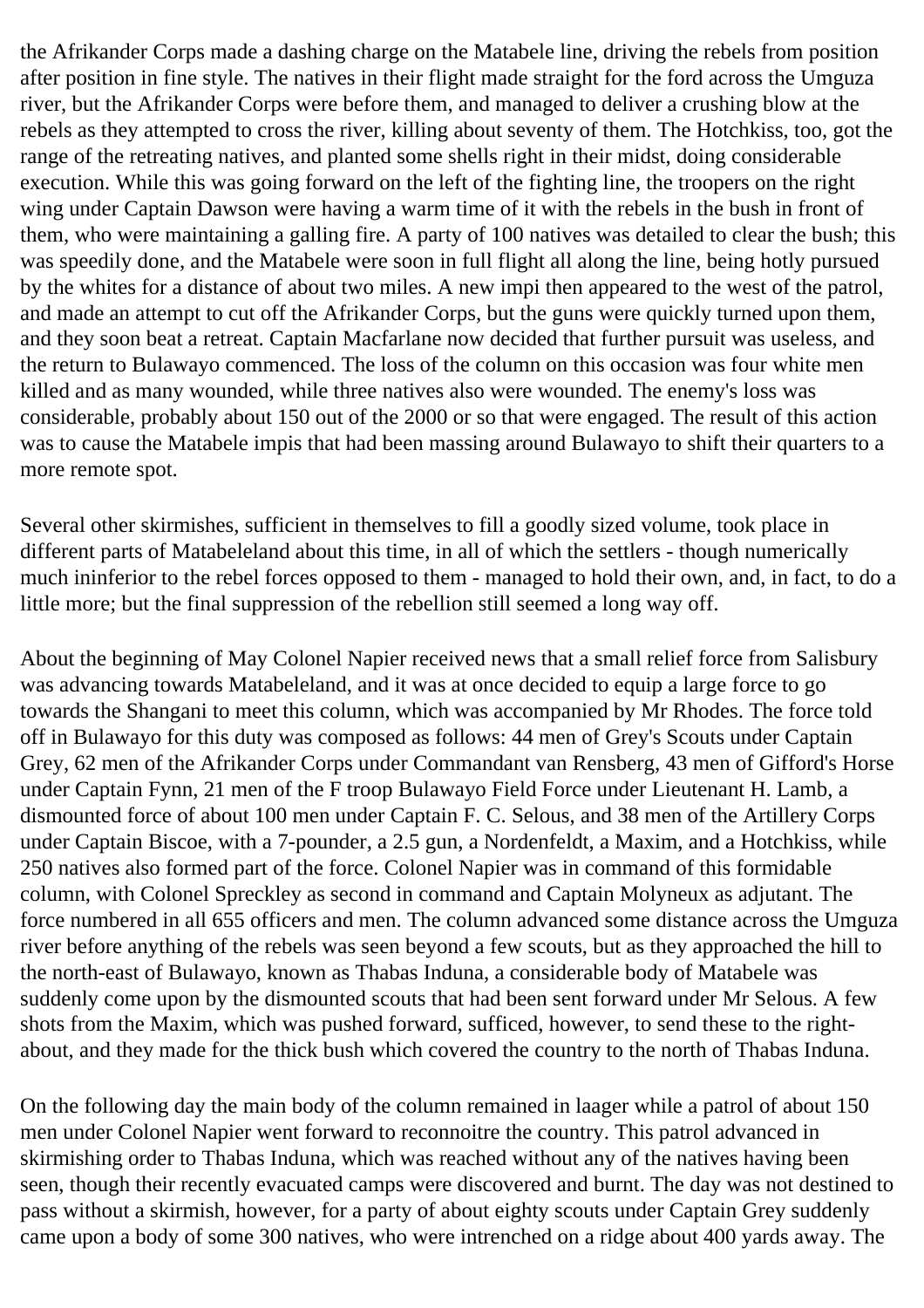the Afrikander Corps made a dashing charge on the Matabele line, driving the rebels from position after position in fine style. The natives in their flight made straight for the ford across the Umguza river, but the Afrikander Corps were before them, and managed to deliver a crushing blow at the rebels as they attempted to cross the river, killing about seventy of them. The Hotchkiss, too, got the range of the retreating natives, and planted some shells right in their midst, doing considerable execution. While this was going forward on the left of the fighting line, the troopers on the right wing under Captain Dawson were having a warm time of it with the rebels in the bush in front of them, who were maintaining a galling fire. A party of 100 natives was detailed to clear the bush; this was speedily done, and the Matabele were soon in full flight all along the line, being hotly pursued by the whites for a distance of about two miles. A new impi then appeared to the west of the patrol, and made an attempt to cut off the Afrikander Corps, but the guns were quickly turned upon them, and they soon beat a retreat. Captain Macfarlane now decided that further pursuit was useless, and the return to Bulawayo commenced. The loss of the column on this occasion was four white men killed and as many wounded, while three natives also were wounded. The enemy's loss was considerable, probably about 150 out of the 2000 or so that were engaged. The result of this action was to cause the Matabele impis that had been massing around Bulawayo to shift their quarters to a more remote spot.

Several other skirmishes, sufficient in themselves to fill a goodly sized volume, took place in different parts of Matabeleland about this time, in all of which the settlers - though numerically much ininferior to the rebel forces opposed to them - managed to hold their own, and, in fact, to do a little more; but the final suppression of the rebellion still seemed a long way off.

About the beginning of May Colonel Napier received news that a small relief force from Salisbury was advancing towards Matabeleland, and it was at once decided to equip a large force to go towards the Shangani to meet this column, which was accompanied by Mr Rhodes. The force told off in Bulawayo for this duty was composed as follows: 44 men of Grey's Scouts under Captain Grey, 62 men of the Afrikander Corps under Commandant van Rensberg, 43 men of Gifford's Horse under Captain Fynn, 21 men of the F troop Bulawayo Field Force under Lieutenant H. Lamb, a dismounted force of about 100 men under Captain F. C. Selous, and 38 men of the Artillery Corps under Captain Biscoe, with a 7-pounder, a 2.5 gun, a Nordenfeldt, a Maxim, and a Hotchkiss, while 250 natives also formed part of the force. Colonel Napier was in command of this formidable column, with Colonel Spreckley as second in command and Captain Molyneux as adjutant. The force numbered in all 655 officers and men. The column advanced some distance across the Umguza river before anything of the rebels was seen beyond a few scouts, but as they approached the hill to the north-east of Bulawayo, known as Thabas Induna, a considerable body of Matabele was suddenly come upon by the dismounted scouts that had been sent forward under Mr Selous. A few shots from the Maxim, which was pushed forward, sufficed, however, to send these to the right-about, and they made for the thick bush which covered the country to the north of Thabas Induna.

On the following day the main body of the column remained in laager while a patrol of about 150 men under Colonel Napier went forward to reconnoitre the country. This patrol advanced in skirmishing order to Thabas Induna, which was reached without any of the natives having been seen, though their recently evacuated camps were discovered and burnt. The day was not destined to pass without a skirmish, however, for a party of about eighty scouts under Captain Grey suddenly came upon a body of some 300 natives, who were intrenched on a ridge about 400 yards away. The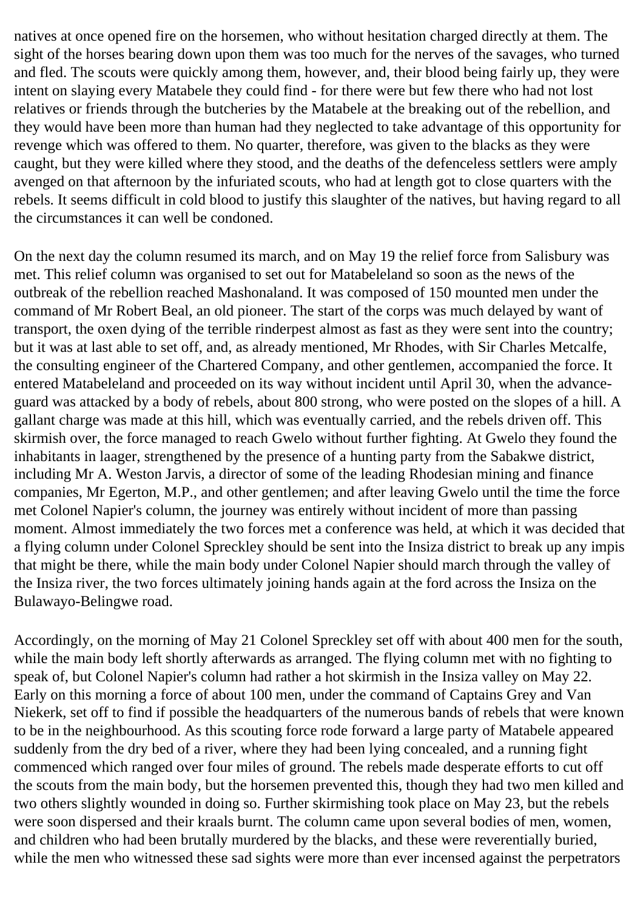natives at once opened fire on the horsemen, who without hesitation charged directly at them. The sight of the horses bearing down upon them was too much for the nerves of the savages, who turned and fled. The scouts were quickly among them, however, and, their blood being fairly up, they were intent on slaying every Matabele they could find - for there were but few there who had not lost relatives or friends through the butcheries by the Matabele at the breaking out of the rebellion, and they would have been more than human had they neglected to take advantage of this opportunity for revenge which was offered to them. No quarter, therefore, was given to the blacks as they were caught, but they were killed where they stood, and the deaths of the defenceless settlers were amply avenged on that afternoon by the infuriated scouts, who had at length got to close quarters with the rebels. It seems difficult in cold blood to justify this slaughter of the natives, but having regard to all the circumstances it can well be condoned.

On the next day the column resumed its march, and on May 19 the relief force from Salisbury was met. This relief column was organised to set out for Matabeleland so soon as the news of the outbreak of the rebellion reached Mashonaland. It was composed of 150 mounted men under the command of Mr Robert Beal, an old pioneer. The start of the corps was much delayed by want of transport, the oxen dying of the terrible rinderpest almost as fast as they were sent into the country; but it was at last able to set off, and, as already mentioned, Mr Rhodes, with Sir Charles Metcalfe, the consulting engineer of the Chartered Company, and other gentlemen, accompanied the force. It entered Matabeleland and proceeded on its way without incident until April 30, when the advance-guard was attacked by a body of rebels, about 800 strong, who were posted on the slopes of a hill. A gallant charge was made at this hill, which was eventually carried, and the rebels driven off. This skirmish over, the force managed to reach Gwelo without further fighting. At Gwelo they found the inhabitants in laager, strengthened by the presence of a hunting party from the Sabakwe district, including Mr A. Weston Jarvis, a director of some of the leading Rhodesian mining and finance companies, Mr Egerton, M.P., and other gentlemen; and after leaving Gwelo until the time the force met Colonel Napier's column, the journey was entirely without incident of more than passing moment. Almost immediately the two forces met a conference was held, at which it was decided that a flying column under Colonel Spreckley should be sent into the Insiza district to break up any impis that might be there, while the main body under Colonel Napier should march through the valley of the Insiza river, the two forces ultimately joining hands again at the ford across the Insiza on the Bulawayo-Belingwe road.

Accordingly, on the morning of May 21 Colonel Spreckley set off with about 400 men for the south, while the main body left shortly afterwards as arranged. The flying column met with no fighting to speak of, but Colonel Napier's column had rather a hot skirmish in the Insiza valley on May 22. Early on this morning a force of about 100 men, under the command of Captains Grey and Van Niekerk, set off to find if possible the headquarters of the numerous bands of rebels that were known to be in the neighbourhood. As this scouting force rode forward a large party of Matabele appeared suddenly from the dry bed of a river, where they had been lying concealed, and a running fight commenced which ranged over four miles of ground. The rebels made desperate efforts to cut off the scouts from the main body, but the horsemen prevented this, though they had two men killed and two others slightly wounded in doing so. Further skirmishing took place on May 23, but the rebels were soon dispersed and their kraals burnt. The column came upon several bodies of men, women, and children who had been brutally murdered by the blacks, and these were reverentially buried, while the men who witnessed these sad sights were more than ever incensed against the perpetrators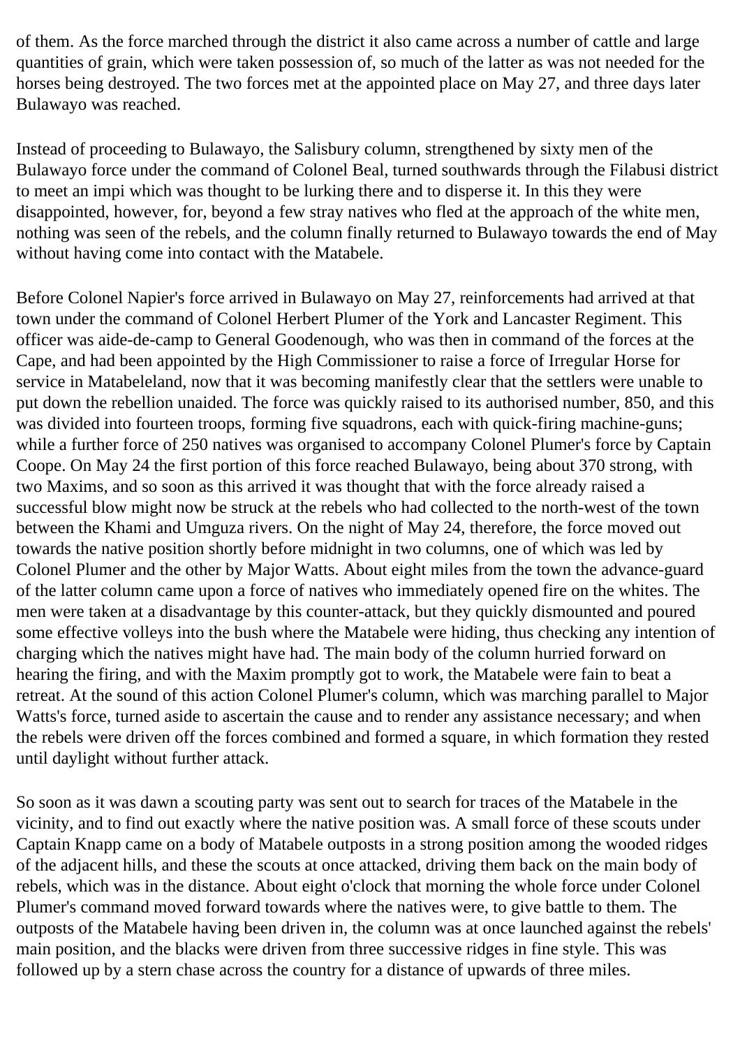of them. As the force marched through the district it also came across a number of cattle and large quantities of grain, which were taken possession of, so much of the latter as was not needed for the horses being destroyed. The two forces met at the appointed place on May 27, and three days later Bulawayo was reached.

Instead of proceeding to Bulawayo, the Salisbury column, strengthened by sixty men of the Bulawayo force under the command of Colonel Beal, turned southwards through the Filabusi district to meet an impi which was thought to be lurking there and to disperse it. In this they were disappointed, however, for, beyond a few stray natives who fled at the approach of the white men, nothing was seen of the rebels, and the column finally returned to Bulawayo towards the end of May without having come into contact with the Matabele.

Before Colonel Napier's force arrived in Bulawayo on May 27, reinforcements had arrived at that town under the command of Colonel Herbert Plumer of the York and Lancaster Regiment. This officer was aide-de-camp to General Goodenough, who was then in command of the forces at the Cape, and had been appointed by the High Commissioner to raise a force of Irregular Horse for service in Matabeleland, now that it was becoming manifestly clear that the settlers were unable to put down the rebellion unaided. The force was quickly raised to its authorised number, 850, and this was divided into fourteen troops, forming five squadrons, each with quick-firing machine-guns; while a further force of 250 natives was organised to accompany Colonel Plumer's force by Captain Coope. On May 24 the first portion of this force reached Bulawayo, being about 370 strong, with two Maxims, and so soon as this arrived it was thought that with the force already raised a successful blow might now be struck at the rebels who had collected to the north-west of the town between the Khami and Umguza rivers. On the night of May 24, therefore, the force moved out towards the native position shortly before midnight in two columns, one of which was led by Colonel Plumer and the other by Major Watts. About eight miles from the town the advance-guard of the latter column came upon a force of natives who immediately opened fire on the whites. The men were taken at a disadvantage by this counter-attack, but they quickly dismounted and poured some effective volleys into the bush where the Matabele were hiding, thus checking any intention of charging which the natives might have had. The main body of the column hurried forward on hearing the firing, and with the Maxim promptly got to work, the Matabele were fain to beat a retreat. At the sound of this action Colonel Plumer's column, which was marching parallel to Major Watts's force, turned aside to ascertain the cause and to render any assistance necessary; and when the rebels were driven off the forces combined and formed a square, in which formation they rested until daylight without further attack.

So soon as it was dawn a scouting party was sent out to search for traces of the Matabele in the vicinity, and to find out exactly where the native position was. A small force of these scouts under Captain Knapp came on a body of Matabele outposts in a strong position among the wooded ridges of the adjacent hills, and these the scouts at once attacked, driving them back on the main body of rebels, which was in the distance. About eight o'clock that morning the whole force under Colonel Plumer's command moved forward towards where the natives were, to give battle to them. The outposts of the Matabele having been driven in, the column was at once launched against the rebels' main position, and the blacks were driven from three successive ridges in fine style. This was followed up by a stern chase across the country for a distance of upwards of three miles.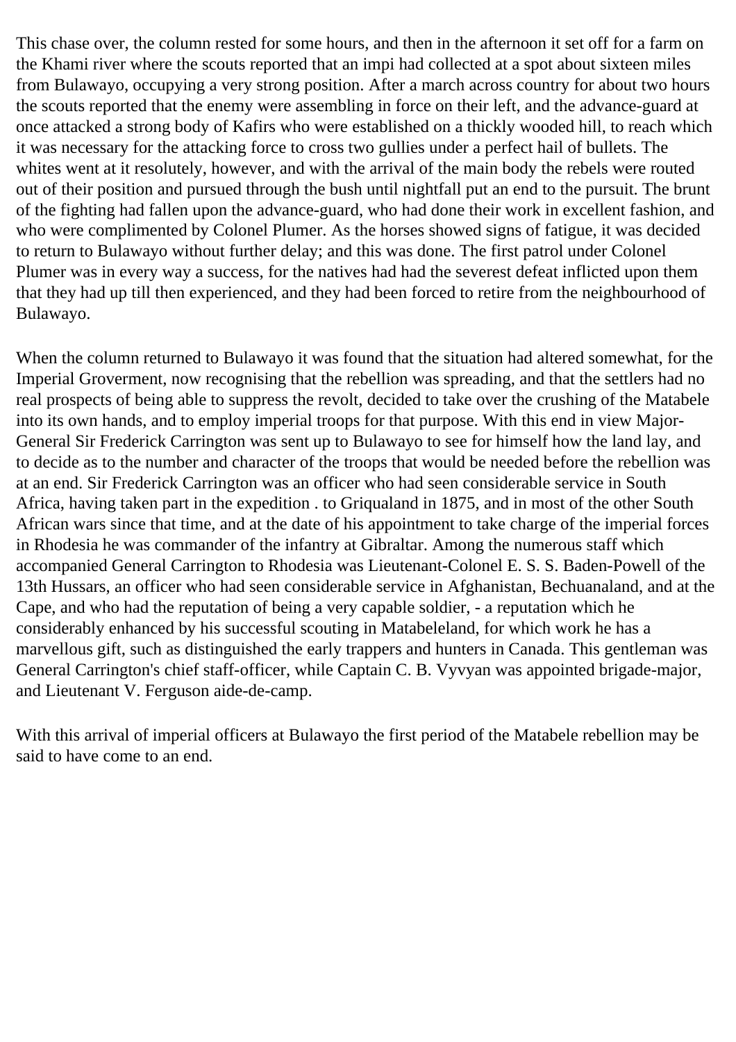This chase over, the column rested for some hours, and then in the afternoon it set off for a farm on the Khami river where the scouts reported that an impi had collected at a spot about sixteen miles from Bulawayo, occupying a very strong position. After a march across country for about two hours the scouts reported that the enemy were assembling in force on their left, and the advance-guard at once attacked a strong body of Kafirs who were established on a thickly wooded hill, to reach which it was necessary for the attacking force to cross two gullies under a perfect hail of bullets. The whites went at it resolutely, however, and with the arrival of the main body the rebels were routed out of their position and pursued through the bush until nightfall put an end to the pursuit. The brunt of the fighting had fallen upon the advance-guard, who had done their work in excellent fashion, and who were complimented by Colonel Plumer. As the horses showed signs of fatigue, it was decided to return to Bulawayo without further delay; and this was done. The first patrol under Colonel Plumer was in every way a success, for the natives had had the severest defeat inflicted upon them that they had up till then experienced, and they had been forced to retire from the neighbourhood of Bulawayo.

When the column returned to Bulawayo it was found that the situation had altered somewhat, for the Imperial Groverment, now recognising that the rebellion was spreading, and that the settlers had no real prospects of being able to suppress the revolt, decided to take over the crushing of the Matabele into its own hands, and to employ imperial troops for that purpose. With this end in view Major-General Sir Frederick Carrington was sent up to Bulawayo to see for himself how the land lay, and to decide as to the number and character of the troops that would be needed before the rebellion was at an end. Sir Frederick Carrington was an officer who had seen considerable service in South Africa, having taken part in the expedition . to Griqualand in 1875, and in most of the other South African wars since that time, and at the date of his appointment to take charge of the imperial forces in Rhodesia he was commander of the infantry at Gibraltar. Among the numerous staff which accompanied General Carrington to Rhodesia was Lieutenant-Colonel E. S. S. Baden-Powell of the 13th Hussars, an officer who had seen considerable service in Afghanistan, Bechuanaland, and at the Cape, and who had the reputation of being a very capable soldier, - a reputation which he considerably enhanced by his successful scouting in Matabeleland, for which work he has a marvellous gift, such as distinguished the early trappers and hunters in Canada. This gentleman was General Carrington's chief staff-officer, while Captain C. B. Vyvyan was appointed brigade-major, and Lieutenant V. Ferguson aide-de-camp.

With this arrival of imperial officers at Bulawayo the first period of the Matabele rebellion may be said to have come to an end.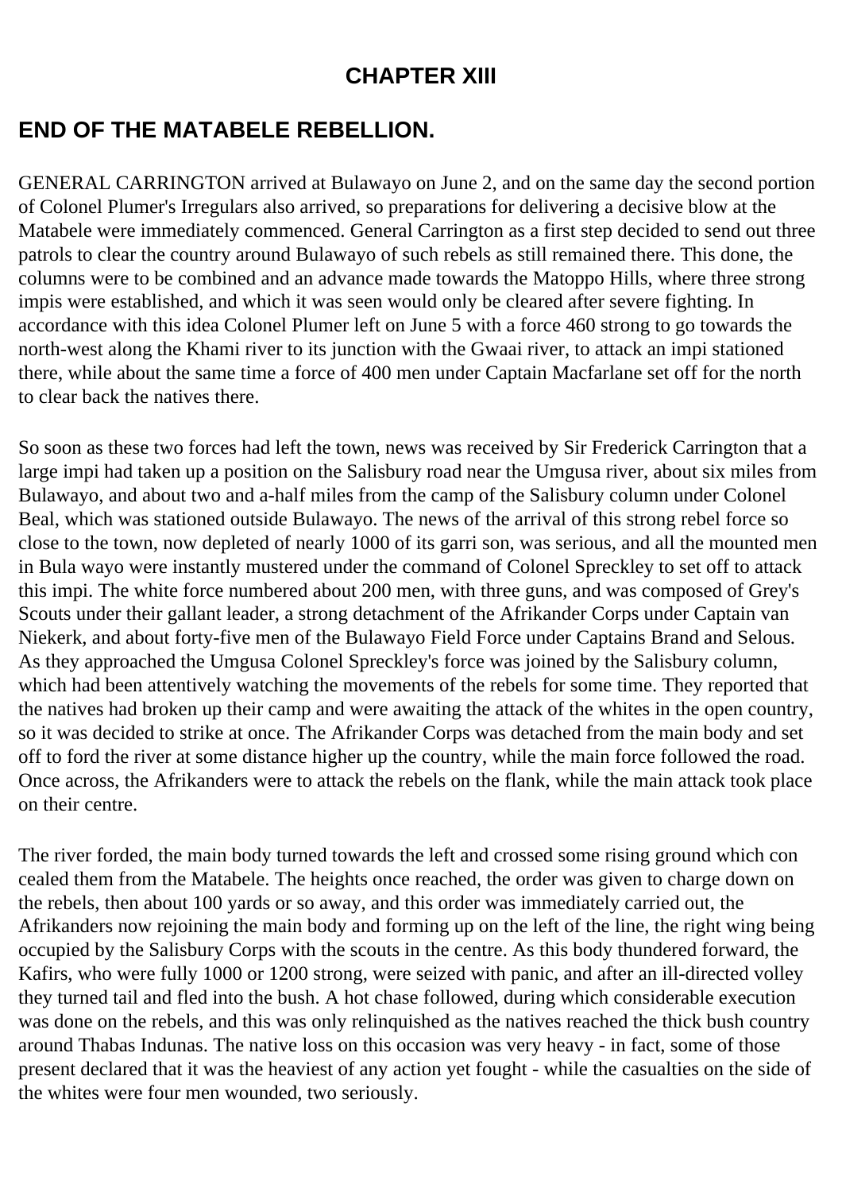# CHAPTER XIII

## END OF THE MATABELE REBELLION.

GENERAL CARRINGTON arrived at Bulawayo on June 2, and on the same day the second portion of Colonel Plumer's Irregulars also arrived, so preparations for delivering a decisive blow at the Matabele were immediately commenced. General Carrington as a first step decided to send out three patrols to clear the country around Bulawayo of such rebels as still remained there. This done, the columns were to be combined and an advance made towards the Matoppo Hills, where three strong impis were established, and which it was seen would only be cleared after severe fighting. In accordance with this idea Colonel Plumer left on June 5 with a force 460 strong to go towards the north-west along the Khami river to its junction with the Gwaai river, to attack an impi stationed there, while about the same time a force of 400 men under Captain Macfarlane set off for the north to clear back the natives there.

So soon as these two forces had left the town, news was received by Sir Frederick Carrington that a large impi had taken up a position on the Salisbury road near the Umgusa river, about six miles from Bulawayo, and about two and a-half miles from the camp of the Salisbury column under Colonel Beal, which was stationed outside Bulawayo. The news of the arrival of this strong rebel force so close to the town, now depleted of nearly 1000 of its garri son, was serious, and all the mounted men in Bula wayo were instantly mustered under the command of Colonel Spreckley to set off to attack this impi. The white force numbered about 200 men, with three guns, and was composed of Grey's Scouts under their gallant leader, a strong detachment of the Afrikander Corps under Captain van Niekerk, and about forty-five men of the Bulawayo Field Force under Captains Brand and Selous. As they approached the Umgusa Colonel Spreckley's force was joined by the Salisbury column, which had been attentively watching the movements of the rebels for some time. They reported that the natives had broken up their camp and were awaiting the attack of the whites in the open country, so it was decided to strike at once. The Afrikander Corps was detached from the main body and set off to ford the river at some distance higher up the country, while the main force followed the road. Once across, the Afrikanders were to attack the rebels on the flank, while the main attack took place on their centre.

The river forded, the main body turned towards the left and crossed some rising ground which con cealed them from the Matabele. The heights once reached, the order was given to charge down on the rebels, then about 100 yards or so away, and this order was immediately carried out, the Afrikanders now rejoining the main body and forming up on the left of the line, the right wing being occupied by the Salisbury Corps with the scouts in the centre. As this body thundered forward, the Kafirs, who were fully 1000 or 1200 strong, were seized with panic, and after an ill-directed volley they turned tail and fled into the bush. A hot chase followed, during which considerable execution was done on the rebels, and this was only relinquished as the natives reached the thick bush country around Thabas Indunas. The native loss on this occasion was very heavy - in fact, some of those present declared that it was the heaviest of any action yet fought - while the casualties on the side of the whites were four men wounded, two seriously.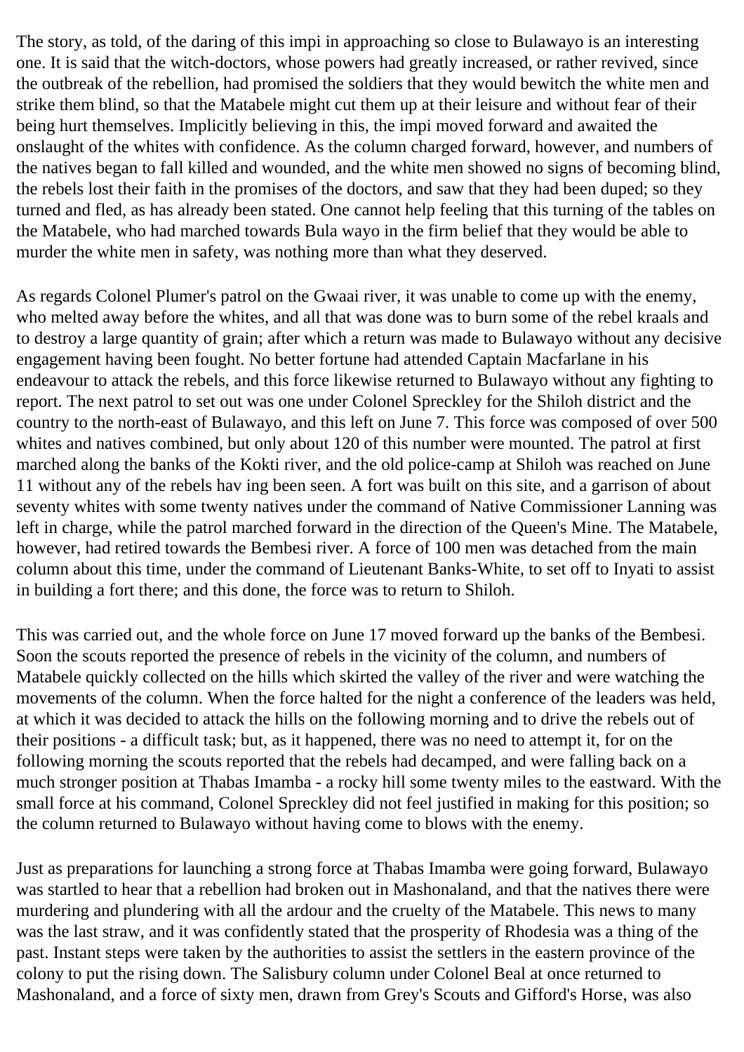The story, as told, of the daring of this impi in approaching so close to Bulawayo is an interesting one. It is said that the witch-doctors, whose powers had greatly increased, or rather revived, since the outbreak of the rebellion, had promised the soldiers that they would bewitch the white men and strike them blind, so that the Matabele might cut them up at their leisure and without fear of their being hurt themselves. Implicitly believing in this, the impi moved forward and awaited the onslaught of the whites with confidence. As the column charged forward, however, and numbers of the natives began to fall killed and wounded, and the white men showed no signs of becoming blind, the rebels lost their faith in the promises of the doctors, and saw that they had been duped; so they turned and fled, as has already been stated. One cannot help feeling that this turning of the tables on the Matabele, who had marched towards Bula wayo in the firm belief that they would be able to murder the white men in safety, was nothing more than what they deserved.

As regards Colonel Plumer's patrol on the Gwaai river, it was unable to come up with the enemy, who melted away before the whites, and all that was done was to burn some of the rebel kraals and to destroy a large quantity of grain; after which a return was made to Bulawayo without any decisive engagement having been fought. No better fortune had attended Captain Macfarlane in his endeavour to attack the rebels, and this force likewise returned to Bulawayo without any fighting to report. The next patrol to set out was one under Colonel Spreckley for the Shiloh district and the country to the north-east of Bulawayo, and this left on June 7. This force was composed of over 500 whites and natives combined, but only about 120 of this number were mounted. The patrol at first marched along the banks of the Kokti river, and the old police-camp at Shiloh was reached on June 11 without any of the rebels hav ing been seen. A fort was built on this site, and a garrison of about seventy whites with some twenty natives under the command of Native Commissioner Lanning was left in charge, while the patrol marched forward in the direction of the Queen's Mine. The Matabele, however, had retired towards the Bembesi river. A force of 100 men was detached from the main column about this time, under the command of Lieutenant Banks-White, to set off to Inyati to assist in building a fort there; and this done, the force was to return to Shiloh.

This was carried out, and the whole force on June 17 moved forward up the banks of the Bembesi. Soon the scouts reported the presence of rebels in the vicinity of the column, and numbers of Matabele quickly collected on the hills which skirted the valley of the river and were watching the movements of the column. When the force halted for the night a conference of the leaders was held, at which it was decided to attack the hills on the following morning and to drive the rebels out of their positions - a difficult task; but, as it happened, there was no need to attempt it, for on the following morning the scouts reported that the rebels had decamped, and were falling back on a much stronger position at Thabas Imamba - a rocky hill some twenty miles to the eastward. With the small force at his command, Colonel Spreckley did not feel justified in making for this position; so the column returned to Bulawayo without having come to blows with the enemy.

Just as preparations for launching a strong force at Thabas Imamba were going forward, Bulawayo was startled to hear that a rebellion had broken out in Mashonaland, and that the natives there were murdering and plundering with all the ardour and the cruelty of the Matabele. This news to many was the last straw, and it was confidently stated that the prosperity of Rhodesia was a thing of the past. Instant steps were taken by the authorities to assist the settlers in the eastern province of the colony to put the rising down. The Salisbury column under Colonel Beal at once returned to Mashonaland, and a force of sixty men, drawn from Grey's Scouts and Gifford's Horse, was also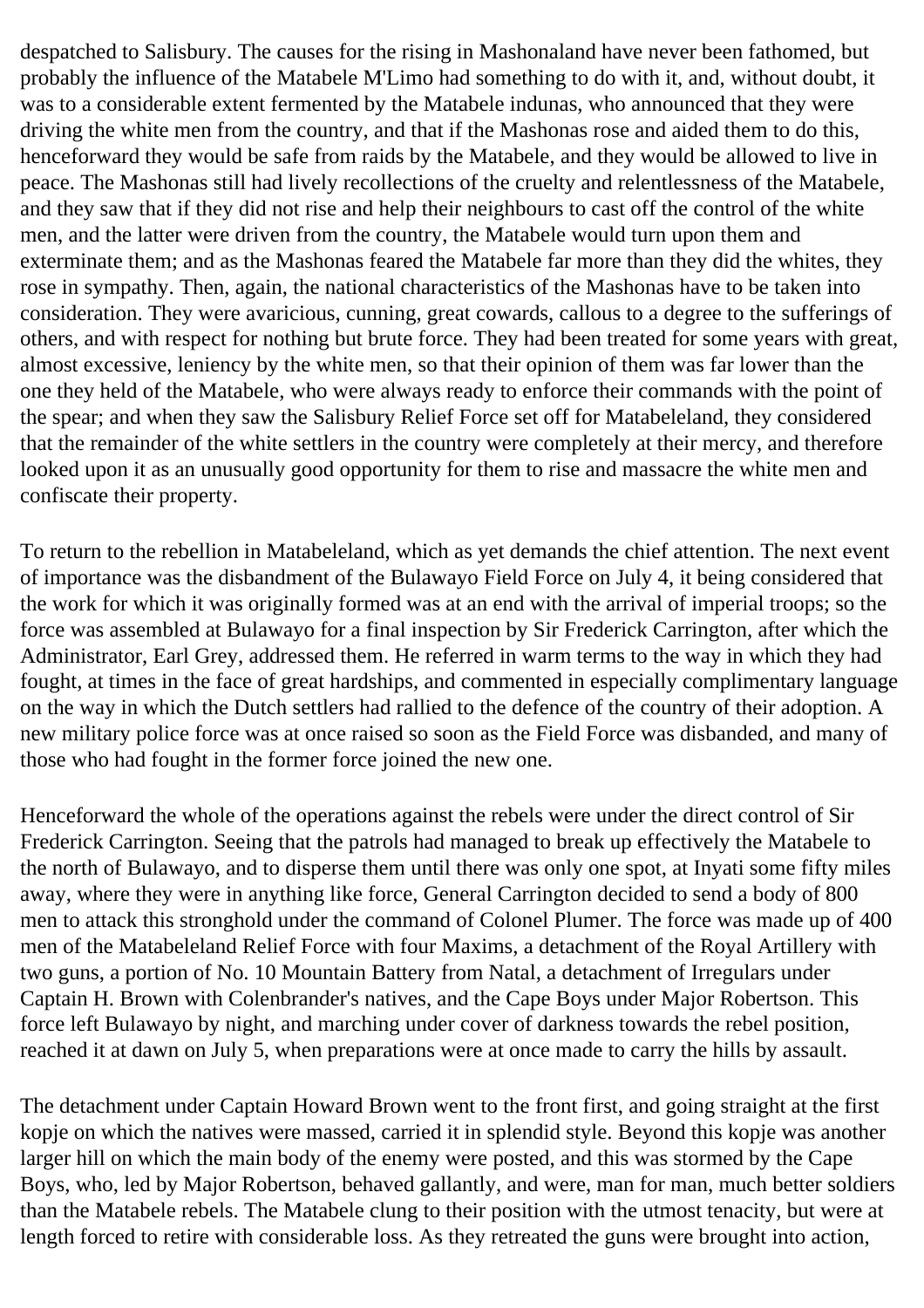despatched to Salisbury. The causes for the rising in Mashonaland have never been fathomed, but probably the influence of the Matabele M'Limo had something to do with it, and, without doubt, it was to a considerable extent fermented by the Matabele indunas, who announced that they were driving the white men from the country, and that if the Mashonas rose and aided them to do this, henceforward they would be safe from raids by the Matabele, and they would be allowed to live in peace. The Mashonas still had lively recollections of the cruelty and relentlessness of the Matabele, and they saw that if they did not rise and help their neighbours to cast off the control of the white men, and the latter were driven from the country, the Matabele would turn upon them and exterminate them; and as the Mashonas feared the Matabele far more than they did the whites, they rose in sympathy. Then, again, the national characteristics of the Mashonas have to be taken into consideration. They were avaricious, cunning, great cowards, callous to a degree to the sufferings of others, and with respect for nothing but brute force. They had been treated for some years with great, almost excessive, leniency by the white men, so that their opinion of them was far lower than the one they held of the Matabele, who were always ready to enforce their commands with the point of the spear; and when they saw the Salisbury Relief Force set off for Matabeleland, they considered that the remainder of the white settlers in the country were completely at their mercy, and therefore looked upon it as an unusually good opportunity for them to rise and massacre the white men and confiscate their property.

To return to the rebellion in Matabeleland, which as yet demands the chief attention. The next event of importance was the disbandment of the Bulawayo Field Force on July 4, it being considered that the work for which it was originally formed was at an end with the arrival of imperial troops; so the force was assembled at Bulawayo for a final inspection by Sir Frederick Carrington, after which the Administrator, Earl Grey, addressed them. He referred in warm terms to the way in which they had fought, at times in the face of great hardships, and commented in especially complimentary language on the way in which the Dutch settlers had rallied to the defence of the country of their adoption. A new military police force was at once raised so soon as the Field Force was disbanded, and many of those who had fought in the former force joined the new one.

Henceforward the whole of the operations against the rebels were under the direct control of Sir Frederick Carrington. Seeing that the patrols had managed to break up effectively the Matabele to the north of Bulawayo, and to disperse them until there was only one spot, at Inyati some fifty miles away, where they were in anything like force, General Carrington decided to send a body of 800 men to attack this stronghold under the command of Colonel Plumer. The force was made up of 400 men of the Matabeleland Relief Force with four Maxims, a detachment of the Royal Artillery with two guns, a portion of No. 10 Mountain Battery from Natal, a detachment of Irregulars under Captain H. Brown with Colenbrander's natives, and the Cape Boys under Major Robertson. This force left Bulawayo by night, and marching under cover of darkness towards the rebel position, reached it at dawn on July 5, when preparations were at once made to carry the hills by assault.

The detachment under Captain Howard Brown went to the front first, and going straight at the first kopje on which the natives were massed, carried it in splendid style. Beyond this kopje was another larger hill on which the main body of the enemy were posted, and this was stormed by the Cape Boys, who, led by Major Robertson, behaved gallantly, and were, man for man, much better soldiers than the Matabele rebels. The Matabele clung to their position with the utmost tenacity, but were at length forced to retire with considerable loss. As they retreated the guns were brought into action,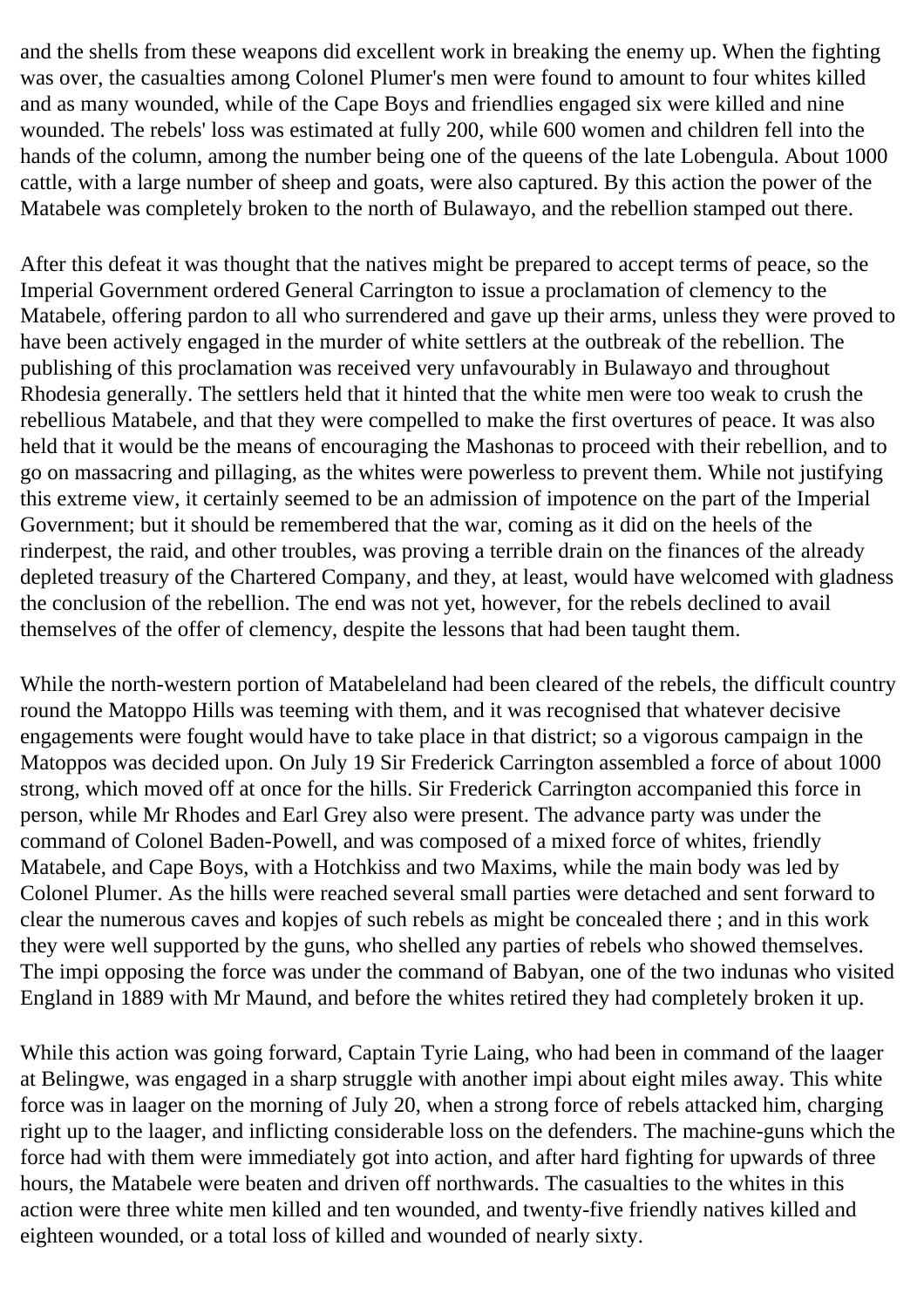and the shells from these weapons did excellent work in breaking the enemy up. When the fighting was over, the casualties among Colonel Plumer's men were found to amount to four whites killed and as many wounded, while of the Cape Boys and friendlies engaged six were killed and nine wounded. The rebels' loss was estimated at fully 200, while 600 women and children fell into the hands of the column, among the number being one of the queens of the late Lobengula. About 1000 cattle, with a large number of sheep and goats, were also captured. By this action the power of the Matabele was completely broken to the north of Bulawayo, and the rebellion stamped out there.

After this defeat it was thought that the natives might be prepared to accept terms of peace, so the Imperial Government ordered General Carrington to issue a proclamation of clemency to the Matabele, offering pardon to all who surrendered and gave up their arms, unless they were proved to have been actively engaged in the murder of white settlers at the outbreak of the rebellion. The publishing of this proclamation was received very unfavourably in Bulawayo and throughout Rhodesia generally. The settlers held that it hinted that the white men were too weak to crush the rebellious Matabele, and that they were compelled to make the first overtures of peace. It was also held that it would be the means of encouraging the Mashonas to proceed with their rebellion, and to go on massacring and pillaging, as the whites were powerless to prevent them. While not justifying this extreme view, it certainly seemed to be an admission of impotence on the part of the Imperial Government; but it should be remembered that the war, coming as it did on the heels of the rinderpest, the raid, and other troubles, was proving a terrible drain on the finances of the already depleted treasury of the Chartered Company, and they, at least, would have welcomed with gladness the conclusion of the rebellion. The end was not yet, however, for the rebels declined to avail themselves of the offer of clemency, despite the lessons that had been taught them.

While the north-western portion of Matabeleland had been cleared of the rebels, the difficult country round the Matoppo Hills was teeming with them, and it was recognised that whatever decisive engagements were fought would have to take place in that district; so a vigorous campaign in the Matoppos was decided upon. On July 19 Sir Frederick Carrington assembled a force of about 1000 strong, which moved off at once for the hills. Sir Frederick Carrington accompanied this force in person, while Mr Rhodes and Earl Grey also were present. The advance party was under the command of Colonel Baden-Powell, and was composed of a mixed force of whites, friendly Matabele, and Cape Boys, with a Hotchkiss and two Maxims, while the main body was led by Colonel Plumer. As the hills were reached several small parties were detached and sent forward to clear the numerous caves and kopjes of such rebels as might be concealed there ; and in this work they were well supported by the guns, who shelled any parties of rebels who showed themselves. The impi opposing the force was under the command of Babyan, one of the two indunas who visited England in 1889 with Mr Maund, and before the whites retired they had completely broken it up.

While this action was going forward, Captain Tyrie Laing, who had been in command of the laager at Belingwe, was engaged in a sharp struggle with another impi about eight miles away. This white force was in laager on the morning of July 20, when a strong force of rebels attacked him, charging right up to the laager, and inflicting considerable loss on the defenders. The machine-guns which the force had with them were immediately got into action, and after hard fighting for upwards of three hours, the Matabele were beaten and driven off northwards. The casualties to the whites in this action were three white men killed and ten wounded, and twenty-five friendly natives killed and eighteen wounded, or a total loss of killed and wounded of nearly sixty.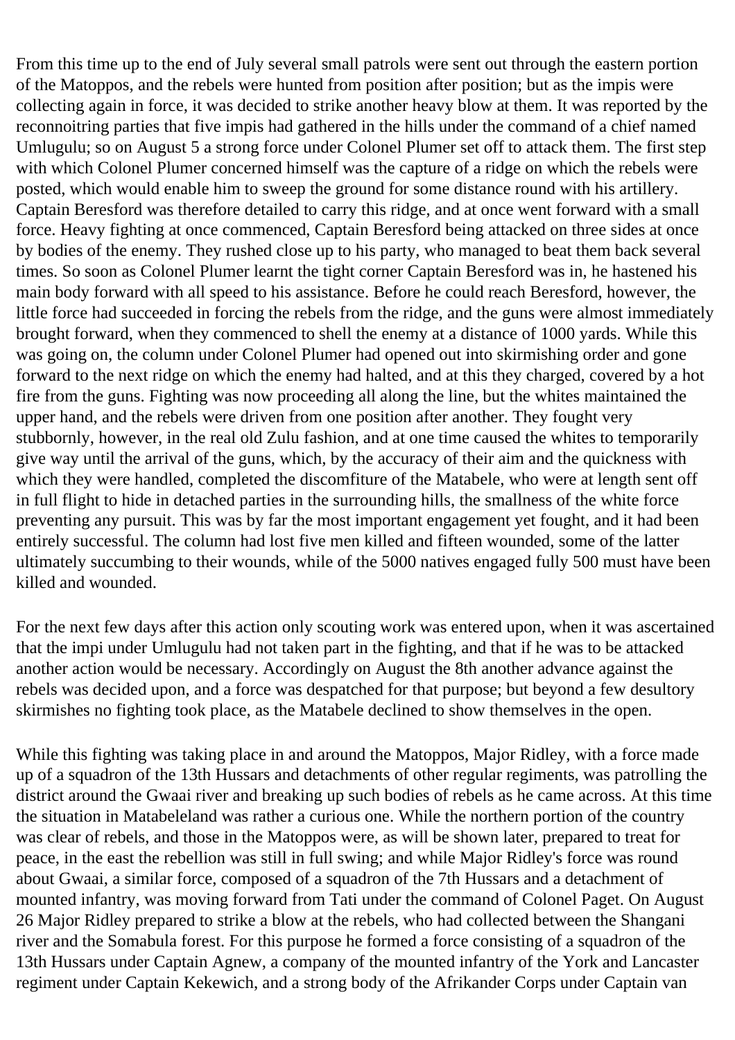From this time up to the end of July several small patrols were sent out through the eastern portion of the Matoppos, and the rebels were hunted from position after position; but as the impis were collecting again in force, it was decided to strike another heavy blow at them. It was reported by the reconnoitring parties that five impis had gathered in the hills under the command of a chief named Umlugulu; so on August 5 a strong force under Colonel Plumer set off to attack them. The first step with which Colonel Plumer concerned himself was the capture of a ridge on which the rebels were posted, which would enable him to sweep the ground for some distance round with his artillery. Captain Beresford was therefore detailed to carry this ridge, and at once went forward with a small force. Heavy fighting at once commenced, Captain Beresford being attacked on three sides at once by bodies of the enemy. They rushed close up to his party, who managed to beat them back several times. So soon as Colonel Plumer learnt the tight corner Captain Beresford was in, he hastened his main body forward with all speed to his assistance. Before he could reach Beresford, however, the little force had succeeded in forcing the rebels from the ridge, and the guns were almost immediately brought forward, when they commenced to shell the enemy at a distance of 1000 yards. While this was going on, the column under Colonel Plumer had opened out into skirmishing order and gone forward to the next ridge on which the enemy had halted, and at this they charged, covered by a hot fire from the guns. Fighting was now proceeding all along the line, but the whites maintained the upper hand, and the rebels were driven from one position after another. They fought very stubbornly, however, in the real old Zulu fashion, and at one time caused the whites to temporarily give way until the arrival of the guns, which, by the accuracy of their aim and the quickness with which they were handled, completed the discomfiture of the Matabele, who were at length sent off in full flight to hide in detached parties in the surrounding hills, the smallness of the white force preventing any pursuit. This was by far the most important engagement yet fought, and it had been entirely successful. The column had lost five men killed and fifteen wounded, some of the latter ultimately succumbing to their wounds, while of the 5000 natives engaged fully 500 must have been killed and wounded.

For the next few days after this action only scouting work was entered upon, when it was ascertained that the impi under Umlugulu had not taken part in the fighting, and that if he was to be attacked another action would be necessary. Accordingly on August the 8th another advance against the rebels was decided upon, and a force was despatched for that purpose; but beyond a few desultory skirmishes no fighting took place, as the Matabele declined to show themselves in the open.

While this fighting was taking place in and around the Matoppos, Major Ridley, with a force made up of a squadron of the 13th Hussars and detachments of other regular regiments, was patrolling the district around the Gwaai river and breaking up such bodies of rebels as he came across. At this time the situation in Matabeleland was rather a curious one. While the northern portion of the country was clear of rebels, and those in the Matoppos were, as will be shown later, prepared to treat for peace, in the east the rebellion was still in full swing; and while Major Ridley's force was round about Gwaai, a similar force, composed of a squadron of the 7th Hussars and a detachment of mounted infantry, was moving forward from Tati under the command of Colonel Paget. On August 26 Major Ridley prepared to strike a blow at the rebels, who had collected between the Shangani river and the Somabula forest. For this purpose he formed a force consisting of a squadron of the 13th Hussars under Captain Agnew, a company of the mounted infantry of the York and Lancaster regiment under Captain Kekewich, and a strong body of the Afrikander Corps under Captain van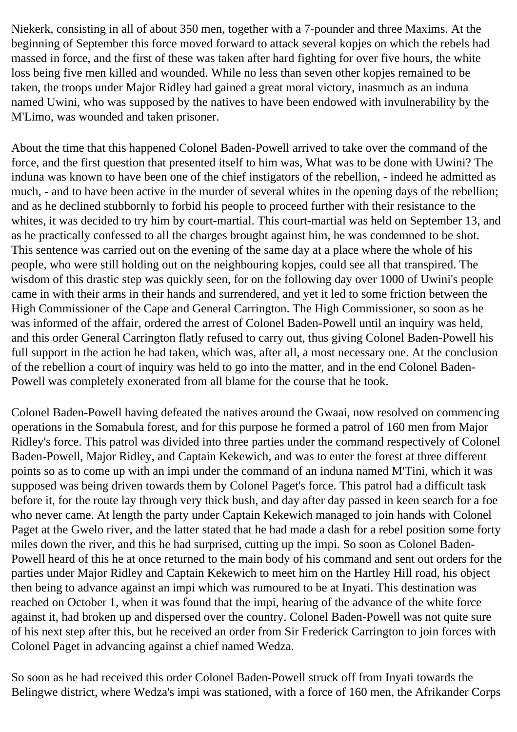Niekerk, consisting in all of about 350 men, together with a 7-pounder and three Maxims. At the beginning of September this force moved forward to attack several kopjes on which the rebels had massed in force, and the first of these was taken after hard fighting for over five hours, the white loss being five men killed and wounded. While no less than seven other kopjes remained to be taken, the troops under Major Ridley had gained a great moral victory, inasmuch as an induna named Uwini, who was supposed by the natives to have been endowed with invulnerability by the M'Limo, was wounded and taken prisoner.

About the time that this happened Colonel Baden-Powell arrived to take over the command of the force, and the first question that presented itself to him was, What was to be done with Uwini? The induna was known to have been one of the chief instigators of the rebellion, - indeed he admitted as much, - and to have been active in the murder of several whites in the opening days of the rebellion; and as he declined stubbornly to forbid his people to proceed further with their resistance to the whites, it was decided to try him by court-martial. This court-martial was held on September 13, and as he practically confessed to all the charges brought against him, he was condemned to be shot. This sentence was carried out on the evening of the same day at a place where the whole of his people, who were still holding out on the neighbouring kopjes, could see all that transpired. The wisdom of this drastic step was quickly seen, for on the following day over 1000 of Uwini's people came in with their arms in their hands and surrendered, and yet it led to some friction between the High Commissioner of the Cape and General Carrington. The High Commissioner, so soon as he was informed of the affair, ordered the arrest of Colonel Baden-Powell until an inquiry was held, and this order General Carrington flatly refused to carry out, thus giving Colonel Baden-Powell his full support in the action he had taken, which was, after all, a most necessary one. At the conclusion of the rebellion a court of inquiry was held to go into the matter, and in the end Colonel Baden-Powell was completely exonerated from all blame for the course that he took.

Colonel Baden-Powell having defeated the natives around the Gwaai, now resolved on commencing operations in the Somabula forest, and for this purpose he formed a patrol of 160 men from Major Ridley's force. This patrol was divided into three parties under the command respectively of Colonel Baden-Powell, Major Ridley, and Captain Kekewich, and was to enter the forest at three different points so as to come up with an impi under the command of an induna named M'Tini, which it was supposed was being driven towards them by Colonel Paget's force. This patrol had a difficult task before it, for the route lay through very thick bush, and day after day passed in keen search for a foe who never came. At length the party under Captain Kekewich managed to join hands with Colonel Paget at the Gwelo river, and the latter stated that he had made a dash for a rebel position some forty miles down the river, and this he had surprised, cutting up the impi. So soon as Colonel Baden-Powell heard of this he at once returned to the main body of his command and sent out orders for the parties under Major Ridley and Captain Kekewich to meet him on the Hartley Hill road, his object then being to advance against an impi which was rumoured to be at Inyati. This destination was reached on October 1, when it was found that the impi, hearing of the advance of the white force against it, had broken up and dispersed over the country. Colonel Baden-Powell was not quite sure of his next step after this, but he received an order from Sir Frederick Carrington to join forces with Colonel Paget in advancing against a chief named Wedza.

So soon as he had received this order Colonel Baden-Powell struck off from Inyati towards the Belingwe district, where Wedza's impi was stationed, with a force of 160 men, the Afrikander Corps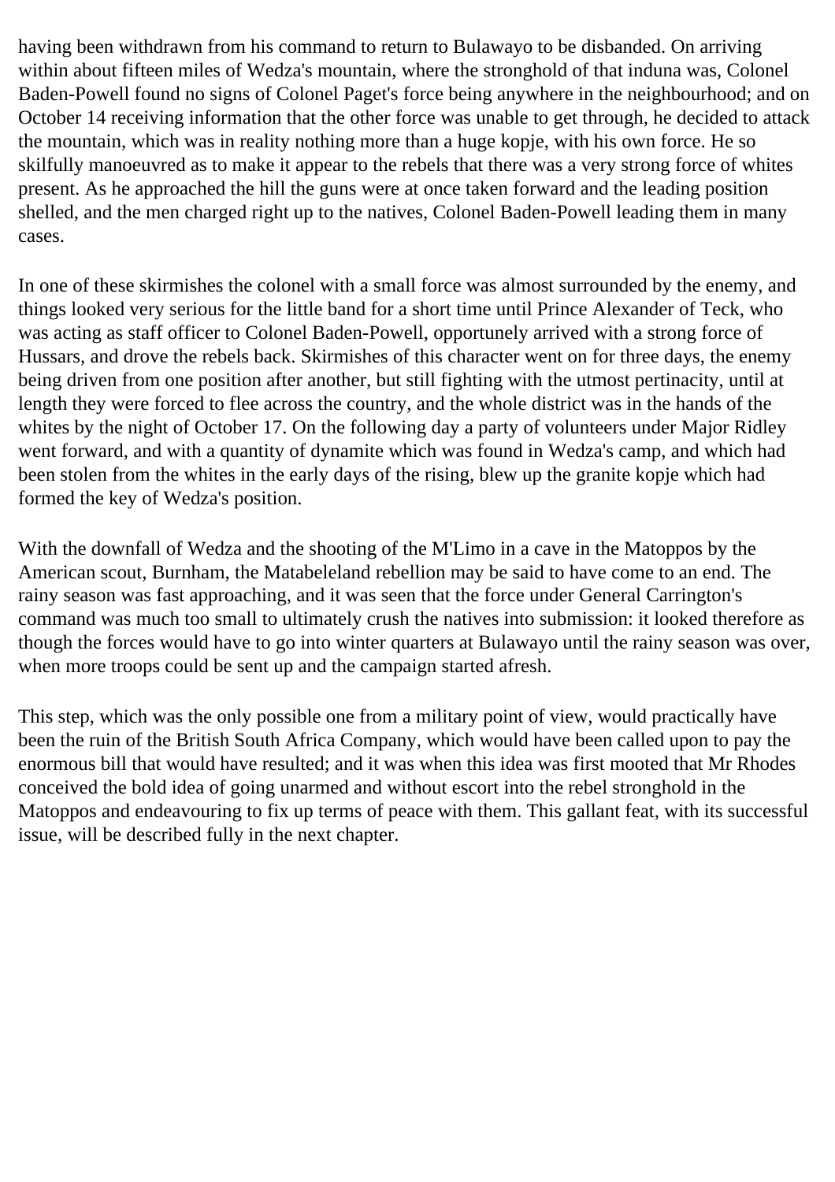having been withdrawn from his command to return to Bulawayo to be disbanded. On arriving within about fifteen miles of Wedza's mountain, where the stronghold of that induna was, Colonel Baden-Powell found no signs of Colonel Paget's force being anywhere in the neighbourhood; and on October 14 receiving information that the other force was unable to get through, he decided to attack the mountain, which was in reality nothing more than a huge kopje, with his own force. He so skilfully manoeuvred as to make it appear to the rebels that there was a very strong force of whites present. As he approached the hill the guns were at once taken forward and the leading position shelled, and the men charged right up to the natives, Colonel Baden-Powell leading them in many cases.

In one of these skirmishes the colonel with a small force was almost surrounded by the enemy, and things looked very serious for the little band for a short time until Prince Alexander of Teck, who was acting as staff officer to Colonel Baden-Powell, opportunely arrived with a strong force of Hussars, and drove the rebels back. Skirmishes of this character went on for three days, the enemy being driven from one position after another, but still fighting with the utmost pertinacity, until at length they were forced to flee across the country, and the whole district was in the hands of the whites by the night of October 17. On the following day a party of volunteers under Major Ridley went forward, and with a quantity of dynamite which was found in Wedza's camp, and which had been stolen from the whites in the early days of the rising, blew up the granite kopje which had formed the key of Wedza's position.

With the downfall of Wedza and the shooting of the M'Limo in a cave in the Matoppos by the American scout, Burnham, the Matabeleland rebellion may be said to have come to an end. The rainy season was fast approaching, and it was seen that the force under General Carrington's command was much too small to ultimately crush the natives into submission: it looked therefore as though the forces would have to go into winter quarters at Bulawayo until the rainy season was over, when more troops could be sent up and the campaign started afresh.

This step, which was the only possible one from a military point of view, would practically have been the ruin of the British South Africa Company, which would have been called upon to pay the enormous bill that would have resulted; and it was when this idea was first mooted that Mr Rhodes conceived the bold idea of going unarmed and without escort into the rebel stronghold in the Matoppos and endeavouring to fix up terms of peace with them. This gallant feat, with its successful issue, will be described fully in the next chapter.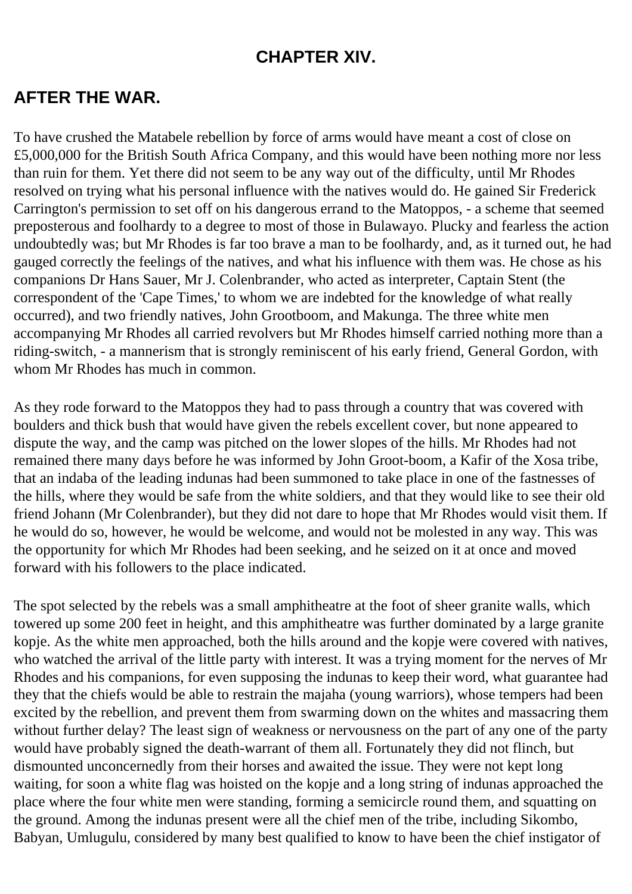## CHAPTER XIV.

## AFTER THE WAR.

To have crushed the Matabele rebellion by force of arms would have meant a cost of close on £5,000,000 for the British South Africa Company, and this would have been nothing more nor less than ruin for them. Yet there did not seem to be any way out of the difficulty, until Mr Rhodes resolved on trying what his personal influence with the natives would do. He gained Sir Frederick Carrington's permission to set off on his dangerous errand to the Matoppos, - a scheme that seemed preposterous and foolhardy to a degree to most of those in Bulawayo. Plucky and fearless the action undoubtedly was; but Mr Rhodes is far too brave a man to be foolhardy, and, as it turned out, he had gauged correctly the feelings of the natives, and what his influence with them was. He chose as his companions Dr Hans Sauer, Mr J. Colenbrander, who acted as interpreter, Captain Stent (the correspondent of the 'Cape Times,' to whom we are indebted for the knowledge of what really occurred), and two friendly natives, John Grootboom, and Makunga. The three white men accompanying Mr Rhodes all carried revolvers but Mr Rhodes himself carried nothing more than a riding-switch, - a mannerism that is strongly reminiscent of his early friend, General Gordon, with whom Mr Rhodes has much in common.

As they rode forward to the Matoppos they had to pass through a country that was covered with boulders and thick bush that would have given the rebels excellent cover, but none appeared to dispute the way, and the camp was pitched on the lower slopes of the hills. Mr Rhodes had not remained there many days before he was informed by John Groot-boom, a Kafir of the Xosa tribe, that an indaba of the leading indunas had been summoned to take place in one of the fastnesses of the hills, where they would be safe from the white soldiers, and that they would like to see their old friend Johann (Mr Colenbrander), but they did not dare to hope that Mr Rhodes would visit them. If he would do so, however, he would be welcome, and would not be molested in any way. This was the opportunity for which Mr Rhodes had been seeking, and he seized on it at once and moved forward with his followers to the place indicated.

The spot selected by the rebels was a small amphitheatre at the foot of sheer granite walls, which towered up some 200 feet in height, and this amphitheatre was further dominated by a large granite kopje. As the white men approached, both the hills around and the kopje were covered with natives, who watched the arrival of the little party with interest. It was a trying moment for the nerves of Mr Rhodes and his companions, for even supposing the indunas to keep their word, what guarantee had they that the chiefs would be able to restrain the majaha (young warriors), whose tempers had been excited by the rebellion, and prevent them from swarming down on the whites and massacring them without further delay? The least sign of weakness or nervousness on the part of any one of the party would have probably signed the death-warrant of them all. Fortunately they did not flinch, but dismounted unconcernedly from their horses and awaited the issue. They were not kept long waiting, for soon a white flag was hoisted on the kopje and a long string of indunas approached the place where the four white men were standing, forming a semicircle round them, and squatting on the ground. Among the indunas present were all the chief men of the tribe, including Sikombo, Babyan, Umlugulu, considered by many best qualified to know to have been the chief instigator of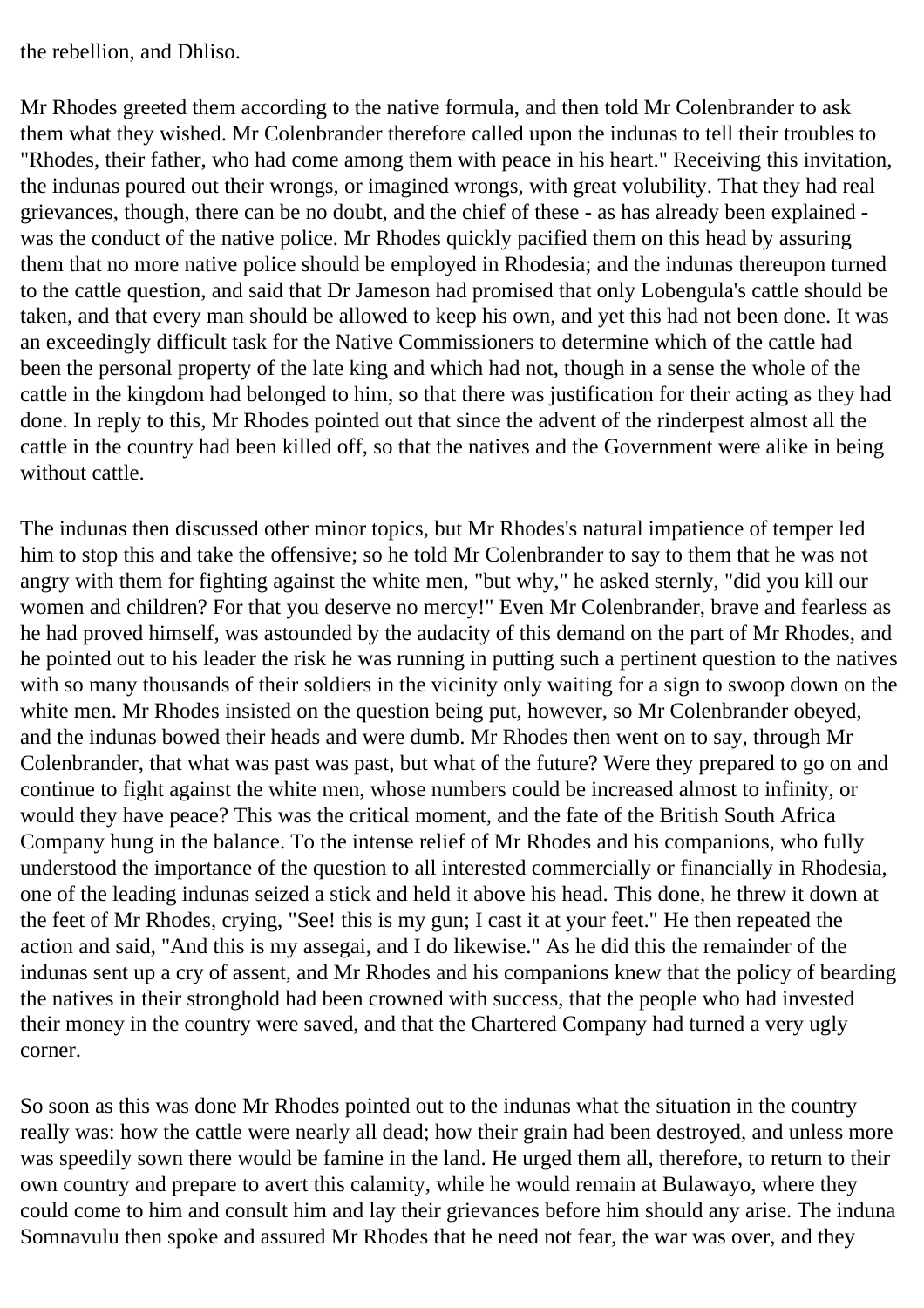the rebellion, and Dhliso.

Mr Rhodes greeted them according to the native formula, and then told Mr Colenbrander to ask them what they wished. Mr Colenbrander therefore called upon the indunas to tell their troubles to "Rhodes, their father, who had come among them with peace in his heart." Receiving this invitation, the indunas poured out their wrongs, or imagined wrongs, with great volubility. That they had real grievances, though, there can be no doubt, and the chief of these - as has already been explained - was the conduct of the native police. Mr Rhodes quickly pacified them on this head by assuring them that no more native police should be employed in Rhodesia; and the indunas thereupon turned to the cattle question, and said that Dr Jameson had promised that only Lobengula's cattle should be taken, and that every man should be allowed to keep his own, and yet this had not been done. It was an exceedingly difficult task for the Native Commissioners to determine which of the cattle had been the personal property of the late king and which had not, though in a sense the whole of the cattle in the kingdom had belonged to him, so that there was justification for their acting as they had done. In reply to this, Mr Rhodes pointed out that since the advent of the rinderpest almost all the cattle in the country had been killed off, so that the natives and the Government were alike in being without cattle.

The indunas then discussed other minor topics, but Mr Rhodes's natural impatience of temper led him to stop this and take the offensive; so he told Mr Colenbrander to say to them that he was not angry with them for fighting against the white men, "but why," he asked sternly, "did you kill our women and children? For that you deserve no mercy!" Even Mr Colenbrander, brave and fearless as he had proved himself, was astounded by the audacity of this demand on the part of Mr Rhodes, and he pointed out to his leader the risk he was running in putting such a pertinent question to the natives with so many thousands of their soldiers in the vicinity only waiting for a sign to swoop down on the white men. Mr Rhodes insisted on the question being put, however, so Mr Colenbrander obeyed, and the indunas bowed their heads and were dumb. Mr Rhodes then went on to say, through Mr Colenbrander, that what was past was past, but what of the future? Were they prepared to go on and continue to fight against the white men, whose numbers could be increased almost to infinity, or would they have peace? This was the critical moment, and the fate of the British South Africa Company hung in the balance. To the intense relief of Mr Rhodes and his companions, who fully understood the importance of the question to all interested commercially or financially in Rhodesia, one of the leading indunas seized a stick and held it above his head. This done, he threw it down at the feet of Mr Rhodes, crying, "See! this is my gun; I cast it at your feet." He then repeated the action and said, "And this is my assegai, and I do likewise." As he did this the remainder of the indunas sent up a cry of assent, and Mr Rhodes and his companions knew that the policy of bearding the natives in their stronghold had been crowned with success, that the people who had invested their money in the country were saved, and that the Chartered Company had turned a very ugly corner.

So soon as this was done Mr Rhodes pointed out to the indunas what the situation in the country really was: how the cattle were nearly all dead; how their grain had been destroyed, and unless more was speedily sown there would be famine in the land. He urged them all, therefore, to return to their own country and prepare to avert this calamity, while he would remain at Bulawayo, where they could come to him and consult him and lay their grievances before him should any arise. The induna Somnavulu then spoke and assured Mr Rhodes that he need not fear, the war was over, and they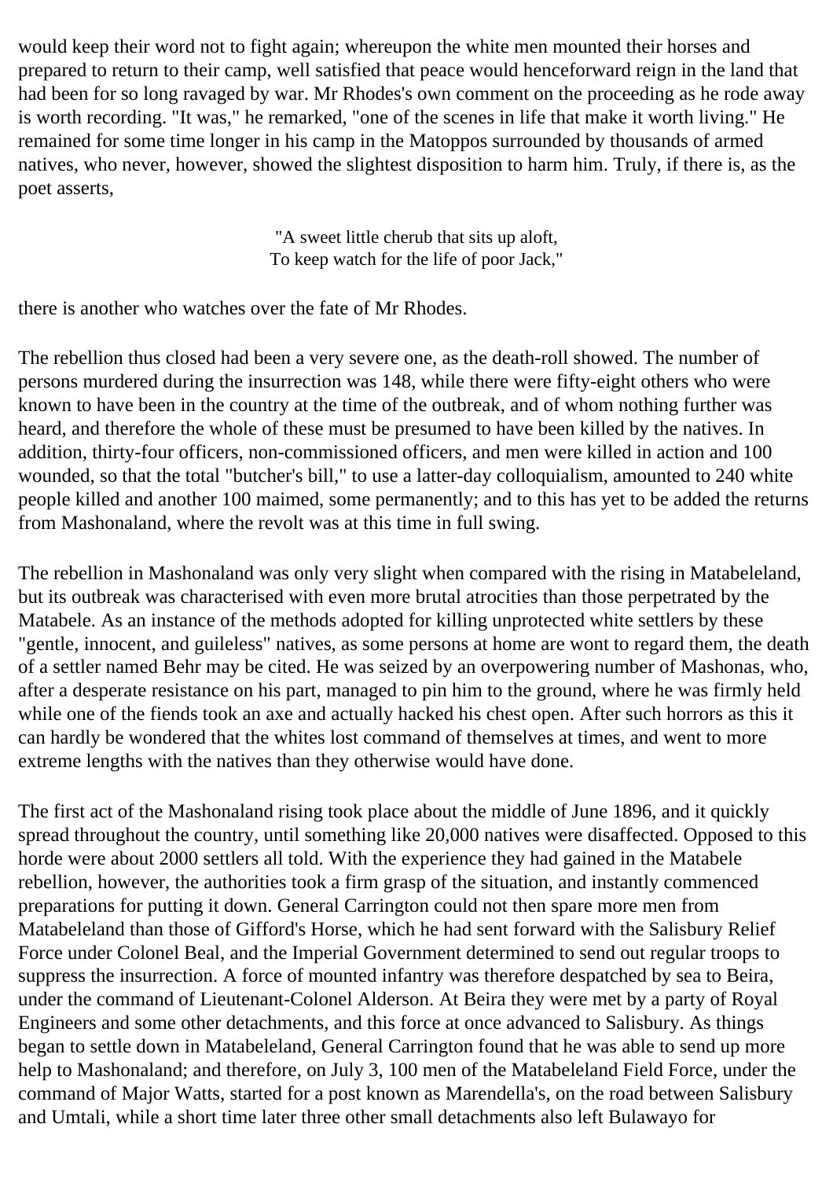would keep their word not to fight again; whereupon the white men mounted their horses and prepared to return to their camp, well satisfied that peace would henceforward reign in the land that had been for so long ravaged by war. Mr Rhodes's own comment on the proceeding as he rode away is worth recording. "It was," he remarked, "one of the scenes in life that make it worth living." He remained for some time longer in his camp in the Matoppos surrounded by thousands of armed natives, who never, however, showed the slightest disposition to harm him. Truly, if there is, as the poet asserts,

> "A sweet little cherub that sits up aloft,
> To keep watch for the life of poor Jack,"

there is another who watches over the fate of Mr Rhodes.

The rebellion thus closed had been a very severe one, as the death-roll showed. The number of persons murdered during the insurrection was 148, while there were fifty-eight others who were known to have been in the country at the time of the outbreak, and of whom nothing further was heard, and therefore the whole of these must be presumed to have been killed by the natives. In addition, thirty-four officers, non-commissioned officers, and men were killed in action and 100 wounded, so that the total "butcher's bill," to use a latter-day colloquialism, amounted to 240 white people killed and another 100 maimed, some permanently; and to this has yet to be added the returns from Mashonaland, where the revolt was at this time in full swing.

The rebellion in Mashonaland was only very slight when compared with the rising in Matabeleland, but its outbreak was characterised with even more brutal atrocities than those perpetrated by the Matabele. As an instance of the methods adopted for killing unprotected white settlers by these "gentle, innocent, and guileless" natives, as some persons at home are wont to regard them, the death of a settler named Behr may be cited. He was seized by an overpowering number of Mashonas, who, after a desperate resistance on his part, managed to pin him to the ground, where he was firmly held while one of the fiends took an axe and actually hacked his chest open. After such horrors as this it can hardly be wondered that the whites lost command of themselves at times, and went to more extreme lengths with the natives than they otherwise would have done.

The first act of the Mashonaland rising took place about the middle of June 1896, and it quickly spread throughout the country, until something like 20,000 natives were disaffected. Opposed to this horde were about 2000 settlers all told. With the experience they had gained in the Matabele rebellion, however, the authorities took a firm grasp of the situation, and instantly commenced preparations for putting it down. General Carrington could not then spare more men from Matabeleland than those of Gifford's Horse, which he had sent forward with the Salisbury Relief Force under Colonel Beal, and the Imperial Government determined to send out regular troops to suppress the insurrection. A force of mounted infantry was therefore despatched by sea to Beira, under the command of Lieutenant-Colonel Alderson. At Beira they were met by a party of Royal Engineers and some other detachments, and this force at once advanced to Salisbury. As things began to settle down in Matabeleland, General Carrington found that he was able to send up more help to Mashonaland; and therefore, on July 3, 100 men of the Matabeleland Field Force, under the command of Major Watts, started for a post known as Marendella's, on the road between Salisbury and Umtali, while a short time later three other small detachments also left Bulawayo for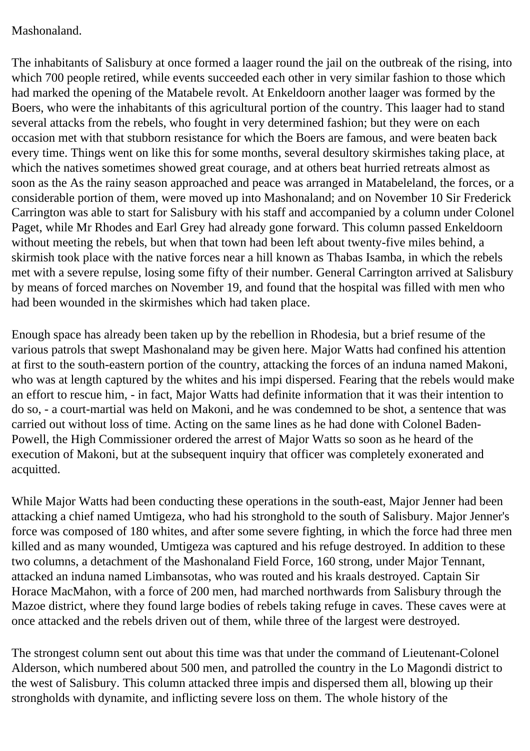Mashonaland.

The inhabitants of Salisbury at once formed a laager round the jail on the outbreak of the rising, into which 700 people retired, while events succeeded each other in very similar fashion to those which had marked the opening of the Matabele revolt. At Enkeldoorn another laager was formed by the Boers, who were the inhabitants of this agricultural portion of the country. This laager had to stand several attacks from the rebels, who fought in very determined fashion; but they were on each occasion met with that stubborn resistance for which the Boers are famous, and were beaten back every time. Things went on like this for some months, several desultory skirmishes taking place, at which the natives sometimes showed great courage, and at others beat hurried retreats almost as soon as the As the rainy season approached and peace was arranged in Matabeleland, the forces, or a considerable portion of them, were moved up into Mashonaland; and on November 10 Sir Frederick Carrington was able to start for Salisbury with his staff and accompanied by a column under Colonel Paget, while Mr Rhodes and Earl Grey had already gone forward. This column passed Enkeldoorn without meeting the rebels, but when that town had been left about twenty-five miles behind, a skirmish took place with the native forces near a hill known as Thabas Isamba, in which the rebels met with a severe repulse, losing some fifty of their number. General Carrington arrived at Salisbury by means of forced marches on November 19, and found that the hospital was filled with men who had been wounded in the skirmishes which had taken place.

Enough space has already been taken up by the rebellion in Rhodesia, but a brief resume of the various patrols that swept Mashonaland may be given here. Major Watts had confined his attention at first to the south-eastern portion of the country, attacking the forces of an induna named Makoni, who was at length captured by the whites and his impi dispersed. Fearing that the rebels would make an effort to rescue him, - in fact, Major Watts had definite information that it was their intention to do so, - a court-martial was held on Makoni, and he was condemned to be shot, a sentence that was carried out without loss of time. Acting on the same lines as he had done with Colonel Baden-Powell, the High Commissioner ordered the arrest of Major Watts so soon as he heard of the execution of Makoni, but at the subsequent inquiry that officer was completely exonerated and acquitted.

While Major Watts had been conducting these operations in the south-east, Major Jenner had been attacking a chief named Umtigeza, who had his stronghold to the south of Salisbury. Major Jenner's force was composed of 180 whites, and after some severe fighting, in which the force had three men killed and as many wounded, Umtigeza was captured and his refuge destroyed. In addition to these two columns, a detachment of the Mashonaland Field Force, 160 strong, under Major Tennant, attacked an induna named Limbansotas, who was routed and his kraals destroyed. Captain Sir Horace MacMahon, with a force of 200 men, had marched northwards from Salisbury through the Mazoe district, where they found large bodies of rebels taking refuge in caves. These caves were at once attacked and the rebels driven out of them, while three of the largest were destroyed.

The strongest column sent out about this time was that under the command of Lieutenant-Colonel Alderson, which numbered about 500 men, and patrolled the country in the Lo Magondi district to the west of Salisbury. This column attacked three impis and dispersed them all, blowing up their strongholds with dynamite, and inflicting severe loss on them. The whole history of the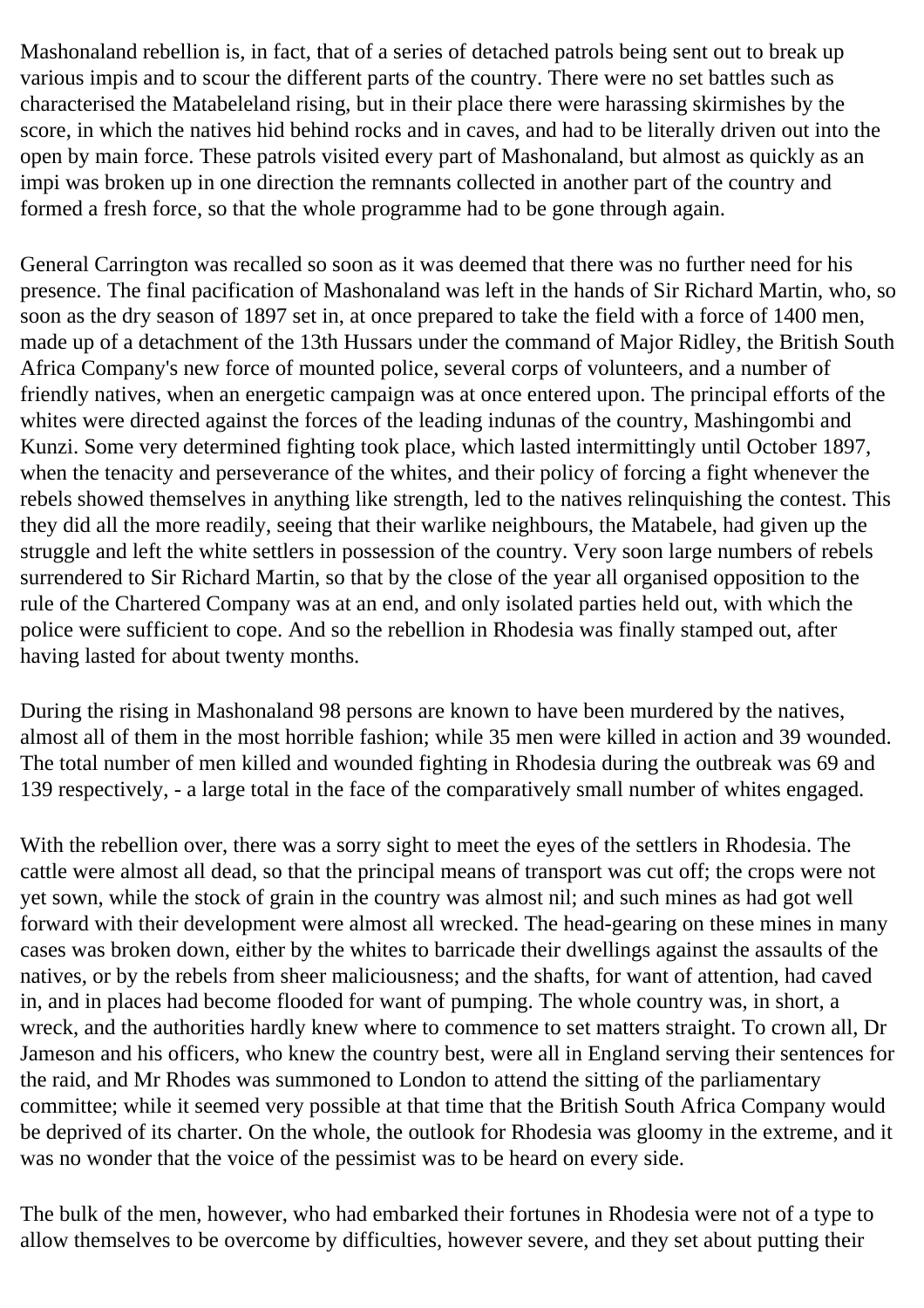Mashonaland rebellion is, in fact, that of a series of detached patrols being sent out to break up various impis and to scour the different parts of the country. There were no set battles such as characterised the Matabeleland rising, but in their place there were harassing skirmishes by the score, in which the natives hid behind rocks and in caves, and had to be literally driven out into the open by main force. These patrols visited every part of Mashonaland, but almost as quickly as an impi was broken up in one direction the remnants collected in another part of the country and formed a fresh force, so that the whole programme had to be gone through again.

General Carrington was recalled so soon as it was deemed that there was no further need for his presence. The final pacification of Mashonaland was left in the hands of Sir Richard Martin, who, so soon as the dry season of 1897 set in, at once prepared to take the field with a force of 1400 men, made up of a detachment of the 13th Hussars under the command of Major Ridley, the British South Africa Company's new force of mounted police, several corps of volunteers, and a number of friendly natives, when an energetic campaign was at once entered upon. The principal efforts of the whites were directed against the forces of the leading indunas of the country, Mashingombi and Kunzi. Some very determined fighting took place, which lasted intermittingly until October 1897, when the tenacity and perseverance of the whites, and their policy of forcing a fight whenever the rebels showed themselves in anything like strength, led to the natives relinquishing the contest. This they did all the more readily, seeing that their warlike neighbours, the Matabele, had given up the struggle and left the white settlers in possession of the country. Very soon large numbers of rebels surrendered to Sir Richard Martin, so that by the close of the year all organised opposition to the rule of the Chartered Company was at an end, and only isolated parties held out, with which the police were sufficient to cope. And so the rebellion in Rhodesia was finally stamped out, after having lasted for about twenty months.

During the rising in Mashonaland 98 persons are known to have been murdered by the natives, almost all of them in the most horrible fashion; while 35 men were killed in action and 39 wounded. The total number of men killed and wounded fighting in Rhodesia during the outbreak was 69 and 139 respectively, - a large total in the face of the comparatively small number of whites engaged.

With the rebellion over, there was a sorry sight to meet the eyes of the settlers in Rhodesia. The cattle were almost all dead, so that the principal means of transport was cut off; the crops were not yet sown, while the stock of grain in the country was almost nil; and such mines as had got well forward with their development were almost all wrecked. The head-gearing on these mines in many cases was broken down, either by the whites to barricade their dwellings against the assaults of the natives, or by the rebels from sheer maliciousness; and the shafts, for want of attention, had caved in, and in places had become flooded for want of pumping. The whole country was, in short, a wreck, and the authorities hardly knew where to commence to set matters straight. To crown all, Dr Jameson and his officers, who knew the country best, were all in England serving their sentences for the raid, and Mr Rhodes was summoned to London to attend the sitting of the parliamentary committee; while it seemed very possible at that time that the British South Africa Company would be deprived of its charter. On the whole, the outlook for Rhodesia was gloomy in the extreme, and it was no wonder that the voice of the pessimist was to be heard on every side.

The bulk of the men, however, who had embarked their fortunes in Rhodesia were not of a type to allow themselves to be overcome by difficulties, however severe, and they set about putting their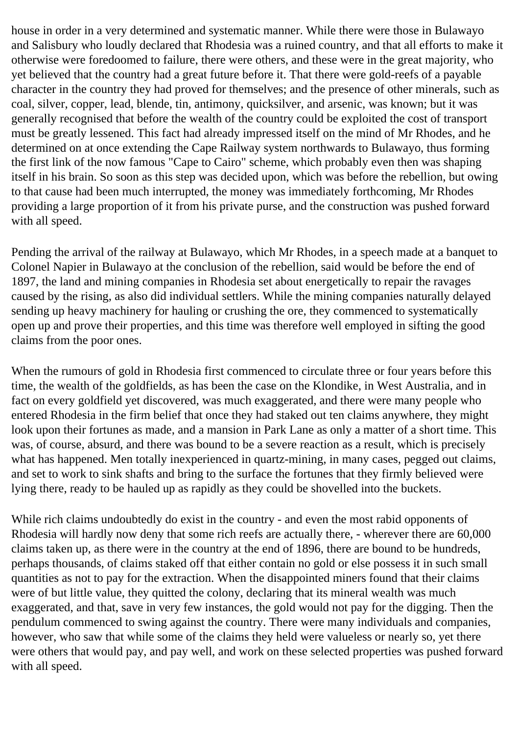house in order in a very determined and systematic manner. While there were those in Bulawayo and Salisbury who loudly declared that Rhodesia was a ruined country, and that all efforts to make it otherwise were foredoomed to failure, there were others, and these were in the great majority, who yet believed that the country had a great future before it. That there were gold-reefs of a payable character in the country they had proved for themselves; and the presence of other minerals, such as coal, silver, copper, lead, blende, tin, antimony, quicksilver, and arsenic, was known; but it was generally recognised that before the wealth of the country could be exploited the cost of transport must be greatly lessened. This fact had already impressed itself on the mind of Mr Rhodes, and he determined on at once extending the Cape Railway system northwards to Bulawayo, thus forming the first link of the now famous "Cape to Cairo" scheme, which probably even then was shaping itself in his brain. So soon as this step was decided upon, which was before the rebellion, but owing to that cause had been much interrupted, the money was immediately forthcoming, Mr Rhodes providing a large proportion of it from his private purse, and the construction was pushed forward with all speed.

Pending the arrival of the railway at Bulawayo, which Mr Rhodes, in a speech made at a banquet to Colonel Napier in Bulawayo at the conclusion of the rebellion, said would be before the end of 1897, the land and mining companies in Rhodesia set about energetically to repair the ravages caused by the rising, as also did individual settlers. While the mining companies naturally delayed sending up heavy machinery for hauling or crushing the ore, they commenced to systematically open up and prove their properties, and this time was therefore well employed in sifting the good claims from the poor ones.

When the rumours of gold in Rhodesia first commenced to circulate three or four years before this time, the wealth of the goldfields, as has been the case on the Klondike, in West Australia, and in fact on every goldfield yet discovered, was much exaggerated, and there were many people who entered Rhodesia in the firm belief that once they had staked out ten claims anywhere, they might look upon their fortunes as made, and a mansion in Park Lane as only a matter of a short time. This was, of course, absurd, and there was bound to be a severe reaction as a result, which is precisely what has happened. Men totally inexperienced in quartz-mining, in many cases, pegged out claims, and set to work to sink shafts and bring to the surface the fortunes that they firmly believed were lying there, ready to be hauled up as rapidly as they could be shovelled into the buckets.

While rich claims undoubtedly do exist in the country - and even the most rabid opponents of Rhodesia will hardly now deny that some rich reefs are actually there, - wherever there are 60,000 claims taken up, as there were in the country at the end of 1896, there are bound to be hundreds, perhaps thousands, of claims staked off that either contain no gold or else possess it in such small quantities as not to pay for the extraction. When the disappointed miners found that their claims were of but little value, they quitted the colony, declaring that its mineral wealth was much exaggerated, and that, save in very few instances, the gold would not pay for the digging. Then the pendulum commenced to swing against the country. There were many individuals and companies, however, who saw that while some of the claims they held were valueless or nearly so, yet there were others that would pay, and pay well, and work on these selected properties was pushed forward with all speed.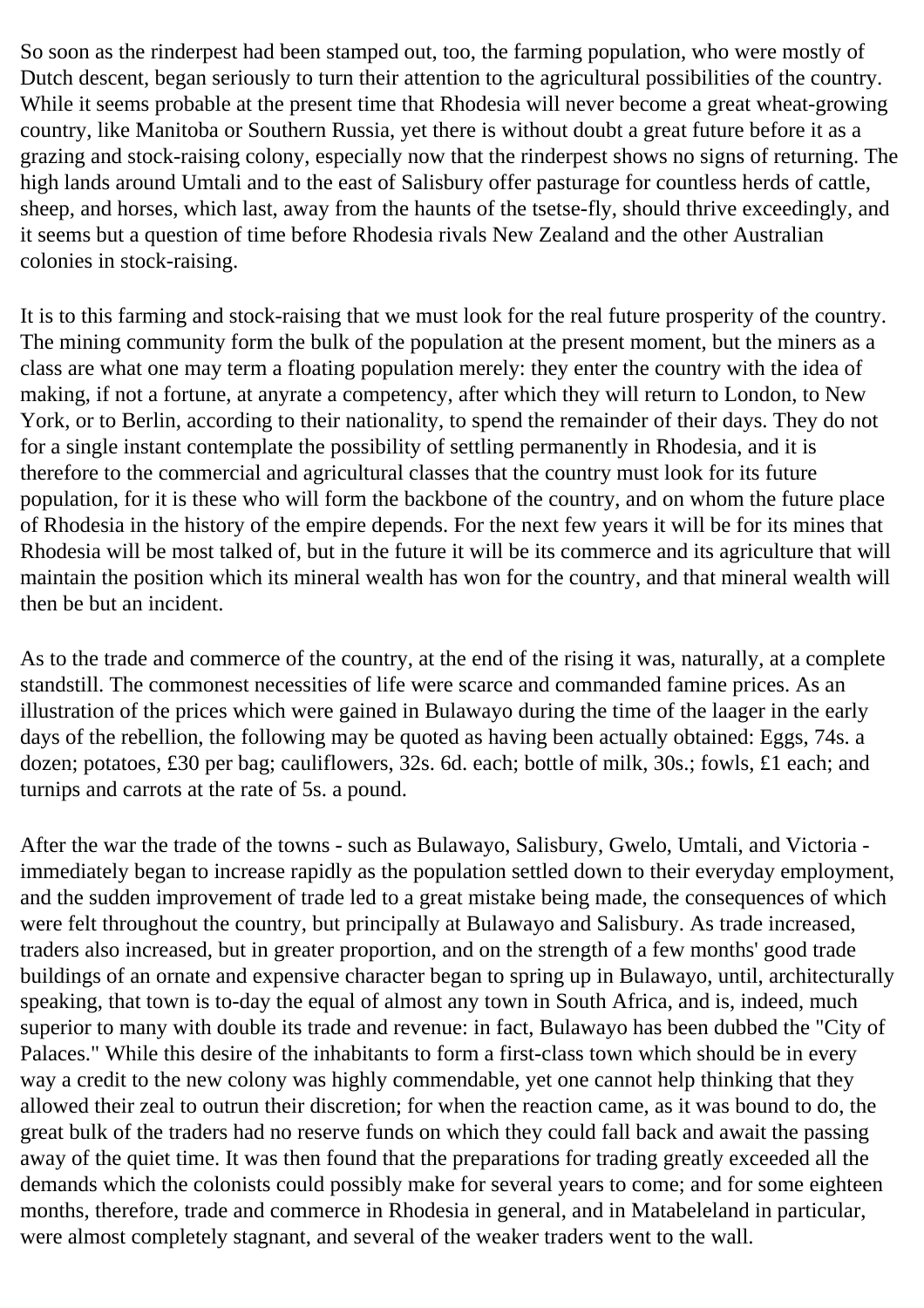So soon as the rinderpest had been stamped out, too, the farming population, who were mostly of Dutch descent, began seriously to turn their attention to the agricultural possibilities of the country. While it seems probable at the present time that Rhodesia will never become a great wheat-growing country, like Manitoba or Southern Russia, yet there is without doubt a great future before it as a grazing and stock-raising colony, especially now that the rinderpest shows no signs of returning. The high lands around Umtali and to the east of Salisbury offer pasturage for countless herds of cattle, sheep, and horses, which last, away from the haunts of the tsetse-fly, should thrive exceedingly, and it seems but a question of time before Rhodesia rivals New Zealand and the other Australian colonies in stock-raising.

It is to this farming and stock-raising that we must look for the real future prosperity of the country. The mining community form the bulk of the population at the present moment, but the miners as a class are what one may term a floating population merely: they enter the country with the idea of making, if not a fortune, at anyrate a competency, after which they will return to London, to New York, or to Berlin, according to their nationality, to spend the remainder of their days. They do not for a single instant contemplate the possibility of settling permanently in Rhodesia, and it is therefore to the commercial and agricultural classes that the country must look for its future population, for it is these who will form the backbone of the country, and on whom the future place of Rhodesia in the history of the empire depends. For the next few years it will be for its mines that Rhodesia will be most talked of, but in the future it will be its commerce and its agriculture that will maintain the position which its mineral wealth has won for the country, and that mineral wealth will then be but an incident.

As to the trade and commerce of the country, at the end of the rising it was, naturally, at a complete standstill. The commonest necessities of life were scarce and commanded famine prices. As an illustration of the prices which were gained in Bulawayo during the time of the laager in the early days of the rebellion, the following may be quoted as having been actually obtained: Eggs, 74s. a dozen; potatoes, £30 per bag; cauliflowers, 32s. 6d. each; bottle of milk, 30s.; fowls, £1 each; and turnips and carrots at the rate of 5s. a pound.

After the war the trade of the towns - such as Bulawayo, Salisbury, Gwelo, Umtali, and Victoria - immediately began to increase rapidly as the population settled down to their everyday employment, and the sudden improvement of trade led to a great mistake being made, the consequences of which were felt throughout the country, but principally at Bulawayo and Salisbury. As trade increased, traders also increased, but in greater proportion, and on the strength of a few months' good trade buildings of an ornate and expensive character began to spring up in Bulawayo, until, architecturally speaking, that town is to-day the equal of almost any town in South Africa, and is, indeed, much superior to many with double its trade and revenue: in fact, Bulawayo has been dubbed the "City of Palaces." While this desire of the inhabitants to form a first-class town which should be in every way a credit to the new colony was highly commendable, yet one cannot help thinking that they allowed their zeal to outrun their discretion; for when the reaction came, as it was bound to do, the great bulk of the traders had no reserve funds on which they could fall back and await the passing away of the quiet time. It was then found that the preparations for trading greatly exceeded all the demands which the colonists could possibly make for several years to come; and for some eighteen months, therefore, trade and commerce in Rhodesia in general, and in Matabeleland in particular, were almost completely stagnant, and several of the weaker traders went to the wall.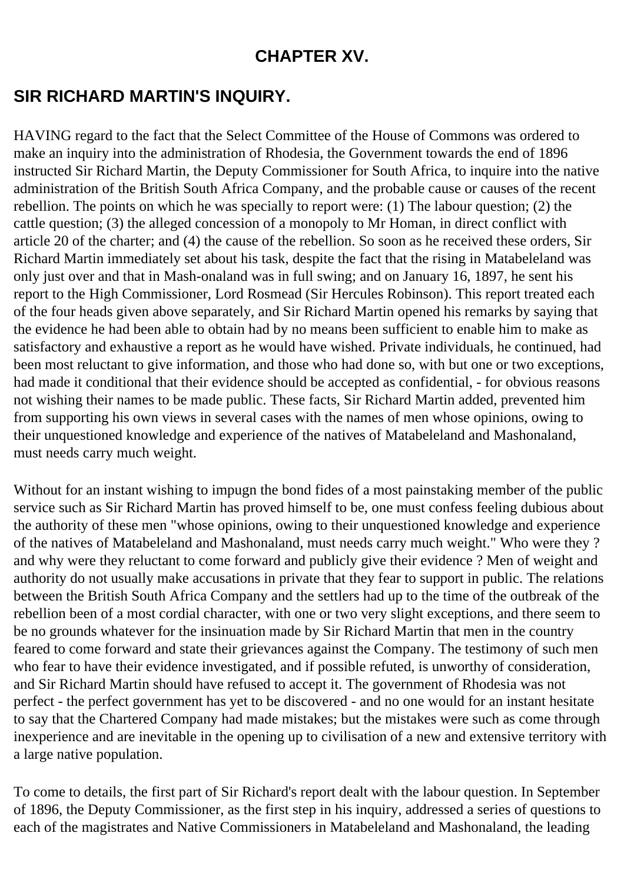## CHAPTER XV.

## SIR RICHARD MARTIN'S INQUIRY.

HAVING regard to the fact that the Select Committee of the House of Commons was ordered to make an inquiry into the administration of Rhodesia, the Government towards the end of 1896 instructed Sir Richard Martin, the Deputy Commissioner for South Africa, to inquire into the native administration of the British South Africa Company, and the probable cause or causes of the recent rebellion. The points on which he was specially to report were: (1) The labour question; (2) the cattle question; (3) the alleged concession of a monopoly to Mr Homan, in direct conflict with article 20 of the charter; and (4) the cause of the rebellion. So soon as he received these orders, Sir Richard Martin immediately set about his task, despite the fact that the rising in Matabeleland was only just over and that in Mash-onaland was in full swing; and on January 16, 1897, he sent his report to the High Commissioner, Lord Rosmead (Sir Hercules Robinson). This report treated each of the four heads given above separately, and Sir Richard Martin opened his remarks by saying that the evidence he had been able to obtain had by no means been sufficient to enable him to make as satisfactory and exhaustive a report as he would have wished. Private individuals, he continued, had been most reluctant to give information, and those who had done so, with but one or two exceptions, had made it conditional that their evidence should be accepted as confidential, - for obvious reasons not wishing their names to be made public. These facts, Sir Richard Martin added, prevented him from supporting his own views in several cases with the names of men whose opinions, owing to their unquestioned knowledge and experience of the natives of Matabeleland and Mashonaland, must needs carry much weight.

Without for an instant wishing to impugn the bond fides of a most painstaking member of the public service such as Sir Richard Martin has proved himself to be, one must confess feeling dubious about the authority of these men "whose opinions, owing to their unquestioned knowledge and experience of the natives of Matabeleland and Mashonaland, must needs carry much weight." Who were they ? and why were they reluctant to come forward and publicly give their evidence ? Men of weight and authority do not usually make accusations in private that they fear to support in public. The relations between the British South Africa Company and the settlers had up to the time of the outbreak of the rebellion been of a most cordial character, with one or two very slight exceptions, and there seem to be no grounds whatever for the insinuation made by Sir Richard Martin that men in the country feared to come forward and state their grievances against the Company. The testimony of such men who fear to have their evidence investigated, and if possible refuted, is unworthy of consideration, and Sir Richard Martin should have refused to accept it. The government of Rhodesia was not perfect - the perfect government has yet to be discovered - and no one would for an instant hesitate to say that the Chartered Company had made mistakes; but the mistakes were such as come through inexperience and are inevitable in the opening up to civilisation of a new and extensive territory with a large native population.

To come to details, the first part of Sir Richard's report dealt with the labour question. In September of 1896, the Deputy Commissioner, as the first step in his inquiry, addressed a series of questions to each of the magistrates and Native Commissioners in Matabeleland and Mashonaland, the leading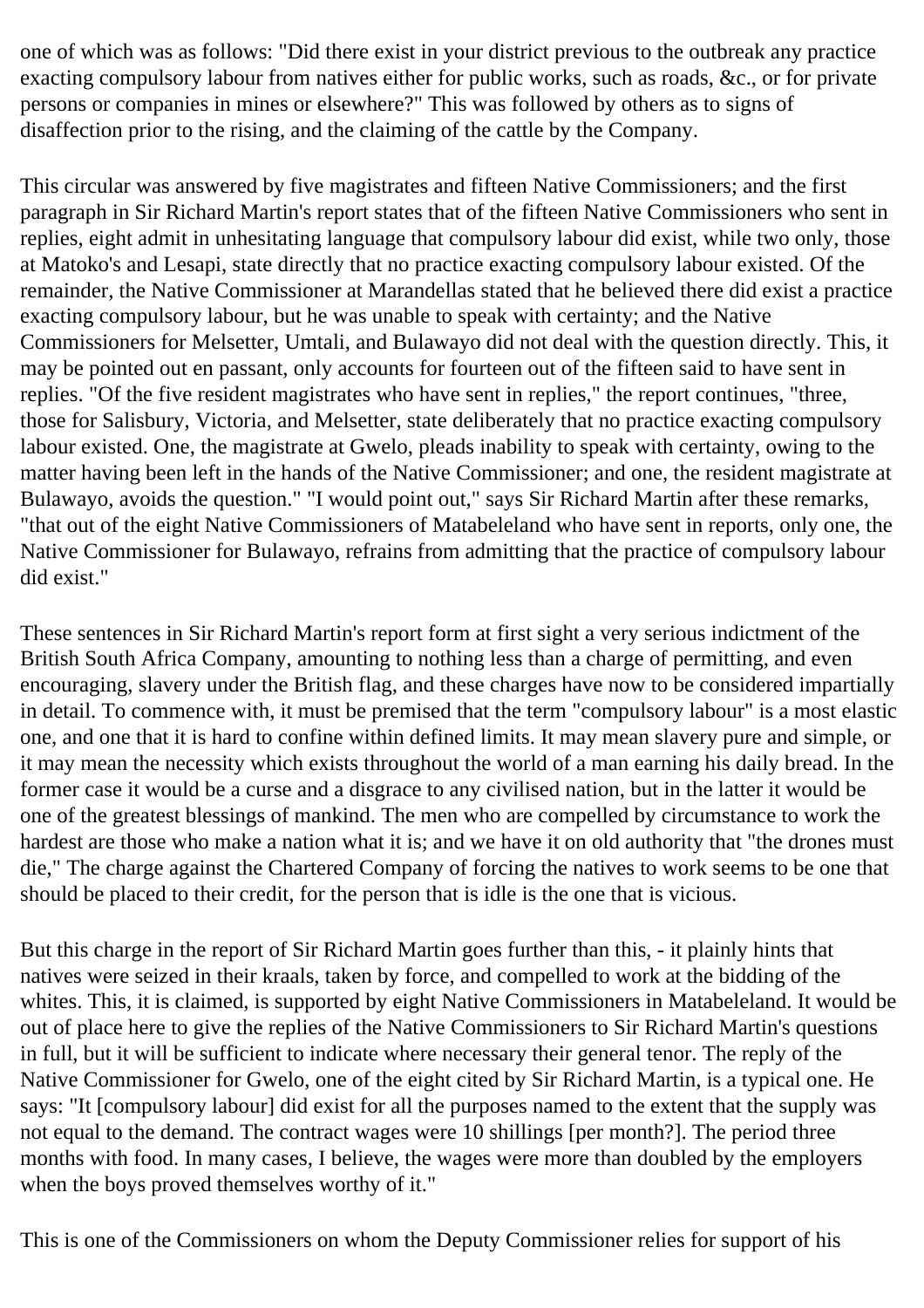one of which was as follows: "Did there exist in your district previous to the outbreak any practice exacting compulsory labour from natives either for public works, such as roads, &c., or for private persons or companies in mines or elsewhere?" This was followed by others as to signs of disaffection prior to the rising, and the claiming of the cattle by the Company.

This circular was answered by five magistrates and fifteen Native Commissioners; and the first paragraph in Sir Richard Martin's report states that of the fifteen Native Commissioners who sent in replies, eight admit in unhesitating language that compulsory labour did exist, while two only, those at Matoko's and Lesapi, state directly that no practice exacting compulsory labour existed. Of the remainder, the Native Commissioner at Marandellas stated that he believed there did exist a practice exacting compulsory labour, but he was unable to speak with certainty; and the Native Commissioners for Melsetter, Umtali, and Bulawayo did not deal with the question directly. This, it may be pointed out en passant, only accounts for fourteen out of the fifteen said to have sent in replies. "Of the five resident magistrates who have sent in replies," the report continues, "three, those for Salisbury, Victoria, and Melsetter, state deliberately that no practice exacting compulsory labour existed. One, the magistrate at Gwelo, pleads inability to speak with certainty, owing to the matter having been left in the hands of the Native Commissioner; and one, the resident magistrate at Bulawayo, avoids the question." "I would point out," says Sir Richard Martin after these remarks, "that out of the eight Native Commissioners of Matabeleland who have sent in reports, only one, the Native Commissioner for Bulawayo, refrains from admitting that the practice of compulsory labour did exist."

These sentences in Sir Richard Martin's report form at first sight a very serious indictment of the British South Africa Company, amounting to nothing less than a charge of permitting, and even encouraging, slavery under the British flag, and these charges have now to be considered impartially in detail. To commence with, it must be premised that the term "compulsory labour" is a most elastic one, and one that it is hard to confine within defined limits. It may mean slavery pure and simple, or it may mean the necessity which exists throughout the world of a man earning his daily bread. In the former case it would be a curse and a disgrace to any civilised nation, but in the latter it would be one of the greatest blessings of mankind. The men who are compelled by circumstance to work the hardest are those who make a nation what it is; and we have it on old authority that "the drones must die," The charge against the Chartered Company of forcing the natives to work seems to be one that should be placed to their credit, for the person that is idle is the one that is vicious.

But this charge in the report of Sir Richard Martin goes further than this, - it plainly hints that natives were seized in their kraals, taken by force, and compelled to work at the bidding of the whites. This, it is claimed, is supported by eight Native Commissioners in Matabeleland. It would be out of place here to give the replies of the Native Commissioners to Sir Richard Martin's questions in full, but it will be sufficient to indicate where necessary their general tenor. The reply of the Native Commissioner for Gwelo, one of the eight cited by Sir Richard Martin, is a typical one. He says: "It [compulsory labour] did exist for all the purposes named to the extent that the supply was not equal to the demand. The contract wages were 10 shillings [per month?]. The period three months with food. In many cases, I believe, the wages were more than doubled by the employers when the boys proved themselves worthy of it."

This is one of the Commissioners on whom the Deputy Commissioner relies for support of his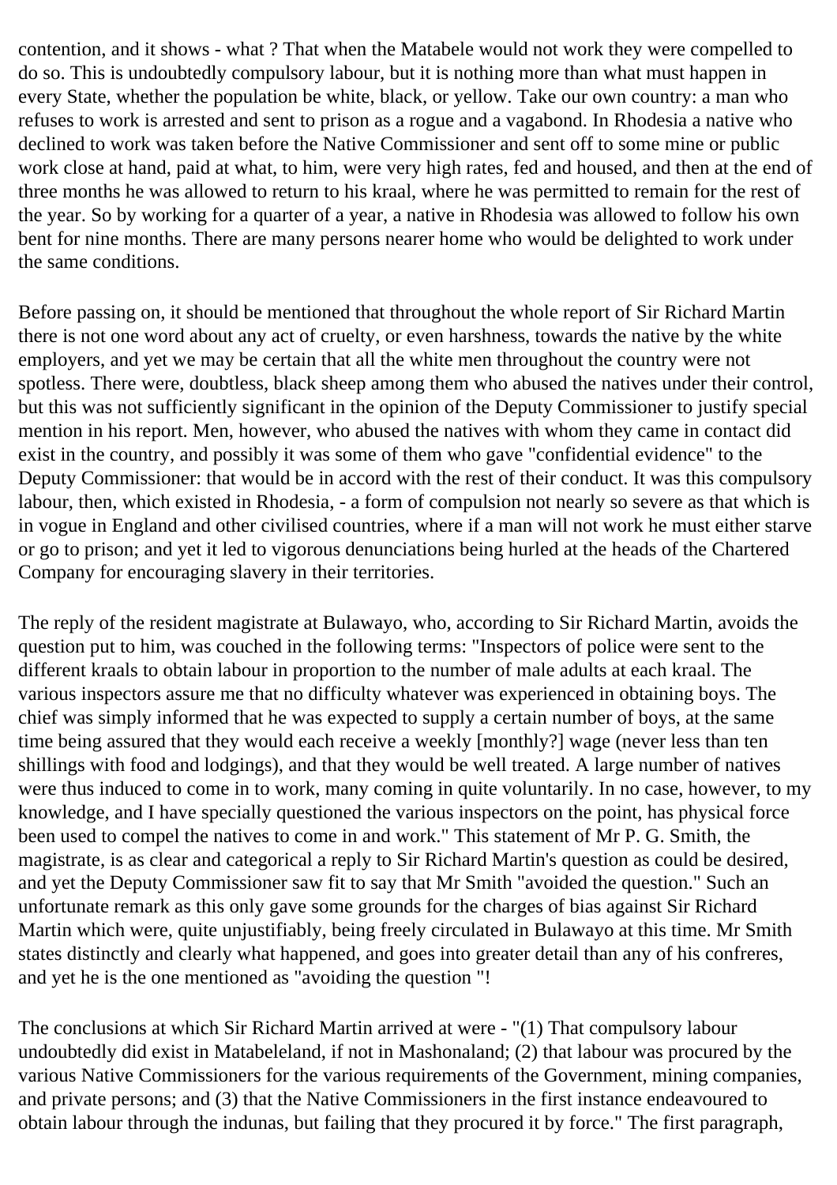contention, and it shows - what ? That when the Matabele would not work they were compelled to do so. This is undoubtedly compulsory labour, but it is nothing more than what must happen in every State, whether the population be white, black, or yellow. Take our own country: a man who refuses to work is arrested and sent to prison as a rogue and a vagabond. In Rhodesia a native who declined to work was taken before the Native Commissioner and sent off to some mine or public work close at hand, paid at what, to him, were very high rates, fed and housed, and then at the end of three months he was allowed to return to his kraal, where he was permitted to remain for the rest of the year. So by working for a quarter of a year, a native in Rhodesia was allowed to follow his own bent for nine months. There are many persons nearer home who would be delighted to work under the same conditions.

Before passing on, it should be mentioned that throughout the whole report of Sir Richard Martin there is not one word about any act of cruelty, or even harshness, towards the native by the white employers, and yet we may be certain that all the white men throughout the country were not spotless. There were, doubtless, black sheep among them who abused the natives under their control, but this was not sufficiently significant in the opinion of the Deputy Commissioner to justify special mention in his report. Men, however, who abused the natives with whom they came in contact did exist in the country, and possibly it was some of them who gave "confidential evidence" to the Deputy Commissioner: that would be in accord with the rest of their conduct. It was this compulsory labour, then, which existed in Rhodesia, - a form of compulsion not nearly so severe as that which is in vogue in England and other civilised countries, where if a man will not work he must either starve or go to prison; and yet it led to vigorous denunciations being hurled at the heads of the Chartered Company for encouraging slavery in their territories.

The reply of the resident magistrate at Bulawayo, who, according to Sir Richard Martin, avoids the question put to him, was couched in the following terms: "Inspectors of police were sent to the different kraals to obtain labour in proportion to the number of male adults at each kraal. The various inspectors assure me that no difficulty whatever was experienced in obtaining boys. The chief was simply informed that he was expected to supply a certain number of boys, at the same time being assured that they would each receive a weekly [monthly?] wage (never less than ten shillings with food and lodgings), and that they would be well treated. A large number of natives were thus induced to come in to work, many coming in quite voluntarily. In no case, however, to my knowledge, and I have specially questioned the various inspectors on the point, has physical force been used to compel the natives to come in and work." This statement of Mr P. G. Smith, the magistrate, is as clear and categorical a reply to Sir Richard Martin's question as could be desired, and yet the Deputy Commissioner saw fit to say that Mr Smith "avoided the question." Such an unfortunate remark as this only gave some grounds for the charges of bias against Sir Richard Martin which were, quite unjustifiably, being freely circulated in Bulawayo at this time. Mr Smith states distinctly and clearly what happened, and goes into greater detail than any of his confreres, and yet he is the one mentioned as "avoiding the question "!

The conclusions at which Sir Richard Martin arrived at were - "(1) That compulsory labour undoubtedly did exist in Matabeleland, if not in Mashonaland; (2) that labour was procured by the various Native Commissioners for the various requirements of the Government, mining companies, and private persons; and (3) that the Native Commissioners in the first instance endeavoured to obtain labour through the indunas, but failing that they procured it by force." The first paragraph,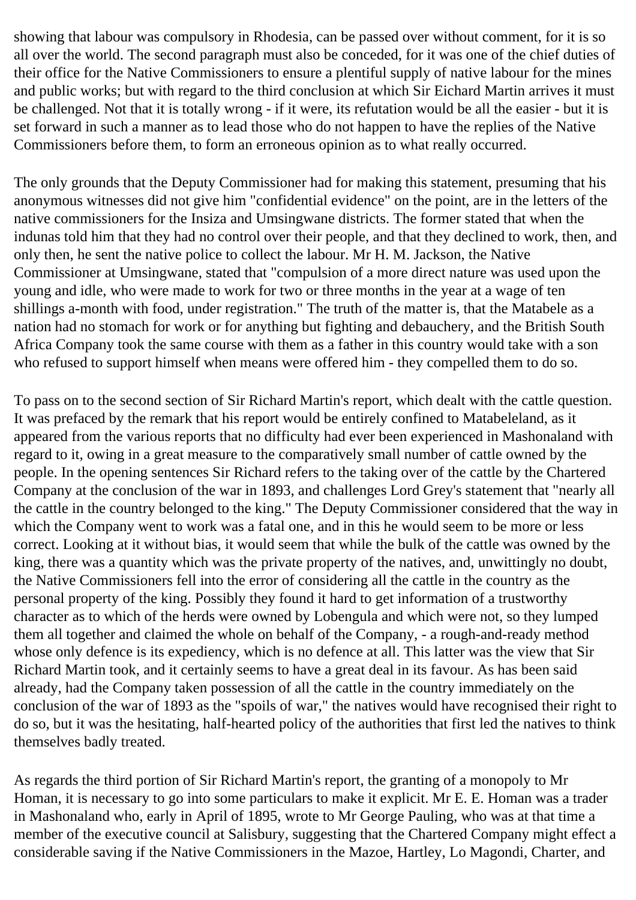showing that labour was compulsory in Rhodesia, can be passed over without comment, for it is so all over the world. The second paragraph must also be conceded, for it was one of the chief duties of their office for the Native Commissioners to ensure a plentiful supply of native labour for the mines and public works; but with regard to the third conclusion at which Sir Eichard Martin arrives it must be challenged. Not that it is totally wrong - if it were, its refutation would be all the easier - but it is set forward in such a manner as to lead those who do not happen to have the replies of the Native Commissioners before them, to form an erroneous opinion as to what really occurred.

The only grounds that the Deputy Commissioner had for making this statement, presuming that his anonymous witnesses did not give him "confidential evidence" on the point, are in the letters of the native commissioners for the Insiza and Umsingwane districts. The former stated that when the indunas told him that they had no control over their people, and that they declined to work, then, and only then, he sent the native police to collect the labour. Mr H. M. Jackson, the Native Commissioner at Umsingwane, stated that "compulsion of a more direct nature was used upon the young and idle, who were made to work for two or three months in the year at a wage of ten shillings a-month with food, under registration." The truth of the matter is, that the Matabele as a nation had no stomach for work or for anything but fighting and debauchery, and the British South Africa Company took the same course with them as a father in this country would take with a son who refused to support himself when means were offered him - they compelled them to do so.

To pass on to the second section of Sir Richard Martin's report, which dealt with the cattle question. It was prefaced by the remark that his report would be entirely confined to Matabeleland, as it appeared from the various reports that no difficulty had ever been experienced in Mashonaland with regard to it, owing in a great measure to the comparatively small number of cattle owned by the people. In the opening sentences Sir Richard refers to the taking over of the cattle by the Chartered Company at the conclusion of the war in 1893, and challenges Lord Grey's statement that "nearly all the cattle in the country belonged to the king." The Deputy Commissioner considered that the way in which the Company went to work was a fatal one, and in this he would seem to be more or less correct. Looking at it without bias, it would seem that while the bulk of the cattle was owned by the king, there was a quantity which was the private property of the natives, and, unwittingly no doubt, the Native Commissioners fell into the error of considering all the cattle in the country as the personal property of the king. Possibly they found it hard to get information of a trustworthy character as to which of the herds were owned by Lobengula and which were not, so they lumped them all together and claimed the whole on behalf of the Company, - a rough-and-ready method whose only defence is its expediency, which is no defence at all. This latter was the view that Sir Richard Martin took, and it certainly seems to have a great deal in its favour. As has been said already, had the Company taken possession of all the cattle in the country immediately on the conclusion of the war of 1893 as the "spoils of war," the natives would have recognised their right to do so, but it was the hesitating, half-hearted policy of the authorities that first led the natives to think themselves badly treated.

As regards the third portion of Sir Richard Martin's report, the granting of a monopoly to Mr Homan, it is necessary to go into some particulars to make it explicit. Mr E. E. Homan was a trader in Mashonaland who, early in April of 1895, wrote to Mr George Pauling, who was at that time a member of the executive council at Salisbury, suggesting that the Chartered Company might effect a considerable saving if the Native Commissioners in the Mazoe, Hartley, Lo Magondi, Charter, and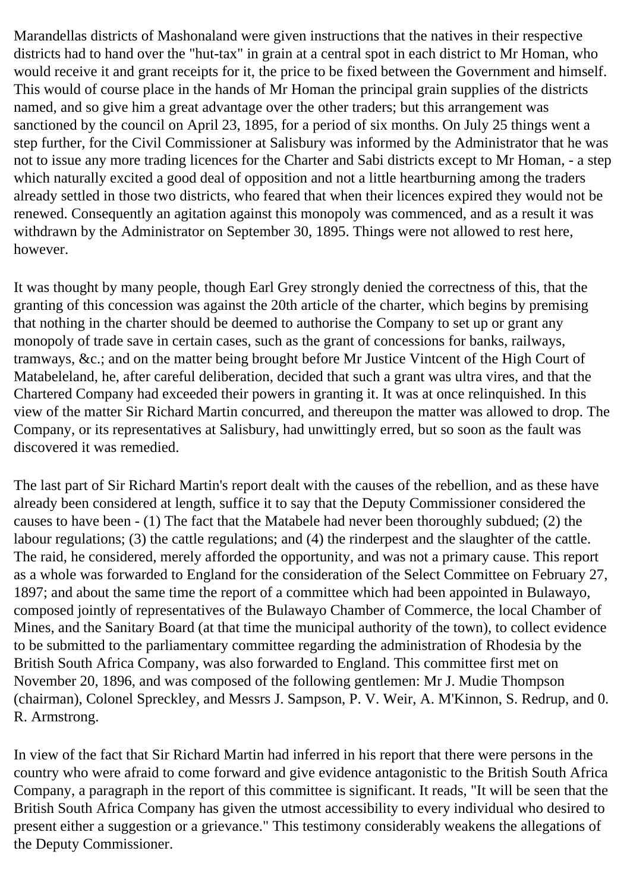Marandellas districts of Mashonaland were given instructions that the natives in their respective districts had to hand over the "hut-tax" in grain at a central spot in each district to Mr Homan, who would receive it and grant receipts for it, the price to be fixed between the Government and himself. This would of course place in the hands of Mr Homan the principal grain supplies of the districts named, and so give him a great advantage over the other traders; but this arrangement was sanctioned by the council on April 23, 1895, for a period of six months. On July 25 things went a step further, for the Civil Commissioner at Salisbury was informed by the Administrator that he was not to issue any more trading licences for the Charter and Sabi districts except to Mr Homan, - a step which naturally excited a good deal of opposition and not a little heartburning among the traders already settled in those two districts, who feared that when their licences expired they would not be renewed. Consequently an agitation against this monopoly was commenced, and as a result it was withdrawn by the Administrator on September 30, 1895. Things were not allowed to rest here, however.

It was thought by many people, though Earl Grey strongly denied the correctness of this, that the granting of this concession was against the 20th article of the charter, which begins by premising that nothing in the charter should be deemed to authorise the Company to set up or grant any monopoly of trade save in certain cases, such as the grant of concessions for banks, railways, tramways, &c.; and on the matter being brought before Mr Justice Vintcent of the High Court of Matabeleland, he, after careful deliberation, decided that such a grant was ultra vires, and that the Chartered Company had exceeded their powers in granting it. It was at once relinquished. In this view of the matter Sir Richard Martin concurred, and thereupon the matter was allowed to drop. The Company, or its representatives at Salisbury, had unwittingly erred, but so soon as the fault was discovered it was remedied.

The last part of Sir Richard Martin's report dealt with the causes of the rebellion, and as these have already been considered at length, suffice it to say that the Deputy Commissioner considered the causes to have been - (1) The fact that the Matabele had never been thoroughly subdued; (2) the labour regulations; (3) the cattle regulations; and (4) the rinderpest and the slaughter of the cattle. The raid, he considered, merely afforded the opportunity, and was not a primary cause. This report as a whole was forwarded to England for the consideration of the Select Committee on February 27, 1897; and about the same time the report of a committee which had been appointed in Bulawayo, composed jointly of representatives of the Bulawayo Chamber of Commerce, the local Chamber of Mines, and the Sanitary Board (at that time the municipal authority of the town), to collect evidence to be submitted to the parliamentary committee regarding the administration of Rhodesia by the British South Africa Company, was also forwarded to England. This committee first met on November 20, 1896, and was composed of the following gentlemen: Mr J. Mudie Thompson (chairman), Colonel Spreckley, and Messrs J. Sampson, P. V. Weir, A. M'Kinnon, S. Redrup, and 0. R. Armstrong.

In view of the fact that Sir Richard Martin had inferred in his report that there were persons in the country who were afraid to come forward and give evidence antagonistic to the British South Africa Company, a paragraph in the report of this committee is significant. It reads, "It will be seen that the British South Africa Company has given the utmost accessibility to every individual who desired to present either a suggestion or a grievance." This testimony considerably weakens the allegations of the Deputy Commissioner.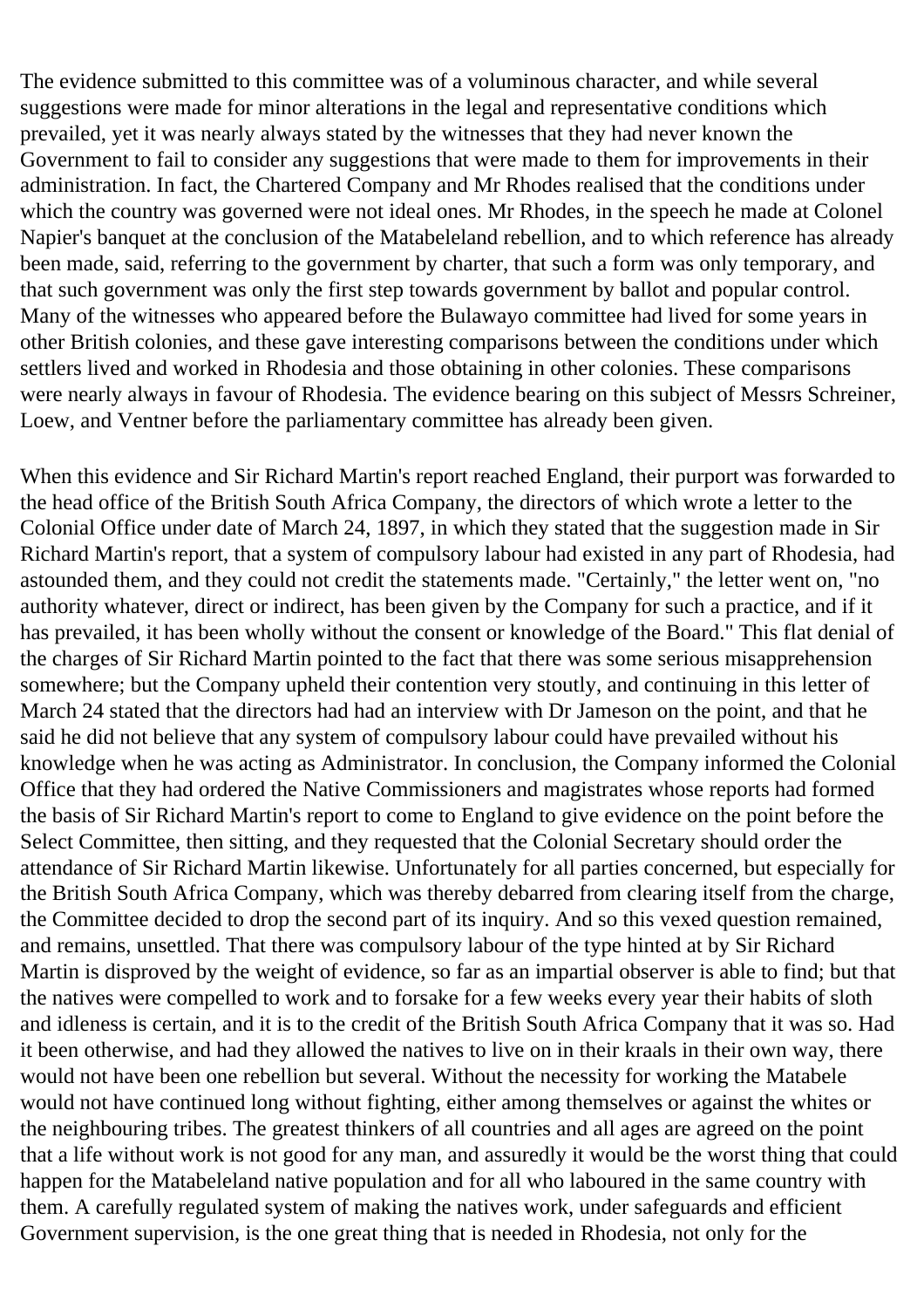The evidence submitted to this committee was of a voluminous character, and while several suggestions were made for minor alterations in the legal and representative conditions which prevailed, yet it was nearly always stated by the witnesses that they had never known the Government to fail to consider any suggestions that were made to them for improvements in their administration. In fact, the Chartered Company and Mr Rhodes realised that the conditions under which the country was governed were not ideal ones. Mr Rhodes, in the speech he made at Colonel Napier's banquet at the conclusion of the Matabeleland rebellion, and to which reference has already been made, said, referring to the government by charter, that such a form was only temporary, and that such government was only the first step towards government by ballot and popular control. Many of the witnesses who appeared before the Bulawayo committee had lived for some years in other British colonies, and these gave interesting comparisons between the conditions under which settlers lived and worked in Rhodesia and those obtaining in other colonies. These comparisons were nearly always in favour of Rhodesia. The evidence bearing on this subject of Messrs Schreiner, Loew, and Ventner before the parliamentary committee has already been given.

When this evidence and Sir Richard Martin's report reached England, their purport was forwarded to the head office of the British South Africa Company, the directors of which wrote a letter to the Colonial Office under date of March 24, 1897, in which they stated that the suggestion made in Sir Richard Martin's report, that a system of compulsory labour had existed in any part of Rhodesia, had astounded them, and they could not credit the statements made. "Certainly," the letter went on, "no authority whatever, direct or indirect, has been given by the Company for such a practice, and if it has prevailed, it has been wholly without the consent or knowledge of the Board." This flat denial of the charges of Sir Richard Martin pointed to the fact that there was some serious misapprehension somewhere; but the Company upheld their contention very stoutly, and continuing in this letter of March 24 stated that the directors had had an interview with Dr Jameson on the point, and that he said he did not believe that any system of compulsory labour could have prevailed without his knowledge when he was acting as Administrator. In conclusion, the Company informed the Colonial Office that they had ordered the Native Commissioners and magistrates whose reports had formed the basis of Sir Richard Martin's report to come to England to give evidence on the point before the Select Committee, then sitting, and they requested that the Colonial Secretary should order the attendance of Sir Richard Martin likewise. Unfortunately for all parties concerned, but especially for the British South Africa Company, which was thereby debarred from clearing itself from the charge, the Committee decided to drop the second part of its inquiry. And so this vexed question remained, and remains, unsettled. That there was compulsory labour of the type hinted at by Sir Richard Martin is disproved by the weight of evidence, so far as an impartial observer is able to find; but that the natives were compelled to work and to forsake for a few weeks every year their habits of sloth and idleness is certain, and it is to the credit of the British South Africa Company that it was so. Had it been otherwise, and had they allowed the natives to live on in their kraals in their own way, there would not have been one rebellion but several. Without the necessity for working the Matabele would not have continued long without fighting, either among themselves or against the whites or the neighbouring tribes. The greatest thinkers of all countries and all ages are agreed on the point that a life without work is not good for any man, and assuredly it would be the worst thing that could happen for the Matabeleland native population and for all who laboured in the same country with them. A carefully regulated system of making the natives work, under safeguards and efficient Government supervision, is the one great thing that is needed in Rhodesia, not only for the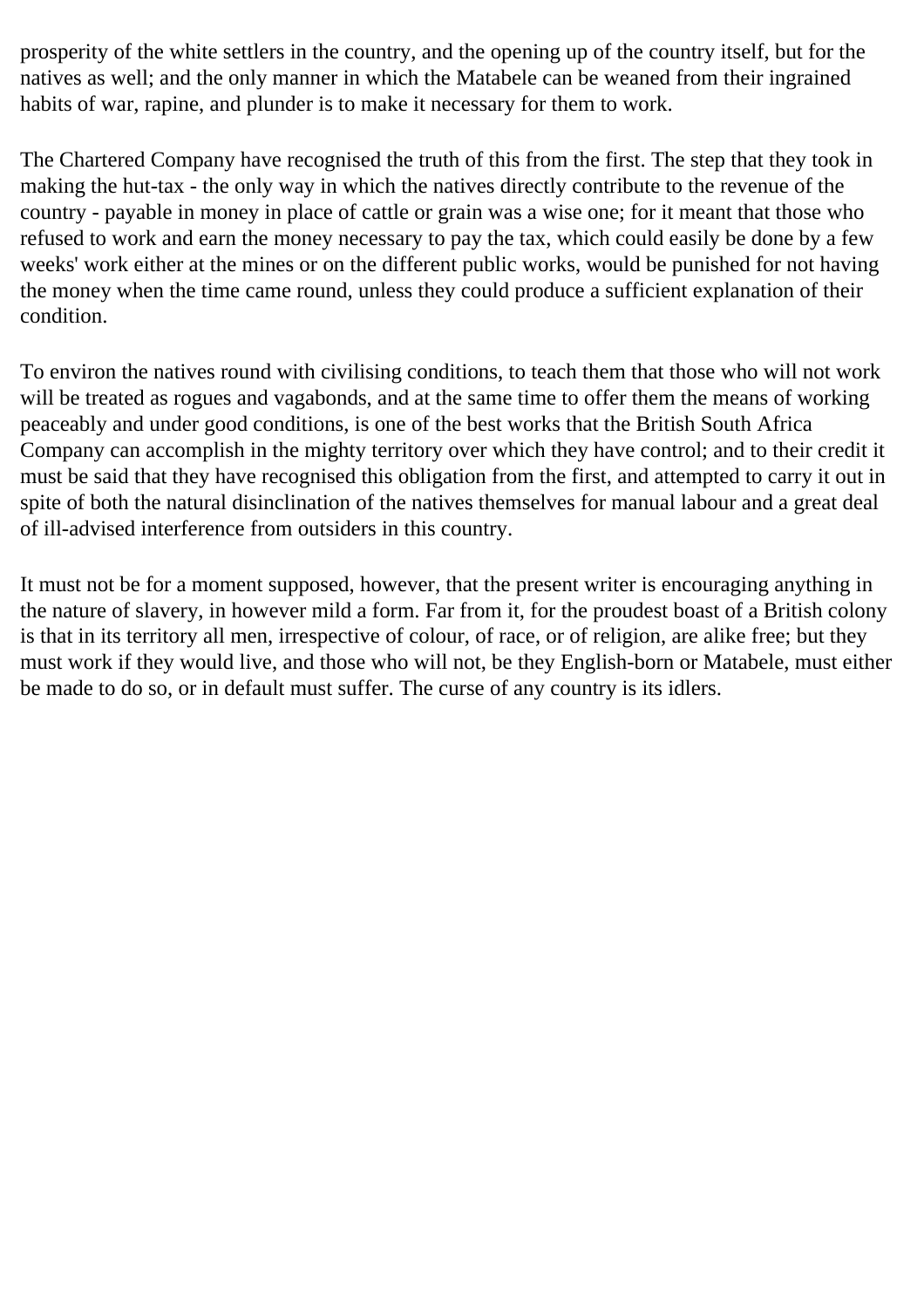prosperity of the white settlers in the country, and the opening up of the country itself, but for the natives as well; and the only manner in which the Matabele can be weaned from their ingrained habits of war, rapine, and plunder is to make it necessary for them to work.

The Chartered Company have recognised the truth of this from the first. The step that they took in making the hut-tax - the only way in which the natives directly contribute to the revenue of the country - payable in money in place of cattle or grain was a wise one; for it meant that those who refused to work and earn the money necessary to pay the tax, which could easily be done by a few weeks' work either at the mines or on the different public works, would be punished for not having the money when the time came round, unless they could produce a sufficient explanation of their condition.

To environ the natives round with civilising conditions, to teach them that those who will not work will be treated as rogues and vagabonds, and at the same time to offer them the means of working peaceably and under good conditions, is one of the best works that the British South Africa Company can accomplish in the mighty territory over which they have control; and to their credit it must be said that they have recognised this obligation from the first, and attempted to carry it out in spite of both the natural disinclination of the natives themselves for manual labour and a great deal of ill-advised interference from outsiders in this country.

It must not be for a moment supposed, however, that the present writer is encouraging anything in the nature of slavery, in however mild a form. Far from it, for the proudest boast of a British colony is that in its territory all men, irrespective of colour, of race, or of religion, are alike free; but they must work if they would live, and those who will not, be they English-born or Matabele, must either be made to do so, or in default must suffer. The curse of any country is its idlers.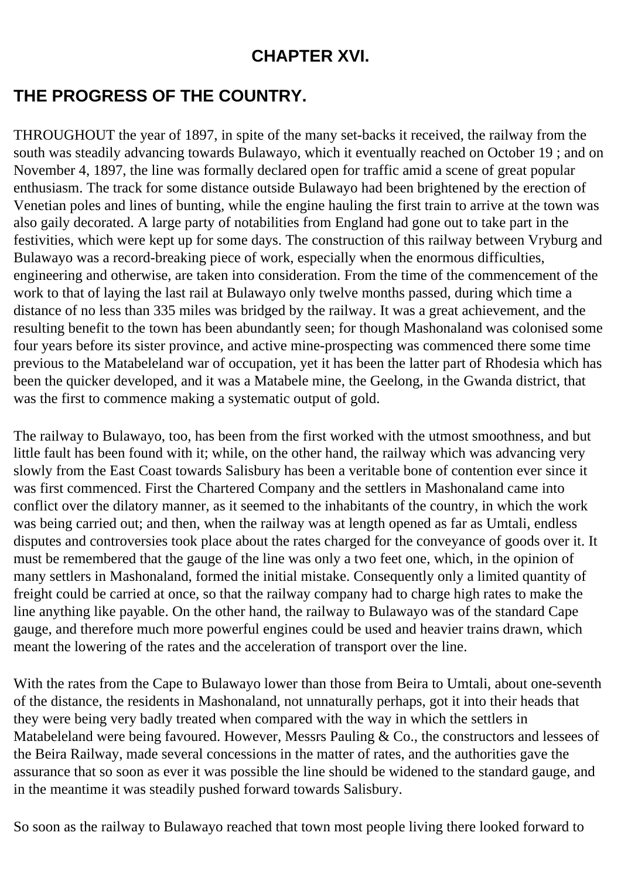# CHAPTER XVI.

## THE PROGRESS OF THE COUNTRY.

THROUGHOUT the year of 1897, in spite of the many set-backs it received, the railway from the south was steadily advancing towards Bulawayo, which it eventually reached on October 19 ; and on November 4, 1897, the line was formally declared open for traffic amid a scene of great popular enthusiasm. The track for some distance outside Bulawayo had been brightened by the erection of Venetian poles and lines of bunting, while the engine hauling the first train to arrive at the town was also gaily decorated. A large party of notabilities from England had gone out to take part in the festivities, which were kept up for some days. The construction of this railway between Vryburg and Bulawayo was a record-breaking piece of work, especially when the enormous difficulties, engineering and otherwise, are taken into consideration. From the time of the commencement of the work to that of laying the last rail at Bulawayo only twelve months passed, during which time a distance of no less than 335 miles was bridged by the railway. It was a great achievement, and the resulting benefit to the town has been abundantly seen; for though Mashonaland was colonised some four years before its sister province, and active mine-prospecting was commenced there some time previous to the Matabeleland war of occupation, yet it has been the latter part of Rhodesia which has been the quicker developed, and it was a Matabele mine, the Geelong, in the Gwanda district, that was the first to commence making a systematic output of gold.

The railway to Bulawayo, too, has been from the first worked with the utmost smoothness, and but little fault has been found with it; while, on the other hand, the railway which was advancing very slowly from the East Coast towards Salisbury has been a veritable bone of contention ever since it was first commenced. First the Chartered Company and the settlers in Mashonaland came into conflict over the dilatory manner, as it seemed to the inhabitants of the country, in which the work was being carried out; and then, when the railway was at length opened as far as Umtali, endless disputes and controversies took place about the rates charged for the conveyance of goods over it. It must be remembered that the gauge of the line was only a two feet one, which, in the opinion of many settlers in Mashonaland, formed the initial mistake. Consequently only a limited quantity of freight could be carried at once, so that the railway company had to charge high rates to make the line anything like payable. On the other hand, the railway to Bulawayo was of the standard Cape gauge, and therefore much more powerful engines could be used and heavier trains drawn, which meant the lowering of the rates and the acceleration of transport over the line.

With the rates from the Cape to Bulawayo lower than those from Beira to Umtali, about one-seventh of the distance, the residents in Mashonaland, not unnaturally perhaps, got it into their heads that they were being very badly treated when compared with the way in which the settlers in Matabeleland were being favoured. However, Messrs Pauling & Co., the constructors and lessees of the Beira Railway, made several concessions in the matter of rates, and the authorities gave the assurance that so soon as ever it was possible the line should be widened to the standard gauge, and in the meantime it was steadily pushed forward towards Salisbury.

So soon as the railway to Bulawayo reached that town most people living there looked forward to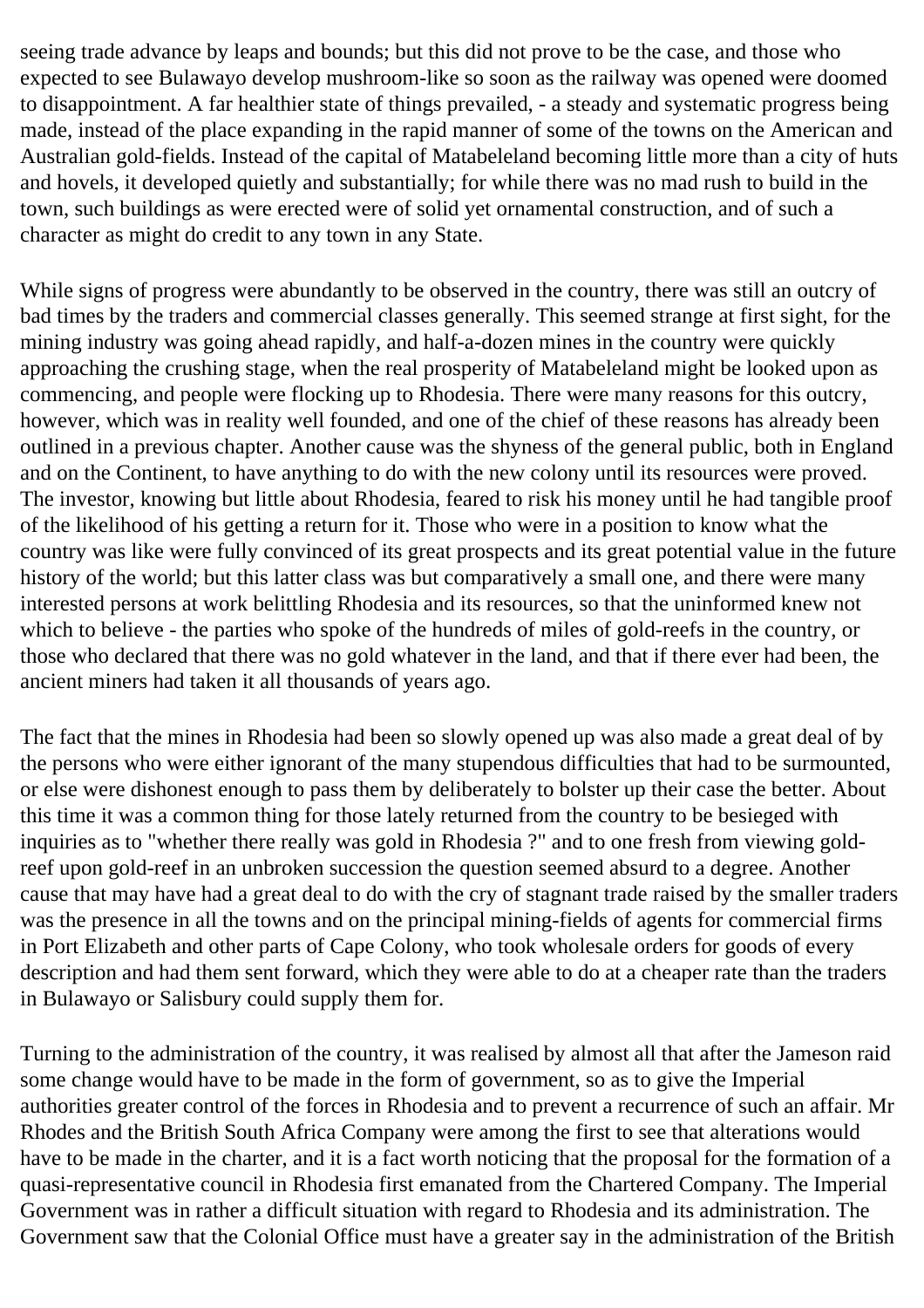seeing trade advance by leaps and bounds; but this did not prove to be the case, and those who expected to see Bulawayo develop mushroom-like so soon as the railway was opened were doomed to disappointment. A far healthier state of things prevailed, - a steady and systematic progress being made, instead of the place expanding in the rapid manner of some of the towns on the American and Australian gold-fields. Instead of the capital of Matabeleland becoming little more than a city of huts and hovels, it developed quietly and substantially; for while there was no mad rush to build in the town, such buildings as were erected were of solid yet ornamental construction, and of such a character as might do credit to any town in any State.

While signs of progress were abundantly to be observed in the country, there was still an outcry of bad times by the traders and commercial classes generally. This seemed strange at first sight, for the mining industry was going ahead rapidly, and half-a-dozen mines in the country were quickly approaching the crushing stage, when the real prosperity of Matabeleland might be looked upon as commencing, and people were flocking up to Rhodesia. There were many reasons for this outcry, however, which was in reality well founded, and one of the chief of these reasons has already been outlined in a previous chapter. Another cause was the shyness of the general public, both in England and on the Continent, to have anything to do with the new colony until its resources were proved. The investor, knowing but little about Rhodesia, feared to risk his money until he had tangible proof of the likelihood of his getting a return for it. Those who were in a position to know what the country was like were fully convinced of its great prospects and its great potential value in the future history of the world; but this latter class was but comparatively a small one, and there were many interested persons at work belittling Rhodesia and its resources, so that the uninformed knew not which to believe - the parties who spoke of the hundreds of miles of gold-reefs in the country, or those who declared that there was no gold whatever in the land, and that if there ever had been, the ancient miners had taken it all thousands of years ago.

The fact that the mines in Rhodesia had been so slowly opened up was also made a great deal of by the persons who were either ignorant of the many stupendous difficulties that had to be surmounted, or else were dishonest enough to pass them by deliberately to bolster up their case the better. About this time it was a common thing for those lately returned from the country to be besieged with inquiries as to "whether there really was gold in Rhodesia ?" and to one fresh from viewing gold-reef upon gold-reef in an unbroken succession the question seemed absurd to a degree. Another cause that may have had a great deal to do with the cry of stagnant trade raised by the smaller traders was the presence in all the towns and on the principal mining-fields of agents for commercial firms in Port Elizabeth and other parts of Cape Colony, who took wholesale orders for goods of every description and had them sent forward, which they were able to do at a cheaper rate than the traders in Bulawayo or Salisbury could supply them for.

Turning to the administration of the country, it was realised by almost all that after the Jameson raid some change would have to be made in the form of government, so as to give the Imperial authorities greater control of the forces in Rhodesia and to prevent a recurrence of such an affair. Mr Rhodes and the British South Africa Company were among the first to see that alterations would have to be made in the charter, and it is a fact worth noticing that the proposal for the formation of a quasi-representative council in Rhodesia first emanated from the Chartered Company. The Imperial Government was in rather a difficult situation with regard to Rhodesia and its administration. The Government saw that the Colonial Office must have a greater say in the administration of the British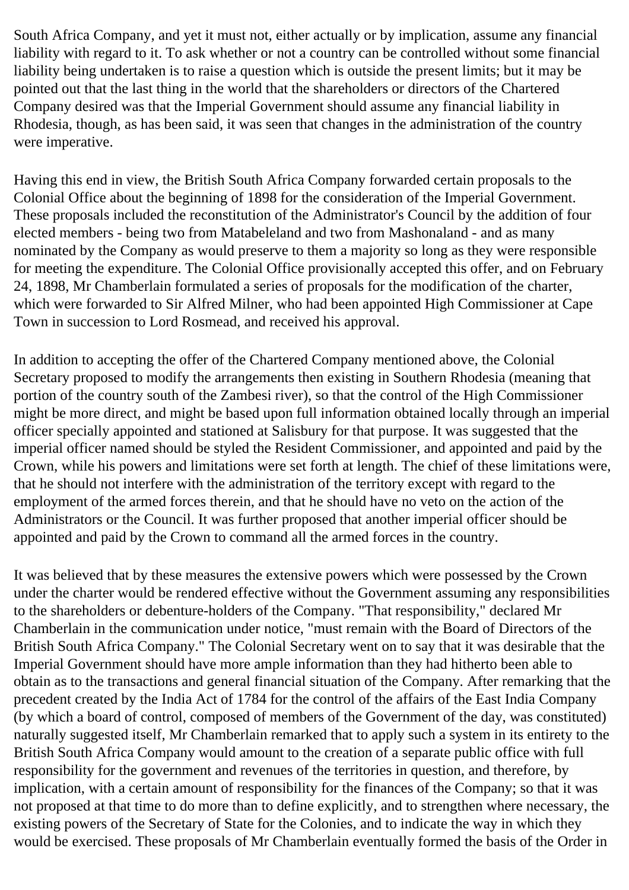South Africa Company, and yet it must not, either actually or by implication, assume any financial liability with regard to it. To ask whether or not a country can be controlled without some financial liability being undertaken is to raise a question which is outside the present limits; but it may be pointed out that the last thing in the world that the shareholders or directors of the Chartered Company desired was that the Imperial Government should assume any financial liability in Rhodesia, though, as has been said, it was seen that changes in the administration of the country were imperative.

Having this end in view, the British South Africa Company forwarded certain proposals to the Colonial Office about the beginning of 1898 for the consideration of the Imperial Government. These proposals included the reconstitution of the Administrator's Council by the addition of four elected members - being two from Matabeleland and two from Mashonaland - and as many nominated by the Company as would preserve to them a majority so long as they were responsible for meeting the expenditure. The Colonial Office provisionally accepted this offer, and on February 24, 1898, Mr Chamberlain formulated a series of proposals for the modification of the charter, which were forwarded to Sir Alfred Milner, who had been appointed High Commissioner at Cape Town in succession to Lord Rosmead, and received his approval.

In addition to accepting the offer of the Chartered Company mentioned above, the Colonial Secretary proposed to modify the arrangements then existing in Southern Rhodesia (meaning that portion of the country south of the Zambesi river), so that the control of the High Commissioner might be more direct, and might be based upon full information obtained locally through an imperial officer specially appointed and stationed at Salisbury for that purpose. It was suggested that the imperial officer named should be styled the Resident Commissioner, and appointed and paid by the Crown, while his powers and limitations were set forth at length. The chief of these limitations were, that he should not interfere with the administration of the territory except with regard to the employment of the armed forces therein, and that he should have no veto on the action of the Administrators or the Council. It was further proposed that another imperial officer should be appointed and paid by the Crown to command all the armed forces in the country.

It was believed that by these measures the extensive powers which were possessed by the Crown under the charter would be rendered effective without the Government assuming any responsibilities to the shareholders or debenture-holders of the Company. "That responsibility," declared Mr Chamberlain in the communication under notice, "must remain with the Board of Directors of the British South Africa Company." The Colonial Secretary went on to say that it was desirable that the Imperial Government should have more ample information than they had hitherto been able to obtain as to the transactions and general financial situation of the Company. After remarking that the precedent created by the India Act of 1784 for the control of the affairs of the East India Company (by which a board of control, composed of members of the Government of the day, was constituted) naturally suggested itself, Mr Chamberlain remarked that to apply such a system in its entirety to the British South Africa Company would amount to the creation of a separate public office with full responsibility for the government and revenues of the territories in question, and therefore, by implication, with a certain amount of responsibility for the finances of the Company; so that it was not proposed at that time to do more than to define explicitly, and to strengthen where necessary, the existing powers of the Secretary of State for the Colonies, and to indicate the way in which they would be exercised. These proposals of Mr Chamberlain eventually formed the basis of the Order in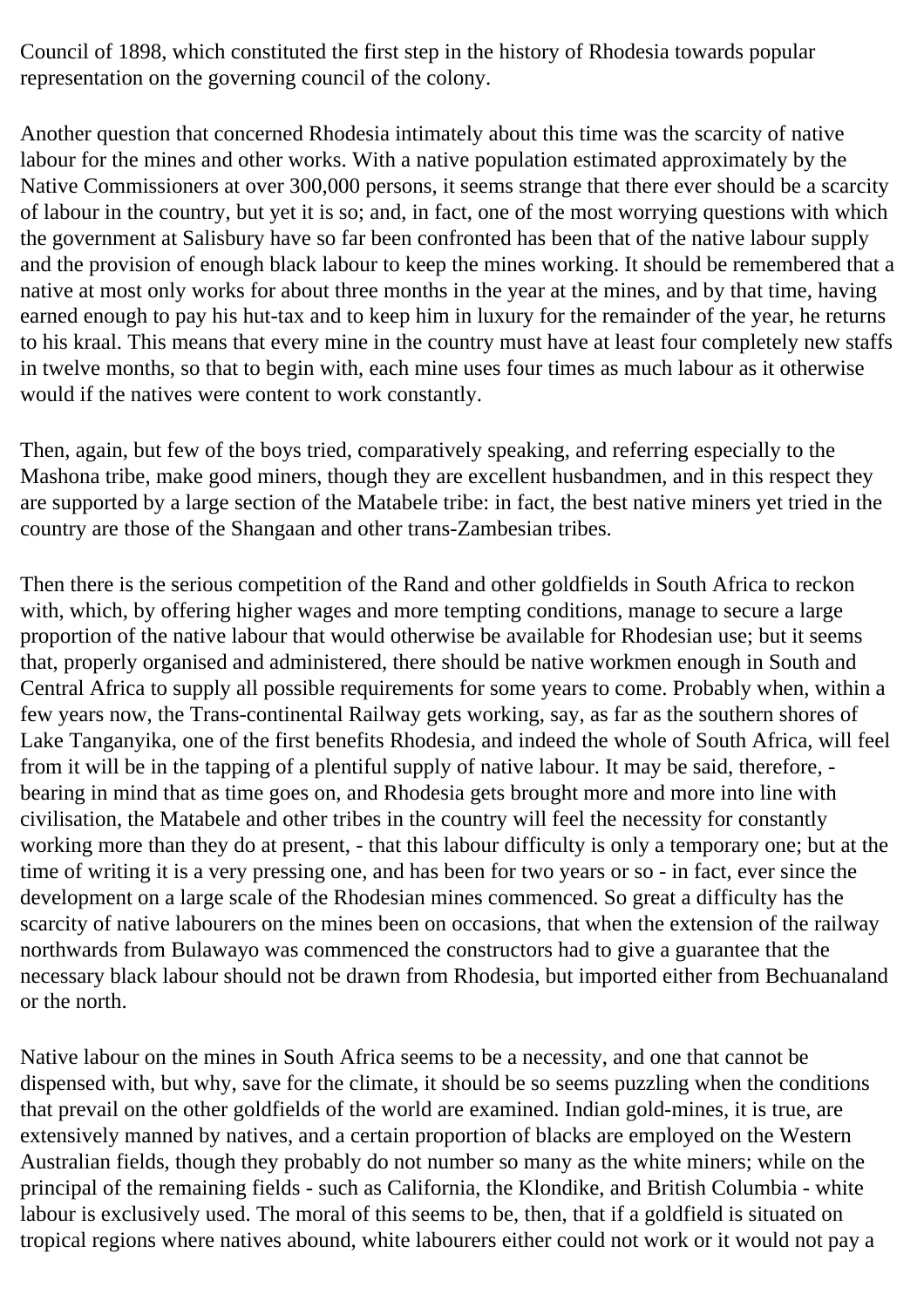Council of 1898, which constituted the first step in the history of Rhodesia towards popular representation on the governing council of the colony.

Another question that concerned Rhodesia intimately about this time was the scarcity of native labour for the mines and other works. With a native population estimated approximately by the Native Commissioners at over 300,000 persons, it seems strange that there ever should be a scarcity of labour in the country, but yet it is so; and, in fact, one of the most worrying questions with which the government at Salisbury have so far been confronted has been that of the native labour supply and the provision of enough black labour to keep the mines working. It should be remembered that a native at most only works for about three months in the year at the mines, and by that time, having earned enough to pay his hut-tax and to keep him in luxury for the remainder of the year, he returns to his kraal. This means that every mine in the country must have at least four completely new staffs in twelve months, so that to begin with, each mine uses four times as much labour as it otherwise would if the natives were content to work constantly.

Then, again, but few of the boys tried, comparatively speaking, and referring especially to the Mashona tribe, make good miners, though they are excellent husbandmen, and in this respect they are supported by a large section of the Matabele tribe: in fact, the best native miners yet tried in the country are those of the Shangaan and other trans-Zambesian tribes.

Then there is the serious competition of the Rand and other goldfields in South Africa to reckon with, which, by offering higher wages and more tempting conditions, manage to secure a large proportion of the native labour that would otherwise be available for Rhodesian use; but it seems that, properly organised and administered, there should be native workmen enough in South and Central Africa to supply all possible requirements for some years to come. Probably when, within a few years now, the Trans-continental Railway gets working, say, as far as the southern shores of Lake Tanganyika, one of the first benefits Rhodesia, and indeed the whole of South Africa, will feel from it will be in the tapping of a plentiful supply of native labour. It may be said, therefore, - bearing in mind that as time goes on, and Rhodesia gets brought more and more into line with civilisation, the Matabele and other tribes in the country will feel the necessity for constantly working more than they do at present, - that this labour difficulty is only a temporary one; but at the time of writing it is a very pressing one, and has been for two years or so - in fact, ever since the development on a large scale of the Rhodesian mines commenced. So great a difficulty has the scarcity of native labourers on the mines been on occasions, that when the extension of the railway northwards from Bulawayo was commenced the constructors had to give a guarantee that the necessary black labour should not be drawn from Rhodesia, but imported either from Bechuanaland or the north.

Native labour on the mines in South Africa seems to be a necessity, and one that cannot be dispensed with, but why, save for the climate, it should be so seems puzzling when the conditions that prevail on the other goldfields of the world are examined. Indian gold-mines, it is true, are extensively manned by natives, and a certain proportion of blacks are employed on the Western Australian fields, though they probably do not number so many as the white miners; while on the principal of the remaining fields - such as California, the Klondike, and British Columbia - white labour is exclusively used. The moral of this seems to be, then, that if a goldfield is situated on tropical regions where natives abound, white labourers either could not work or it would not pay a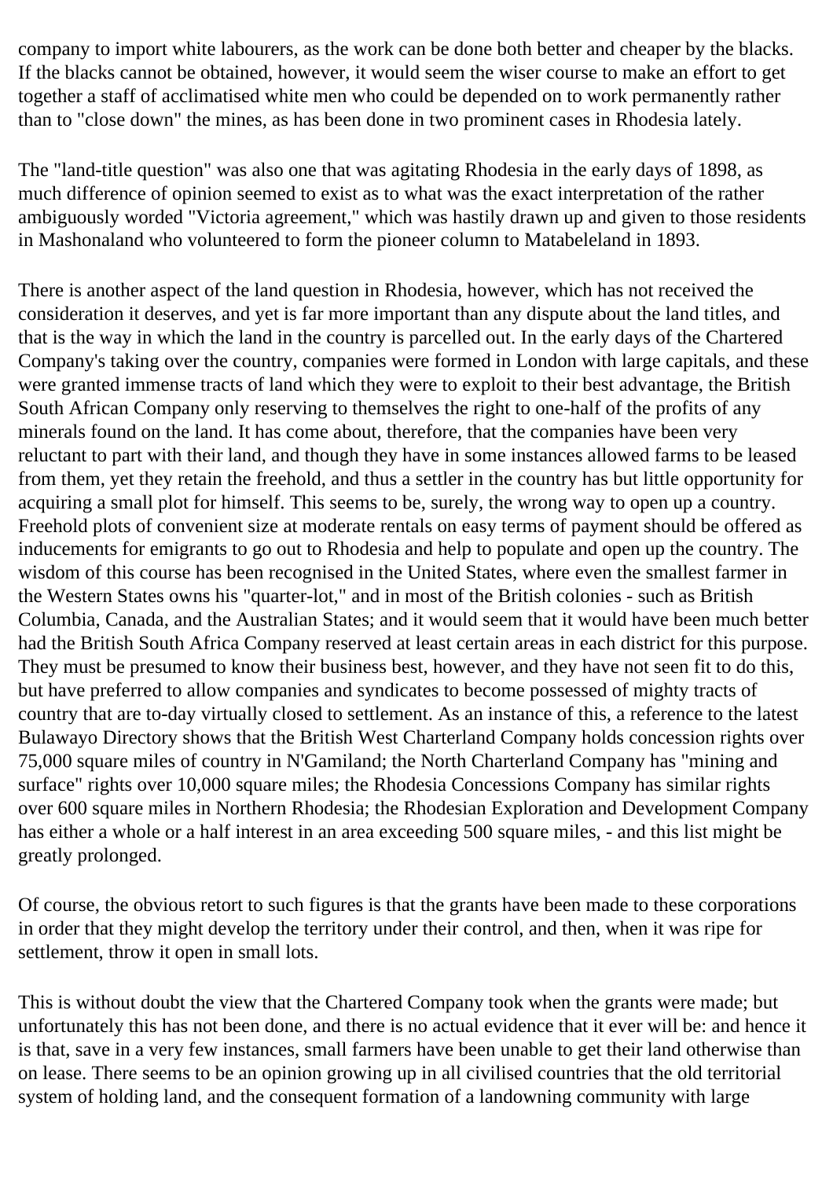company to import white labourers, as the work can be done both better and cheaper by the blacks. If the blacks cannot be obtained, however, it would seem the wiser course to make an effort to get together a staff of acclimatised white men who could be depended on to work permanently rather than to "close down" the mines, as has been done in two prominent cases in Rhodesia lately.

The "land-title question" was also one that was agitating Rhodesia in the early days of 1898, as much difference of opinion seemed to exist as to what was the exact interpretation of the rather ambiguously worded "Victoria agreement," which was hastily drawn up and given to those residents in Mashonaland who volunteered to form the pioneer column to Matabeleland in 1893.

There is another aspect of the land question in Rhodesia, however, which has not received the consideration it deserves, and yet is far more important than any dispute about the land titles, and that is the way in which the land in the country is parcelled out. In the early days of the Chartered Company's taking over the country, companies were formed in London with large capitals, and these were granted immense tracts of land which they were to exploit to their best advantage, the British South African Company only reserving to themselves the right to one-half of the profits of any minerals found on the land. It has come about, therefore, that the companies have been very reluctant to part with their land, and though they have in some instances allowed farms to be leased from them, yet they retain the freehold, and thus a settler in the country has but little opportunity for acquiring a small plot for himself. This seems to be, surely, the wrong way to open up a country. Freehold plots of convenient size at moderate rentals on easy terms of payment should be offered as inducements for emigrants to go out to Rhodesia and help to populate and open up the country. The wisdom of this course has been recognised in the United States, where even the smallest farmer in the Western States owns his "quarter-lot," and in most of the British colonies - such as British Columbia, Canada, and the Australian States; and it would seem that it would have been much better had the British South Africa Company reserved at least certain areas in each district for this purpose. They must be presumed to know their business best, however, and they have not seen fit to do this, but have preferred to allow companies and syndicates to become possessed of mighty tracts of country that are to-day virtually closed to settlement. As an instance of this, a reference to the latest Bulawayo Directory shows that the British West Charterland Company holds concession rights over 75,000 square miles of country in N'Gamiland; the North Charterland Company has "mining and surface" rights over 10,000 square miles; the Rhodesia Concessions Company has similar rights over 600 square miles in Northern Rhodesia; the Rhodesian Exploration and Development Company has either a whole or a half interest in an area exceeding 500 square miles, - and this list might be greatly prolonged.

Of course, the obvious retort to such figures is that the grants have been made to these corporations in order that they might develop the territory under their control, and then, when it was ripe for settlement, throw it open in small lots.

This is without doubt the view that the Chartered Company took when the grants were made; but unfortunately this has not been done, and there is no actual evidence that it ever will be: and hence it is that, save in a very few instances, small farmers have been unable to get their land otherwise than on lease. There seems to be an opinion growing up in all civilised countries that the old territorial system of holding land, and the consequent formation of a landowning community with large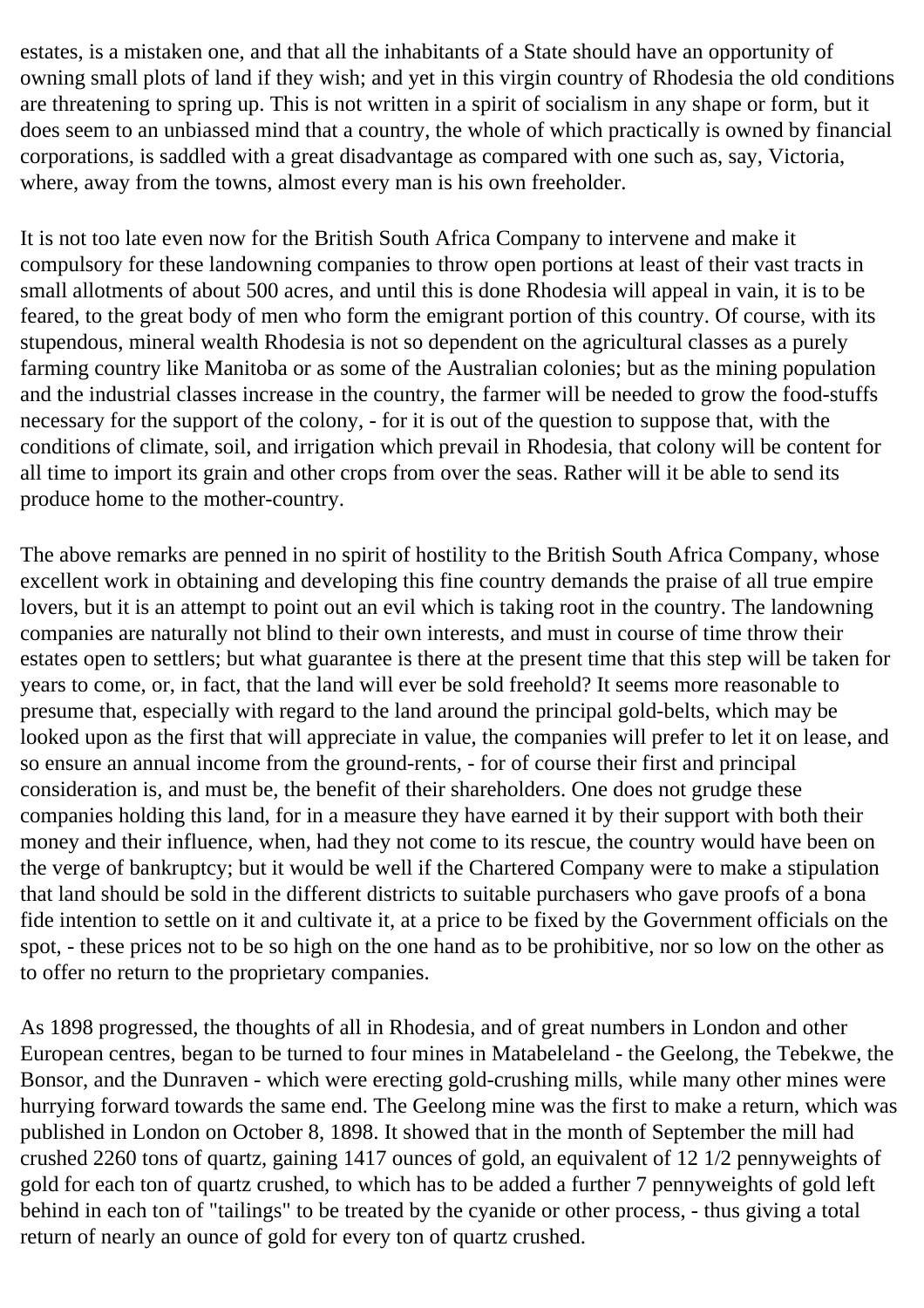estates, is a mistaken one, and that all the inhabitants of a State should have an opportunity of owning small plots of land if they wish; and yet in this virgin country of Rhodesia the old conditions are threatening to spring up. This is not written in a spirit of socialism in any shape or form, but it does seem to an unbiassed mind that a country, the whole of which practically is owned by financial corporations, is saddled with a great disadvantage as compared with one such as, say, Victoria, where, away from the towns, almost every man is his own freeholder.

It is not too late even now for the British South Africa Company to intervene and make it compulsory for these landowning companies to throw open portions at least of their vast tracts in small allotments of about 500 acres, and until this is done Rhodesia will appeal in vain, it is to be feared, to the great body of men who form the emigrant portion of this country. Of course, with its stupendous, mineral wealth Rhodesia is not so dependent on the agricultural classes as a purely farming country like Manitoba or as some of the Australian colonies; but as the mining population and the industrial classes increase in the country, the farmer will be needed to grow the food-stuffs necessary for the support of the colony, - for it is out of the question to suppose that, with the conditions of climate, soil, and irrigation which prevail in Rhodesia, that colony will be content for all time to import its grain and other crops from over the seas. Rather will it be able to send its produce home to the mother-country.

The above remarks are penned in no spirit of hostility to the British South Africa Company, whose excellent work in obtaining and developing this fine country demands the praise of all true empire lovers, but it is an attempt to point out an evil which is taking root in the country. The landowning companies are naturally not blind to their own interests, and must in course of time throw their estates open to settlers; but what guarantee is there at the present time that this step will be taken for years to come, or, in fact, that the land will ever be sold freehold? It seems more reasonable to presume that, especially with regard to the land around the principal gold-belts, which may be looked upon as the first that will appreciate in value, the companies will prefer to let it on lease, and so ensure an annual income from the ground-rents, - for of course their first and principal consideration is, and must be, the benefit of their shareholders. One does not grudge these companies holding this land, for in a measure they have earned it by their support with both their money and their influence, when, had they not come to its rescue, the country would have been on the verge of bankruptcy; but it would be well if the Chartered Company were to make a stipulation that land should be sold in the different districts to suitable purchasers who gave proofs of a bona fide intention to settle on it and cultivate it, at a price to be fixed by the Government officials on the spot, - these prices not to be so high on the one hand as to be prohibitive, nor so low on the other as to offer no return to the proprietary companies.

As 1898 progressed, the thoughts of all in Rhodesia, and of great numbers in London and other European centres, began to be turned to four mines in Matabeleland - the Geelong, the Tebekwe, the Bonsor, and the Dunraven - which were erecting gold-crushing mills, while many other mines were hurrying forward towards the same end. The Geelong mine was the first to make a return, which was published in London on October 8, 1898. It showed that in the month of September the mill had crushed 2260 tons of quartz, gaining 1417 ounces of gold, an equivalent of 12 1/2 pennyweights of gold for each ton of quartz crushed, to which has to be added a further 7 pennyweights of gold left behind in each ton of "tailings" to be treated by the cyanide or other process, - thus giving a total return of nearly an ounce of gold for every ton of quartz crushed.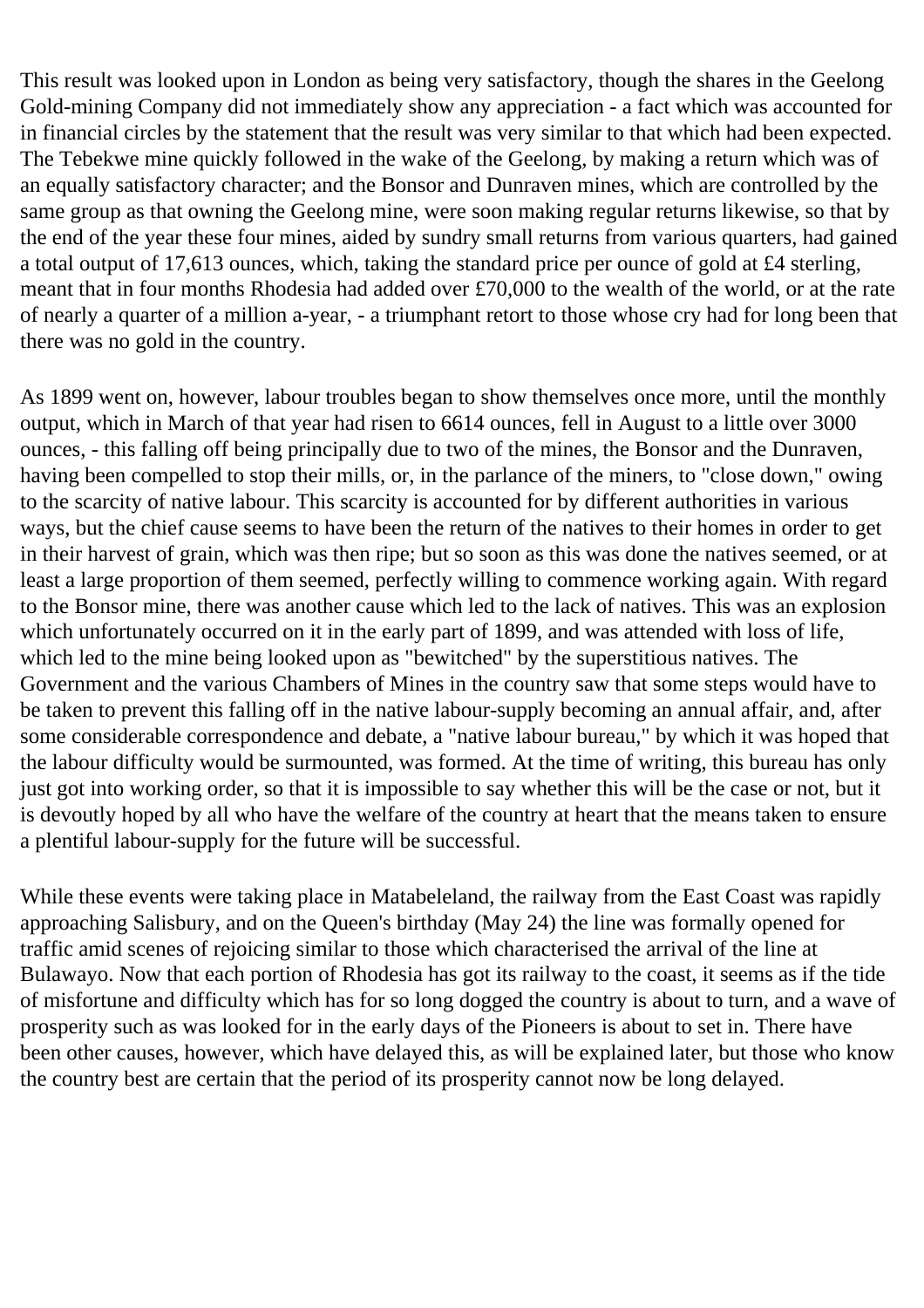This result was looked upon in London as being very satisfactory, though the shares in the Geelong Gold-mining Company did not immediately show any appreciation - a fact which was accounted for in financial circles by the statement that the result was very similar to that which had been expected. The Tebekwe mine quickly followed in the wake of the Geelong, by making a return which was of an equally satisfactory character; and the Bonsor and Dunraven mines, which are controlled by the same group as that owning the Geelong mine, were soon making regular returns likewise, so that by the end of the year these four mines, aided by sundry small returns from various quarters, had gained a total output of 17,613 ounces, which, taking the standard price per ounce of gold at £4 sterling, meant that in four months Rhodesia had added over £70,000 to the wealth of the world, or at the rate of nearly a quarter of a million a-year, - a triumphant retort to those whose cry had for long been that there was no gold in the country.

As 1899 went on, however, labour troubles began to show themselves once more, until the monthly output, which in March of that year had risen to 6614 ounces, fell in August to a little over 3000 ounces, - this falling off being principally due to two of the mines, the Bonsor and the Dunraven, having been compelled to stop their mills, or, in the parlance of the miners, to "close down," owing to the scarcity of native labour. This scarcity is accounted for by different authorities in various ways, but the chief cause seems to have been the return of the natives to their homes in order to get in their harvest of grain, which was then ripe; but so soon as this was done the natives seemed, or at least a large proportion of them seemed, perfectly willing to commence working again. With regard to the Bonsor mine, there was another cause which led to the lack of natives. This was an explosion which unfortunately occurred on it in the early part of 1899, and was attended with loss of life, which led to the mine being looked upon as "bewitched" by the superstitious natives. The Government and the various Chambers of Mines in the country saw that some steps would have to be taken to prevent this falling off in the native labour-supply becoming an annual affair, and, after some considerable correspondence and debate, a "native labour bureau," by which it was hoped that the labour difficulty would be surmounted, was formed. At the time of writing, this bureau has only just got into working order, so that it is impossible to say whether this will be the case or not, but it is devoutly hoped by all who have the welfare of the country at heart that the means taken to ensure a plentiful labour-supply for the future will be successful.

While these events were taking place in Matabeleland, the railway from the East Coast was rapidly approaching Salisbury, and on the Queen's birthday (May 24) the line was formally opened for traffic amid scenes of rejoicing similar to those which characterised the arrival of the line at Bulawayo. Now that each portion of Rhodesia has got its railway to the coast, it seems as if the tide of misfortune and difficulty which has for so long dogged the country is about to turn, and a wave of prosperity such as was looked for in the early days of the Pioneers is about to set in. There have been other causes, however, which have delayed this, as will be explained later, but those who know the country best are certain that the period of its prosperity cannot now be long delayed.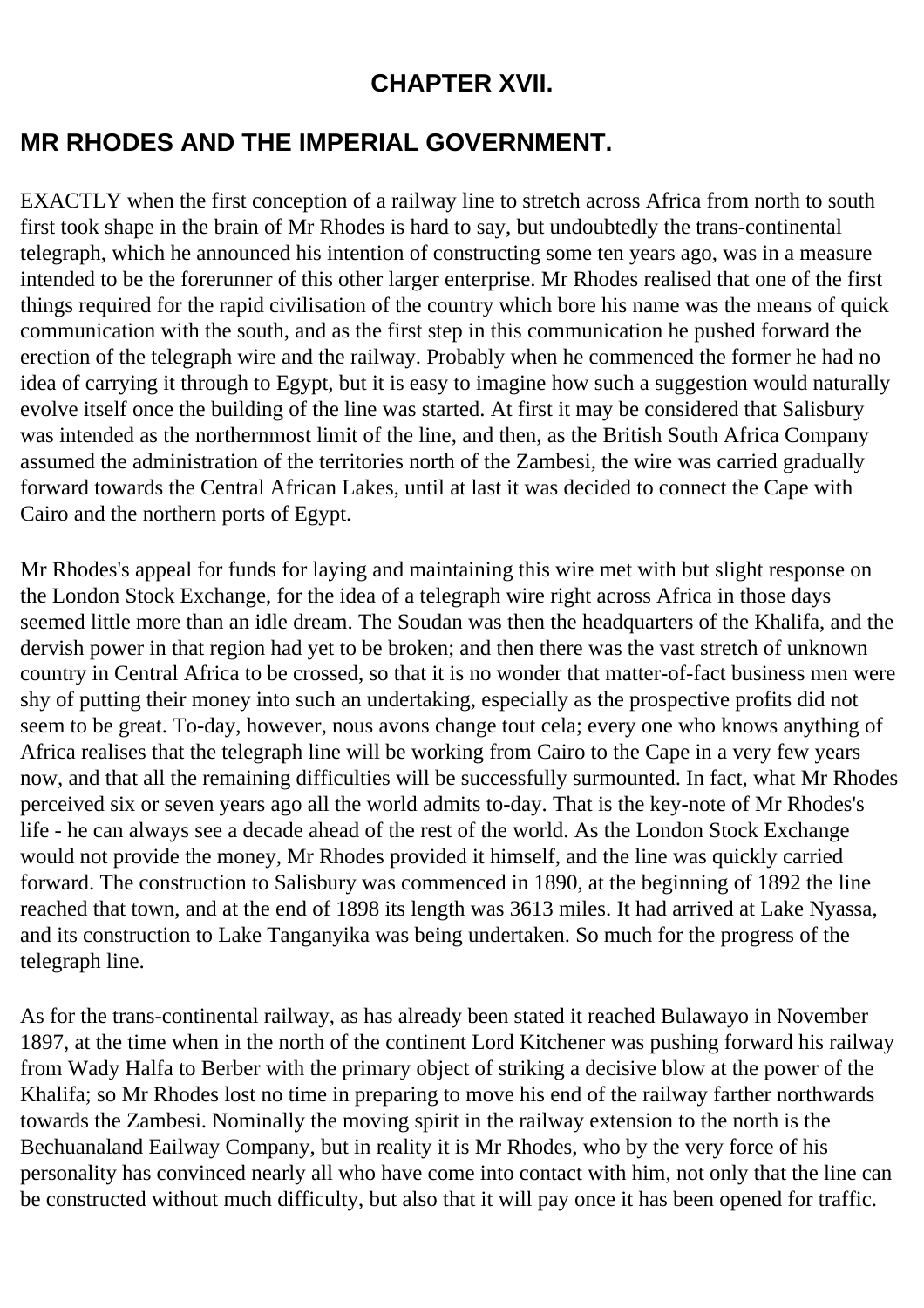# CHAPTER XVII.

## MR RHODES AND THE IMPERIAL GOVERNMENT.

EXACTLY when the first conception of a railway line to stretch across Africa from north to south first took shape in the brain of Mr Rhodes is hard to say, but undoubtedly the trans-continental telegraph, which he announced his intention of constructing some ten years ago, was in a measure intended to be the forerunner of this other larger enterprise. Mr Rhodes realised that one of the first things required for the rapid civilisation of the country which bore his name was the means of quick communication with the south, and as the first step in this communication he pushed forward the erection of the telegraph wire and the railway. Probably when he commenced the former he had no idea of carrying it through to Egypt, but it is easy to imagine how such a suggestion would naturally evolve itself once the building of the line was started. At first it may be considered that Salisbury was intended as the northernmost limit of the line, and then, as the British South Africa Company assumed the administration of the territories north of the Zambesi, the wire was carried gradually forward towards the Central African Lakes, until at last it was decided to connect the Cape with Cairo and the northern ports of Egypt.

Mr Rhodes's appeal for funds for laying and maintaining this wire met with but slight response on the London Stock Exchange, for the idea of a telegraph wire right across Africa in those days seemed little more than an idle dream. The Soudan was then the headquarters of the Khalifa, and the dervish power in that region had yet to be broken; and then there was the vast stretch of unknown country in Central Africa to be crossed, so that it is no wonder that matter-of-fact business men were shy of putting their money into such an undertaking, especially as the prospective profits did not seem to be great. To-day, however, nous avons change tout cela; every one who knows anything of Africa realises that the telegraph line will be working from Cairo to the Cape in a very few years now, and that all the remaining difficulties will be successfully surmounted. In fact, what Mr Rhodes perceived six or seven years ago all the world admits to-day. That is the key-note of Mr Rhodes's life - he can always see a decade ahead of the rest of the world. As the London Stock Exchange would not provide the money, Mr Rhodes provided it himself, and the line was quickly carried forward. The construction to Salisbury was commenced in 1890, at the beginning of 1892 the line reached that town, and at the end of 1898 its length was 3613 miles. It had arrived at Lake Nyassa, and its construction to Lake Tanganyika was being undertaken. So much for the progress of the telegraph line.

As for the trans-continental railway, as has already been stated it reached Bulawayo in November 1897, at the time when in the north of the continent Lord Kitchener was pushing forward his railway from Wady Halfa to Berber with the primary object of striking a decisive blow at the power of the Khalifa; so Mr Rhodes lost no time in preparing to move his end of the railway farther northwards towards the Zambesi. Nominally the moving spirit in the railway extension to the north is the Bechuanaland Eailway Company, but in reality it is Mr Rhodes, who by the very force of his personality has convinced nearly all who have come into contact with him, not only that the line can be constructed without much difficulty, but also that it will pay once it has been opened for traffic.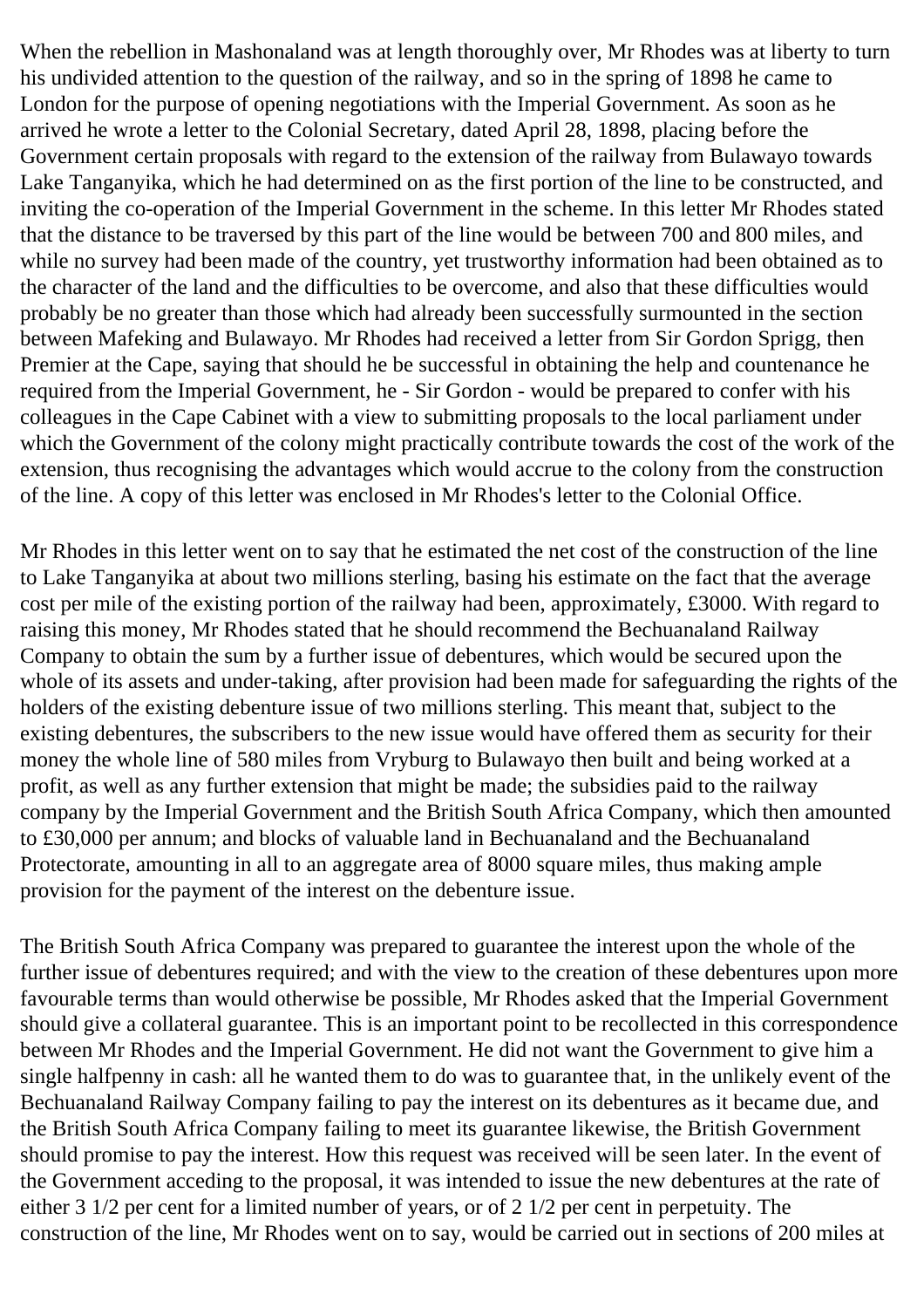When the rebellion in Mashonaland was at length thoroughly over, Mr Rhodes was at liberty to turn his undivided attention to the question of the railway, and so in the spring of 1898 he came to London for the purpose of opening negotiations with the Imperial Government. As soon as he arrived he wrote a letter to the Colonial Secretary, dated April 28, 1898, placing before the Government certain proposals with regard to the extension of the railway from Bulawayo towards Lake Tanganyika, which he had determined on as the first portion of the line to be constructed, and inviting the co-operation of the Imperial Government in the scheme. In this letter Mr Rhodes stated that the distance to be traversed by this part of the line would be between 700 and 800 miles, and while no survey had been made of the country, yet trustworthy information had been obtained as to the character of the land and the difficulties to be overcome, and also that these difficulties would probably be no greater than those which had already been successfully surmounted in the section between Mafeking and Bulawayo. Mr Rhodes had received a letter from Sir Gordon Sprigg, then Premier at the Cape, saying that should he be successful in obtaining the help and countenance he required from the Imperial Government, he - Sir Gordon - would be prepared to confer with his colleagues in the Cape Cabinet with a view to submitting proposals to the local parliament under which the Government of the colony might practically contribute towards the cost of the work of the extension, thus recognising the advantages which would accrue to the colony from the construction of the line. A copy of this letter was enclosed in Mr Rhodes's letter to the Colonial Office.

Mr Rhodes in this letter went on to say that he estimated the net cost of the construction of the line to Lake Tanganyika at about two millions sterling, basing his estimate on the fact that the average cost per mile of the existing portion of the railway had been, approximately, £3000. With regard to raising this money, Mr Rhodes stated that he should recommend the Bechuanaland Railway Company to obtain the sum by a further issue of debentures, which would be secured upon the whole of its assets and under-taking, after provision had been made for safeguarding the rights of the holders of the existing debenture issue of two millions sterling. This meant that, subject to the existing debentures, the subscribers to the new issue would have offered them as security for their money the whole line of 580 miles from Vryburg to Bulawayo then built and being worked at a profit, as well as any further extension that might be made; the subsidies paid to the railway company by the Imperial Government and the British South Africa Company, which then amounted to £30,000 per annum; and blocks of valuable land in Bechuanaland and the Bechuanaland Protectorate, amounting in all to an aggregate area of 8000 square miles, thus making ample provision for the payment of the interest on the debenture issue.

The British South Africa Company was prepared to guarantee the interest upon the whole of the further issue of debentures required; and with the view to the creation of these debentures upon more favourable terms than would otherwise be possible, Mr Rhodes asked that the Imperial Government should give a collateral guarantee. This is an important point to be recollected in this correspondence between Mr Rhodes and the Imperial Government. He did not want the Government to give him a single halfpenny in cash: all he wanted them to do was to guarantee that, in the unlikely event of the Bechuanaland Railway Company failing to pay the interest on its debentures as it became due, and the British South Africa Company failing to meet its guarantee likewise, the British Government should promise to pay the interest. How this request was received will be seen later. In the event of the Government acceding to the proposal, it was intended to issue the new debentures at the rate of either 3 1/2 per cent for a limited number of years, or of 2 1/2 per cent in perpetuity. The construction of the line, Mr Rhodes went on to say, would be carried out in sections of 200 miles at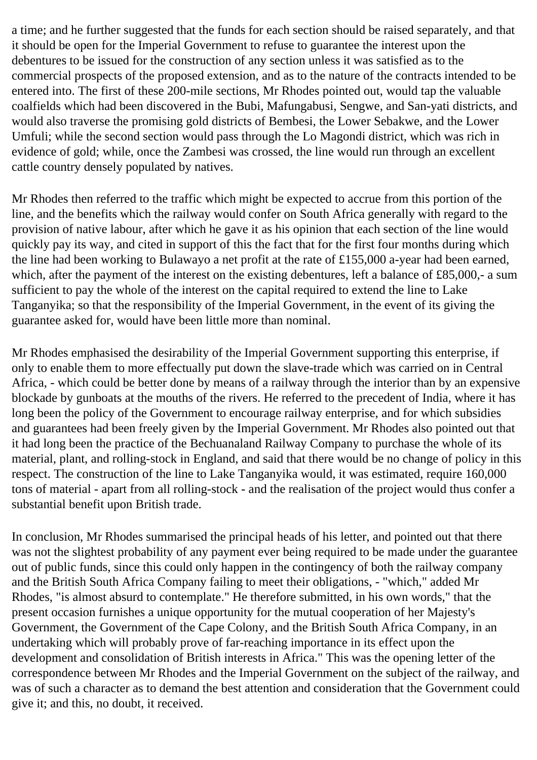a time; and he further suggested that the funds for each section should be raised separately, and that it should be open for the Imperial Government to refuse to guarantee the interest upon the debentures to be issued for the construction of any section unless it was satisfied as to the commercial prospects of the proposed extension, and as to the nature of the contracts intended to be entered into. The first of these 200-mile sections, Mr Rhodes pointed out, would tap the valuable coalfields which had been discovered in the Bubi, Mafungabusi, Sengwe, and San-yati districts, and would also traverse the promising gold districts of Bembesi, the Lower Sebakwe, and the Lower Umfuli; while the second section would pass through the Lo Magondi district, which was rich in evidence of gold; while, once the Zambesi was crossed, the line would run through an excellent cattle country densely populated by natives.

Mr Rhodes then referred to the traffic which might be expected to accrue from this portion of the line, and the benefits which the railway would confer on South Africa generally with regard to the provision of native labour, after which he gave it as his opinion that each section of the line would quickly pay its way, and cited in support of this the fact that for the first four months during which the line had been working to Bulawayo a net profit at the rate of £155,000 a-year had been earned, which, after the payment of the interest on the existing debentures, left a balance of £85,000,- a sum sufficient to pay the whole of the interest on the capital required to extend the line to Lake Tanganyika; so that the responsibility of the Imperial Government, in the event of its giving the guarantee asked for, would have been little more than nominal.

Mr Rhodes emphasised the desirability of the Imperial Government supporting this enterprise, if only to enable them to more effectually put down the slave-trade which was carried on in Central Africa, - which could be better done by means of a railway through the interior than by an expensive blockade by gunboats at the mouths of the rivers. He referred to the precedent of India, where it has long been the policy of the Government to encourage railway enterprise, and for which subsidies and guarantees had been freely given by the Imperial Government. Mr Rhodes also pointed out that it had long been the practice of the Bechuanaland Railway Company to purchase the whole of its material, plant, and rolling-stock in England, and said that there would be no change of policy in this respect. The construction of the line to Lake Tanganyika would, it was estimated, require 160,000 tons of material - apart from all rolling-stock - and the realisation of the project would thus confer a substantial benefit upon British trade.

In conclusion, Mr Rhodes summarised the principal heads of his letter, and pointed out that there was not the slightest probability of any payment ever being required to be made under the guarantee out of public funds, since this could only happen in the contingency of both the railway company and the British South Africa Company failing to meet their obligations, - "which," added Mr Rhodes, "is almost absurd to contemplate." He therefore submitted, in his own words," that the present occasion furnishes a unique opportunity for the mutual cooperation of her Majesty's Government, the Government of the Cape Colony, and the British South Africa Company, in an undertaking which will probably prove of far-reaching importance in its effect upon the development and consolidation of British interests in Africa." This was the opening letter of the correspondence between Mr Rhodes and the Imperial Government on the subject of the railway, and was of such a character as to demand the best attention and consideration that the Government could give it; and this, no doubt, it received.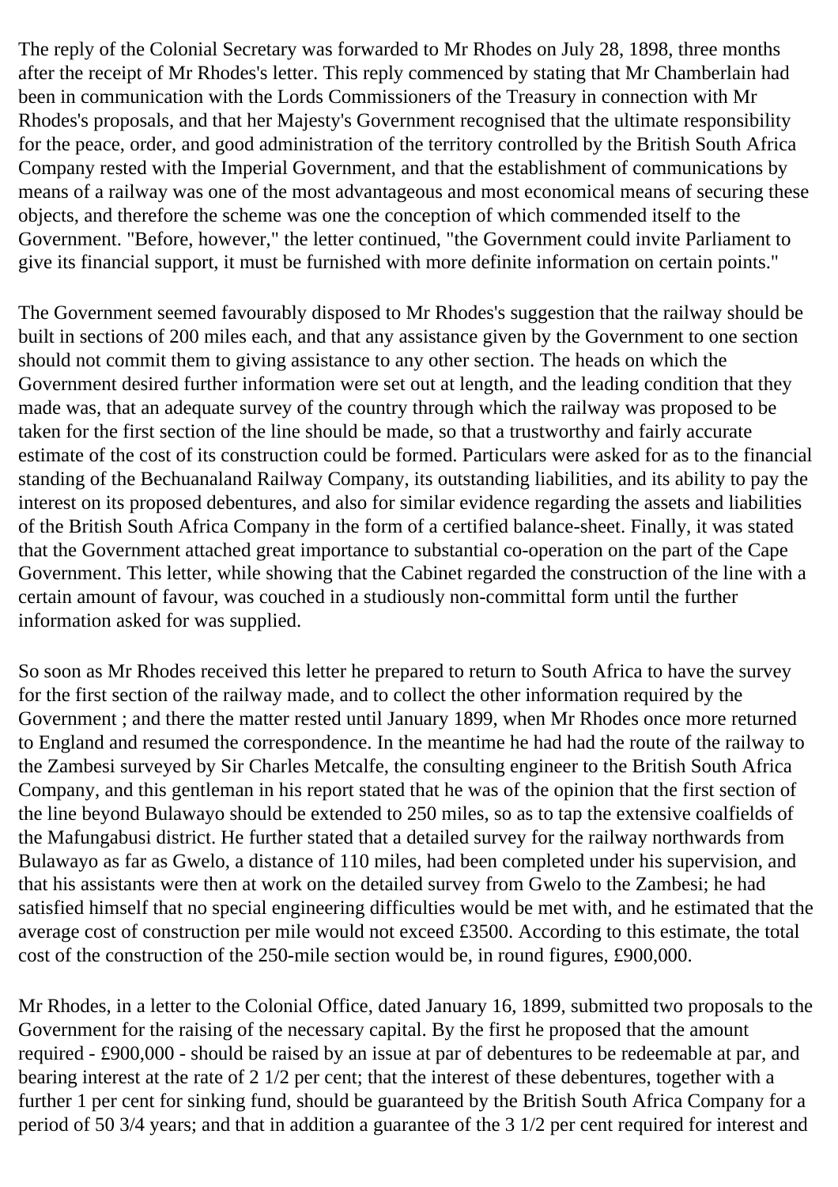The reply of the Colonial Secretary was forwarded to Mr Rhodes on July 28, 1898, three months after the receipt of Mr Rhodes's letter. This reply commenced by stating that Mr Chamberlain had been in communication with the Lords Commissioners of the Treasury in connection with Mr Rhodes's proposals, and that her Majesty's Government recognised that the ultimate responsibility for the peace, order, and good administration of the territory controlled by the British South Africa Company rested with the Imperial Government, and that the establishment of communications by means of a railway was one of the most advantageous and most economical means of securing these objects, and therefore the scheme was one the conception of which commended itself to the Government. "Before, however," the letter continued, "the Government could invite Parliament to give its financial support, it must be furnished with more definite information on certain points."

The Government seemed favourably disposed to Mr Rhodes's suggestion that the railway should be built in sections of 200 miles each, and that any assistance given by the Government to one section should not commit them to giving assistance to any other section. The heads on which the Government desired further information were set out at length, and the leading condition that they made was, that an adequate survey of the country through which the railway was proposed to be taken for the first section of the line should be made, so that a trustworthy and fairly accurate estimate of the cost of its construction could be formed. Particulars were asked for as to the financial standing of the Bechuanaland Railway Company, its outstanding liabilities, and its ability to pay the interest on its proposed debentures, and also for similar evidence regarding the assets and liabilities of the British South Africa Company in the form of a certified balance-sheet. Finally, it was stated that the Government attached great importance to substantial co-operation on the part of the Cape Government. This letter, while showing that the Cabinet regarded the construction of the line with a certain amount of favour, was couched in a studiously non-committal form until the further information asked for was supplied.

So soon as Mr Rhodes received this letter he prepared to return to South Africa to have the survey for the first section of the railway made, and to collect the other information required by the Government ; and there the matter rested until January 1899, when Mr Rhodes once more returned to England and resumed the correspondence. In the meantime he had had the route of the railway to the Zambesi surveyed by Sir Charles Metcalfe, the consulting engineer to the British South Africa Company, and this gentleman in his report stated that he was of the opinion that the first section of the line beyond Bulawayo should be extended to 250 miles, so as to tap the extensive coalfields of the Mafungabusi district. He further stated that a detailed survey for the railway northwards from Bulawayo as far as Gwelo, a distance of 110 miles, had been completed under his supervision, and that his assistants were then at work on the detailed survey from Gwelo to the Zambesi; he had satisfied himself that no special engineering difficulties would be met with, and he estimated that the average cost of construction per mile would not exceed £3500. According to this estimate, the total cost of the construction of the 250-mile section would be, in round figures, £900,000.

Mr Rhodes, in a letter to the Colonial Office, dated January 16, 1899, submitted two proposals to the Government for the raising of the necessary capital. By the first he proposed that the amount required - £900,000 - should be raised by an issue at par of debentures to be redeemable at par, and bearing interest at the rate of 2 1/2 per cent; that the interest of these debentures, together with a further 1 per cent for sinking fund, should be guaranteed by the British South Africa Company for a period of 50 3/4 years; and that in addition a guarantee of the 3 1/2 per cent required for interest and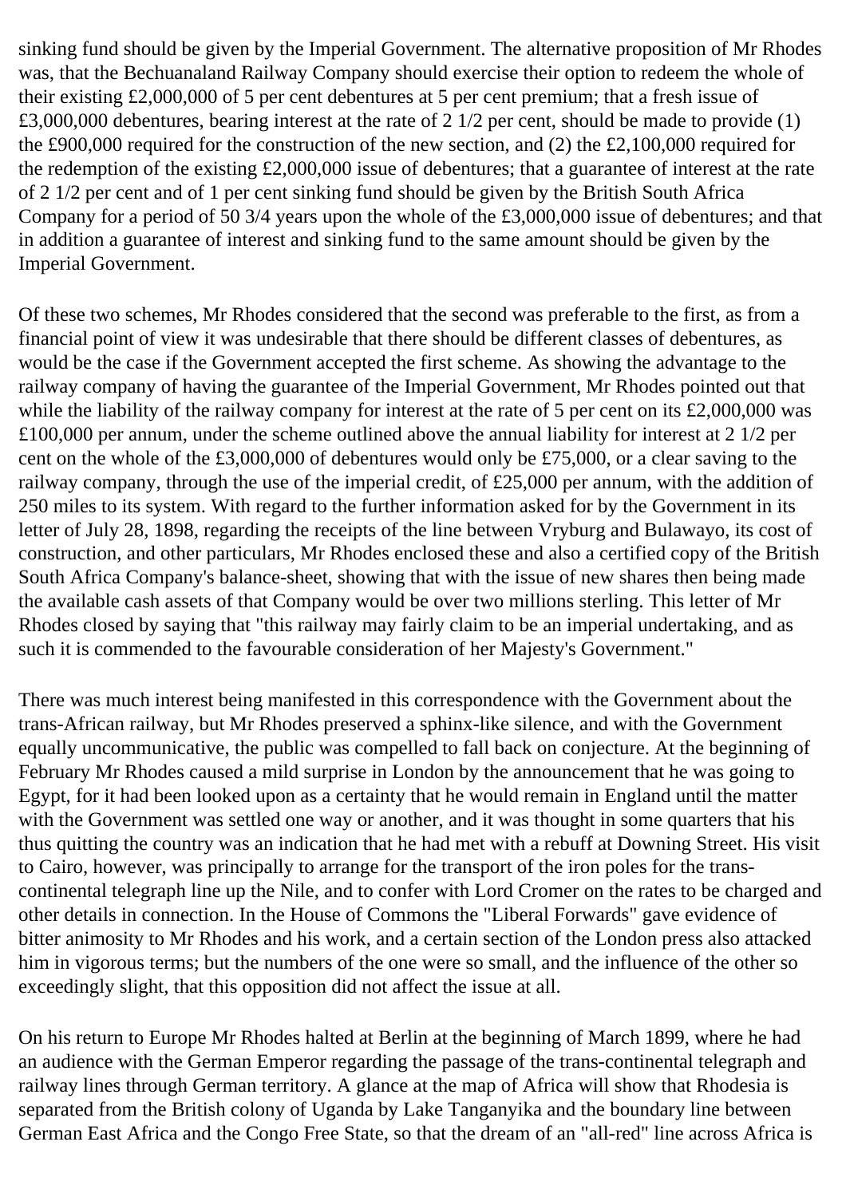sinking fund should be given by the Imperial Government. The alternative proposition of Mr Rhodes was, that the Bechuanaland Railway Company should exercise their option to redeem the whole of their existing £2,000,000 of 5 per cent debentures at 5 per cent premium; that a fresh issue of £3,000,000 debentures, bearing interest at the rate of 2 1/2 per cent, should be made to provide (1) the £900,000 required for the construction of the new section, and (2) the £2,100,000 required for the redemption of the existing £2,000,000 issue of debentures; that a guarantee of interest at the rate of 2 1/2 per cent and of 1 per cent sinking fund should be given by the British South Africa Company for a period of 50 3/4 years upon the whole of the £3,000,000 issue of debentures; and that in addition a guarantee of interest and sinking fund to the same amount should be given by the Imperial Government.

Of these two schemes, Mr Rhodes considered that the second was preferable to the first, as from a financial point of view it was undesirable that there should be different classes of debentures, as would be the case if the Government accepted the first scheme. As showing the advantage to the railway company of having the guarantee of the Imperial Government, Mr Rhodes pointed out that while the liability of the railway company for interest at the rate of 5 per cent on its £2,000,000 was £100,000 per annum, under the scheme outlined above the annual liability for interest at 2 1/2 per cent on the whole of the £3,000,000 of debentures would only be £75,000, or a clear saving to the railway company, through the use of the imperial credit, of £25,000 per annum, with the addition of 250 miles to its system. With regard to the further information asked for by the Government in its letter of July 28, 1898, regarding the receipts of the line between Vryburg and Bulawayo, its cost of construction, and other particulars, Mr Rhodes enclosed these and also a certified copy of the British South Africa Company's balance-sheet, showing that with the issue of new shares then being made the available cash assets of that Company would be over two millions sterling. This letter of Mr Rhodes closed by saying that "this railway may fairly claim to be an imperial undertaking, and as such it is commended to the favourable consideration of her Majesty's Government."

There was much interest being manifested in this correspondence with the Government about the trans-African railway, but Mr Rhodes preserved a sphinx-like silence, and with the Government equally uncommunicative, the public was compelled to fall back on conjecture. At the beginning of February Mr Rhodes caused a mild surprise in London by the announcement that he was going to Egypt, for it had been looked upon as a certainty that he would remain in England until the matter with the Government was settled one way or another, and it was thought in some quarters that his thus quitting the country was an indication that he had met with a rebuff at Downing Street. His visit to Cairo, however, was principally to arrange for the transport of the iron poles for the trans-continental telegraph line up the Nile, and to confer with Lord Cromer on the rates to be charged and other details in connection. In the House of Commons the "Liberal Forwards" gave evidence of bitter animosity to Mr Rhodes and his work, and a certain section of the London press also attacked him in vigorous terms; but the numbers of the one were so small, and the influence of the other so exceedingly slight, that this opposition did not affect the issue at all.

On his return to Europe Mr Rhodes halted at Berlin at the beginning of March 1899, where he had an audience with the German Emperor regarding the passage of the trans-continental telegraph and railway lines through German territory. A glance at the map of Africa will show that Rhodesia is separated from the British colony of Uganda by Lake Tanganyika and the boundary line between German East Africa and the Congo Free State, so that the dream of an "all-red" line across Africa is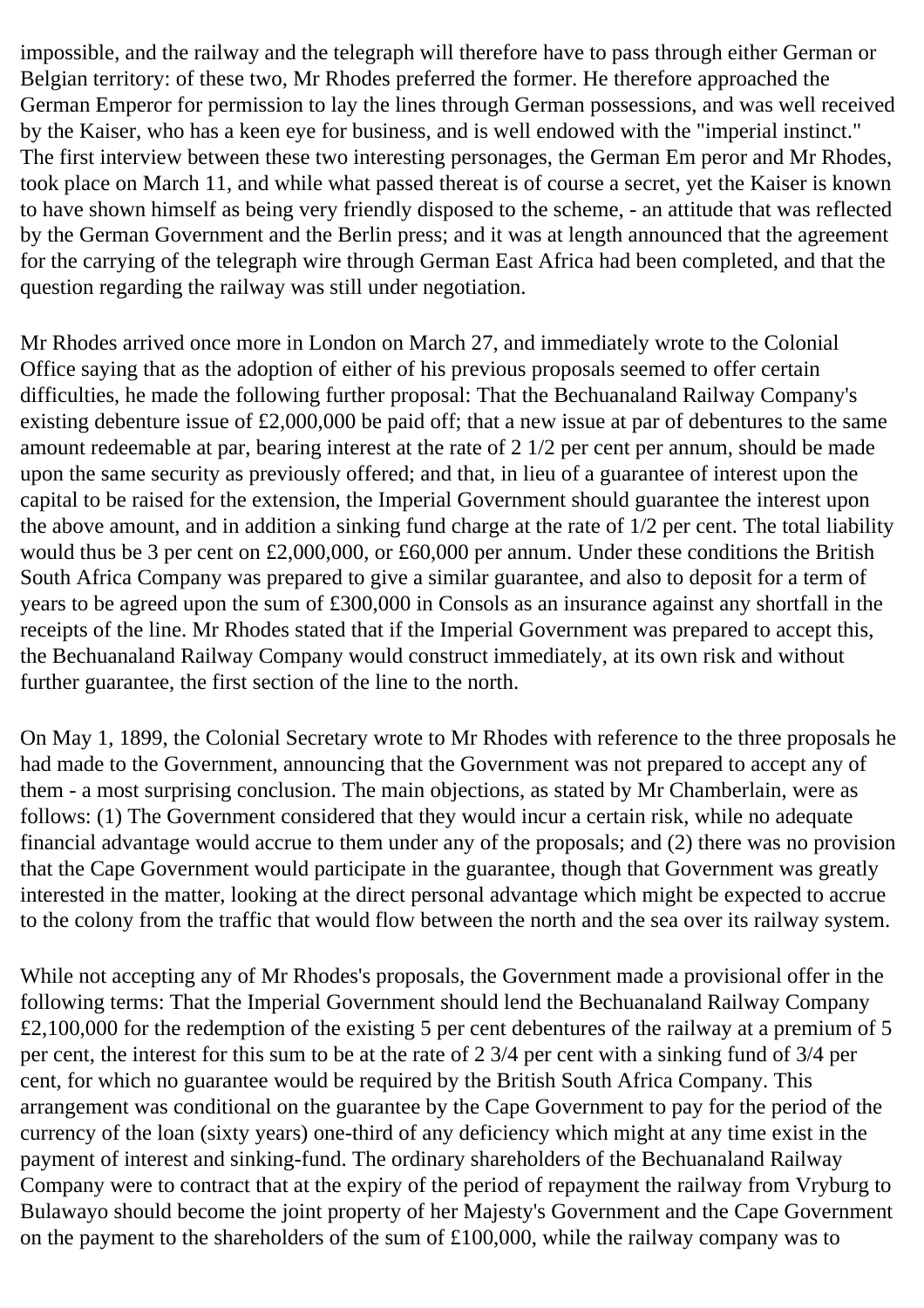impossible, and the railway and the telegraph will therefore have to pass through either German or Belgian territory: of these two, Mr Rhodes preferred the former. He therefore approached the German Emperor for permission to lay the lines through German possessions, and was well received by the Kaiser, who has a keen eye for business, and is well endowed with the "imperial instinct." The first interview between these two interesting personages, the German Em peror and Mr Rhodes, took place on March 11, and while what passed thereat is of course a secret, yet the Kaiser is known to have shown himself as being very friendly disposed to the scheme, - an attitude that was reflected by the German Government and the Berlin press; and it was at length announced that the agreement for the carrying of the telegraph wire through German East Africa had been completed, and that the question regarding the railway was still under negotiation.

Mr Rhodes arrived once more in London on March 27, and immediately wrote to the Colonial Office saying that as the adoption of either of his previous proposals seemed to offer certain difficulties, he made the following further proposal: That the Bechuanaland Railway Company's existing debenture issue of £2,000,000 be paid off; that a new issue at par of debentures to the same amount redeemable at par, bearing interest at the rate of 2 1/2 per cent per annum, should be made upon the same security as previously offered; and that, in lieu of a guarantee of interest upon the capital to be raised for the extension, the Imperial Government should guarantee the interest upon the above amount, and in addition a sinking fund charge at the rate of 1/2 per cent. The total liability would thus be 3 per cent on £2,000,000, or £60,000 per annum. Under these conditions the British South Africa Company was prepared to give a similar guarantee, and also to deposit for a term of years to be agreed upon the sum of £300,000 in Consols as an insurance against any shortfall in the receipts of the line. Mr Rhodes stated that if the Imperial Government was prepared to accept this, the Bechuanaland Railway Company would construct immediately, at its own risk and without further guarantee, the first section of the line to the north.

On May 1, 1899, the Colonial Secretary wrote to Mr Rhodes with reference to the three proposals he had made to the Government, announcing that the Government was not prepared to accept any of them - a most surprising conclusion. The main objections, as stated by Mr Chamberlain, were as follows: (1) The Government considered that they would incur a certain risk, while no adequate financial advantage would accrue to them under any of the proposals; and (2) there was no provision that the Cape Government would participate in the guarantee, though that Government was greatly interested in the matter, looking at the direct personal advantage which might be expected to accrue to the colony from the traffic that would flow between the north and the sea over its railway system.

While not accepting any of Mr Rhodes's proposals, the Government made a provisional offer in the following terms: That the Imperial Government should lend the Bechuanaland Railway Company £2,100,000 for the redemption of the existing 5 per cent debentures of the railway at a premium of 5 per cent, the interest for this sum to be at the rate of 2 3/4 per cent with a sinking fund of 3/4 per cent, for which no guarantee would be required by the British South Africa Company. This arrangement was conditional on the guarantee by the Cape Government to pay for the period of the currency of the loan (sixty years) one-third of any deficiency which might at any time exist in the payment of interest and sinking-fund. The ordinary shareholders of the Bechuanaland Railway Company were to contract that at the expiry of the period of repayment the railway from Vryburg to Bulawayo should become the joint property of her Majesty's Government and the Cape Government on the payment to the shareholders of the sum of £100,000, while the railway company was to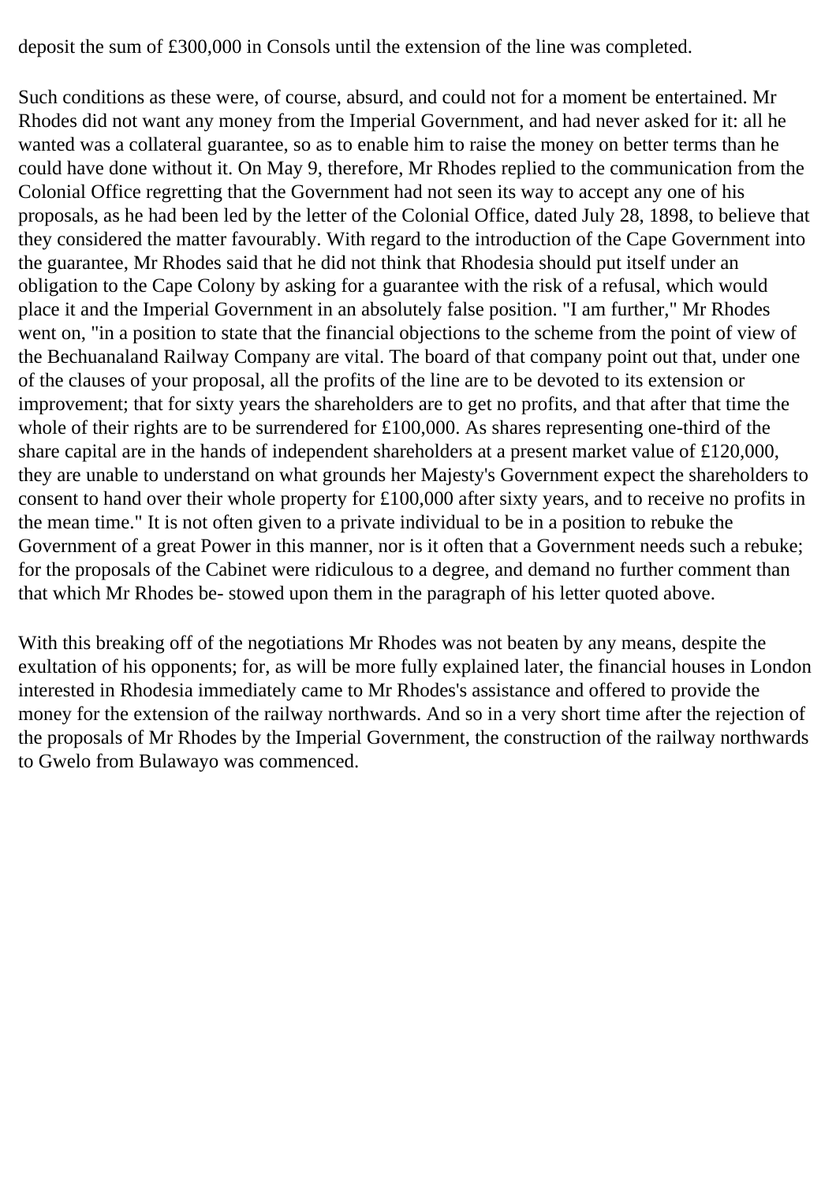deposit the sum of £300,000 in Consols until the extension of the line was completed.

Such conditions as these were, of course, absurd, and could not for a moment be entertained. Mr Rhodes did not want any money from the Imperial Government, and had never asked for it: all he wanted was a collateral guarantee, so as to enable him to raise the money on better terms than he could have done without it. On May 9, therefore, Mr Rhodes replied to the communication from the Colonial Office regretting that the Government had not seen its way to accept any one of his proposals, as he had been led by the letter of the Colonial Office, dated July 28, 1898, to believe that they considered the matter favourably. With regard to the introduction of the Cape Government into the guarantee, Mr Rhodes said that he did not think that Rhodesia should put itself under an obligation to the Cape Colony by asking for a guarantee with the risk of a refusal, which would place it and the Imperial Government in an absolutely false position. "I am further," Mr Rhodes went on, "in a position to state that the financial objections to the scheme from the point of view of the Bechuanaland Railway Company are vital. The board of that company point out that, under one of the clauses of your proposal, all the profits of the line are to be devoted to its extension or improvement; that for sixty years the shareholders are to get no profits, and that after that time the whole of their rights are to be surrendered for £100,000. As shares representing one-third of the share capital are in the hands of independent shareholders at a present market value of £120,000, they are unable to understand on what grounds her Majesty's Government expect the shareholders to consent to hand over their whole property for £100,000 after sixty years, and to receive no profits in the mean time." It is not often given to a private individual to be in a position to rebuke the Government of a great Power in this manner, nor is it often that a Government needs such a rebuke; for the proposals of the Cabinet were ridiculous to a degree, and demand no further comment than that which Mr Rhodes be- stowed upon them in the paragraph of his letter quoted above.

With this breaking off of the negotiations Mr Rhodes was not beaten by any means, despite the exultation of his opponents; for, as will be more fully explained later, the financial houses in London interested in Rhodesia immediately came to Mr Rhodes's assistance and offered to provide the money for the extension of the railway northwards. And so in a very short time after the rejection of the proposals of Mr Rhodes by the Imperial Government, the construction of the railway northwards to Gwelo from Bulawayo was commenced.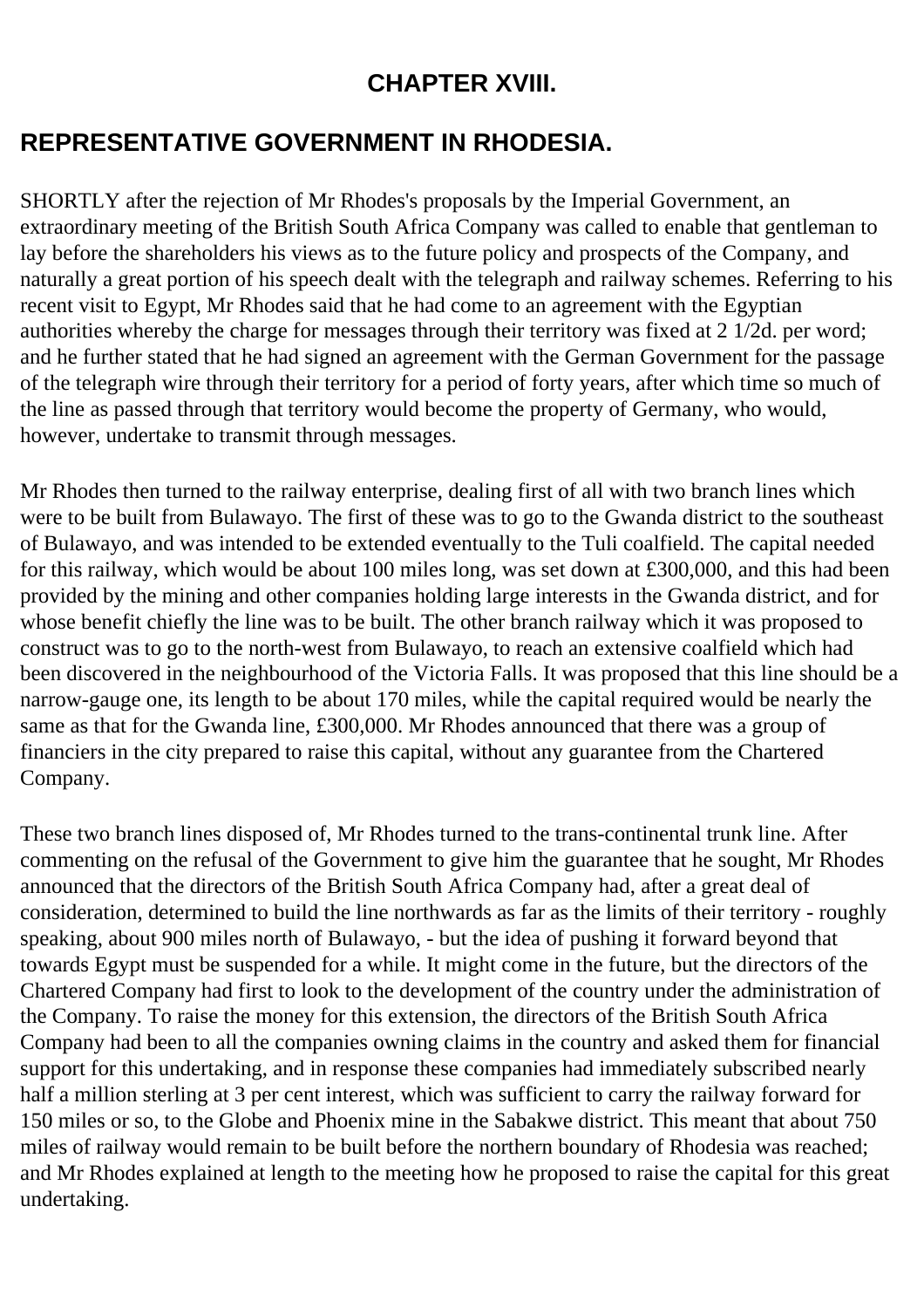# CHAPTER XVIII.

## REPRESENTATIVE GOVERNMENT IN RHODESIA.

SHORTLY after the rejection of Mr Rhodes's proposals by the Imperial Government, an extraordinary meeting of the British South Africa Company was called to enable that gentleman to lay before the shareholders his views as to the future policy and prospects of the Company, and naturally a great portion of his speech dealt with the telegraph and railway schemes. Referring to his recent visit to Egypt, Mr Rhodes said that he had come to an agreement with the Egyptian authorities whereby the charge for messages through their territory was fixed at 2 1/2d. per word; and he further stated that he had signed an agreement with the German Government for the passage of the telegraph wire through their territory for a period of forty years, after which time so much of the line as passed through that territory would become the property of Germany, who would, however, undertake to transmit through messages.

Mr Rhodes then turned to the railway enterprise, dealing first of all with two branch lines which were to be built from Bulawayo. The first of these was to go to the Gwanda district to the southeast of Bulawayo, and was intended to be extended eventually to the Tuli coalfield. The capital needed for this railway, which would be about 100 miles long, was set down at £300,000, and this had been provided by the mining and other companies holding large interests in the Gwanda district, and for whose benefit chiefly the line was to be built. The other branch railway which it was proposed to construct was to go to the north-west from Bulawayo, to reach an extensive coalfield which had been discovered in the neighbourhood of the Victoria Falls. It was proposed that this line should be a narrow-gauge one, its length to be about 170 miles, while the capital required would be nearly the same as that for the Gwanda line, £300,000. Mr Rhodes announced that there was a group of financiers in the city prepared to raise this capital, without any guarantee from the Chartered Company.

These two branch lines disposed of, Mr Rhodes turned to the trans-continental trunk line. After commenting on the refusal of the Government to give him the guarantee that he sought, Mr Rhodes announced that the directors of the British South Africa Company had, after a great deal of consideration, determined to build the line northwards as far as the limits of their territory - roughly speaking, about 900 miles north of Bulawayo, - but the idea of pushing it forward beyond that towards Egypt must be suspended for a while. It might come in the future, but the directors of the Chartered Company had first to look to the development of the country under the administration of the Company. To raise the money for this extension, the directors of the British South Africa Company had been to all the companies owning claims in the country and asked them for financial support for this undertaking, and in response these companies had immediately subscribed nearly half a million sterling at 3 per cent interest, which was sufficient to carry the railway forward for 150 miles or so, to the Globe and Phoenix mine in the Sabakwe district. This meant that about 750 miles of railway would remain to be built before the northern boundary of Rhodesia was reached; and Mr Rhodes explained at length to the meeting how he proposed to raise the capital for this great undertaking.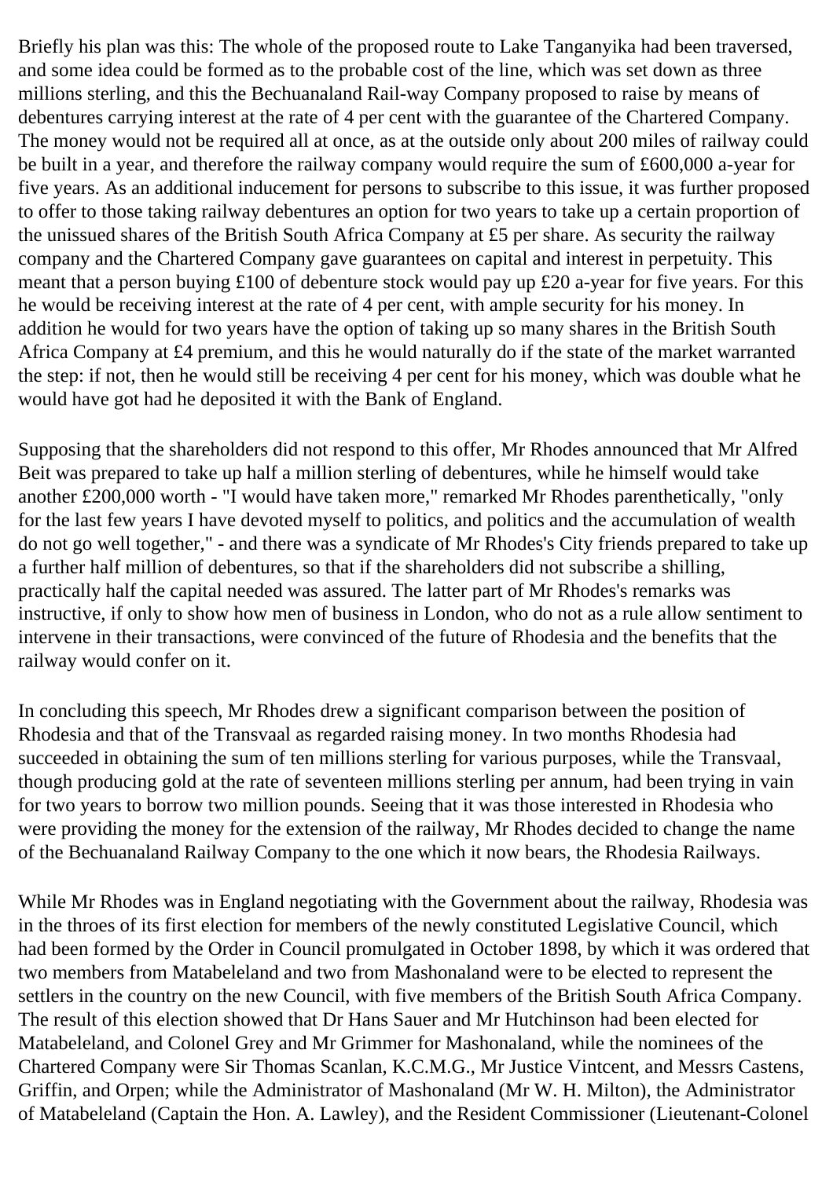Briefly his plan was this: The whole of the proposed route to Lake Tanganyika had been traversed, and some idea could be formed as to the probable cost of the line, which was set down as three millions sterling, and this the Bechuanaland Rail-way Company proposed to raise by means of debentures carrying interest at the rate of 4 per cent with the guarantee of the Chartered Company. The money would not be required all at once, as at the outside only about 200 miles of railway could be built in a year, and therefore the railway company would require the sum of £600,000 a-year for five years. As an additional inducement for persons to subscribe to this issue, it was further proposed to offer to those taking railway debentures an option for two years to take up a certain proportion of the unissued shares of the British South Africa Company at £5 per share. As security the railway company and the Chartered Company gave guarantees on capital and interest in perpetuity. This meant that a person buying £100 of debenture stock would pay up £20 a-year for five years. For this he would be receiving interest at the rate of 4 per cent, with ample security for his money. In addition he would for two years have the option of taking up so many shares in the British South Africa Company at £4 premium, and this he would naturally do if the state of the market warranted the step: if not, then he would still be receiving 4 per cent for his money, which was double what he would have got had he deposited it with the Bank of England.

Supposing that the shareholders did not respond to this offer, Mr Rhodes announced that Mr Alfred Beit was prepared to take up half a million sterling of debentures, while he himself would take another £200,000 worth - "I would have taken more," remarked Mr Rhodes parenthetically, "only for the last few years I have devoted myself to politics, and politics and the accumulation of wealth do not go well together," - and there was a syndicate of Mr Rhodes's City friends prepared to take up a further half million of debentures, so that if the shareholders did not subscribe a shilling, practically half the capital needed was assured. The latter part of Mr Rhodes's remarks was instructive, if only to show how men of business in London, who do not as a rule allow sentiment to intervene in their transactions, were convinced of the future of Rhodesia and the benefits that the railway would confer on it.

In concluding this speech, Mr Rhodes drew a significant comparison between the position of Rhodesia and that of the Transvaal as regarded raising money. In two months Rhodesia had succeeded in obtaining the sum of ten millions sterling for various purposes, while the Transvaal, though producing gold at the rate of seventeen millions sterling per annum, had been trying in vain for two years to borrow two million pounds. Seeing that it was those interested in Rhodesia who were providing the money for the extension of the railway, Mr Rhodes decided to change the name of the Bechuanaland Railway Company to the one which it now bears, the Rhodesia Railways.

While Mr Rhodes was in England negotiating with the Government about the railway, Rhodesia was in the throes of its first election for members of the newly constituted Legislative Council, which had been formed by the Order in Council promulgated in October 1898, by which it was ordered that two members from Matabeleland and two from Mashonaland were to be elected to represent the settlers in the country on the new Council, with five members of the British South Africa Company. The result of this election showed that Dr Hans Sauer and Mr Hutchinson had been elected for Matabeleland, and Colonel Grey and Mr Grimmer for Mashonaland, while the nominees of the Chartered Company were Sir Thomas Scanlan, K.C.M.G., Mr Justice Vintcent, and Messrs Castens, Griffin, and Orpen; while the Administrator of Mashonaland (Mr W. H. Milton), the Administrator of Matabeleland (Captain the Hon. A. Lawley), and the Resident Commissioner (Lieutenant-Colonel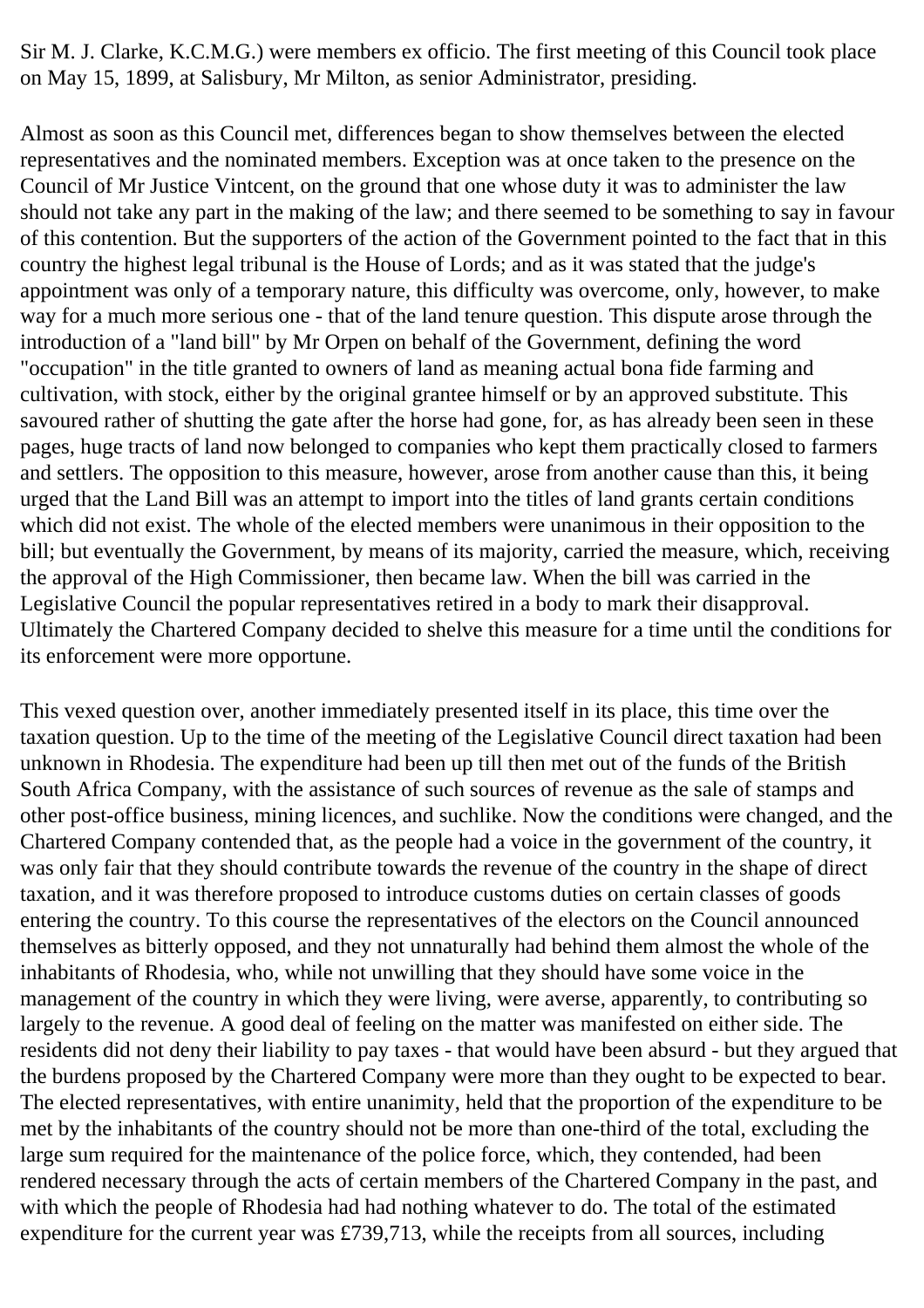Sir M. J. Clarke, K.C.M.G.) were members ex officio. The first meeting of this Council took place on May 15, 1899, at Salisbury, Mr Milton, as senior Administrator, presiding.

Almost as soon as this Council met, differences began to show themselves between the elected representatives and the nominated members. Exception was at once taken to the presence on the Council of Mr Justice Vintcent, on the ground that one whose duty it was to administer the law should not take any part in the making of the law; and there seemed to be something to say in favour of this contention. But the supporters of the action of the Government pointed to the fact that in this country the highest legal tribunal is the House of Lords; and as it was stated that the judge's appointment was only of a temporary nature, this difficulty was overcome, only, however, to make way for a much more serious one - that of the land tenure question. This dispute arose through the introduction of a "land bill" by Mr Orpen on behalf of the Government, defining the word "occupation" in the title granted to owners of land as meaning actual bona fide farming and cultivation, with stock, either by the original grantee himself or by an approved substitute. This savoured rather of shutting the gate after the horse had gone, for, as has already been seen in these pages, huge tracts of land now belonged to companies who kept them practically closed to farmers and settlers. The opposition to this measure, however, arose from another cause than this, it being urged that the Land Bill was an attempt to import into the titles of land grants certain conditions which did not exist. The whole of the elected members were unanimous in their opposition to the bill; but eventually the Government, by means of its majority, carried the measure, which, receiving the approval of the High Commissioner, then became law. When the bill was carried in the Legislative Council the popular representatives retired in a body to mark their disapproval. Ultimately the Chartered Company decided to shelve this measure for a time until the conditions for its enforcement were more opportune.

This vexed question over, another immediately presented itself in its place, this time over the taxation question. Up to the time of the meeting of the Legislative Council direct taxation had been unknown in Rhodesia. The expenditure had been up till then met out of the funds of the British South Africa Company, with the assistance of such sources of revenue as the sale of stamps and other post-office business, mining licences, and suchlike. Now the conditions were changed, and the Chartered Company contended that, as the people had a voice in the government of the country, it was only fair that they should contribute towards the revenue of the country in the shape of direct taxation, and it was therefore proposed to introduce customs duties on certain classes of goods entering the country. To this course the representatives of the electors on the Council announced themselves as bitterly opposed, and they not unnaturally had behind them almost the whole of the inhabitants of Rhodesia, who, while not unwilling that they should have some voice in the management of the country in which they were living, were averse, apparently, to contributing so largely to the revenue. A good deal of feeling on the matter was manifested on either side. The residents did not deny their liability to pay taxes - that would have been absurd - but they argued that the burdens proposed by the Chartered Company were more than they ought to be expected to bear. The elected representatives, with entire unanimity, held that the proportion of the expenditure to be met by the inhabitants of the country should not be more than one-third of the total, excluding the large sum required for the maintenance of the police force, which, they contended, had been rendered necessary through the acts of certain members of the Chartered Company in the past, and with which the people of Rhodesia had had nothing whatever to do. The total of the estimated expenditure for the current year was £739,713, while the receipts from all sources, including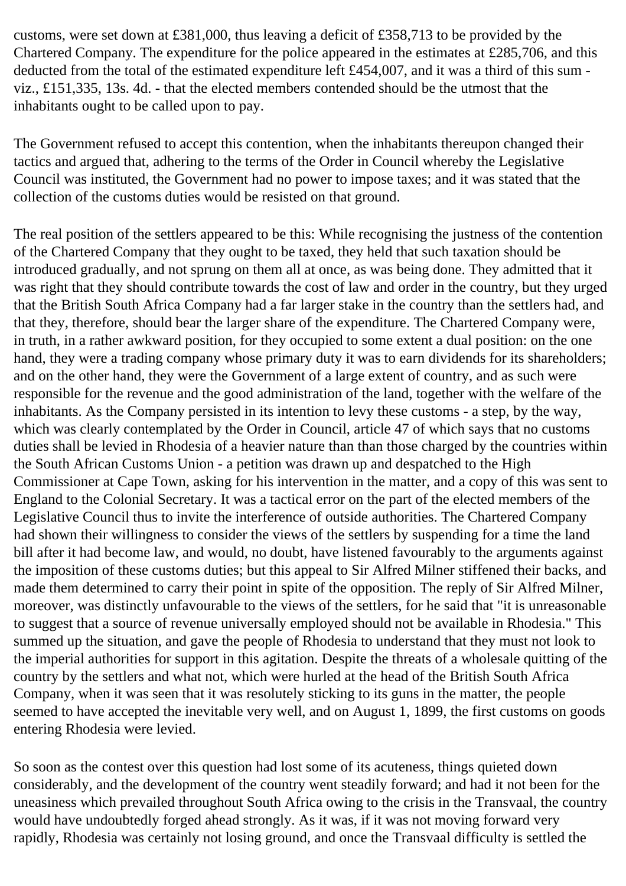customs, were set down at £381,000, thus leaving a deficit of £358,713 to be provided by the Chartered Company. The expenditure for the police appeared in the estimates at £285,706, and this deducted from the total of the estimated expenditure left £454,007, and it was a third of this sum - viz., £151,335, 13s. 4d. - that the elected members contended should be the utmost that the inhabitants ought to be called upon to pay.

The Government refused to accept this contention, when the inhabitants thereupon changed their tactics and argued that, adhering to the terms of the Order in Council whereby the Legislative Council was instituted, the Government had no power to impose taxes; and it was stated that the collection of the customs duties would be resisted on that ground.

The real position of the settlers appeared to be this: While recognising the justness of the contention of the Chartered Company that they ought to be taxed, they held that such taxation should be introduced gradually, and not sprung on them all at once, as was being done. They admitted that it was right that they should contribute towards the cost of law and order in the country, but they urged that the British South Africa Company had a far larger stake in the country than the settlers had, and that they, therefore, should bear the larger share of the expenditure. The Chartered Company were, in truth, in a rather awkward position, for they occupied to some extent a dual position: on the one hand, they were a trading company whose primary duty it was to earn dividends for its shareholders; and on the other hand, they were the Government of a large extent of country, and as such were responsible for the revenue and the good administration of the land, together with the welfare of the inhabitants. As the Company persisted in its intention to levy these customs - a step, by the way, which was clearly contemplated by the Order in Council, article 47 of which says that no customs duties shall be levied in Rhodesia of a heavier nature than than those charged by the countries within the South African Customs Union - a petition was drawn up and despatched to the High Commissioner at Cape Town, asking for his intervention in the matter, and a copy of this was sent to England to the Colonial Secretary. It was a tactical error on the part of the elected members of the Legislative Council thus to invite the interference of outside authorities. The Chartered Company had shown their willingness to consider the views of the settlers by suspending for a time the land bill after it had become law, and would, no doubt, have listened favourably to the arguments against the imposition of these customs duties; but this appeal to Sir Alfred Milner stiffened their backs, and made them determined to carry their point in spite of the opposition. The reply of Sir Alfred Milner, moreover, was distinctly unfavourable to the views of the settlers, for he said that "it is unreasonable to suggest that a source of revenue universally employed should not be available in Rhodesia." This summed up the situation, and gave the people of Rhodesia to understand that they must not look to the imperial authorities for support in this agitation. Despite the threats of a wholesale quitting of the country by the settlers and what not, which were hurled at the head of the British South Africa Company, when it was seen that it was resolutely sticking to its guns in the matter, the people seemed to have accepted the inevitable very well, and on August 1, 1899, the first customs on goods entering Rhodesia were levied.

So soon as the contest over this question had lost some of its acuteness, things quieted down considerably, and the development of the country went steadily forward; and had it not been for the uneasiness which prevailed throughout South Africa owing to the crisis in the Transvaal, the country would have undoubtedly forged ahead strongly. As it was, if it was not moving forward very rapidly, Rhodesia was certainly not losing ground, and once the Transvaal difficulty is settled the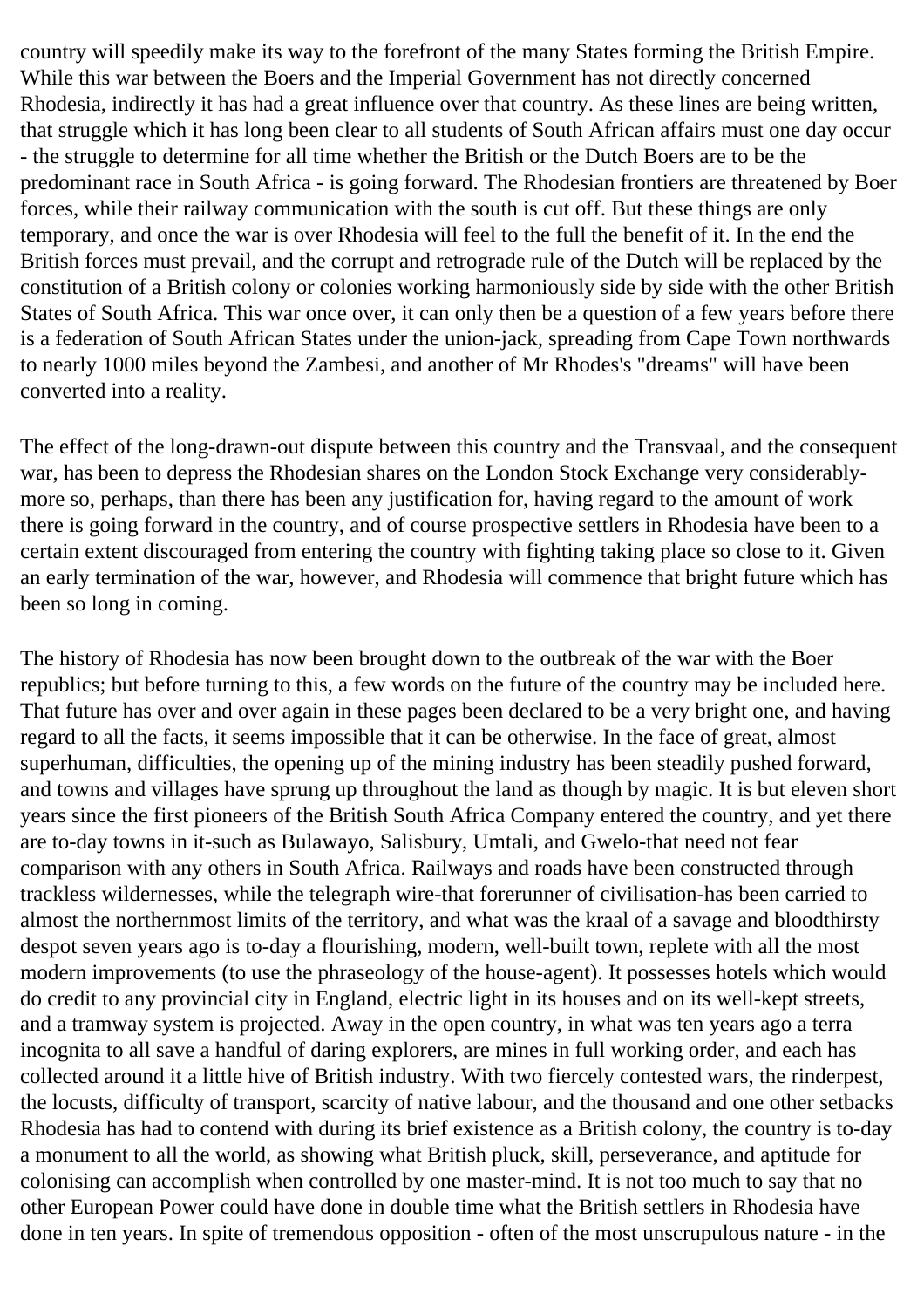country will speedily make its way to the forefront of the many States forming the British Empire. While this war between the Boers and the Imperial Government has not directly concerned Rhodesia, indirectly it has had a great influence over that country. As these lines are being written, that struggle which it has long been clear to all students of South African affairs must one day occur - the struggle to determine for all time whether the British or the Dutch Boers are to be the predominant race in South Africa - is going forward. The Rhodesian frontiers are threatened by Boer forces, while their railway communication with the south is cut off. But these things are only temporary, and once the war is over Rhodesia will feel to the full the benefit of it. In the end the British forces must prevail, and the corrupt and retrograde rule of the Dutch will be replaced by the constitution of a British colony or colonies working harmoniously side by side with the other British States of South Africa. This war once over, it can only then be a question of a few years before there is a federation of South African States under the union-jack, spreading from Cape Town northwards to nearly 1000 miles beyond the Zambesi, and another of Mr Rhodes's "dreams" will have been converted into a reality.

The effect of the long-drawn-out dispute between this country and the Transvaal, and the consequent war, has been to depress the Rhodesian shares on the London Stock Exchange very considerably-more so, perhaps, than there has been any justification for, having regard to the amount of work there is going forward in the country, and of course prospective settlers in Rhodesia have been to a certain extent discouraged from entering the country with fighting taking place so close to it. Given an early termination of the war, however, and Rhodesia will commence that bright future which has been so long in coming.

The history of Rhodesia has now been brought down to the outbreak of the war with the Boer republics; but before turning to this, a few words on the future of the country may be included here. That future has over and over again in these pages been declared to be a very bright one, and having regard to all the facts, it seems impossible that it can be otherwise. In the face of great, almost superhuman, difficulties, the opening up of the mining industry has been steadily pushed forward, and towns and villages have sprung up throughout the land as though by magic. It is but eleven short years since the first pioneers of the British South Africa Company entered the country, and yet there are to-day towns in it-such as Bulawayo, Salisbury, Umtali, and Gwelo-that need not fear comparison with any others in South Africa. Railways and roads have been constructed through trackless wildernesses, while the telegraph wire-that forerunner of civilisation-has been carried to almost the northernmost limits of the territory, and what was the kraal of a savage and bloodthirsty despot seven years ago is to-day a flourishing, modern, well-built town, replete with all the most modern improvements (to use the phraseology of the house-agent). It possesses hotels which would do credit to any provincial city in England, electric light in its houses and on its well-kept streets, and a tramway system is projected. Away in the open country, in what was ten years ago a terra incognita to all save a handful of daring explorers, are mines in full working order, and each has collected around it a little hive of British industry. With two fiercely contested wars, the rinderpest, the locusts, difficulty of transport, scarcity of native labour, and the thousand and one other setbacks Rhodesia has had to contend with during its brief existence as a British colony, the country is to-day a monument to all the world, as showing what British pluck, skill, perseverance, and aptitude for colonising can accomplish when controlled by one master-mind. It is not too much to say that no other European Power could have done in double time what the British settlers in Rhodesia have done in ten years. In spite of tremendous opposition - often of the most unscrupulous nature - in the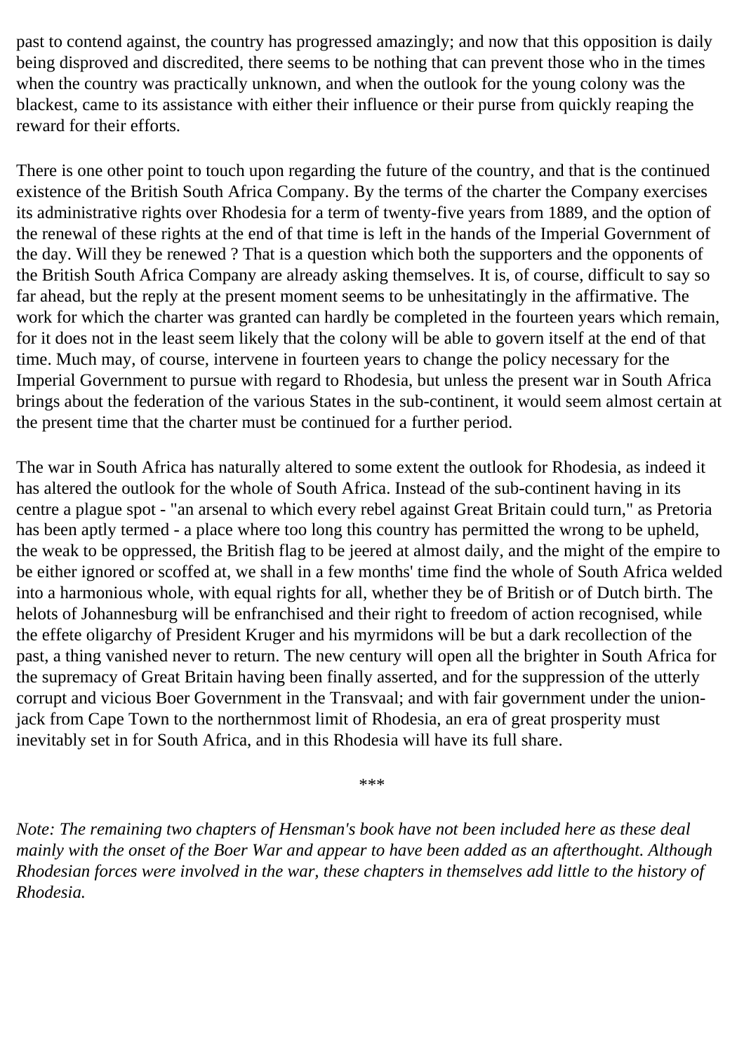past to contend against, the country has progressed amazingly; and now that this opposition is daily being disproved and discredited, there seems to be nothing that can prevent those who in the times when the country was practically unknown, and when the outlook for the young colony was the blackest, came to its assistance with either their influence or their purse from quickly reaping the reward for their efforts.

There is one other point to touch upon regarding the future of the country, and that is the continued existence of the British South Africa Company. By the terms of the charter the Company exercises its administrative rights over Rhodesia for a term of twenty-five years from 1889, and the option of the renewal of these rights at the end of that time is left in the hands of the Imperial Government of the day. Will they be renewed ? That is a question which both the supporters and the opponents of the British South Africa Company are already asking themselves. It is, of course, difficult to say so far ahead, but the reply at the present moment seems to be unhesitatingly in the affirmative. The work for which the charter was granted can hardly be completed in the fourteen years which remain, for it does not in the least seem likely that the colony will be able to govern itself at the end of that time. Much may, of course, intervene in fourteen years to change the policy necessary for the Imperial Government to pursue with regard to Rhodesia, but unless the present war in South Africa brings about the federation of the various States in the sub-continent, it would seem almost certain at the present time that the charter must be continued for a further period.

The war in South Africa has naturally altered to some extent the outlook for Rhodesia, as indeed it has altered the outlook for the whole of South Africa. Instead of the sub-continent having in its centre a plague spot - "an arsenal to which every rebel against Great Britain could turn," as Pretoria has been aptly termed - a place where too long this country has permitted the wrong to be upheld, the weak to be oppressed, the British flag to be jeered at almost daily, and the might of the empire to be either ignored or scoffed at, we shall in a few months' time find the whole of South Africa welded into a harmonious whole, with equal rights for all, whether they be of British or of Dutch birth. The helots of Johannesburg will be enfranchised and their right to freedom of action recognised, while the effete oligarchy of President Kruger and his myrmidons will be but a dark recollection of the past, a thing vanished never to return. The new century will open all the brighter in South Africa for the supremacy of Great Britain having been finally asserted, and for the suppression of the utterly corrupt and vicious Boer Government in the Transvaal; and with fair government under the union-jack from Cape Town to the northernmost limit of Rhodesia, an era of great prosperity must inevitably set in for South Africa, and in this Rhodesia will have its full share.

***

*Note: The remaining two chapters of Hensman's book have not been included here as these deal mainly with the onset of the Boer War and appear to have been added as an afterthought. Although Rhodesian forces were involved in the war, these chapters in themselves add little to the history of Rhodesia.*